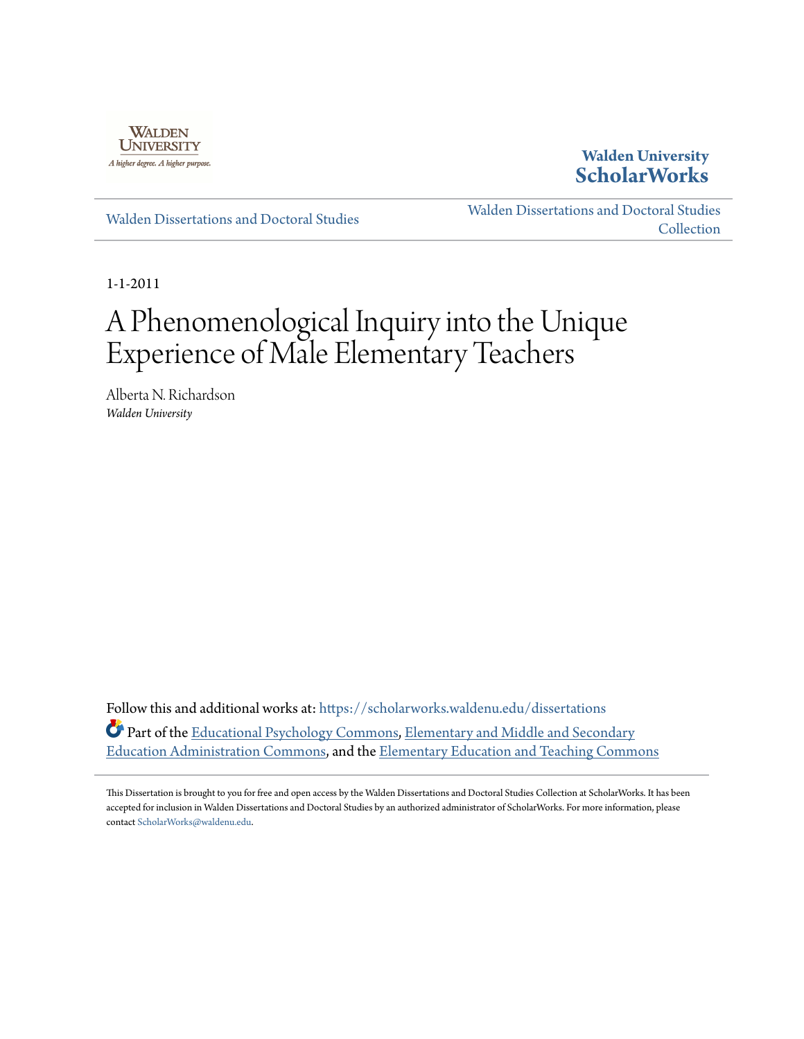Walden University

**Walden University ScholarWorks**

Walden Dissertations and Doctoral Studies

Walden Dissertations and Doctoral Studies Collection

1-1-2011

# A Phenomenological Inquiry into the Unique Experience of Male Elementary Teachers

Alberta N. Richardson
*Walden University*

Follow this and additional works at: https://scholarworks.waldenu.edu/dissertations

Part of the Educational Psychology Commons, Elementary and Middle and Secondary Education Administration Commons, and the Elementary Education and Teaching Commons

This Dissertation is brought to you for free and open access by the Walden Dissertations and Doctoral Studies Collection at ScholarWorks. It has been accepted for inclusion in Walden Dissertations and Doctoral Studies by an authorized administrator of ScholarWorks. For more information, please contact ScholarWorks@waldenu.edu.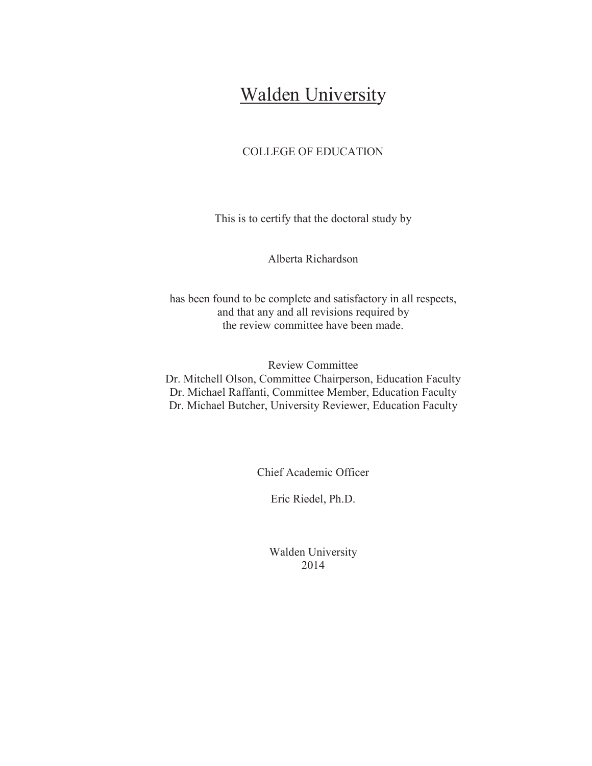# Walden University

COLLEGE OF EDUCATION

This is to certify that the doctoral study by

Alberta Richardson

has been found to be complete and satisfactory in all respects,
and that any and all revisions required by
the review committee have been made.

Review Committee
Dr. Mitchell Olson, Committee Chairperson, Education Faculty
Dr. Michael Raffanti, Committee Member, Education Faculty
Dr. Michael Butcher, University Reviewer, Education Faculty

Chief Academic Officer

Eric Riedel, Ph.D.

Walden University
2014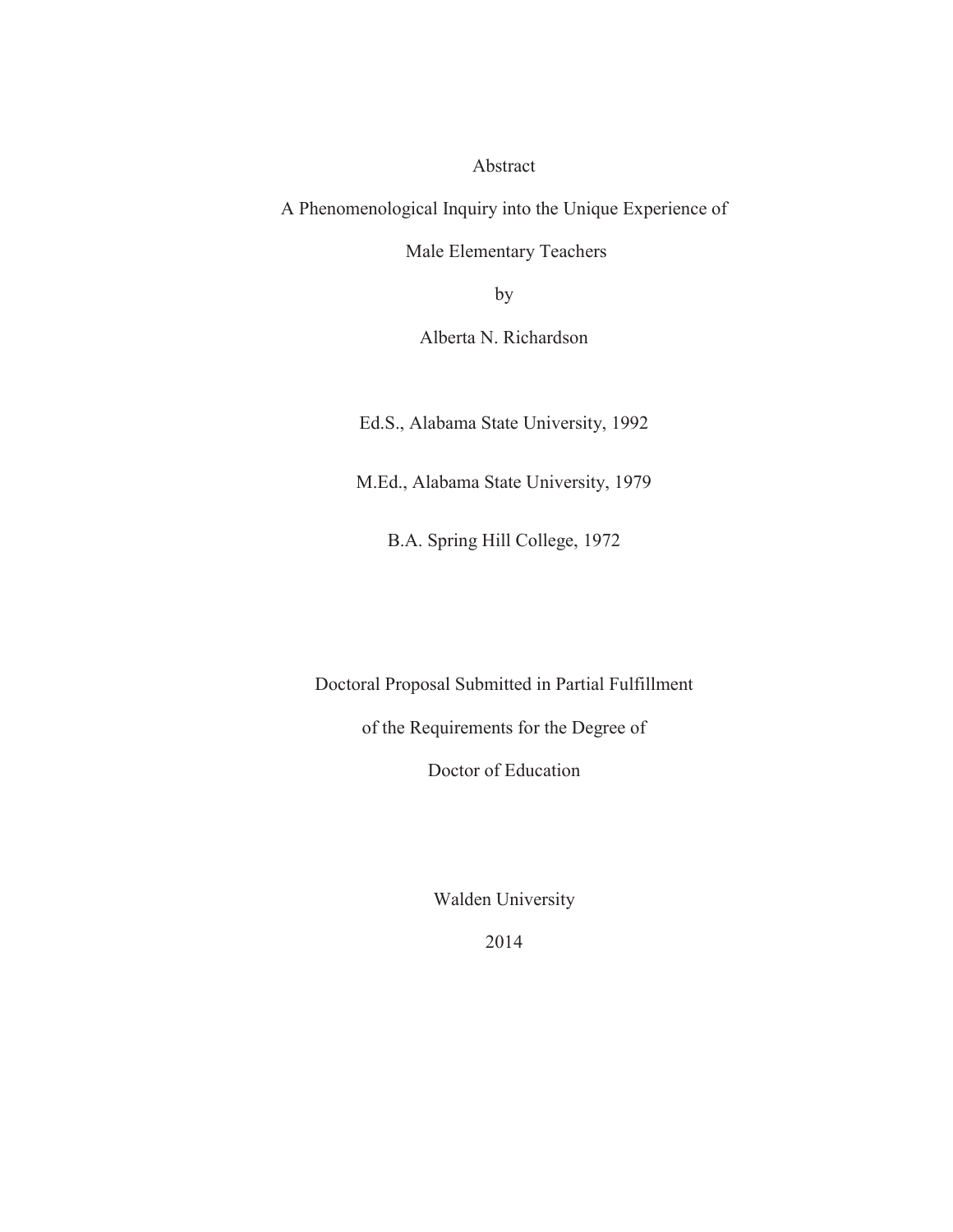Abstract

A Phenomenological Inquiry into the Unique Experience of

Male Elementary Teachers

by

Alberta N. Richardson

Ed.S., Alabama State University, 1992

M.Ed., Alabama State University, 1979

B.A. Spring Hill College, 1972

Doctoral Proposal Submitted in Partial Fulfillment

of the Requirements for the Degree of

Doctor of Education

Walden University

2014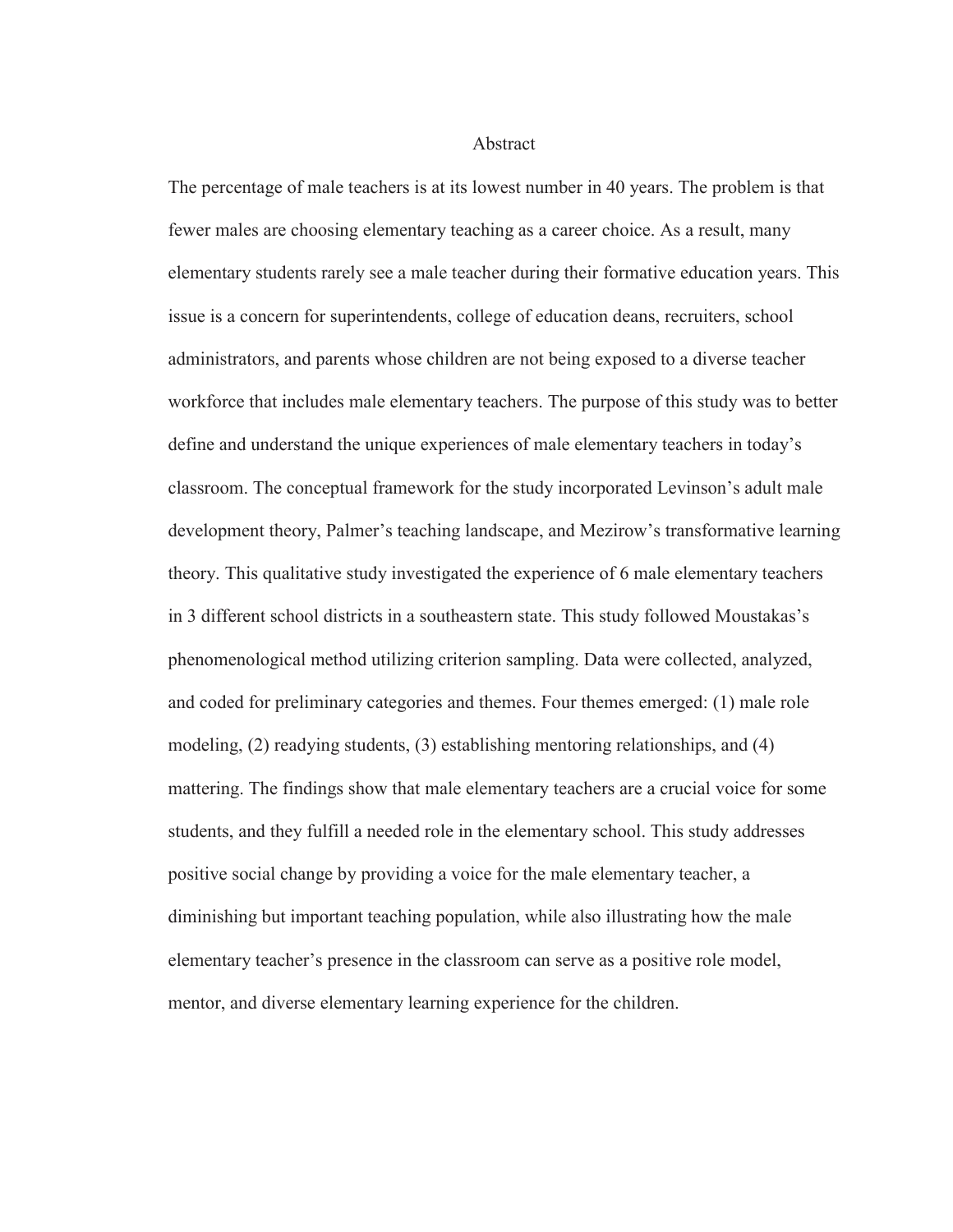# Abstract

The percentage of male teachers is at its lowest number in 40 years. The problem is that fewer males are choosing elementary teaching as a career choice. As a result, many elementary students rarely see a male teacher during their formative education years. This issue is a concern for superintendents, college of education deans, recruiters, school administrators, and parents whose children are not being exposed to a diverse teacher workforce that includes male elementary teachers. The purpose of this study was to better define and understand the unique experiences of male elementary teachers in today's classroom. The conceptual framework for the study incorporated Levinson's adult male development theory, Palmer's teaching landscape, and Mezirow's transformative learning theory. This qualitative study investigated the experience of 6 male elementary teachers in 3 different school districts in a southeastern state. This study followed Moustakas's phenomenological method utilizing criterion sampling. Data were collected, analyzed, and coded for preliminary categories and themes. Four themes emerged: (1) male role modeling, (2) readying students, (3) establishing mentoring relationships, and (4) mattering. The findings show that male elementary teachers are a crucial voice for some students, and they fulfill a needed role in the elementary school. This study addresses positive social change by providing a voice for the male elementary teacher, a diminishing but important teaching population, while also illustrating how the male elementary teacher's presence in the classroom can serve as a positive role model, mentor, and diverse elementary learning experience for the children.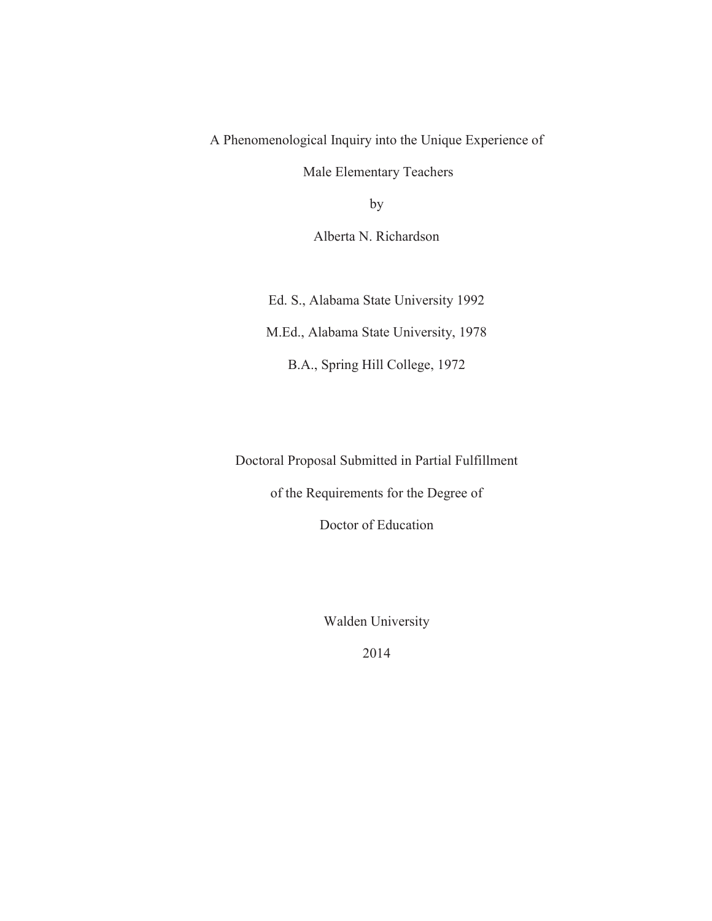A Phenomenological Inquiry into the Unique Experience of

Male Elementary Teachers

by

Alberta N. Richardson

Ed. S., Alabama State University 1992

M.Ed., Alabama State University, 1978

B.A., Spring Hill College, 1972

Doctoral Proposal Submitted in Partial Fulfillment

of the Requirements for the Degree of

Doctor of Education

Walden University

2014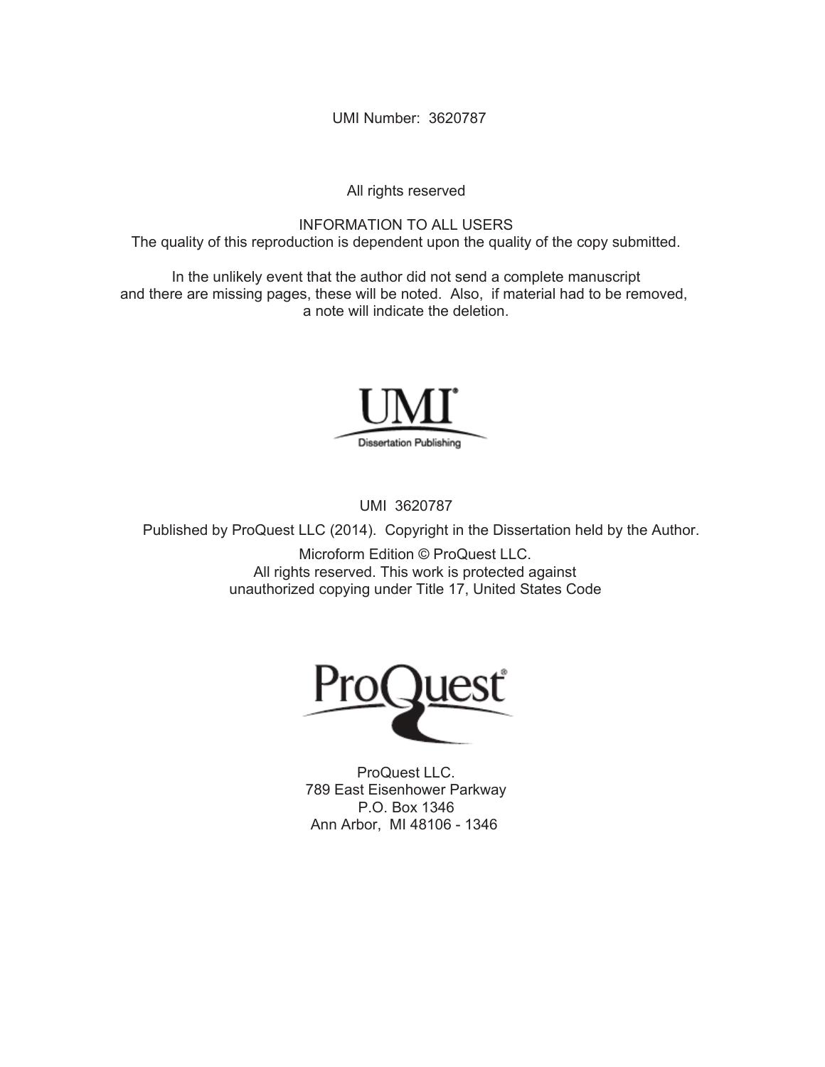UMI Number: 3620787

All rights reserved

INFORMATION TO ALL USERS
The quality of this reproduction is dependent upon the quality of the copy submitted.

In the unlikely event that the author did not send a complete manuscript and there are missing pages, these will be noted. Also, if material had to be removed, a note will indicate the deletion.

UMI
Dissertation Publishing

UMI 3620787

Published by ProQuest LLC (2014). Copyright in the Dissertation held by the Author.

Microform Edition © ProQuest LLC.
All rights reserved. This work is protected against unauthorized copying under Title 17, United States Code

ProQuest

ProQuest LLC.
789 East Eisenhower Parkway
P.O. Box 1346
Ann Arbor, MI 48106 - 1346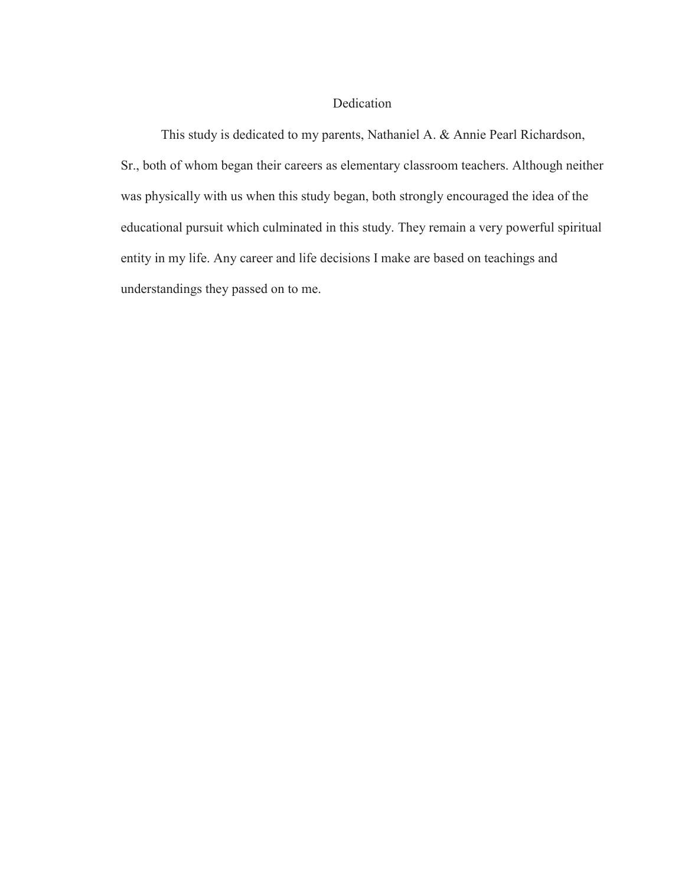# Dedication

This study is dedicated to my parents, Nathaniel A. & Annie Pearl Richardson, Sr., both of whom began their careers as elementary classroom teachers. Although neither was physically with us when this study began, both strongly encouraged the idea of the educational pursuit which culminated in this study. They remain a very powerful spiritual entity in my life. Any career and life decisions I make are based on teachings and understandings they passed on to me.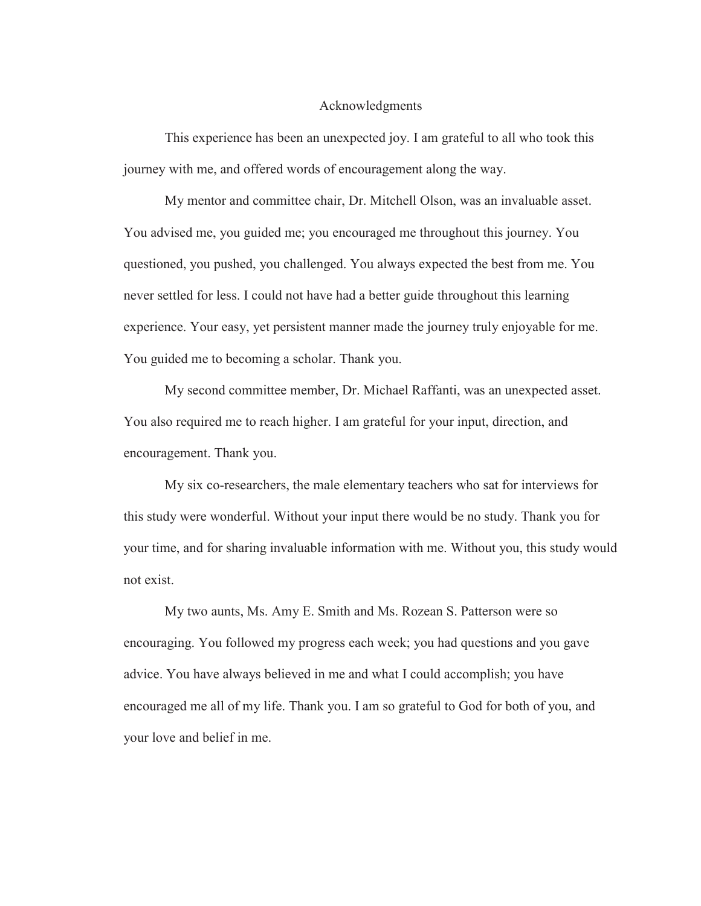# Acknowledgments

This experience has been an unexpected joy. I am grateful to all who took this journey with me, and offered words of encouragement along the way.

My mentor and committee chair, Dr. Mitchell Olson, was an invaluable asset. You advised me, you guided me; you encouraged me throughout this journey. You questioned, you pushed, you challenged. You always expected the best from me. You never settled for less. I could not have had a better guide throughout this learning experience. Your easy, yet persistent manner made the journey truly enjoyable for me. You guided me to becoming a scholar. Thank you.

My second committee member, Dr. Michael Raffanti, was an unexpected asset. You also required me to reach higher. I am grateful for your input, direction, and encouragement. Thank you.

My six co-researchers, the male elementary teachers who sat for interviews for this study were wonderful. Without your input there would be no study. Thank you for your time, and for sharing invaluable information with me. Without you, this study would not exist.

My two aunts, Ms. Amy E. Smith and Ms. Rozean S. Patterson were so encouraging. You followed my progress each week; you had questions and you gave advice. You have always believed in me and what I could accomplish; you have encouraged me all of my life. Thank you. I am so grateful to God for both of you, and your love and belief in me.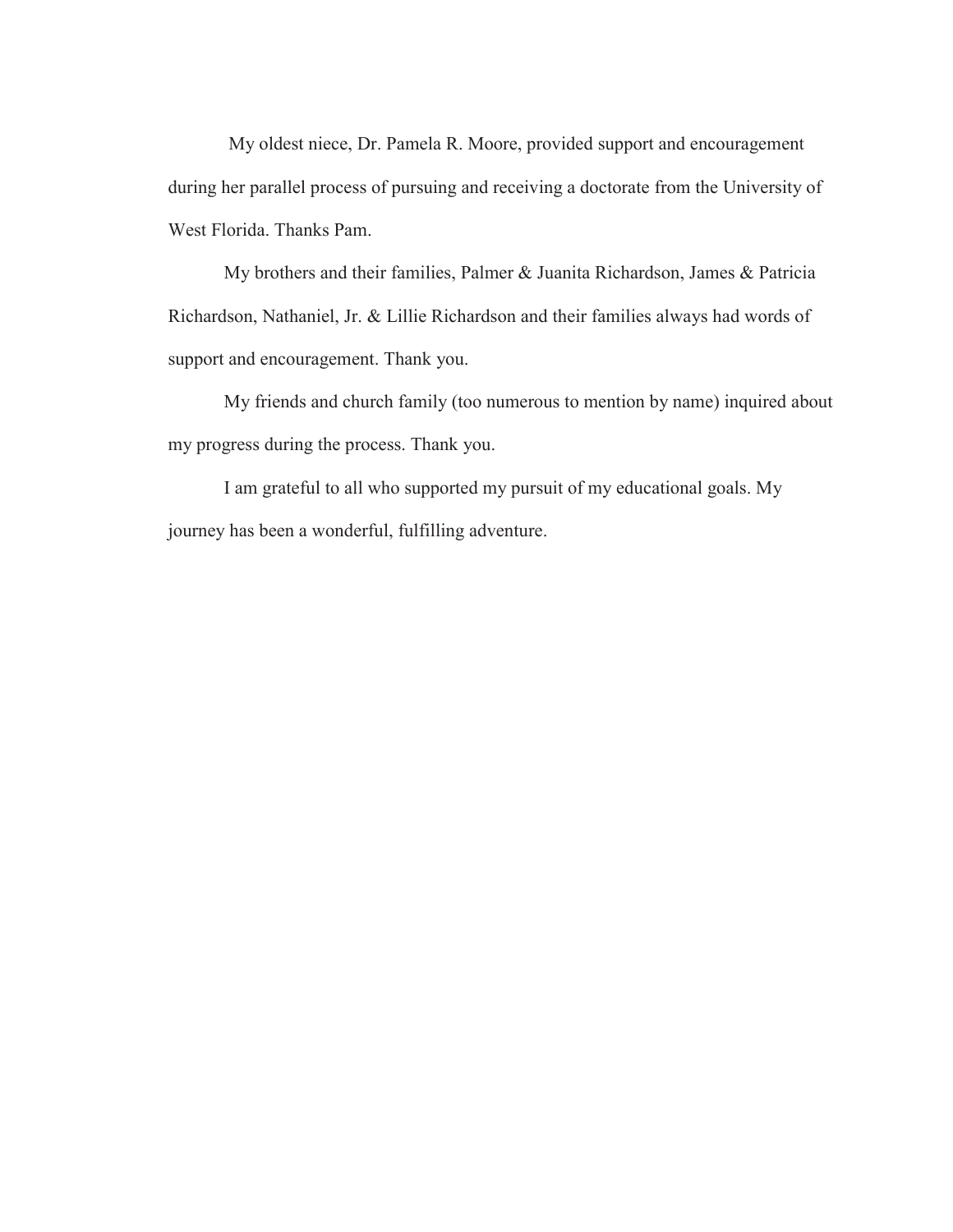My oldest niece, Dr. Pamela R. Moore, provided support and encouragement during her parallel process of pursuing and receiving a doctorate from the University of West Florida. Thanks Pam.

My brothers and their families, Palmer & Juanita Richardson, James & Patricia Richardson, Nathaniel, Jr. & Lillie Richardson and their families always had words of support and encouragement. Thank you.

My friends and church family (too numerous to mention by name) inquired about my progress during the process. Thank you.

I am grateful to all who supported my pursuit of my educational goals. My journey has been a wonderful, fulfilling adventure.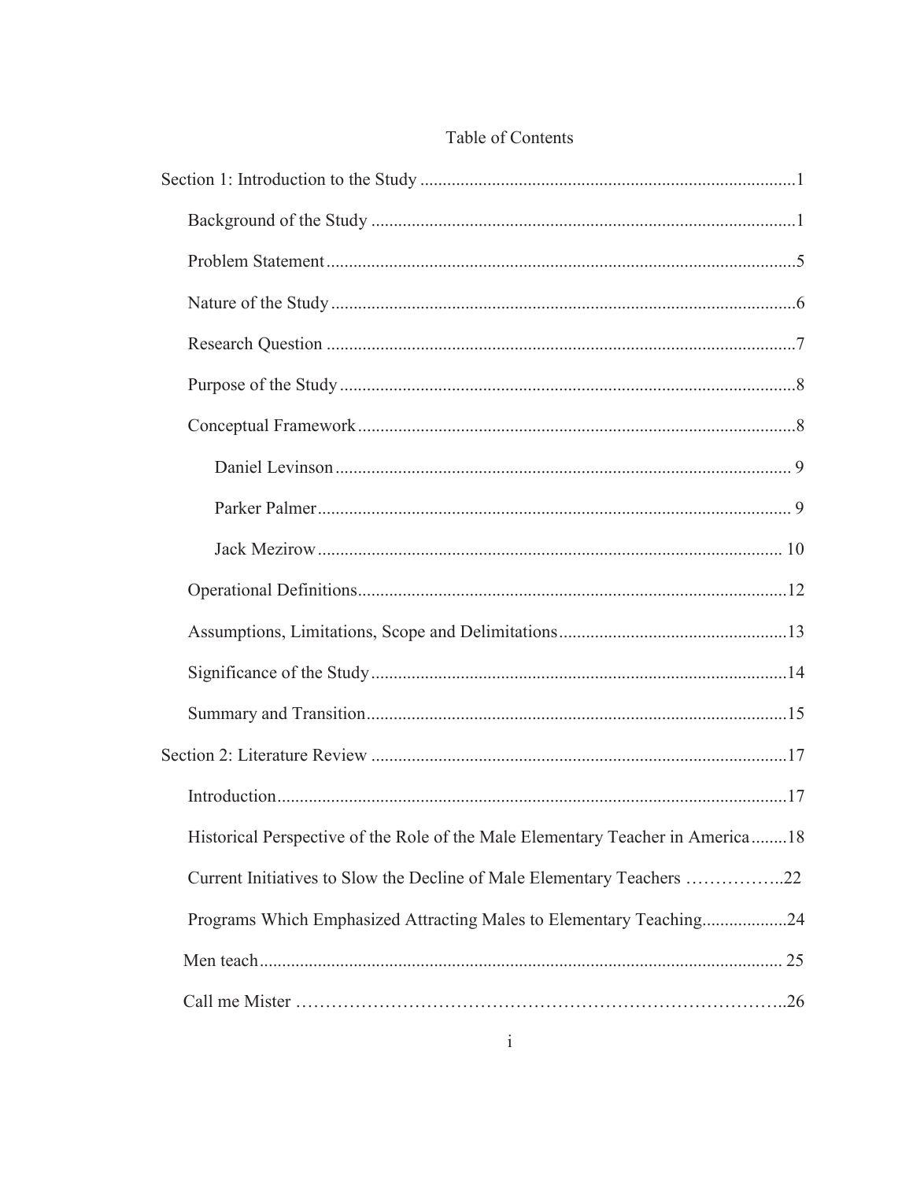# Table of Contents

Section 1: Introduction to the Study ....................................................................................1

Background of the Study ..............................................................................................1

Problem Statement ........................................................................................................5

Nature of the Study .......................................................................................................6

Research Question ........................................................................................................7

Purpose of the Study .....................................................................................................8

Conceptual Framework .................................................................................................8

Daniel Levinson ..................................................................................................... 9

Parker Palmer ......................................................................................................... 9

Jack Mezirow ....................................................................................................... 10

Operational Definitions ...............................................................................................12

Assumptions, Limitations, Scope and Delimitations ..................................................13

Significance of the Study ............................................................................................14

Summary and Transition .............................................................................................15

Section 2: Literature Review .............................................................................................17

Introduction .................................................................................................................17

Historical Perspective of the Role of the Male Elementary Teacher in America ........18

Current Initiatives to Slow the Decline of Male Elementary Teachers ……………..22

Programs Which Emphasized Attracting Males to Elementary Teaching..................24

Men teach .................................................................................................................... 25

Call me Mister ………………………………………………………………………..26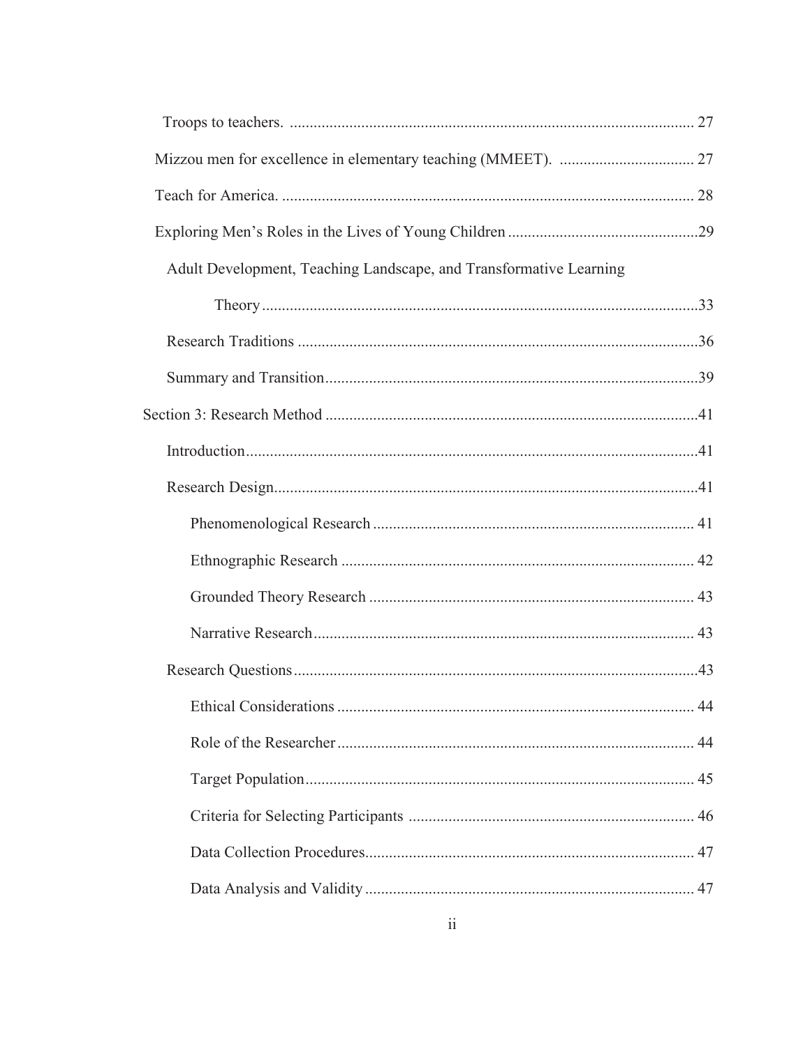Troops to teachers. ..................................................................................................... 27

Mizzou men for excellence in elementary teaching (MMEET). ................................. 27

Teach for America. ....................................................................................................... 28

Exploring Men's Roles in the Lives of Young Children ...............................................29

Adult Development, Teaching Landscape, and Transformative Learning Theory ............................................................................................................33

Research Traditions ....................................................................................................36

Summary and Transition.............................................................................................39

Section 3: Research Method .............................................................................................41

Introduction.................................................................................................................41

Research Design..........................................................................................................41

Phenomenological Research ................................................................................ 41

Ethnographic Research ........................................................................................ 42

Grounded Theory Research ................................................................................. 43

Narrative Research............................................................................................... 43

Research Questions.....................................................................................................43

Ethical Considerations ......................................................................................... 44

Role of the Researcher......................................................................................... 44

Target Population................................................................................................. 45

Criteria for Selecting Participants ....................................................................... 46

Data Collection Procedures.................................................................................. 47

Data Analysis and Validity .................................................................................. 47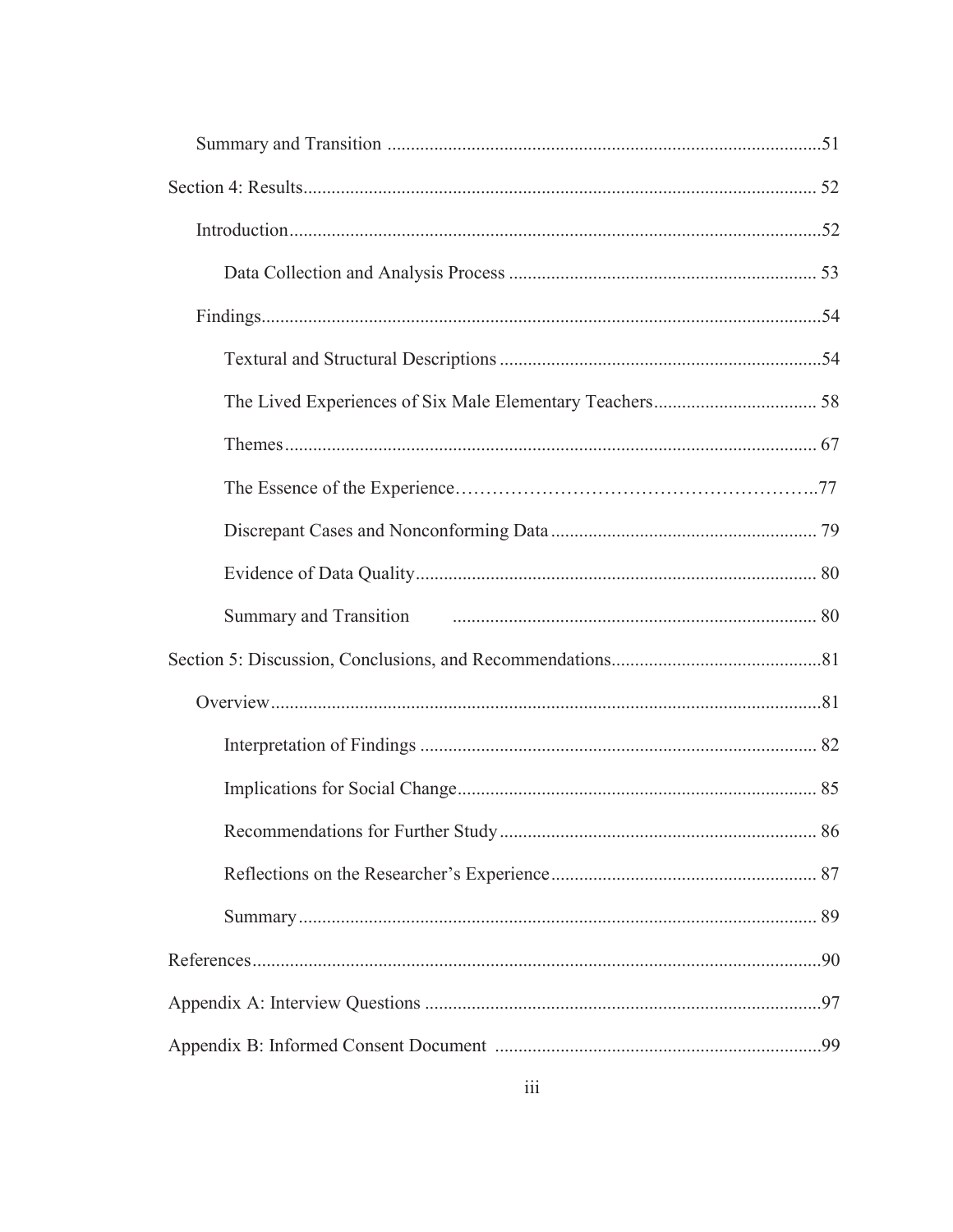Summary and Transition ........................................................................................51

Section 4: Results.............................................................................................................. 52

Introduction.................................................................................................................52

Data Collection and Analysis Process ................................................................. 53

Findings.......................................................................................................................54

Textural and Structural Descriptions ....................................................................54

The Lived Experiences of Six Male Elementary Teachers.................................. 58

Themes ................................................................................................................. 67

The Essence of the Experience………………………………………………..77

Discrepant Cases and Nonconforming Data ........................................................ 79

Evidence of Data Quality..................................................................................... 80

Summary and Transition ............................................................................. 80

Section 5: Discussion, Conclusions, and Recommendations............................................81

Overview.....................................................................................................................81

Interpretation of Findings .................................................................................... 82

Implications for Social Change............................................................................ 85

Recommendations for Further Study................................................................... 86

Reflections on the Researcher's Experience........................................................ 87

Summary.............................................................................................................. 89

References.........................................................................................................................90

Appendix A: Interview Questions ....................................................................................97

Appendix B: Informed Consent Document .....................................................................99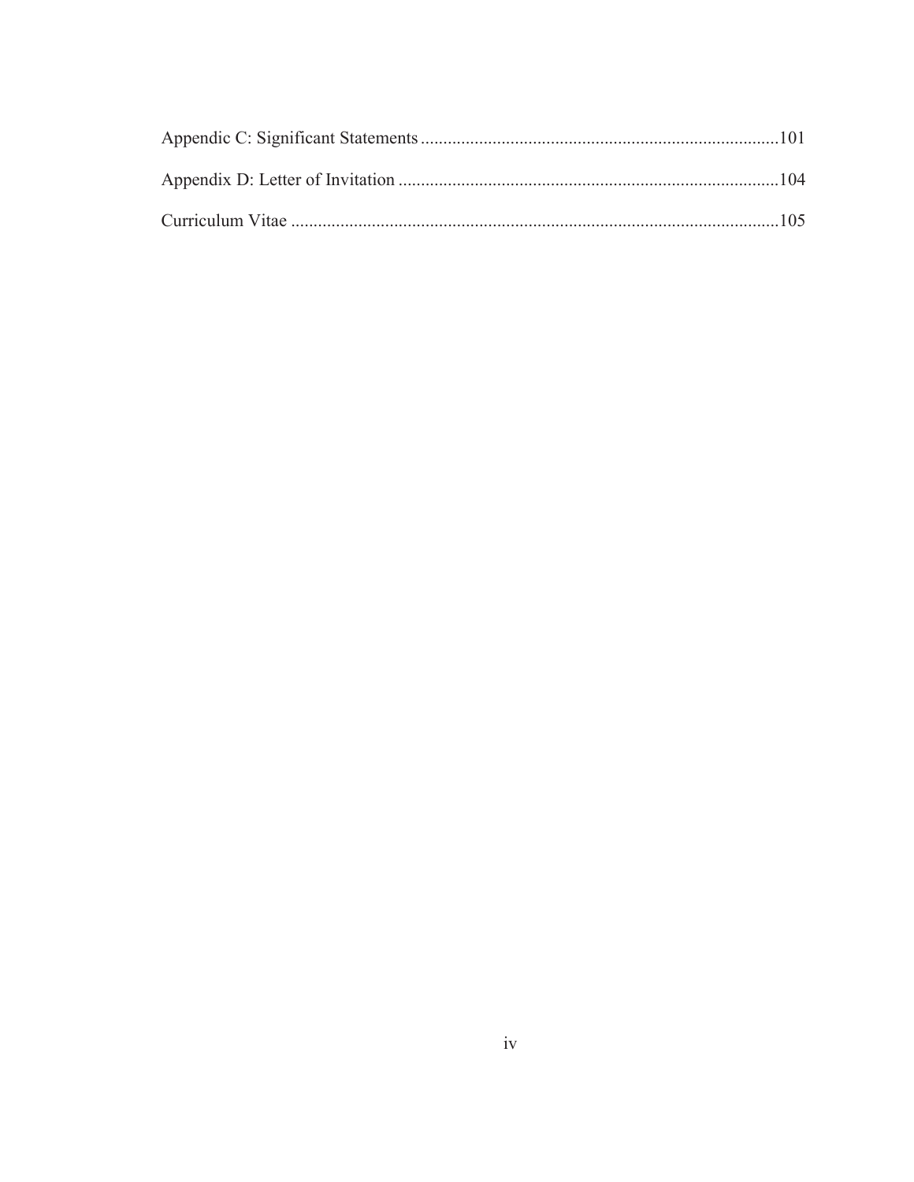Appendic C: Significant Statements ................................................................................101

Appendix D: Letter of Invitation ....................................................................................104

Curriculum Vitae ............................................................................................................105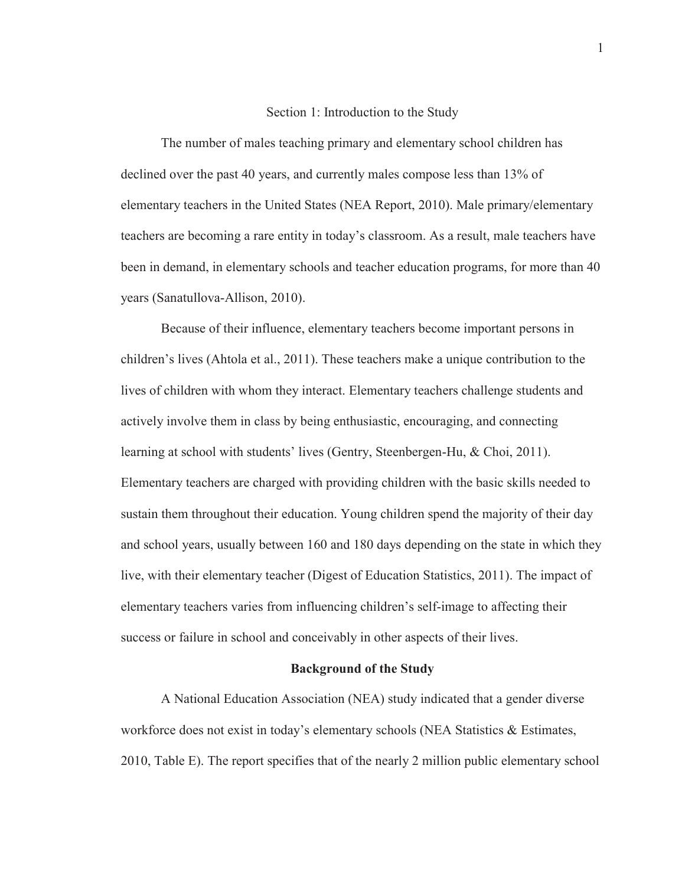# Section 1: Introduction to the Study

The number of males teaching primary and elementary school children has declined over the past 40 years, and currently males compose less than 13% of elementary teachers in the United States (NEA Report, 2010). Male primary/elementary teachers are becoming a rare entity in today's classroom. As a result, male teachers have been in demand, in elementary schools and teacher education programs, for more than 40 years (Sanatullova-Allison, 2010).

Because of their influence, elementary teachers become important persons in children's lives (Ahtola et al., 2011). These teachers make a unique contribution to the lives of children with whom they interact. Elementary teachers challenge students and actively involve them in class by being enthusiastic, encouraging, and connecting learning at school with students' lives (Gentry, Steenbergen-Hu, & Choi, 2011). Elementary teachers are charged with providing children with the basic skills needed to sustain them throughout their education. Young children spend the majority of their day and school years, usually between 160 and 180 days depending on the state in which they live, with their elementary teacher (Digest of Education Statistics, 2011). The impact of elementary teachers varies from influencing children's self-image to affecting their success or failure in school and conceivably in other aspects of their lives.

## Background of the Study

A National Education Association (NEA) study indicated that a gender diverse workforce does not exist in today's elementary schools (NEA Statistics & Estimates, 2010, Table E). The report specifies that of the nearly 2 million public elementary school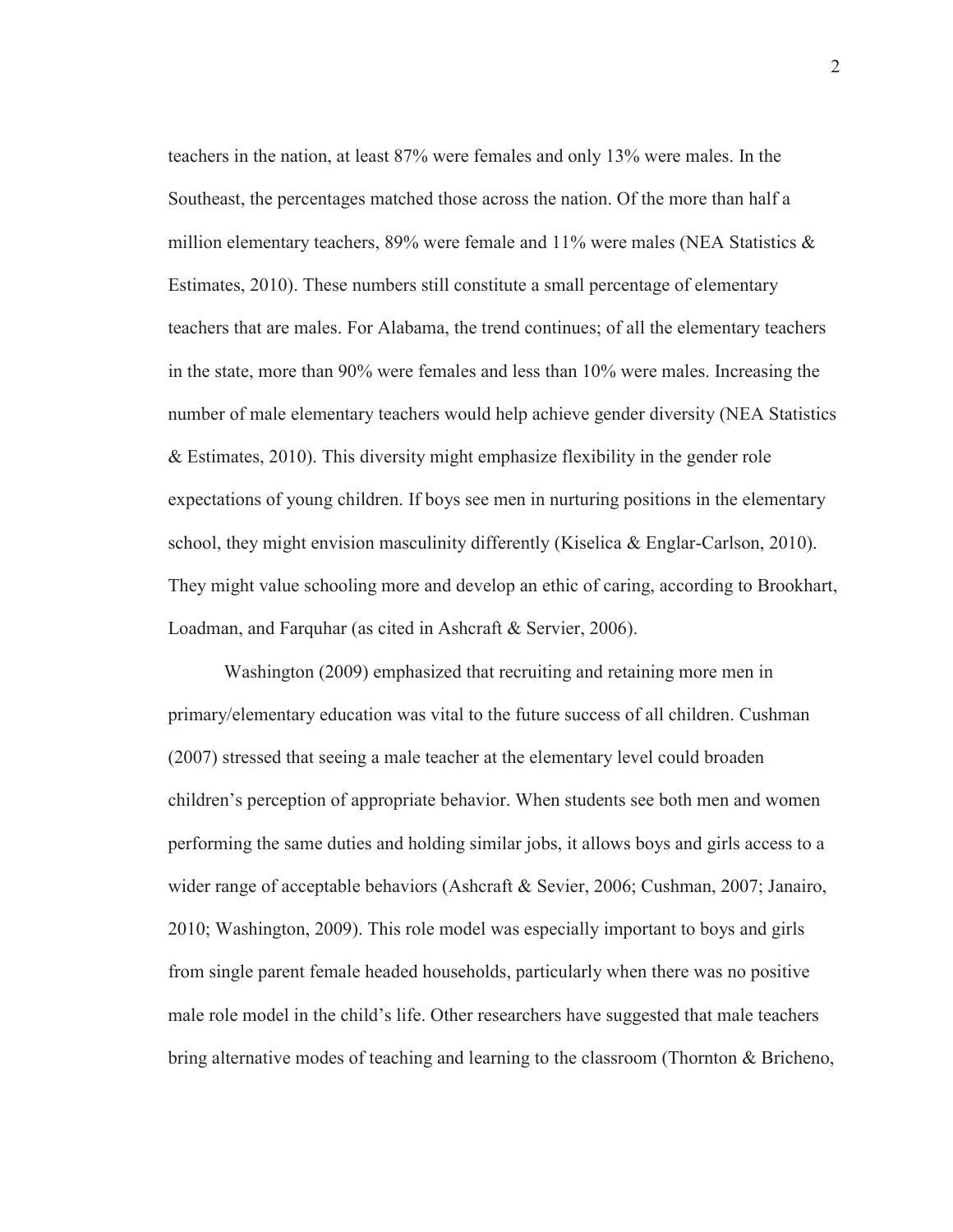teachers in the nation, at least 87% were females and only 13% were males. In the Southeast, the percentages matched those across the nation. Of the more than half a million elementary teachers, 89% were female and 11% were males (NEA Statistics & Estimates, 2010). These numbers still constitute a small percentage of elementary teachers that are males. For Alabama, the trend continues; of all the elementary teachers in the state, more than 90% were females and less than 10% were males. Increasing the number of male elementary teachers would help achieve gender diversity (NEA Statistics & Estimates, 2010). This diversity might emphasize flexibility in the gender role expectations of young children. If boys see men in nurturing positions in the elementary school, they might envision masculinity differently (Kiselica & Englar-Carlson, 2010). They might value schooling more and develop an ethic of caring, according to Brookhart, Loadman, and Farquhar (as cited in Ashcraft & Servier, 2006).

Washington (2009) emphasized that recruiting and retaining more men in primary/elementary education was vital to the future success of all children. Cushman (2007) stressed that seeing a male teacher at the elementary level could broaden children's perception of appropriate behavior. When students see both men and women performing the same duties and holding similar jobs, it allows boys and girls access to a wider range of acceptable behaviors (Ashcraft & Sevier, 2006; Cushman, 2007; Janairo, 2010; Washington, 2009). This role model was especially important to boys and girls from single parent female headed households, particularly when there was no positive male role model in the child's life. Other researchers have suggested that male teachers bring alternative modes of teaching and learning to the classroom (Thornton & Bricheno,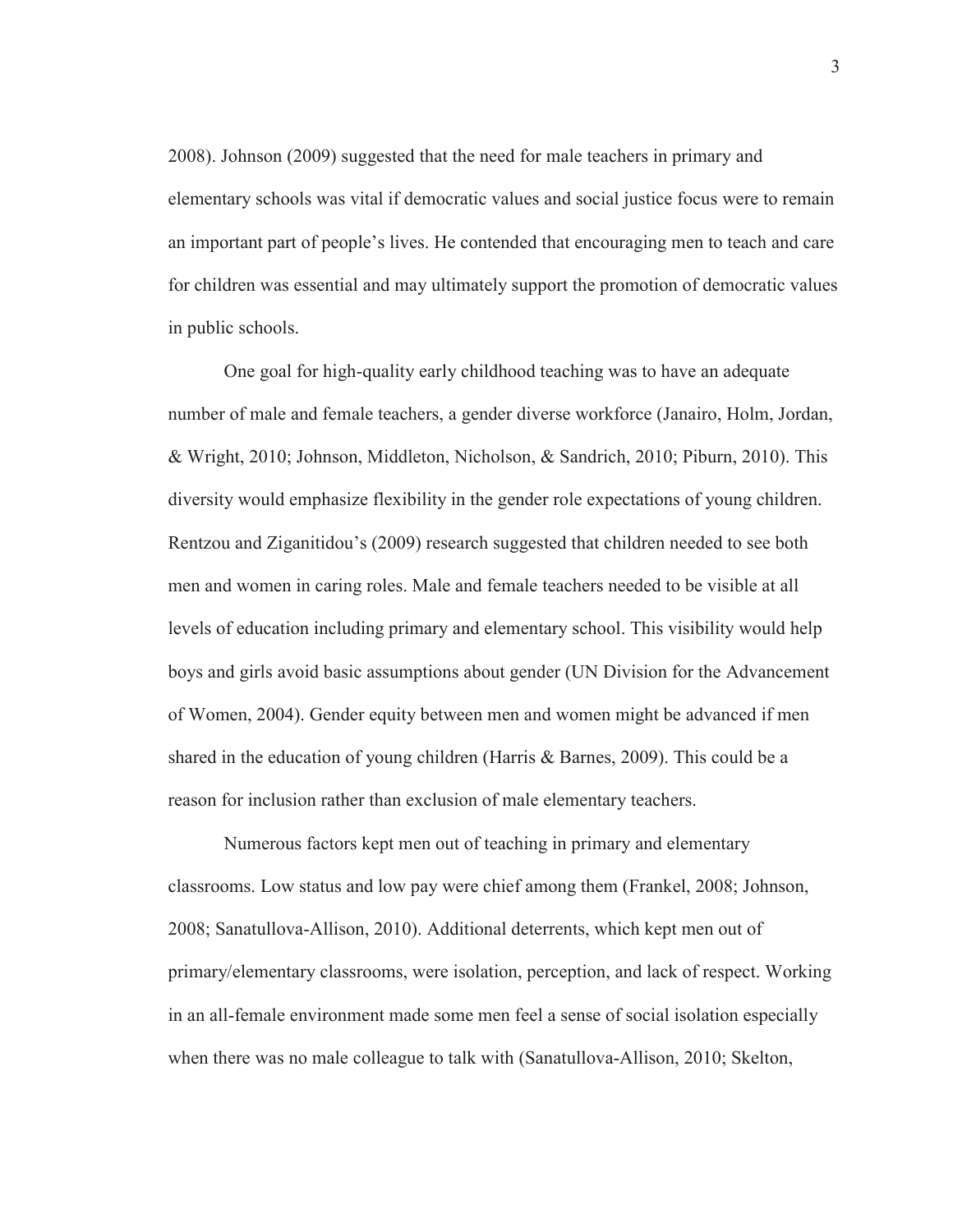2008). Johnson (2009) suggested that the need for male teachers in primary and elementary schools was vital if democratic values and social justice focus were to remain an important part of people's lives. He contended that encouraging men to teach and care for children was essential and may ultimately support the promotion of democratic values in public schools.

One goal for high-quality early childhood teaching was to have an adequate number of male and female teachers, a gender diverse workforce (Janairo, Holm, Jordan, & Wright, 2010; Johnson, Middleton, Nicholson, & Sandrich, 2010; Piburn, 2010). This diversity would emphasize flexibility in the gender role expectations of young children. Rentzou and Ziganitidou's (2009) research suggested that children needed to see both men and women in caring roles. Male and female teachers needed to be visible at all levels of education including primary and elementary school. This visibility would help boys and girls avoid basic assumptions about gender (UN Division for the Advancement of Women, 2004). Gender equity between men and women might be advanced if men shared in the education of young children (Harris & Barnes, 2009). This could be a reason for inclusion rather than exclusion of male elementary teachers.

Numerous factors kept men out of teaching in primary and elementary classrooms. Low status and low pay were chief among them (Frankel, 2008; Johnson, 2008; Sanatullova-Allison, 2010). Additional deterrents, which kept men out of primary/elementary classrooms, were isolation, perception, and lack of respect. Working in an all-female environment made some men feel a sense of social isolation especially when there was no male colleague to talk with (Sanatullova-Allison, 2010; Skelton,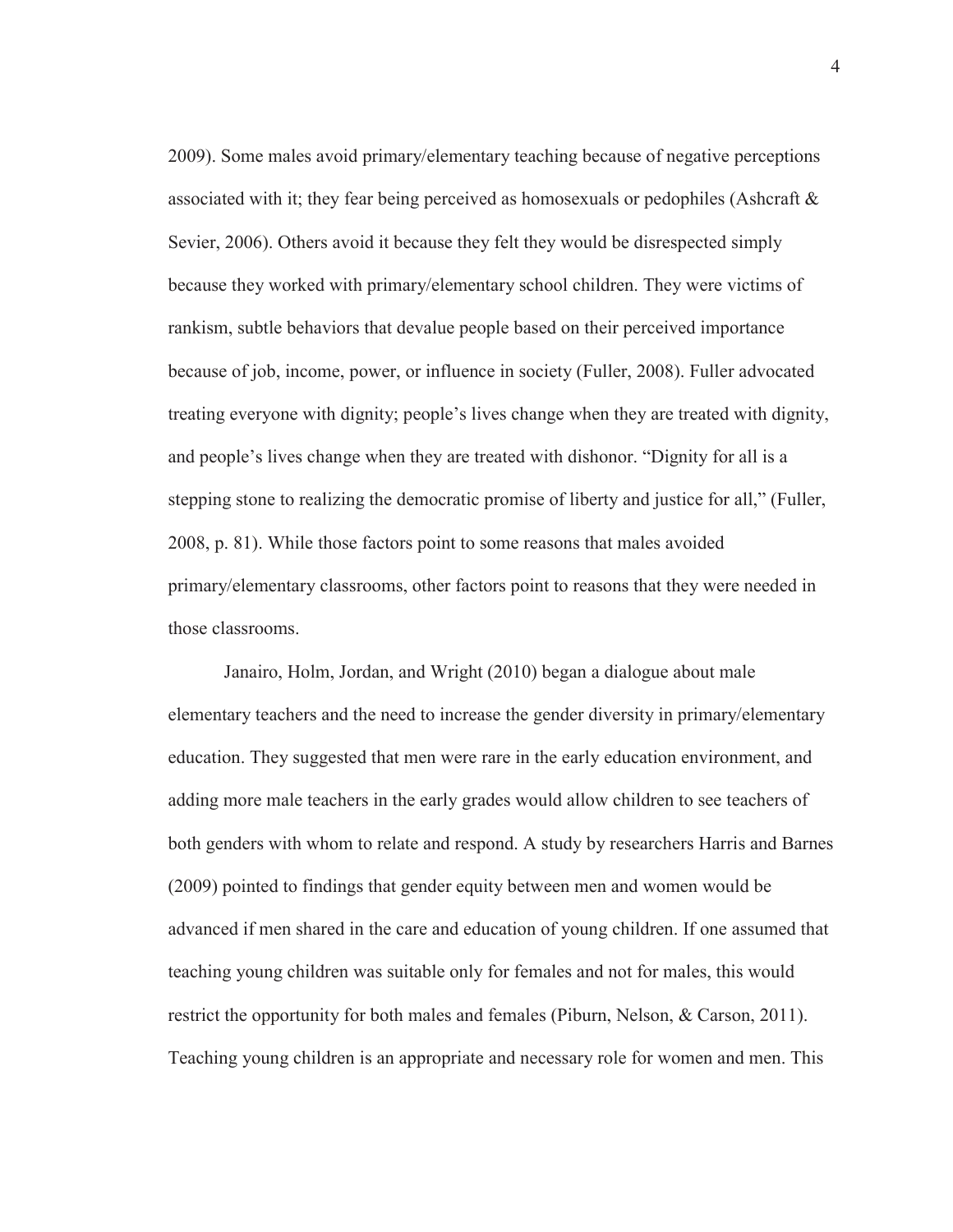2009). Some males avoid primary/elementary teaching because of negative perceptions associated with it; they fear being perceived as homosexuals or pedophiles (Ashcraft & Sevier, 2006). Others avoid it because they felt they would be disrespected simply because they worked with primary/elementary school children. They were victims of rankism, subtle behaviors that devalue people based on their perceived importance because of job, income, power, or influence in society (Fuller, 2008). Fuller advocated treating everyone with dignity; people's lives change when they are treated with dignity, and people's lives change when they are treated with dishonor. "Dignity for all is a stepping stone to realizing the democratic promise of liberty and justice for all," (Fuller, 2008, p. 81). While those factors point to some reasons that males avoided primary/elementary classrooms, other factors point to reasons that they were needed in those classrooms.

Janairo, Holm, Jordan, and Wright (2010) began a dialogue about male elementary teachers and the need to increase the gender diversity in primary/elementary education. They suggested that men were rare in the early education environment, and adding more male teachers in the early grades would allow children to see teachers of both genders with whom to relate and respond. A study by researchers Harris and Barnes (2009) pointed to findings that gender equity between men and women would be advanced if men shared in the care and education of young children. If one assumed that teaching young children was suitable only for females and not for males, this would restrict the opportunity for both males and females (Piburn, Nelson, & Carson, 2011). Teaching young children is an appropriate and necessary role for women and men. This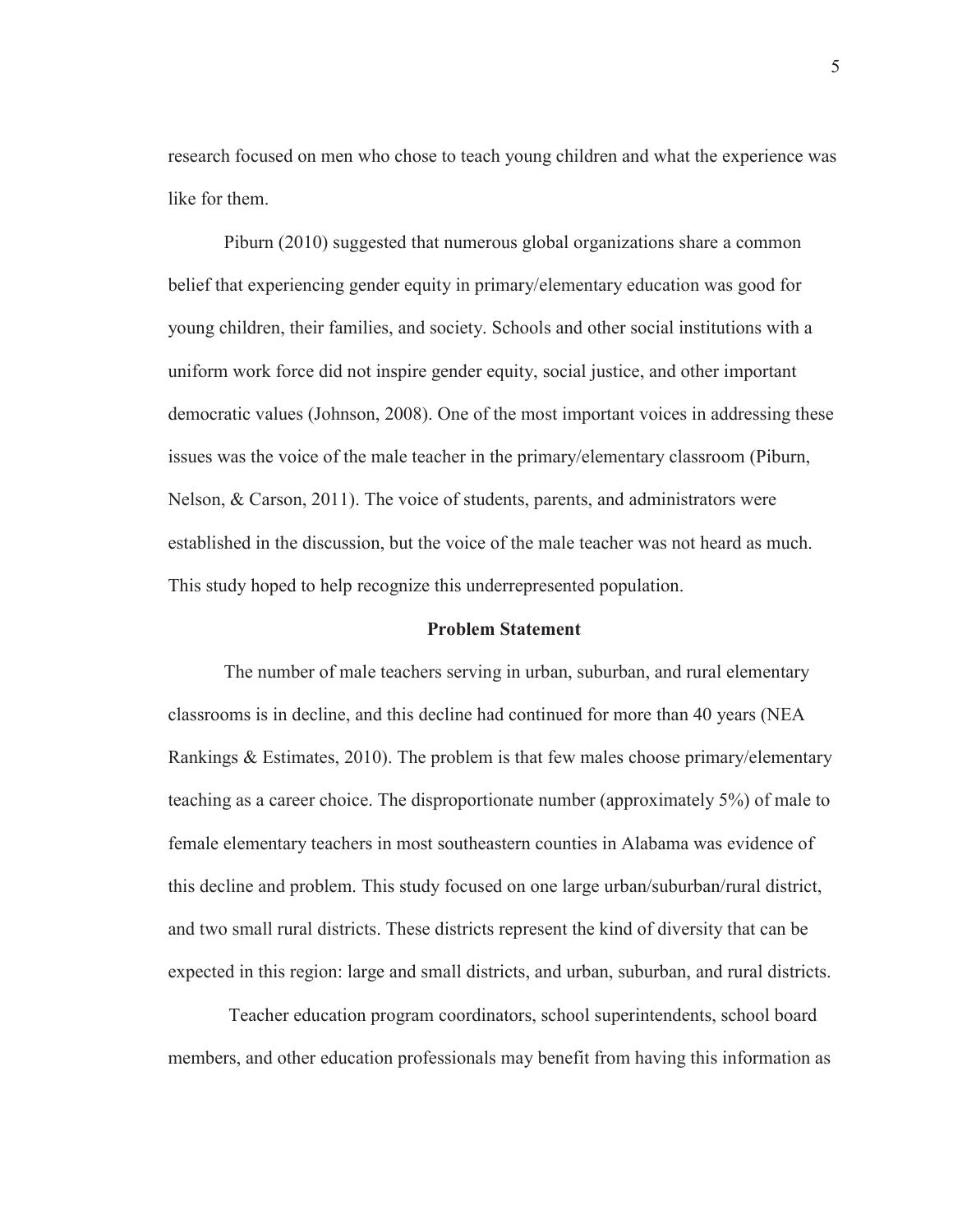research focused on men who chose to teach young children and what the experience was like for them.

Piburn (2010) suggested that numerous global organizations share a common belief that experiencing gender equity in primary/elementary education was good for young children, their families, and society. Schools and other social institutions with a uniform work force did not inspire gender equity, social justice, and other important democratic values (Johnson, 2008). One of the most important voices in addressing these issues was the voice of the male teacher in the primary/elementary classroom (Piburn, Nelson, & Carson, 2011). The voice of students, parents, and administrators were established in the discussion, but the voice of the male teacher was not heard as much. This study hoped to help recognize this underrepresented population.

## Problem Statement

The number of male teachers serving in urban, suburban, and rural elementary classrooms is in decline, and this decline had continued for more than 40 years (NEA Rankings & Estimates, 2010). The problem is that few males choose primary/elementary teaching as a career choice. The disproportionate number (approximately 5%) of male to female elementary teachers in most southeastern counties in Alabama was evidence of this decline and problem. This study focused on one large urban/suburban/rural district, and two small rural districts. These districts represent the kind of diversity that can be expected in this region: large and small districts, and urban, suburban, and rural districts.

Teacher education program coordinators, school superintendents, school board members, and other education professionals may benefit from having this information as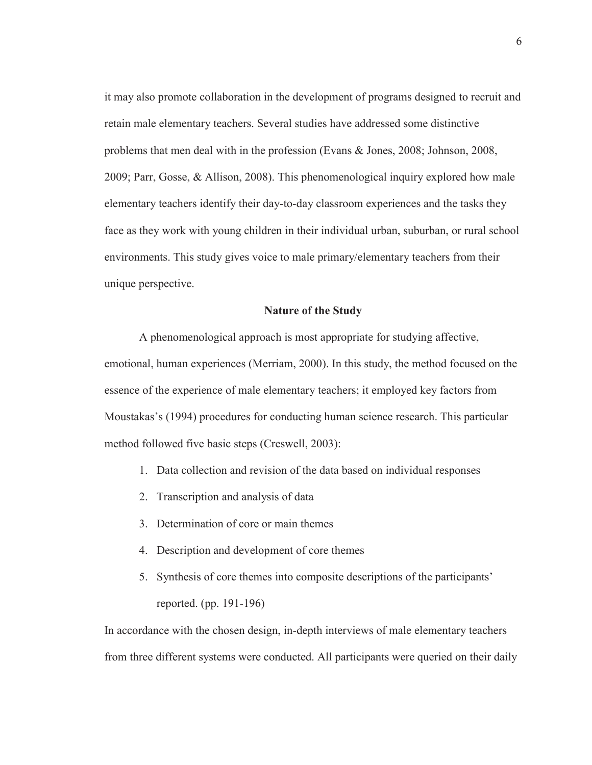it may also promote collaboration in the development of programs designed to recruit and retain male elementary teachers. Several studies have addressed some distinctive problems that men deal with in the profession (Evans & Jones, 2008; Johnson, 2008, 2009; Parr, Gosse, & Allison, 2008). This phenomenological inquiry explored how male elementary teachers identify their day-to-day classroom experiences and the tasks they face as they work with young children in their individual urban, suburban, or rural school environments. This study gives voice to male primary/elementary teachers from their unique perspective.

## Nature of the Study

A phenomenological approach is most appropriate for studying affective, emotional, human experiences (Merriam, 2000). In this study, the method focused on the essence of the experience of male elementary teachers; it employed key factors from Moustakas's (1994) procedures for conducting human science research. This particular method followed five basic steps (Creswell, 2003):

1. Data collection and revision of the data based on individual responses
2. Transcription and analysis of data
3. Determination of core or main themes
4. Description and development of core themes
5. Synthesis of core themes into composite descriptions of the participants' reported. (pp. 191-196)

In accordance with the chosen design, in-depth interviews of male elementary teachers from three different systems were conducted. All participants were queried on their daily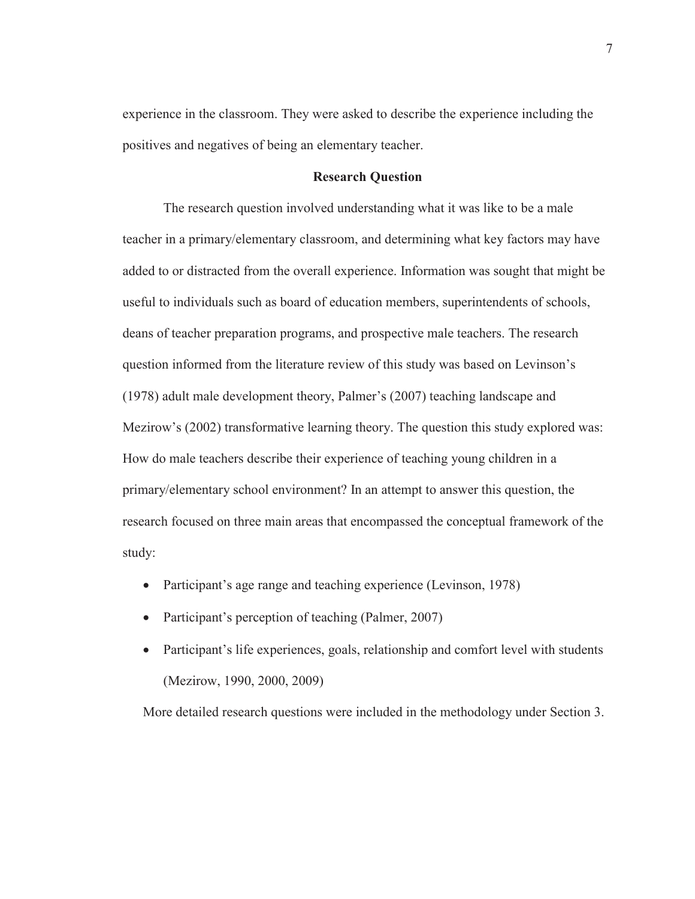experience in the classroom. They were asked to describe the experience including the positives and negatives of being an elementary teacher.

## Research Question

The research question involved understanding what it was like to be a male teacher in a primary/elementary classroom, and determining what key factors may have added to or distracted from the overall experience. Information was sought that might be useful to individuals such as board of education members, superintendents of schools, deans of teacher preparation programs, and prospective male teachers. The research question informed from the literature review of this study was based on Levinson's (1978) adult male development theory, Palmer's (2007) teaching landscape and Mezirow's (2002) transformative learning theory. The question this study explored was: How do male teachers describe their experience of teaching young children in a primary/elementary school environment? In an attempt to answer this question, the research focused on three main areas that encompassed the conceptual framework of the study:

- Participant's age range and teaching experience (Levinson, 1978)
- Participant's perception of teaching (Palmer, 2007)
- Participant's life experiences, goals, relationship and comfort level with students (Mezirow, 1990, 2000, 2009)

More detailed research questions were included in the methodology under Section 3.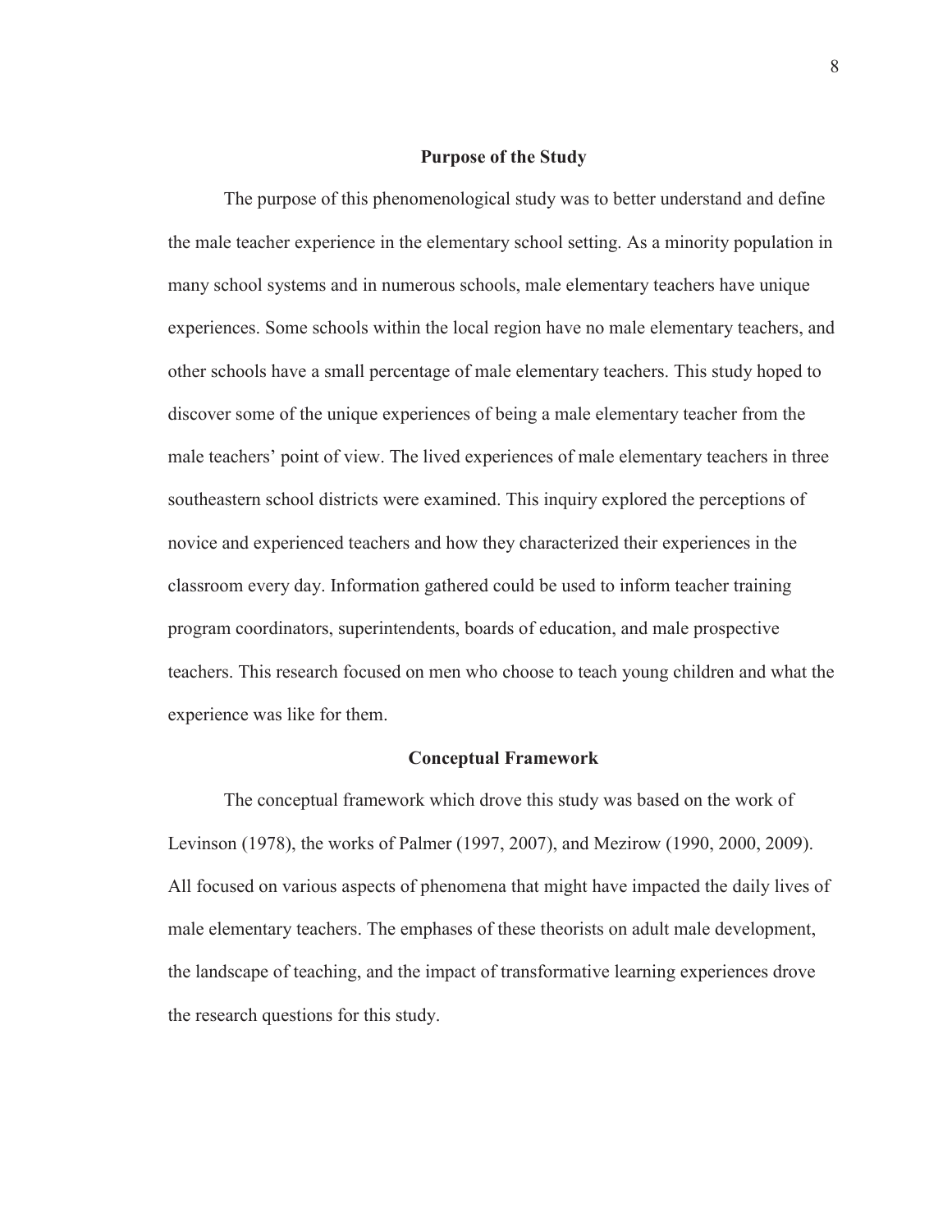## Purpose of the Study

The purpose of this phenomenological study was to better understand and define the male teacher experience in the elementary school setting. As a minority population in many school systems and in numerous schools, male elementary teachers have unique experiences. Some schools within the local region have no male elementary teachers, and other schools have a small percentage of male elementary teachers. This study hoped to discover some of the unique experiences of being a male elementary teacher from the male teachers' point of view. The lived experiences of male elementary teachers in three southeastern school districts were examined. This inquiry explored the perceptions of novice and experienced teachers and how they characterized their experiences in the classroom every day. Information gathered could be used to inform teacher training program coordinators, superintendents, boards of education, and male prospective teachers. This research focused on men who choose to teach young children and what the experience was like for them.

## Conceptual Framework

The conceptual framework which drove this study was based on the work of Levinson (1978), the works of Palmer (1997, 2007), and Mezirow (1990, 2000, 2009). All focused on various aspects of phenomena that might have impacted the daily lives of male elementary teachers. The emphases of these theorists on adult male development, the landscape of teaching, and the impact of transformative learning experiences drove the research questions for this study.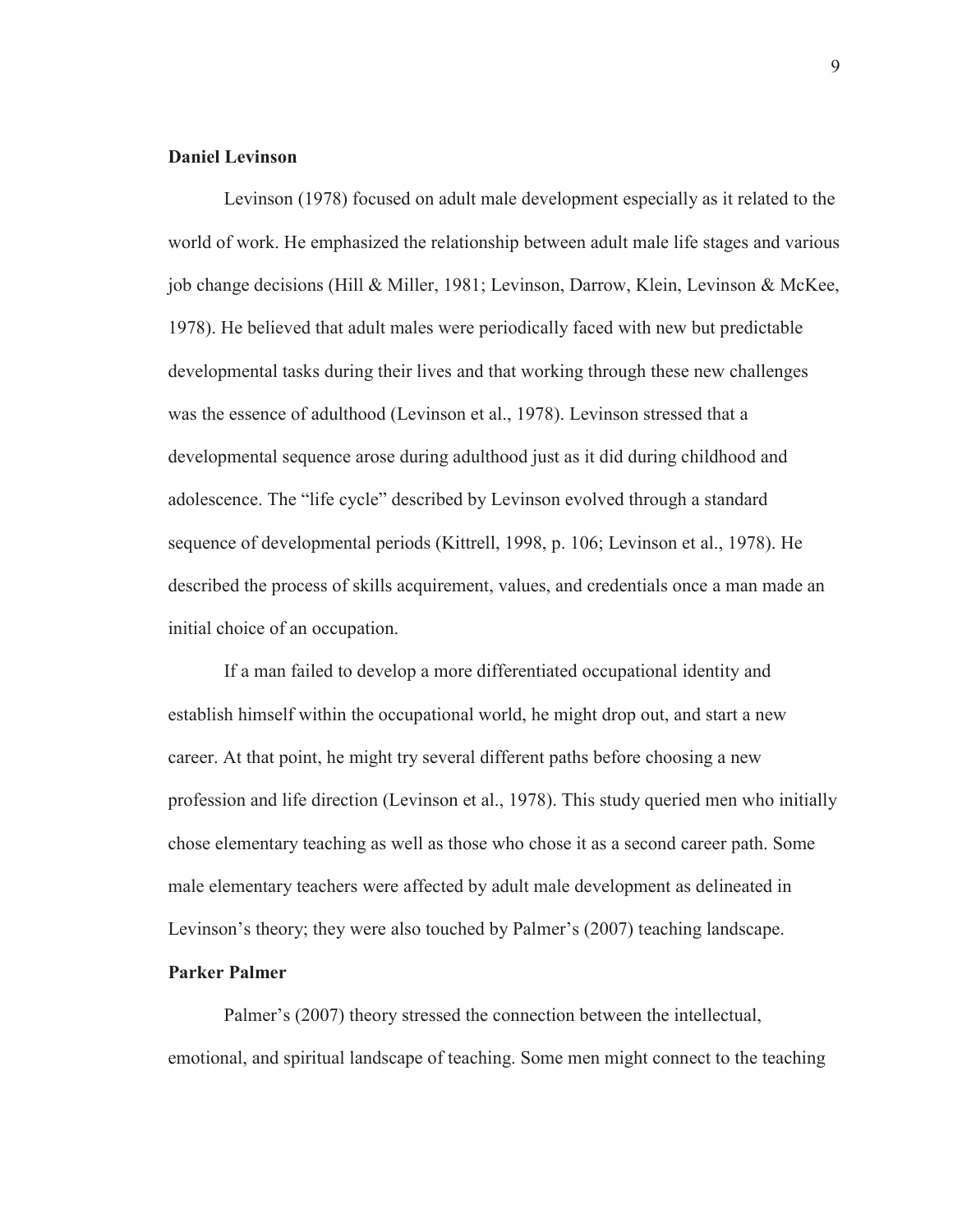**Daniel Levinson**

Levinson (1978) focused on adult male development especially as it related to the world of work. He emphasized the relationship between adult male life stages and various job change decisions (Hill & Miller, 1981; Levinson, Darrow, Klein, Levinson & McKee, 1978). He believed that adult males were periodically faced with new but predictable developmental tasks during their lives and that working through these new challenges was the essence of adulthood (Levinson et al., 1978). Levinson stressed that a developmental sequence arose during adulthood just as it did during childhood and adolescence. The "life cycle" described by Levinson evolved through a standard sequence of developmental periods (Kittrell, 1998, p. 106; Levinson et al., 1978). He described the process of skills acquirement, values, and credentials once a man made an initial choice of an occupation.

If a man failed to develop a more differentiated occupational identity and establish himself within the occupational world, he might drop out, and start a new career. At that point, he might try several different paths before choosing a new profession and life direction (Levinson et al., 1978). This study queried men who initially chose elementary teaching as well as those who chose it as a second career path. Some male elementary teachers were affected by adult male development as delineated in Levinson's theory; they were also touched by Palmer's (2007) teaching landscape.

**Parker Palmer**

Palmer's (2007) theory stressed the connection between the intellectual, emotional, and spiritual landscape of teaching. Some men might connect to the teaching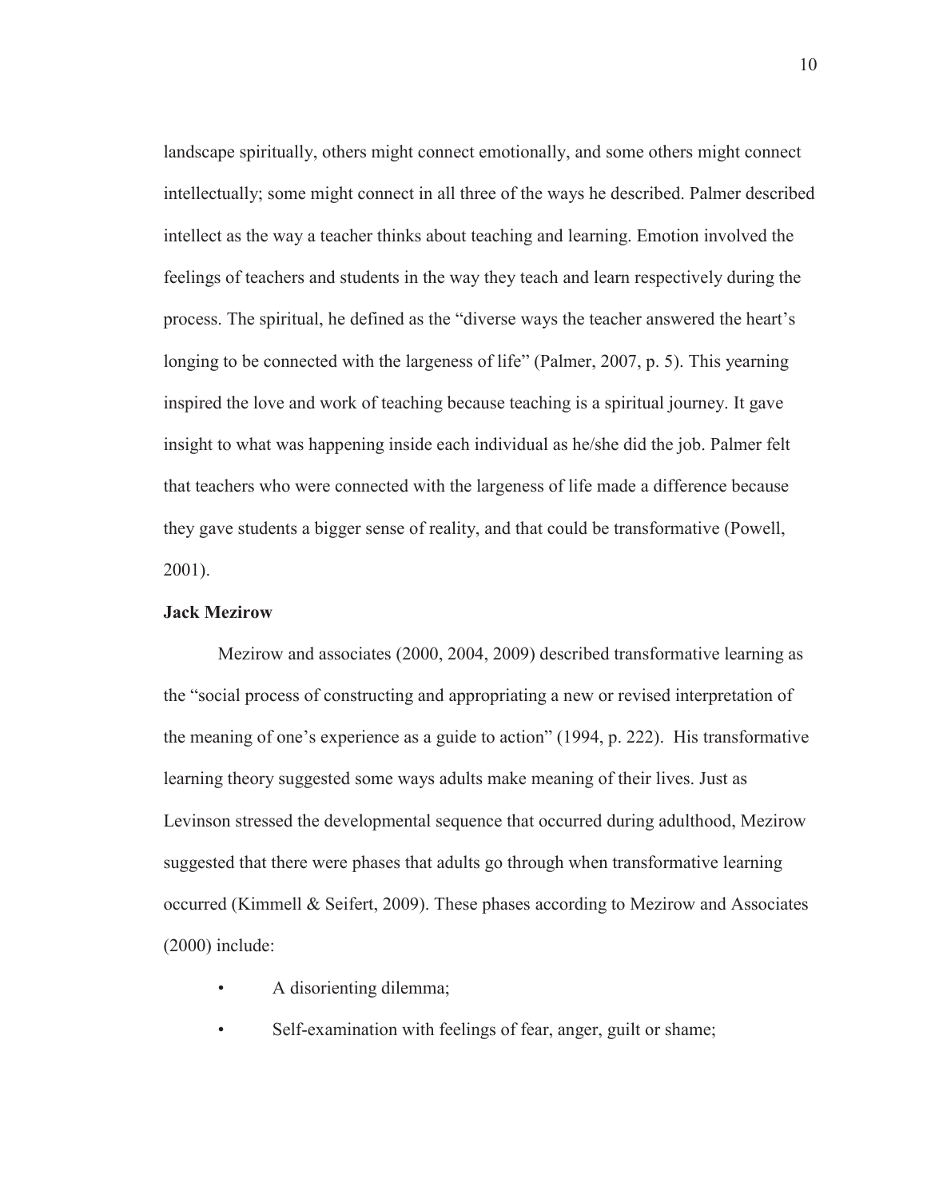landscape spiritually, others might connect emotionally, and some others might connect intellectually; some might connect in all three of the ways he described. Palmer described intellect as the way a teacher thinks about teaching and learning. Emotion involved the feelings of teachers and students in the way they teach and learn respectively during the process. The spiritual, he defined as the "diverse ways the teacher answered the heart's longing to be connected with the largeness of life" (Palmer, 2007, p. 5). This yearning inspired the love and work of teaching because teaching is a spiritual journey. It gave insight to what was happening inside each individual as he/she did the job. Palmer felt that teachers who were connected with the largeness of life made a difference because they gave students a bigger sense of reality, and that could be transformative (Powell, 2001).

**Jack Mezirow**

Mezirow and associates (2000, 2004, 2009) described transformative learning as the "social process of constructing and appropriating a new or revised interpretation of the meaning of one's experience as a guide to action" (1994, p. 222). His transformative learning theory suggested some ways adults make meaning of their lives. Just as Levinson stressed the developmental sequence that occurred during adulthood, Mezirow suggested that there were phases that adults go through when transformative learning occurred (Kimmell & Seifert, 2009). These phases according to Mezirow and Associates (2000) include:

- A disorienting dilemma;
- Self-examination with feelings of fear, anger, guilt or shame;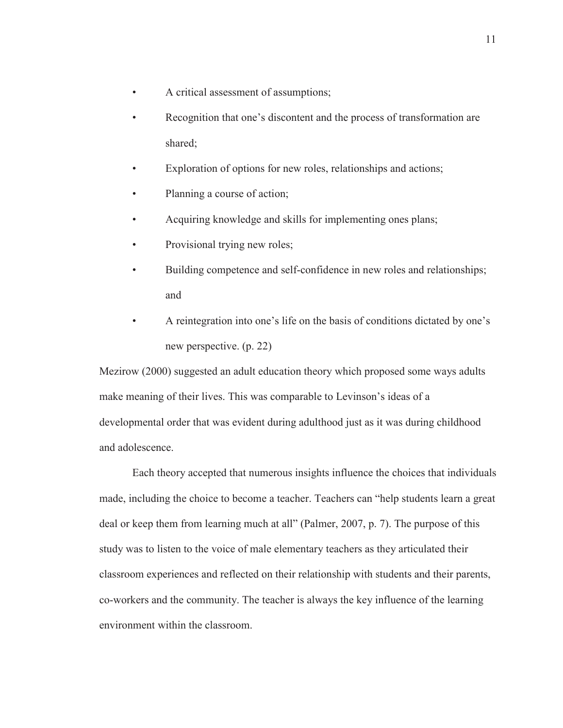- A critical assessment of assumptions;
- Recognition that one's discontent and the process of transformation are shared;
- Exploration of options for new roles, relationships and actions;
- Planning a course of action;
- Acquiring knowledge and skills for implementing ones plans;
- Provisional trying new roles;
- Building competence and self-confidence in new roles and relationships; and
- A reintegration into one's life on the basis of conditions dictated by one's new perspective. (p. 22)

Mezirow (2000) suggested an adult education theory which proposed some ways adults make meaning of their lives. This was comparable to Levinson's ideas of a developmental order that was evident during adulthood just as it was during childhood and adolescence.

Each theory accepted that numerous insights influence the choices that individuals made, including the choice to become a teacher. Teachers can "help students learn a great deal or keep them from learning much at all" (Palmer, 2007, p. 7). The purpose of this study was to listen to the voice of male elementary teachers as they articulated their classroom experiences and reflected on their relationship with students and their parents, co-workers and the community. The teacher is always the key influence of the learning environment within the classroom.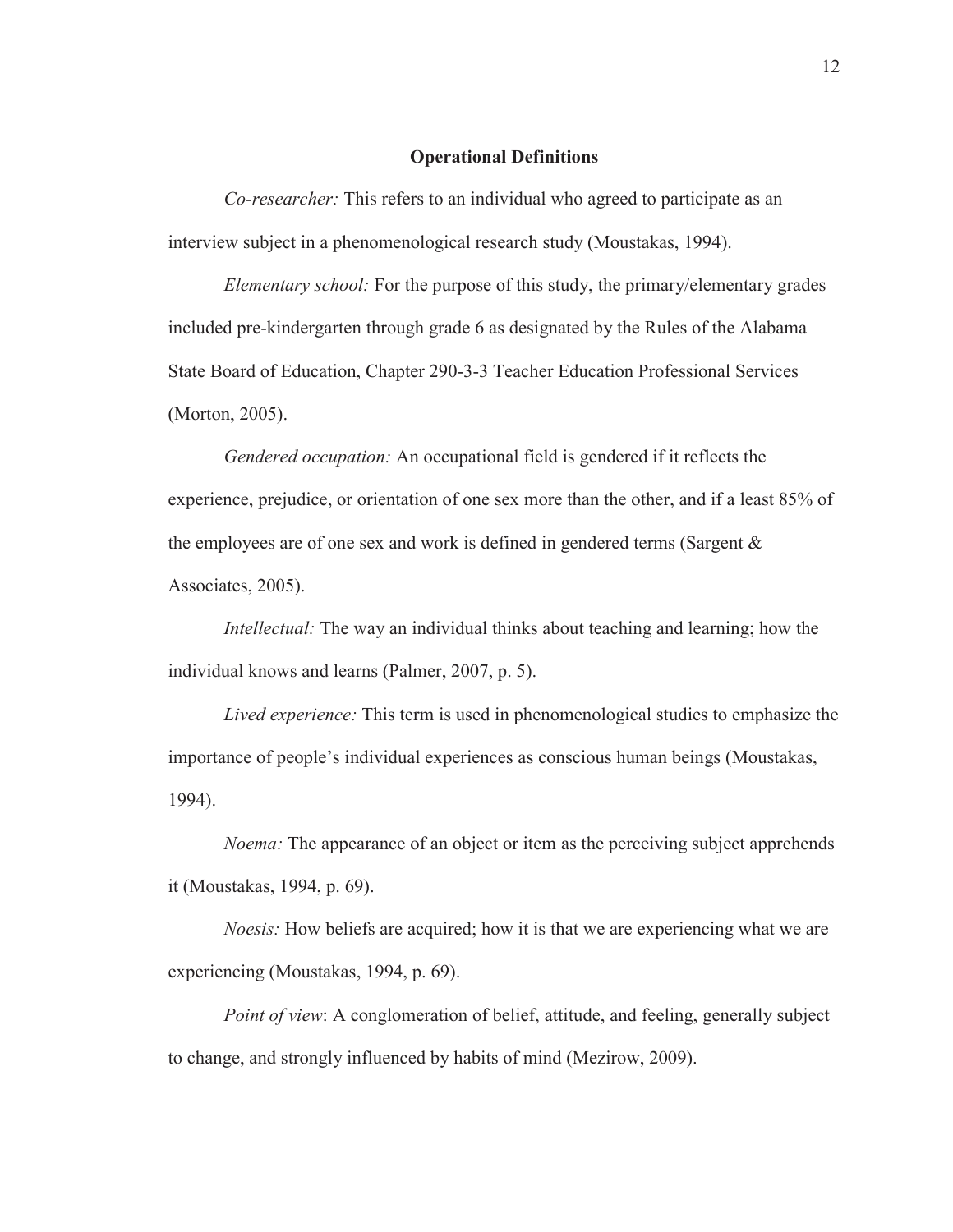## Operational Definitions

*Co-researcher:* This refers to an individual who agreed to participate as an interview subject in a phenomenological research study (Moustakas, 1994).

*Elementary school:* For the purpose of this study, the primary/elementary grades included pre-kindergarten through grade 6 as designated by the Rules of the Alabama State Board of Education, Chapter 290-3-3 Teacher Education Professional Services (Morton, 2005).

*Gendered occupation:* An occupational field is gendered if it reflects the experience, prejudice, or orientation of one sex more than the other, and if a least 85% of the employees are of one sex and work is defined in gendered terms (Sargent & Associates, 2005).

*Intellectual:* The way an individual thinks about teaching and learning; how the individual knows and learns (Palmer, 2007, p. 5).

*Lived experience:* This term is used in phenomenological studies to emphasize the importance of people's individual experiences as conscious human beings (Moustakas, 1994).

*Noema:* The appearance of an object or item as the perceiving subject apprehends it (Moustakas, 1994, p. 69).

*Noesis:* How beliefs are acquired; how it is that we are experiencing what we are experiencing (Moustakas, 1994, p. 69).

*Point of view*: A conglomeration of belief, attitude, and feeling, generally subject to change, and strongly influenced by habits of mind (Mezirow, 2009).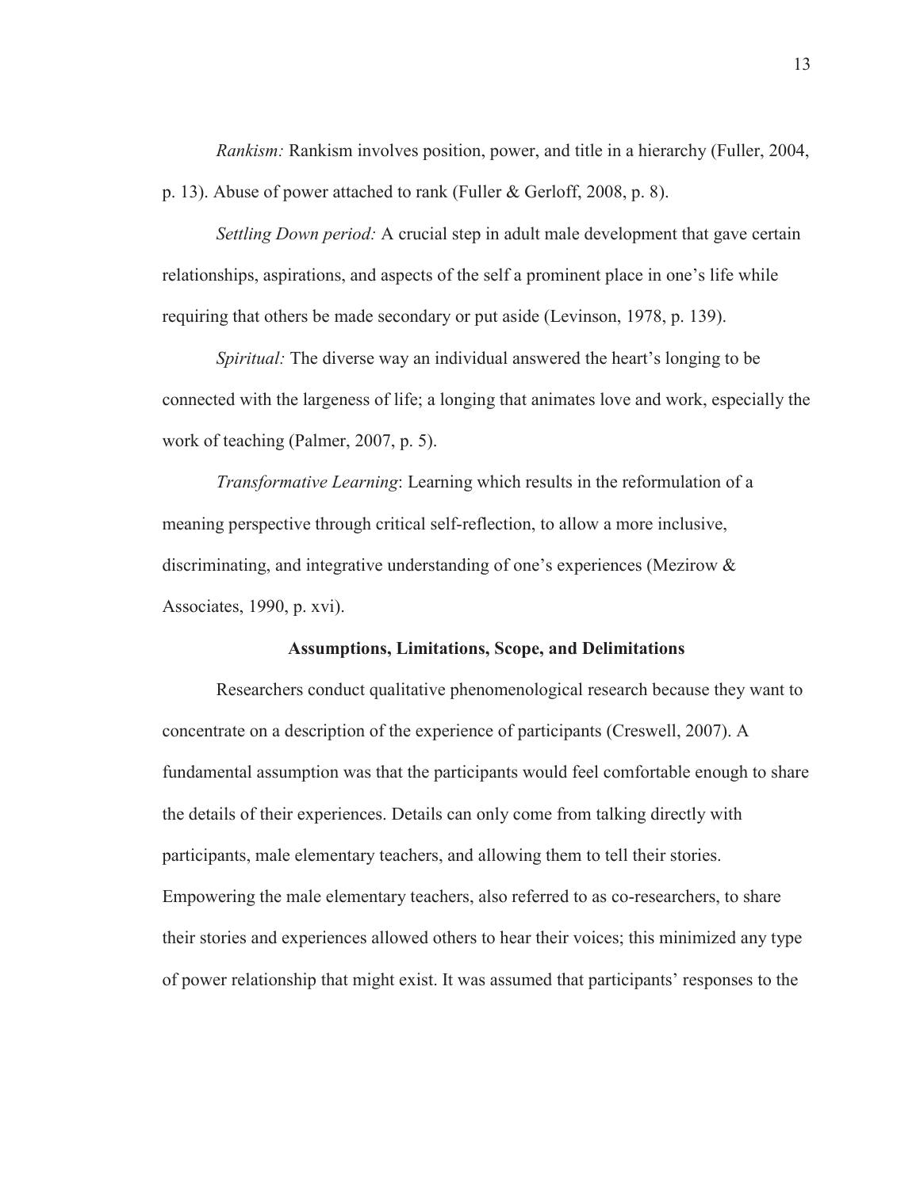*Rankism:* Rankism involves position, power, and title in a hierarchy (Fuller, 2004, p. 13). Abuse of power attached to rank (Fuller & Gerloff, 2008, p. 8).

*Settling Down period:* A crucial step in adult male development that gave certain relationships, aspirations, and aspects of the self a prominent place in one's life while requiring that others be made secondary or put aside (Levinson, 1978, p. 139).

*Spiritual:* The diverse way an individual answered the heart's longing to be connected with the largeness of life; a longing that animates love and work, especially the work of teaching (Palmer, 2007, p. 5).

*Transformative Learning*: Learning which results in the reformulation of a meaning perspective through critical self-reflection, to allow a more inclusive, discriminating, and integrative understanding of one's experiences (Mezirow & Associates, 1990, p. xvi).

## Assumptions, Limitations, Scope, and Delimitations

Researchers conduct qualitative phenomenological research because they want to concentrate on a description of the experience of participants (Creswell, 2007). A fundamental assumption was that the participants would feel comfortable enough to share the details of their experiences. Details can only come from talking directly with participants, male elementary teachers, and allowing them to tell their stories. Empowering the male elementary teachers, also referred to as co-researchers, to share their stories and experiences allowed others to hear their voices; this minimized any type of power relationship that might exist. It was assumed that participants' responses to the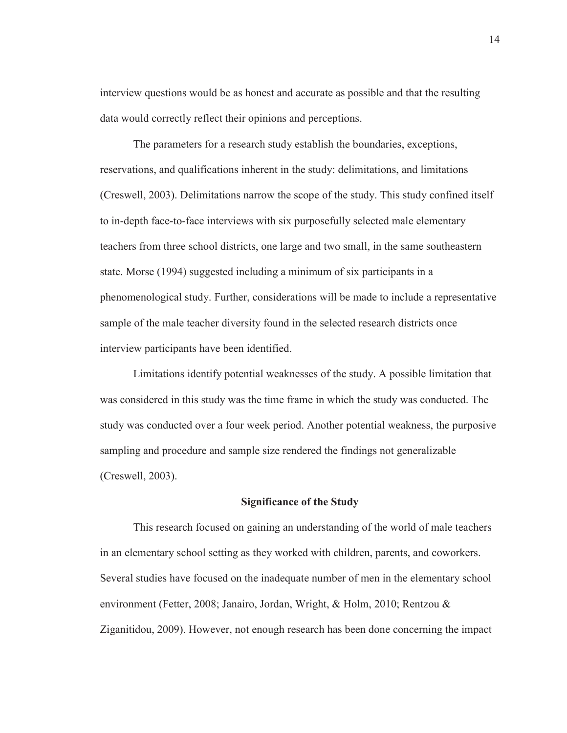interview questions would be as honest and accurate as possible and that the resulting data would correctly reflect their opinions and perceptions.

The parameters for a research study establish the boundaries, exceptions, reservations, and qualifications inherent in the study: delimitations, and limitations (Creswell, 2003). Delimitations narrow the scope of the study. This study confined itself to in-depth face-to-face interviews with six purposefully selected male elementary teachers from three school districts, one large and two small, in the same southeastern state. Morse (1994) suggested including a minimum of six participants in a phenomenological study. Further, considerations will be made to include a representative sample of the male teacher diversity found in the selected research districts once interview participants have been identified.

Limitations identify potential weaknesses of the study. A possible limitation that was considered in this study was the time frame in which the study was conducted. The study was conducted over a four week period. Another potential weakness, the purposive sampling and procedure and sample size rendered the findings not generalizable (Creswell, 2003).

## Significance of the Study

This research focused on gaining an understanding of the world of male teachers in an elementary school setting as they worked with children, parents, and coworkers. Several studies have focused on the inadequate number of men in the elementary school environment (Fetter, 2008; Janairo, Jordan, Wright, & Holm, 2010; Rentzou & Ziganitidou, 2009). However, not enough research has been done concerning the impact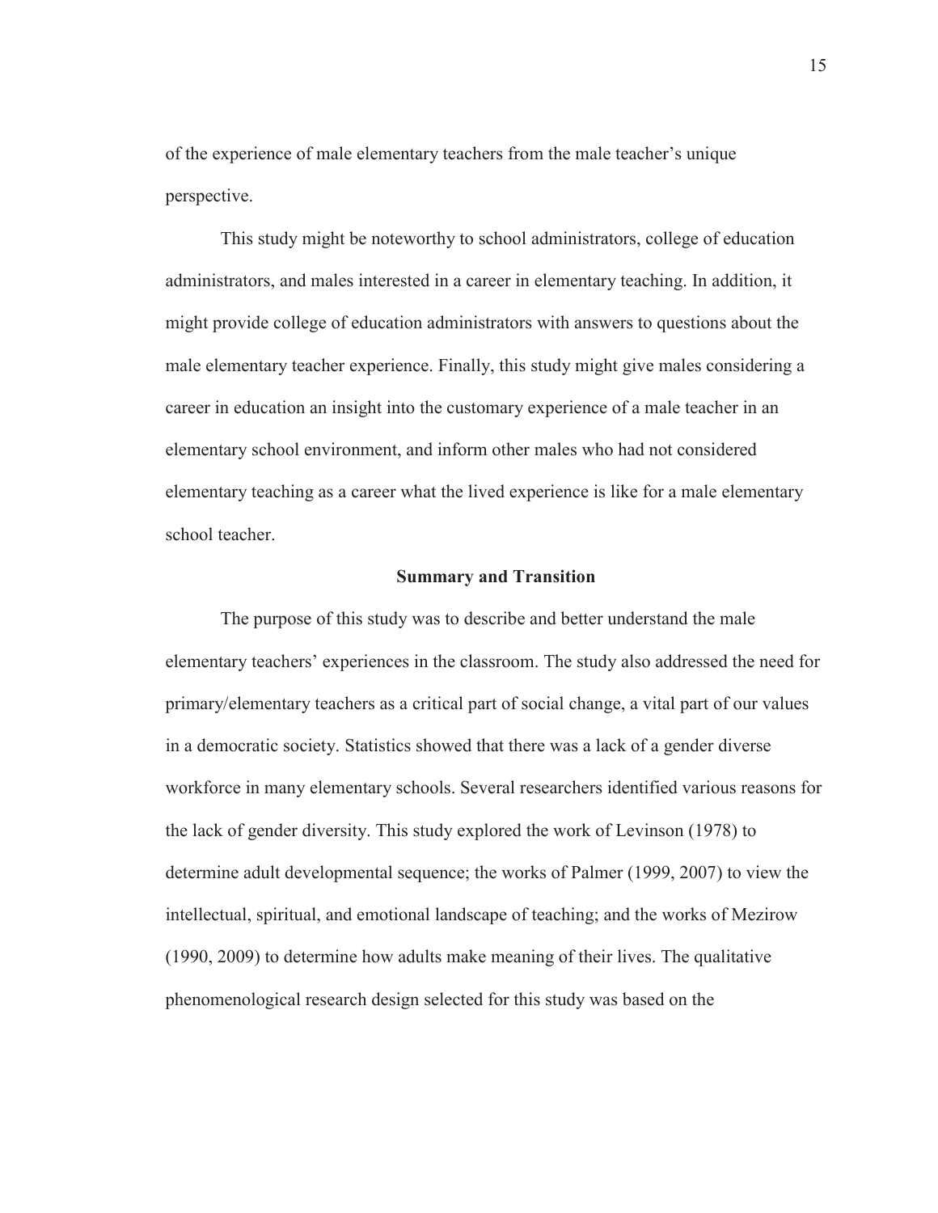of the experience of male elementary teachers from the male teacher's unique perspective.

This study might be noteworthy to school administrators, college of education administrators, and males interested in a career in elementary teaching. In addition, it might provide college of education administrators with answers to questions about the male elementary teacher experience. Finally, this study might give males considering a career in education an insight into the customary experience of a male teacher in an elementary school environment, and inform other males who had not considered elementary teaching as a career what the lived experience is like for a male elementary school teacher.

## Summary and Transition

The purpose of this study was to describe and better understand the male elementary teachers' experiences in the classroom. The study also addressed the need for primary/elementary teachers as a critical part of social change, a vital part of our values in a democratic society. Statistics showed that there was a lack of a gender diverse workforce in many elementary schools. Several researchers identified various reasons for the lack of gender diversity. This study explored the work of Levinson (1978) to determine adult developmental sequence; the works of Palmer (1999, 2007) to view the intellectual, spiritual, and emotional landscape of teaching; and the works of Mezirow (1990, 2009) to determine how adults make meaning of their lives. The qualitative phenomenological research design selected for this study was based on the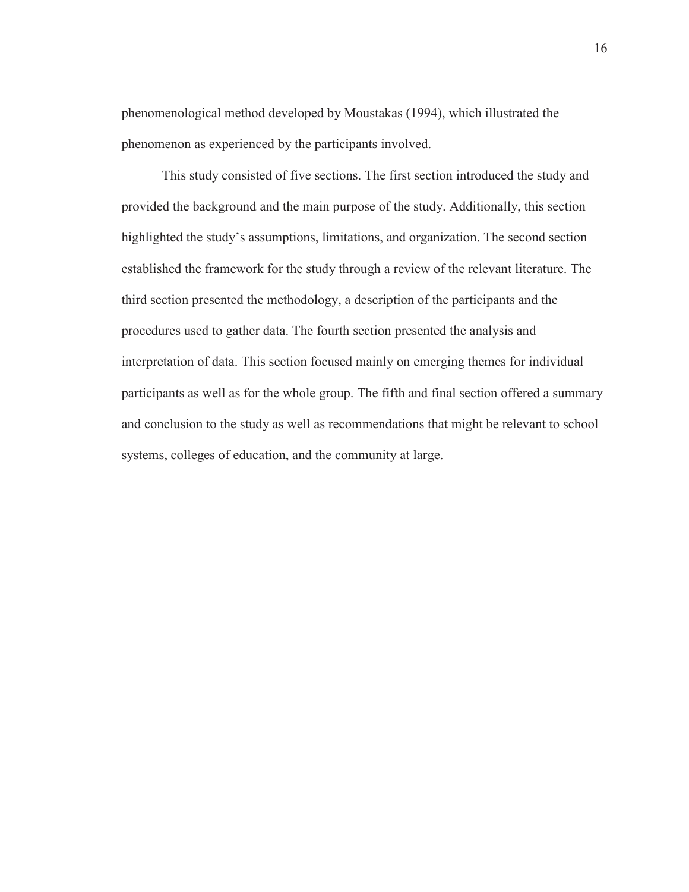phenomenological method developed by Moustakas (1994), which illustrated the phenomenon as experienced by the participants involved.

This study consisted of five sections. The first section introduced the study and provided the background and the main purpose of the study. Additionally, this section highlighted the study's assumptions, limitations, and organization. The second section established the framework for the study through a review of the relevant literature. The third section presented the methodology, a description of the participants and the procedures used to gather data. The fourth section presented the analysis and interpretation of data. This section focused mainly on emerging themes for individual participants as well as for the whole group. The fifth and final section offered a summary and conclusion to the study as well as recommendations that might be relevant to school systems, colleges of education, and the community at large.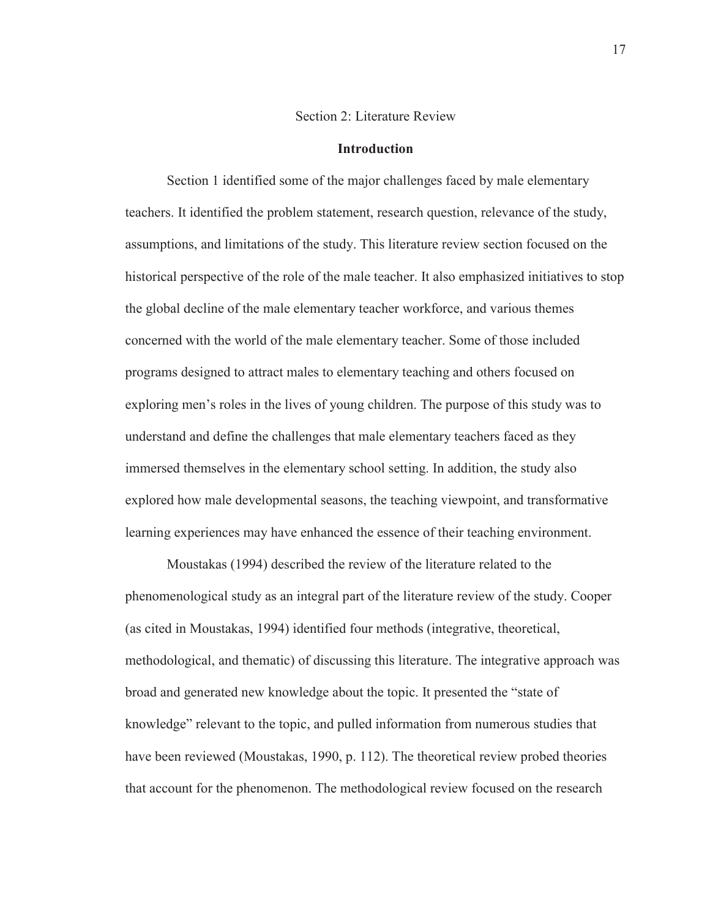Section 2: Literature Review

## Introduction

Section 1 identified some of the major challenges faced by male elementary teachers. It identified the problem statement, research question, relevance of the study, assumptions, and limitations of the study. This literature review section focused on the historical perspective of the role of the male teacher. It also emphasized initiatives to stop the global decline of the male elementary teacher workforce, and various themes concerned with the world of the male elementary teacher. Some of those included programs designed to attract males to elementary teaching and others focused on exploring men's roles in the lives of young children. The purpose of this study was to understand and define the challenges that male elementary teachers faced as they immersed themselves in the elementary school setting. In addition, the study also explored how male developmental seasons, the teaching viewpoint, and transformative learning experiences may have enhanced the essence of their teaching environment.

Moustakas (1994) described the review of the literature related to the phenomenological study as an integral part of the literature review of the study. Cooper (as cited in Moustakas, 1994) identified four methods (integrative, theoretical, methodological, and thematic) of discussing this literature. The integrative approach was broad and generated new knowledge about the topic. It presented the "state of knowledge" relevant to the topic, and pulled information from numerous studies that have been reviewed (Moustakas, 1990, p. 112). The theoretical review probed theories that account for the phenomenon. The methodological review focused on the research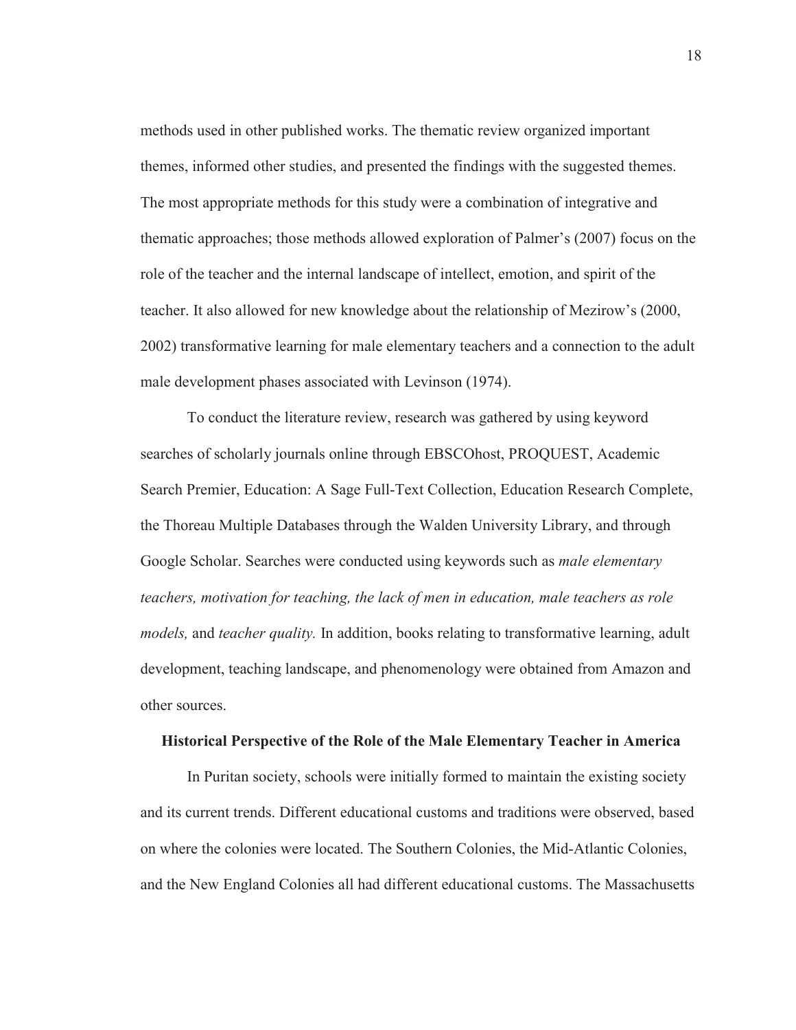methods used in other published works. The thematic review organized important themes, informed other studies, and presented the findings with the suggested themes. The most appropriate methods for this study were a combination of integrative and thematic approaches; those methods allowed exploration of Palmer's (2007) focus on the role of the teacher and the internal landscape of intellect, emotion, and spirit of the teacher. It also allowed for new knowledge about the relationship of Mezirow's (2000, 2002) transformative learning for male elementary teachers and a connection to the adult male development phases associated with Levinson (1974).

To conduct the literature review, research was gathered by using keyword searches of scholarly journals online through EBSCOhost, PROQUEST, Academic Search Premier, Education: A Sage Full-Text Collection, Education Research Complete, the Thoreau Multiple Databases through the Walden University Library, and through Google Scholar. Searches were conducted using keywords such as *male elementary teachers, motivation for teaching, the lack of men in education, male teachers as role models,* and *teacher quality.* In addition, books relating to transformative learning, adult development, teaching landscape, and phenomenology were obtained from Amazon and other sources.

## Historical Perspective of the Role of the Male Elementary Teacher in America

In Puritan society, schools were initially formed to maintain the existing society and its current trends. Different educational customs and traditions were observed, based on where the colonies were located. The Southern Colonies, the Mid-Atlantic Colonies, and the New England Colonies all had different educational customs. The Massachusetts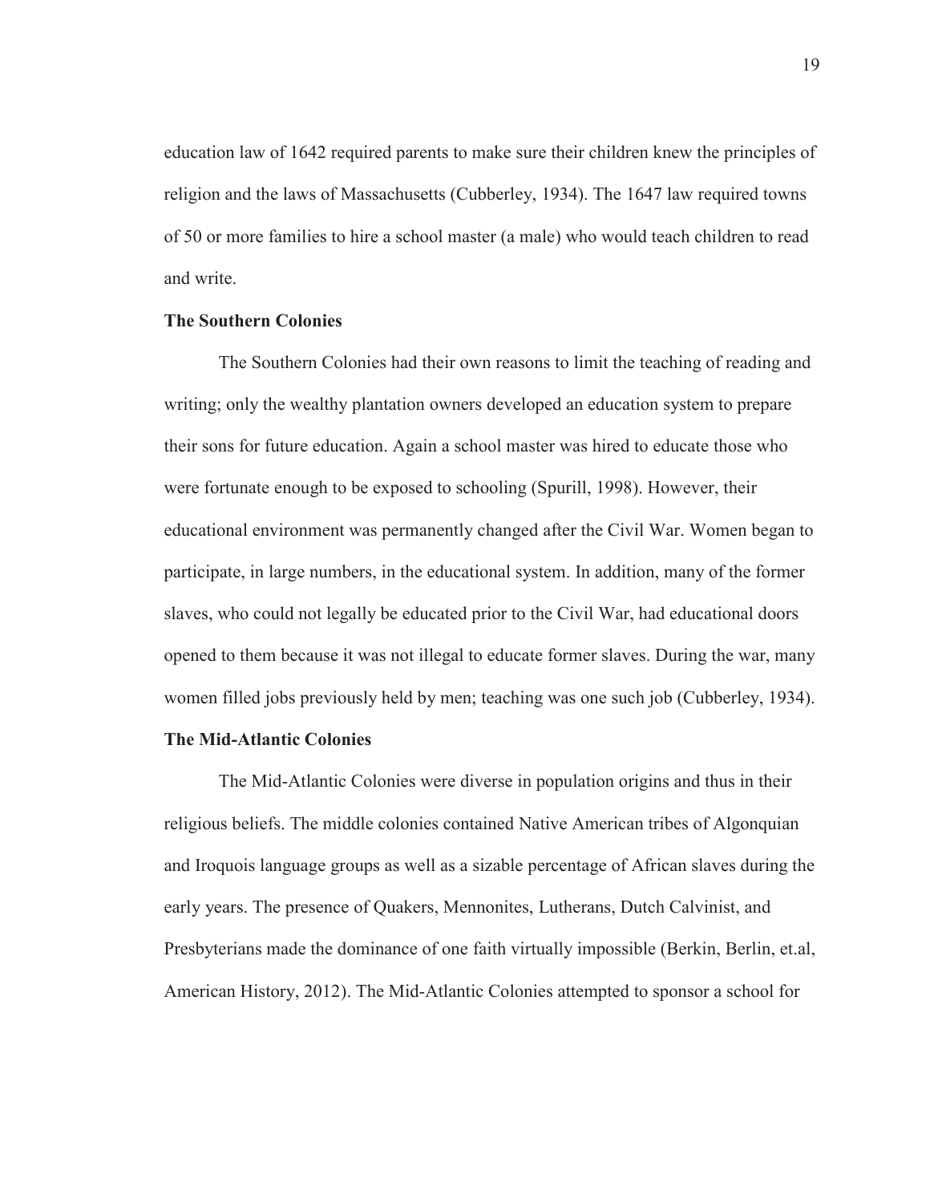education law of 1642 required parents to make sure their children knew the principles of religion and the laws of Massachusetts (Cubberley, 1934). The 1647 law required towns of 50 or more families to hire a school master (a male) who would teach children to read and write.

### The Southern Colonies

The Southern Colonies had their own reasons to limit the teaching of reading and writing; only the wealthy plantation owners developed an education system to prepare their sons for future education. Again a school master was hired to educate those who were fortunate enough to be exposed to schooling (Spurill, 1998). However, their educational environment was permanently changed after the Civil War. Women began to participate, in large numbers, in the educational system. In addition, many of the former slaves, who could not legally be educated prior to the Civil War, had educational doors opened to them because it was not illegal to educate former slaves. During the war, many women filled jobs previously held by men; teaching was one such job (Cubberley, 1934).

### The Mid-Atlantic Colonies

The Mid-Atlantic Colonies were diverse in population origins and thus in their religious beliefs. The middle colonies contained Native American tribes of Algonquian and Iroquois language groups as well as a sizable percentage of African slaves during the early years. The presence of Quakers, Mennonites, Lutherans, Dutch Calvinist, and Presbyterians made the dominance of one faith virtually impossible (Berkin, Berlin, et.al, American History, 2012). The Mid-Atlantic Colonies attempted to sponsor a school for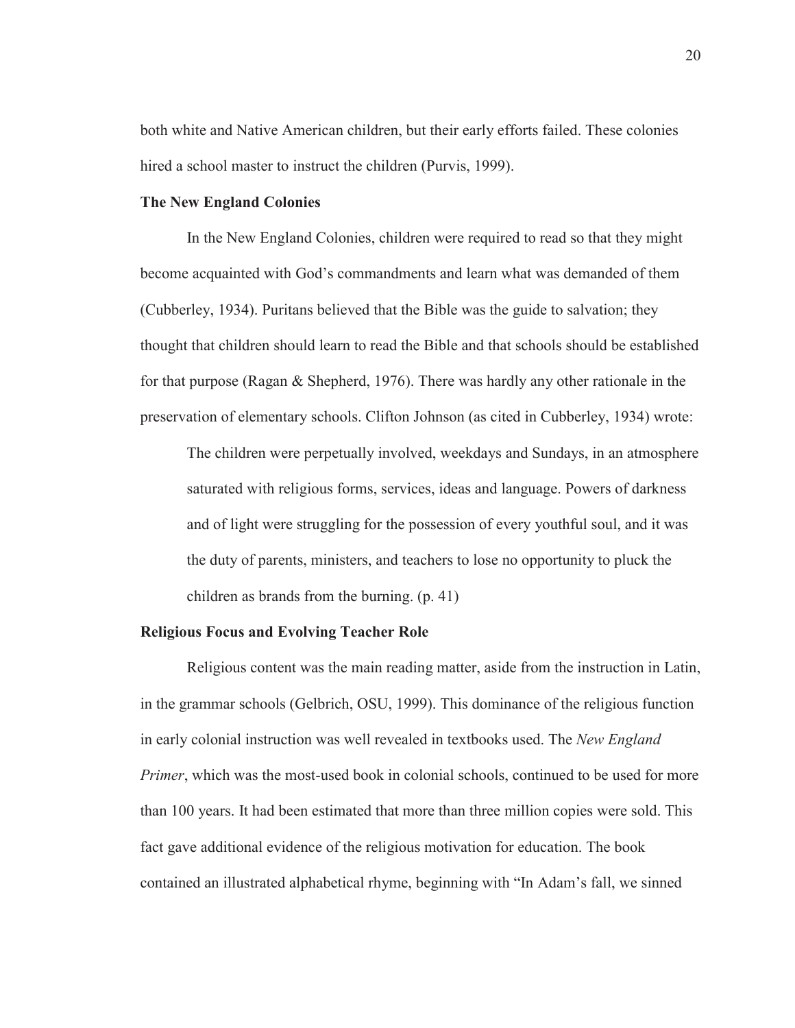both white and Native American children, but their early efforts failed. These colonies hired a school master to instruct the children (Purvis, 1999).

### The New England Colonies

In the New England Colonies, children were required to read so that they might become acquainted with God's commandments and learn what was demanded of them (Cubberley, 1934). Puritans believed that the Bible was the guide to salvation; they thought that children should learn to read the Bible and that schools should be established for that purpose (Ragan & Shepherd, 1976). There was hardly any other rationale in the preservation of elementary schools. Clifton Johnson (as cited in Cubberley, 1934) wrote:

> The children were perpetually involved, weekdays and Sundays, in an atmosphere saturated with religious forms, services, ideas and language. Powers of darkness and of light were struggling for the possession of every youthful soul, and it was the duty of parents, ministers, and teachers to lose no opportunity to pluck the children as brands from the burning. (p. 41)

### Religious Focus and Evolving Teacher Role

Religious content was the main reading matter, aside from the instruction in Latin, in the grammar schools (Gelbrich, OSU, 1999). This dominance of the religious function in early colonial instruction was well revealed in textbooks used. The *New England Primer*, which was the most-used book in colonial schools, continued to be used for more than 100 years. It had been estimated that more than three million copies were sold. This fact gave additional evidence of the religious motivation for education. The book contained an illustrated alphabetical rhyme, beginning with "In Adam's fall, we sinned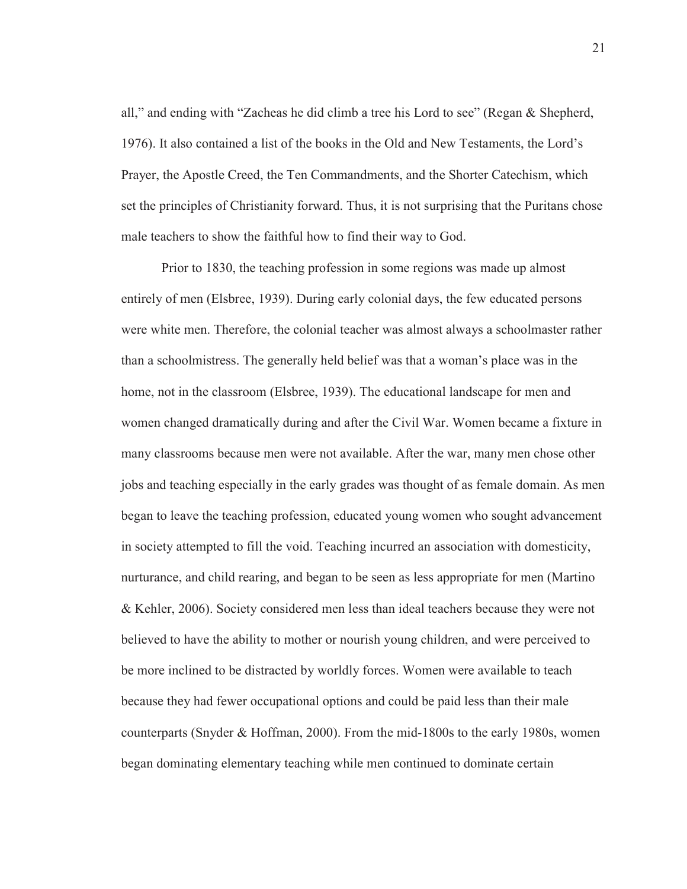all," and ending with "Zacheas he did climb a tree his Lord to see" (Regan & Shepherd, 1976). It also contained a list of the books in the Old and New Testaments, the Lord's Prayer, the Apostle Creed, the Ten Commandments, and the Shorter Catechism, which set the principles of Christianity forward. Thus, it is not surprising that the Puritans chose male teachers to show the faithful how to find their way to God.

Prior to 1830, the teaching profession in some regions was made up almost entirely of men (Elsbree, 1939). During early colonial days, the few educated persons were white men. Therefore, the colonial teacher was almost always a schoolmaster rather than a schoolmistress. The generally held belief was that a woman's place was in the home, not in the classroom (Elsbree, 1939). The educational landscape for men and women changed dramatically during and after the Civil War. Women became a fixture in many classrooms because men were not available. After the war, many men chose other jobs and teaching especially in the early grades was thought of as female domain. As men began to leave the teaching profession, educated young women who sought advancement in society attempted to fill the void. Teaching incurred an association with domesticity, nurturance, and child rearing, and began to be seen as less appropriate for men (Martino & Kehler, 2006). Society considered men less than ideal teachers because they were not believed to have the ability to mother or nourish young children, and were perceived to be more inclined to be distracted by worldly forces. Women were available to teach because they had fewer occupational options and could be paid less than their male counterparts (Snyder & Hoffman, 2000). From the mid-1800s to the early 1980s, women began dominating elementary teaching while men continued to dominate certain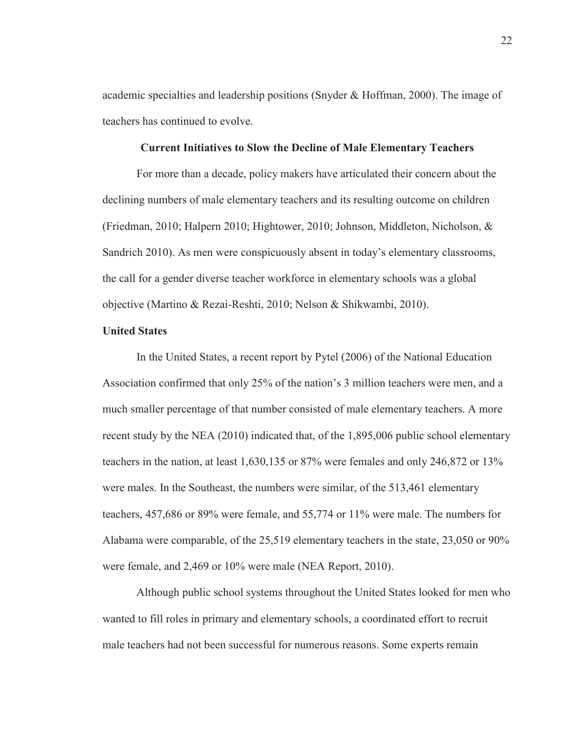academic specialties and leadership positions (Snyder & Hoffman, 2000). The image of teachers has continued to evolve.

## Current Initiatives to Slow the Decline of Male Elementary Teachers

For more than a decade, policy makers have articulated their concern about the declining numbers of male elementary teachers and its resulting outcome on children (Friedman, 2010; Halpern 2010; Hightower, 2010; Johnson, Middleton, Nicholson, & Sandrich 2010). As men were conspicuously absent in today's elementary classrooms, the call for a gender diverse teacher workforce in elementary schools was a global objective (Martino & Rezai-Reshti, 2010; Nelson & Shikwambi, 2010).

### United States

In the United States, a recent report by Pytel (2006) of the National Education Association confirmed that only 25% of the nation's 3 million teachers were men, and a much smaller percentage of that number consisted of male elementary teachers. A more recent study by the NEA (2010) indicated that, of the 1,895,006 public school elementary teachers in the nation, at least 1,630,135 or 87% were females and only 246,872 or 13% were males. In the Southeast, the numbers were similar, of the 513,461 elementary teachers, 457,686 or 89% were female, and 55,774 or 11% were male. The numbers for Alabama were comparable, of the 25,519 elementary teachers in the state, 23,050 or 90% were female, and 2,469 or 10% were male (NEA Report, 2010).

Although public school systems throughout the United States looked for men who wanted to fill roles in primary and elementary schools, a coordinated effort to recruit male teachers had not been successful for numerous reasons. Some experts remain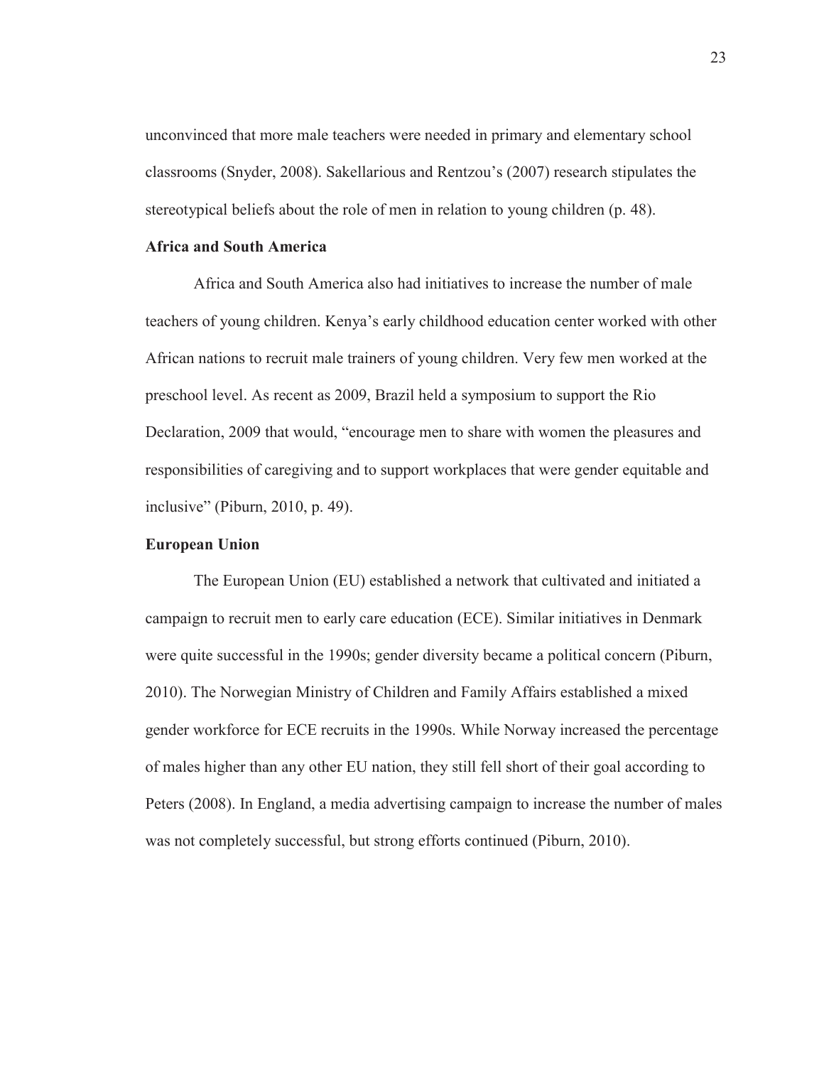unconvinced that more male teachers were needed in primary and elementary school classrooms (Snyder, 2008). Sakellarious and Rentzou's (2007) research stipulates the stereotypical beliefs about the role of men in relation to young children (p. 48).

### Africa and South America

Africa and South America also had initiatives to increase the number of male teachers of young children. Kenya's early childhood education center worked with other African nations to recruit male trainers of young children. Very few men worked at the preschool level. As recent as 2009, Brazil held a symposium to support the Rio Declaration, 2009 that would, "encourage men to share with women the pleasures and responsibilities of caregiving and to support workplaces that were gender equitable and inclusive" (Piburn, 2010, p. 49).

### European Union

The European Union (EU) established a network that cultivated and initiated a campaign to recruit men to early care education (ECE). Similar initiatives in Denmark were quite successful in the 1990s; gender diversity became a political concern (Piburn, 2010). The Norwegian Ministry of Children and Family Affairs established a mixed gender workforce for ECE recruits in the 1990s. While Norway increased the percentage of males higher than any other EU nation, they still fell short of their goal according to Peters (2008). In England, a media advertising campaign to increase the number of males was not completely successful, but strong efforts continued (Piburn, 2010).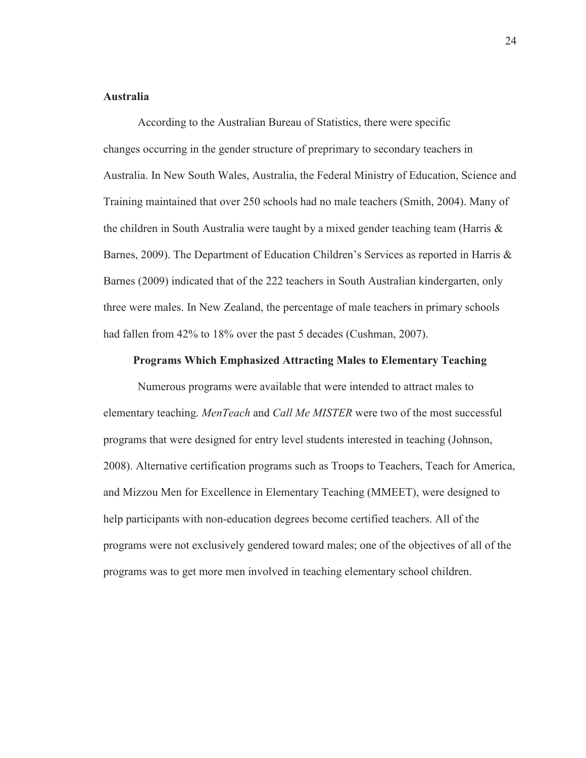### Australia

According to the Australian Bureau of Statistics, there were specific changes occurring in the gender structure of preprimary to secondary teachers in Australia. In New South Wales, Australia, the Federal Ministry of Education, Science and Training maintained that over 250 schools had no male teachers (Smith, 2004). Many of the children in South Australia were taught by a mixed gender teaching team (Harris & Barnes, 2009). The Department of Education Children's Services as reported in Harris & Barnes (2009) indicated that of the 222 teachers in South Australian kindergarten, only three were males. In New Zealand, the percentage of male teachers in primary schools had fallen from 42% to 18% over the past 5 decades (Cushman, 2007).

## Programs Which Emphasized Attracting Males to Elementary Teaching

Numerous programs were available that were intended to attract males to elementary teaching. *MenTeach* and *Call Me MISTER* were two of the most successful programs that were designed for entry level students interested in teaching (Johnson, 2008). Alternative certification programs such as Troops to Teachers, Teach for America, and Mizzou Men for Excellence in Elementary Teaching (MMEET), were designed to help participants with non-education degrees become certified teachers. All of the programs were not exclusively gendered toward males; one of the objectives of all of the programs was to get more men involved in teaching elementary school children.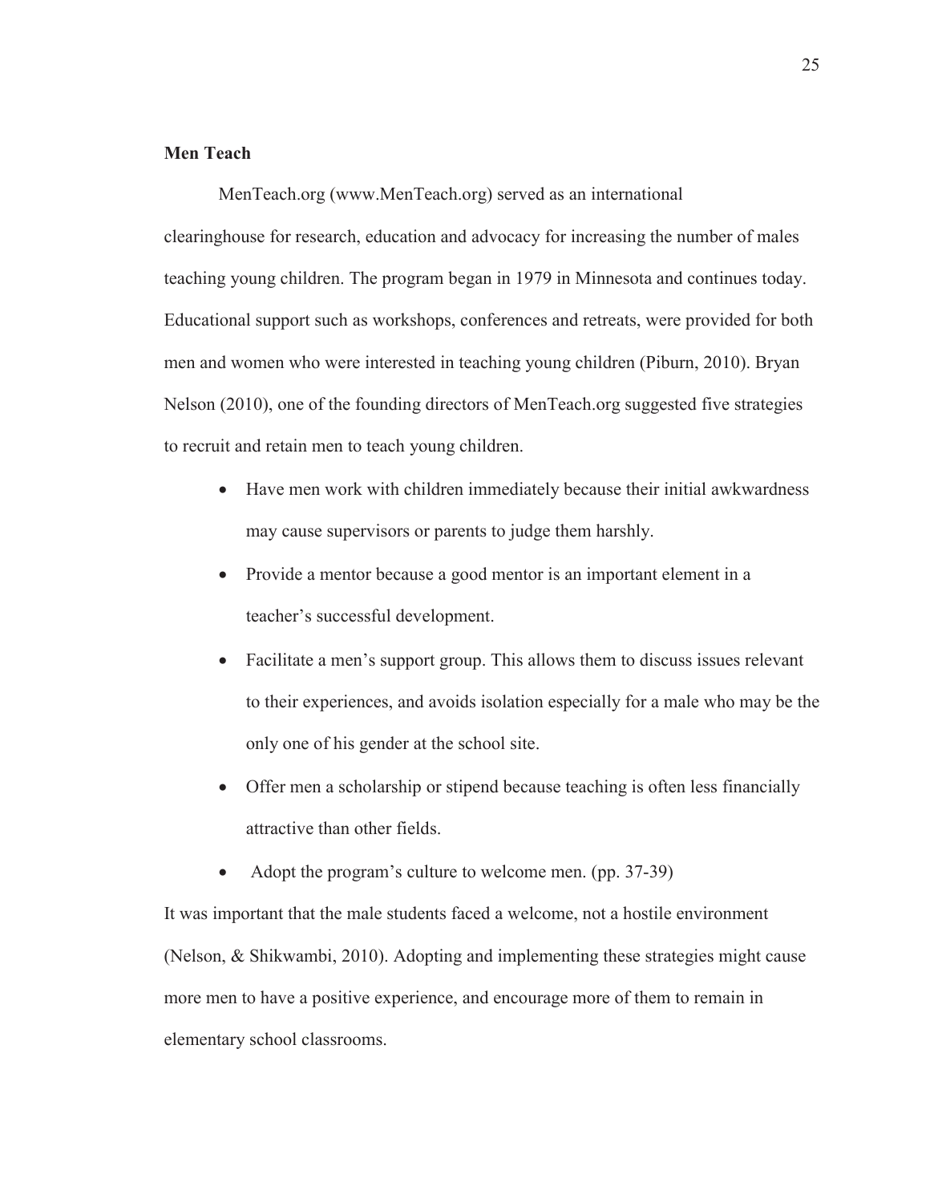**Men Teach**

MenTeach.org (www.MenTeach.org) served as an international clearinghouse for research, education and advocacy for increasing the number of males teaching young children. The program began in 1979 in Minnesota and continues today. Educational support such as workshops, conferences and retreats, were provided for both men and women who were interested in teaching young children (Piburn, 2010). Bryan Nelson (2010), one of the founding directors of MenTeach.org suggested five strategies to recruit and retain men to teach young children.

- Have men work with children immediately because their initial awkwardness may cause supervisors or parents to judge them harshly.
- Provide a mentor because a good mentor is an important element in a teacher's successful development.
- Facilitate a men's support group. This allows them to discuss issues relevant to their experiences, and avoids isolation especially for a male who may be the only one of his gender at the school site.
- Offer men a scholarship or stipend because teaching is often less financially attractive than other fields.
- Adopt the program's culture to welcome men. (pp. 37-39)

It was important that the male students faced a welcome, not a hostile environment (Nelson, & Shikwambi, 2010). Adopting and implementing these strategies might cause more men to have a positive experience, and encourage more of them to remain in elementary school classrooms.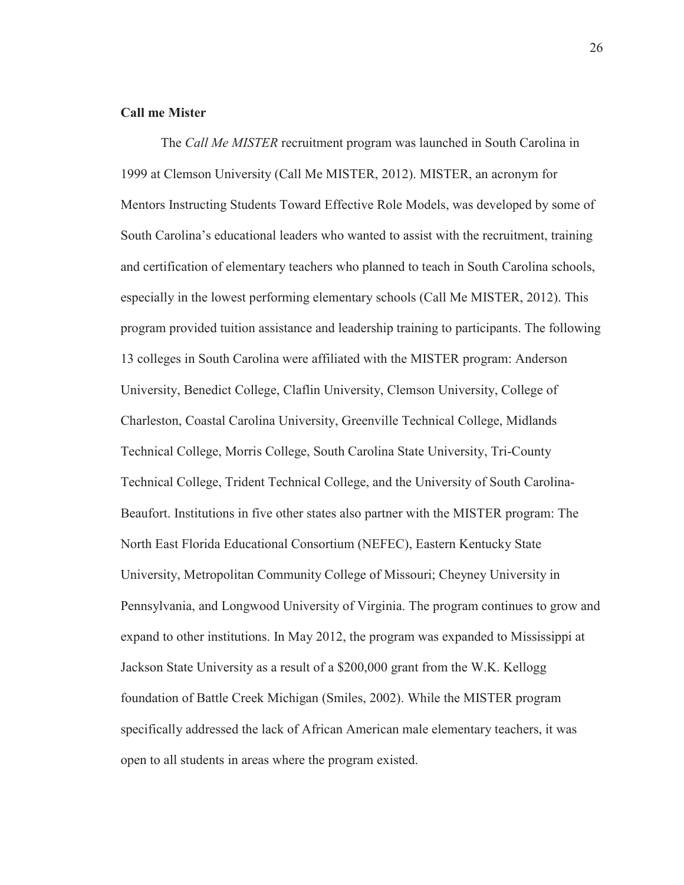**Call me Mister**

The *Call Me MISTER* recruitment program was launched in South Carolina in 1999 at Clemson University (Call Me MISTER, 2012). MISTER, an acronym for Mentors Instructing Students Toward Effective Role Models, was developed by some of South Carolina's educational leaders who wanted to assist with the recruitment, training and certification of elementary teachers who planned to teach in South Carolina schools, especially in the lowest performing elementary schools (Call Me MISTER, 2012). This program provided tuition assistance and leadership training to participants. The following 13 colleges in South Carolina were affiliated with the MISTER program: Anderson University, Benedict College, Claflin University, Clemson University, College of Charleston, Coastal Carolina University, Greenville Technical College, Midlands Technical College, Morris College, South Carolina State University, Tri-County Technical College, Trident Technical College, and the University of South Carolina-Beaufort. Institutions in five other states also partner with the MISTER program: The North East Florida Educational Consortium (NEFEC), Eastern Kentucky State University, Metropolitan Community College of Missouri; Cheyney University in Pennsylvania, and Longwood University of Virginia. The program continues to grow and expand to other institutions. In May 2012, the program was expanded to Mississippi at Jackson State University as a result of a $200,000 grant from the W.K. Kellogg foundation of Battle Creek Michigan (Smiles, 2002). While the MISTER program specifically addressed the lack of African American male elementary teachers, it was open to all students in areas where the program existed.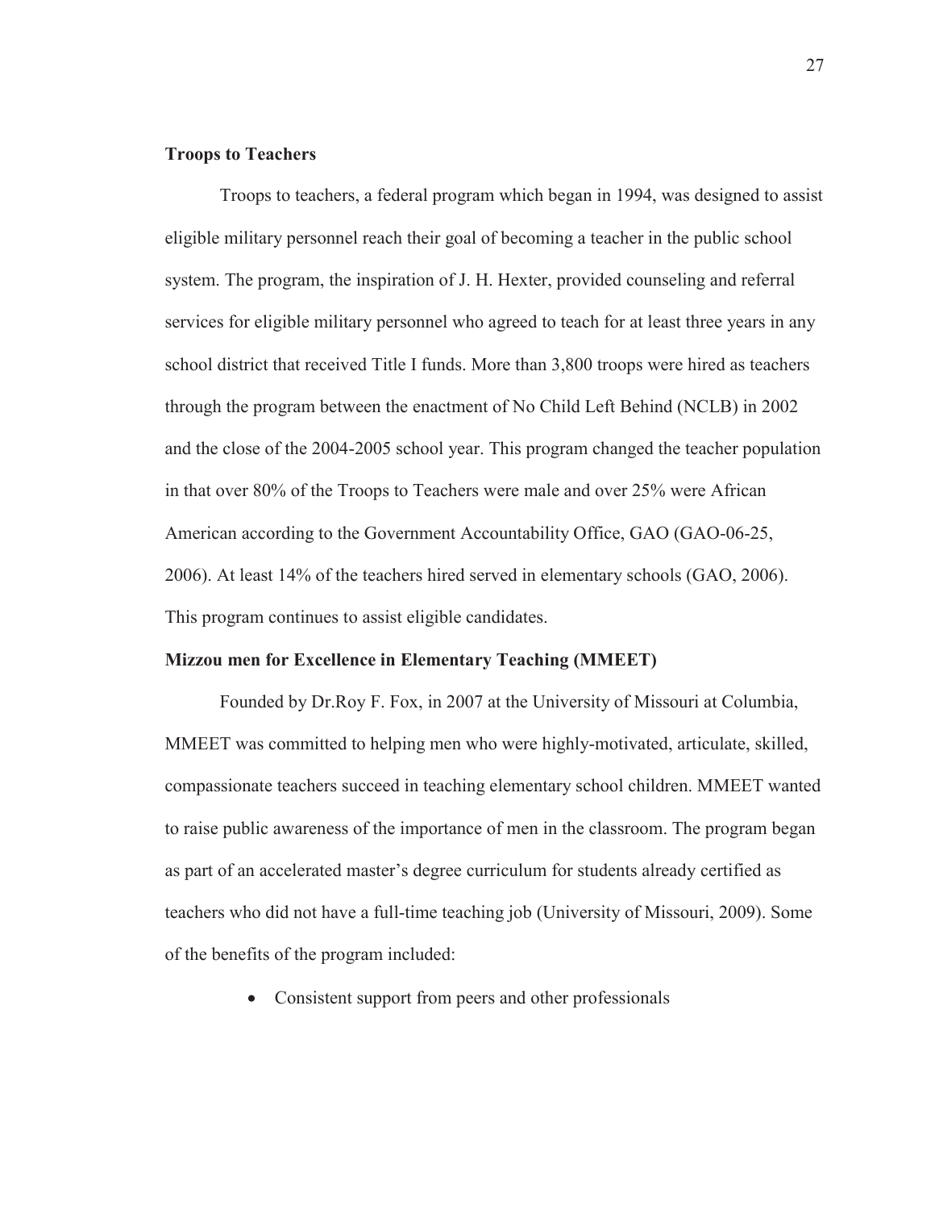**Troops to Teachers**

Troops to teachers, a federal program which began in 1994, was designed to assist eligible military personnel reach their goal of becoming a teacher in the public school system. The program, the inspiration of J. H. Hexter, provided counseling and referral services for eligible military personnel who agreed to teach for at least three years in any school district that received Title I funds. More than 3,800 troops were hired as teachers through the program between the enactment of No Child Left Behind (NCLB) in 2002 and the close of the 2004-2005 school year. This program changed the teacher population in that over 80% of the Troops to Teachers were male and over 25% were African American according to the Government Accountability Office, GAO (GAO-06-25, 2006). At least 14% of the teachers hired served in elementary schools (GAO, 2006). This program continues to assist eligible candidates.

**Mizzou men for Excellence in Elementary Teaching (MMEET)**

Founded by Dr.Roy F. Fox, in 2007 at the University of Missouri at Columbia, MMEET was committed to helping men who were highly-motivated, articulate, skilled, compassionate teachers succeed in teaching elementary school children. MMEET wanted to raise public awareness of the importance of men in the classroom. The program began as part of an accelerated master's degree curriculum for students already certified as teachers who did not have a full-time teaching job (University of Missouri, 2009). Some of the benefits of the program included:

- Consistent support from peers and other professionals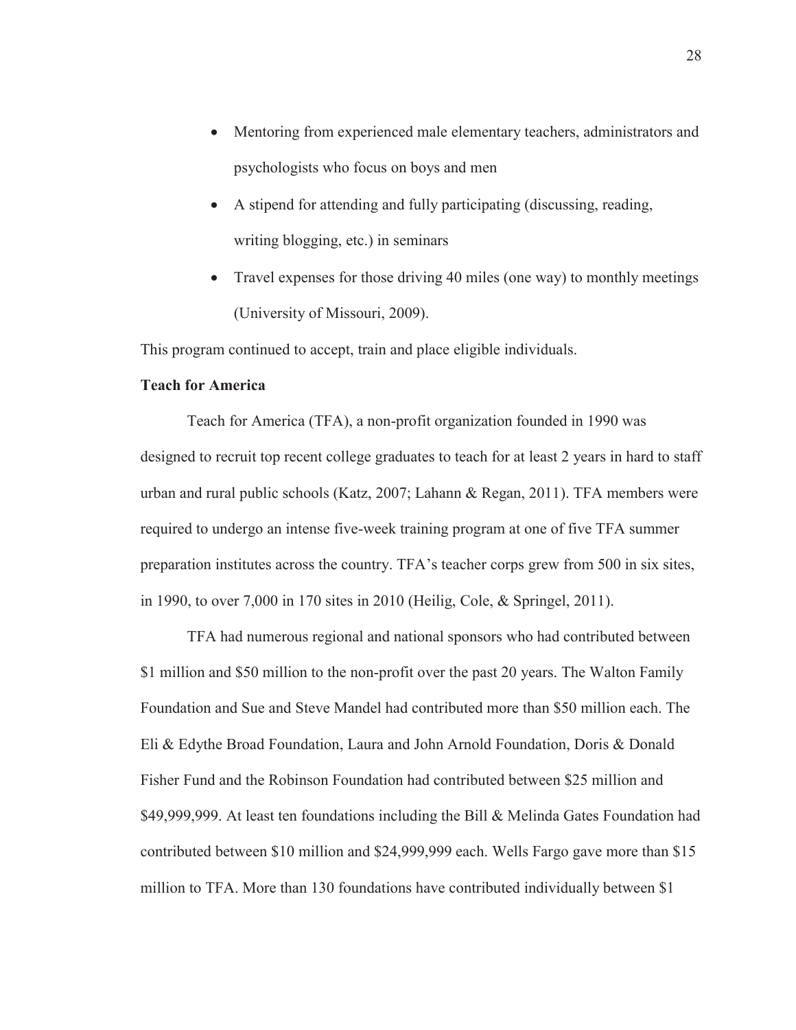- Mentoring from experienced male elementary teachers, administrators and psychologists who focus on boys and men
- A stipend for attending and fully participating (discussing, reading, writing blogging, etc.) in seminars
- Travel expenses for those driving 40 miles (one way) to monthly meetings (University of Missouri, 2009).

This program continued to accept, train and place eligible individuals.

**Teach for America**

Teach for America (TFA), a non-profit organization founded in 1990 was designed to recruit top recent college graduates to teach for at least 2 years in hard to staff urban and rural public schools (Katz, 2007; Lahann & Regan, 2011). TFA members were required to undergo an intense five-week training program at one of five TFA summer preparation institutes across the country. TFA's teacher corps grew from 500 in six sites, in 1990, to over 7,000 in 170 sites in 2010 (Heilig, Cole, & Springel, 2011).

TFA had numerous regional and national sponsors who had contributed between $1 million and $50 million to the non-profit over the past 20 years. The Walton Family Foundation and Sue and Steve Mandel had contributed more than $50 million each. The Eli & Edythe Broad Foundation, Laura and John Arnold Foundation, Doris & Donald Fisher Fund and the Robinson Foundation had contributed between $25 million and $49,999,999. At least ten foundations including the Bill & Melinda Gates Foundation had contributed between $10 million and $24,999,999 each. Wells Fargo gave more than $15 million to TFA. More than 130 foundations have contributed individually between $1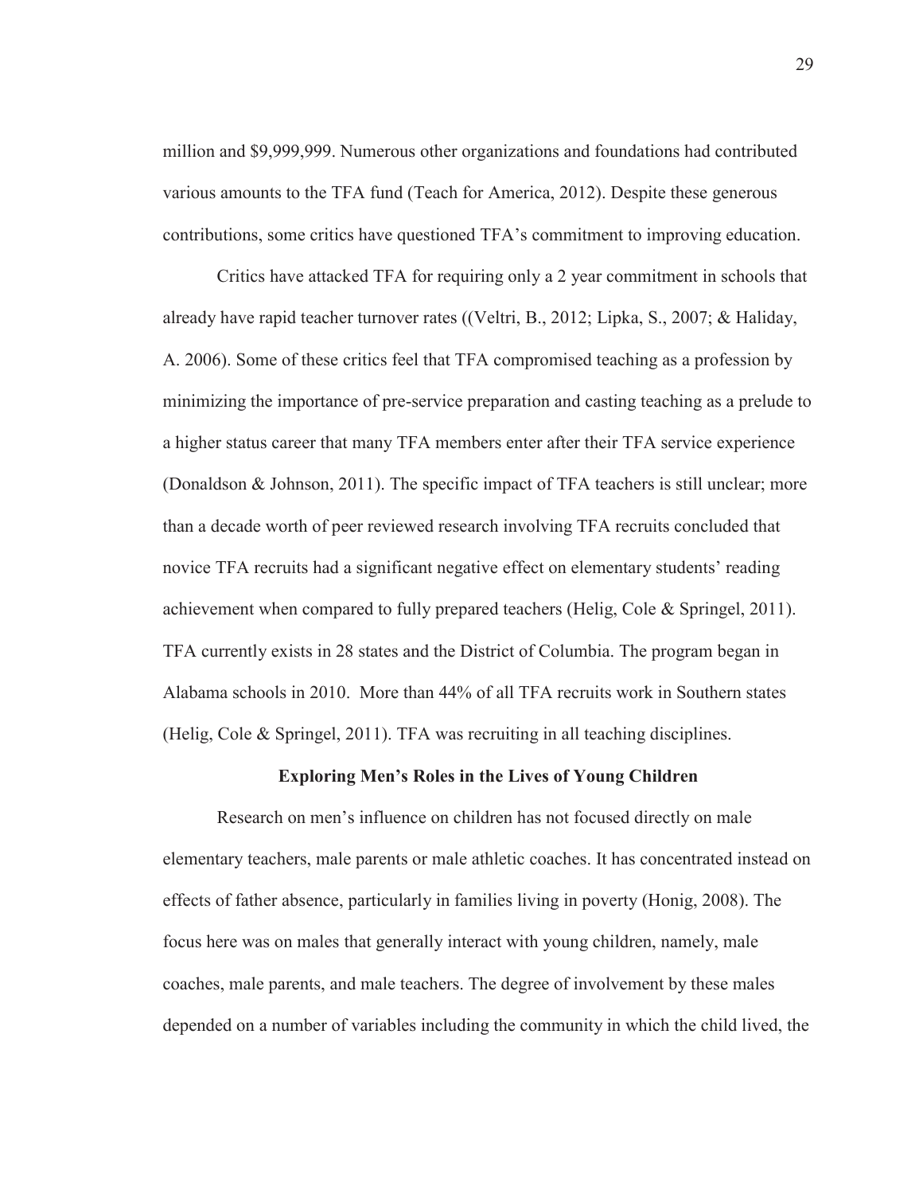million and $9,999,999. Numerous other organizations and foundations had contributed various amounts to the TFA fund (Teach for America, 2012). Despite these generous contributions, some critics have questioned TFA's commitment to improving education.

Critics have attacked TFA for requiring only a 2 year commitment in schools that already have rapid teacher turnover rates ((Veltri, B., 2012; Lipka, S., 2007; & Haliday, A. 2006). Some of these critics feel that TFA compromised teaching as a profession by minimizing the importance of pre-service preparation and casting teaching as a prelude to a higher status career that many TFA members enter after their TFA service experience (Donaldson & Johnson, 2011). The specific impact of TFA teachers is still unclear; more than a decade worth of peer reviewed research involving TFA recruits concluded that novice TFA recruits had a significant negative effect on elementary students' reading achievement when compared to fully prepared teachers (Helig, Cole & Springel, 2011). TFA currently exists in 28 states and the District of Columbia. The program began in Alabama schools in 2010. More than 44% of all TFA recruits work in Southern states (Helig, Cole & Springel, 2011). TFA was recruiting in all teaching disciplines.

## Exploring Men's Roles in the Lives of Young Children

Research on men's influence on children has not focused directly on male elementary teachers, male parents or male athletic coaches. It has concentrated instead on effects of father absence, particularly in families living in poverty (Honig, 2008). The focus here was on males that generally interact with young children, namely, male coaches, male parents, and male teachers. The degree of involvement by these males depended on a number of variables including the community in which the child lived, the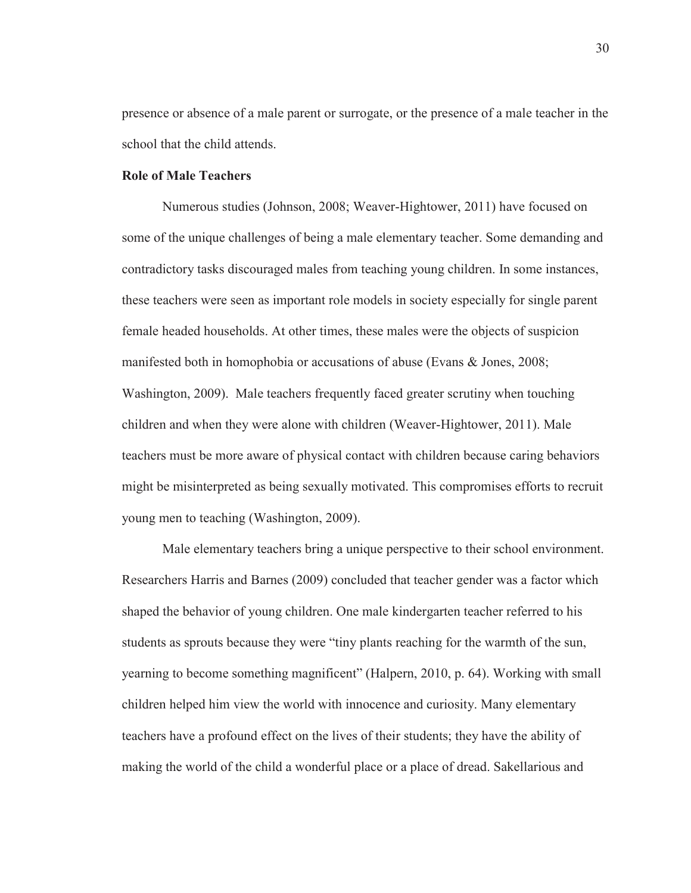presence or absence of a male parent or surrogate, or the presence of a male teacher in the school that the child attends.

### Role of Male Teachers

Numerous studies (Johnson, 2008; Weaver-Hightower, 2011) have focused on some of the unique challenges of being a male elementary teacher. Some demanding and contradictory tasks discouraged males from teaching young children. In some instances, these teachers were seen as important role models in society especially for single parent female headed households. At other times, these males were the objects of suspicion manifested both in homophobia or accusations of abuse (Evans & Jones, 2008; Washington, 2009). Male teachers frequently faced greater scrutiny when touching children and when they were alone with children (Weaver-Hightower, 2011). Male teachers must be more aware of physical contact with children because caring behaviors might be misinterpreted as being sexually motivated. This compromises efforts to recruit young men to teaching (Washington, 2009).

Male elementary teachers bring a unique perspective to their school environment. Researchers Harris and Barnes (2009) concluded that teacher gender was a factor which shaped the behavior of young children. One male kindergarten teacher referred to his students as sprouts because they were "tiny plants reaching for the warmth of the sun, yearning to become something magnificent" (Halpern, 2010, p. 64). Working with small children helped him view the world with innocence and curiosity. Many elementary teachers have a profound effect on the lives of their students; they have the ability of making the world of the child a wonderful place or a place of dread. Sakellarious and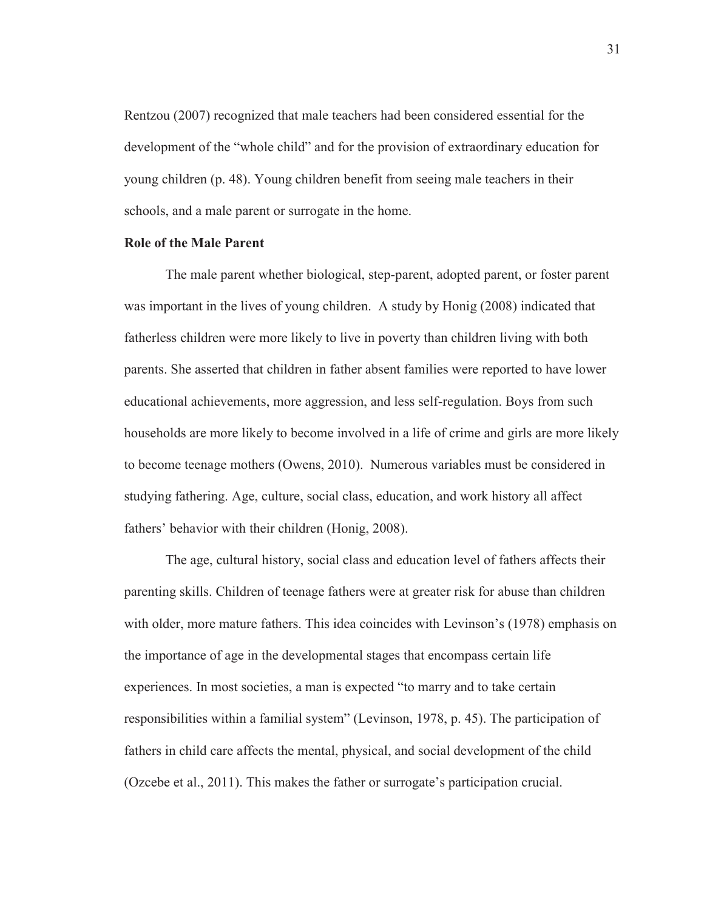Rentzou (2007) recognized that male teachers had been considered essential for the development of the "whole child" and for the provision of extraordinary education for young children (p. 48). Young children benefit from seeing male teachers in their schools, and a male parent or surrogate in the home.

**Role of the Male Parent**

The male parent whether biological, step-parent, adopted parent, or foster parent was important in the lives of young children. A study by Honig (2008) indicated that fatherless children were more likely to live in poverty than children living with both parents. She asserted that children in father absent families were reported to have lower educational achievements, more aggression, and less self-regulation. Boys from such households are more likely to become involved in a life of crime and girls are more likely to become teenage mothers (Owens, 2010). Numerous variables must be considered in studying fathering. Age, culture, social class, education, and work history all affect fathers' behavior with their children (Honig, 2008).

The age, cultural history, social class and education level of fathers affects their parenting skills. Children of teenage fathers were at greater risk for abuse than children with older, more mature fathers. This idea coincides with Levinson's (1978) emphasis on the importance of age in the developmental stages that encompass certain life experiences. In most societies, a man is expected "to marry and to take certain responsibilities within a familial system" (Levinson, 1978, p. 45). The participation of fathers in child care affects the mental, physical, and social development of the child (Ozcebe et al., 2011). This makes the father or surrogate's participation crucial.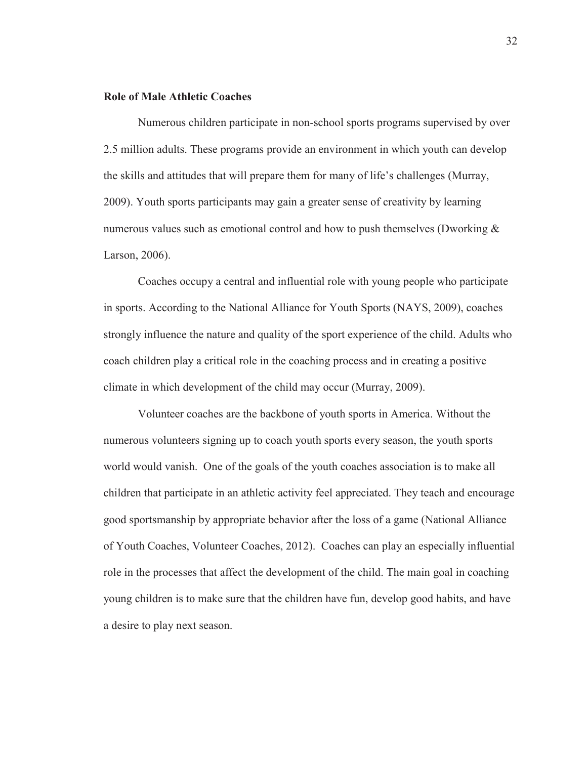**Role of Male Athletic Coaches**

Numerous children participate in non-school sports programs supervised by over 2.5 million adults. These programs provide an environment in which youth can develop the skills and attitudes that will prepare them for many of life's challenges (Murray, 2009). Youth sports participants may gain a greater sense of creativity by learning numerous values such as emotional control and how to push themselves (Dworking & Larson, 2006).

Coaches occupy a central and influential role with young people who participate in sports. According to the National Alliance for Youth Sports (NAYS, 2009), coaches strongly influence the nature and quality of the sport experience of the child. Adults who coach children play a critical role in the coaching process and in creating a positive climate in which development of the child may occur (Murray, 2009).

Volunteer coaches are the backbone of youth sports in America. Without the numerous volunteers signing up to coach youth sports every season, the youth sports world would vanish. One of the goals of the youth coaches association is to make all children that participate in an athletic activity feel appreciated. They teach and encourage good sportsmanship by appropriate behavior after the loss of a game (National Alliance of Youth Coaches, Volunteer Coaches, 2012). Coaches can play an especially influential role in the processes that affect the development of the child. The main goal in coaching young children is to make sure that the children have fun, develop good habits, and have a desire to play next season.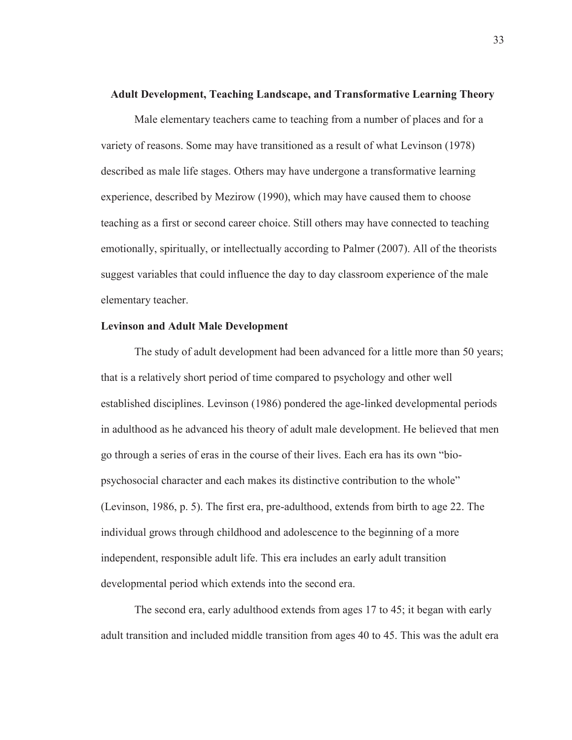## Adult Development, Teaching Landscape, and Transformative Learning Theory

Male elementary teachers came to teaching from a number of places and for a variety of reasons. Some may have transitioned as a result of what Levinson (1978) described as male life stages. Others may have undergone a transformative learning experience, described by Mezirow (1990), which may have caused them to choose teaching as a first or second career choice. Still others may have connected to teaching emotionally, spiritually, or intellectually according to Palmer (2007). All of the theorists suggest variables that could influence the day to day classroom experience of the male elementary teacher.

### Levinson and Adult Male Development

The study of adult development had been advanced for a little more than 50 years; that is a relatively short period of time compared to psychology and other well established disciplines. Levinson (1986) pondered the age-linked developmental periods in adulthood as he advanced his theory of adult male development. He believed that men go through a series of eras in the course of their lives. Each era has its own "bio-psychosocial character and each makes its distinctive contribution to the whole" (Levinson, 1986, p. 5). The first era, pre-adulthood, extends from birth to age 22. The individual grows through childhood and adolescence to the beginning of a more independent, responsible adult life. This era includes an early adult transition developmental period which extends into the second era.

The second era, early adulthood extends from ages 17 to 45; it began with early adult transition and included middle transition from ages 40 to 45. This was the adult era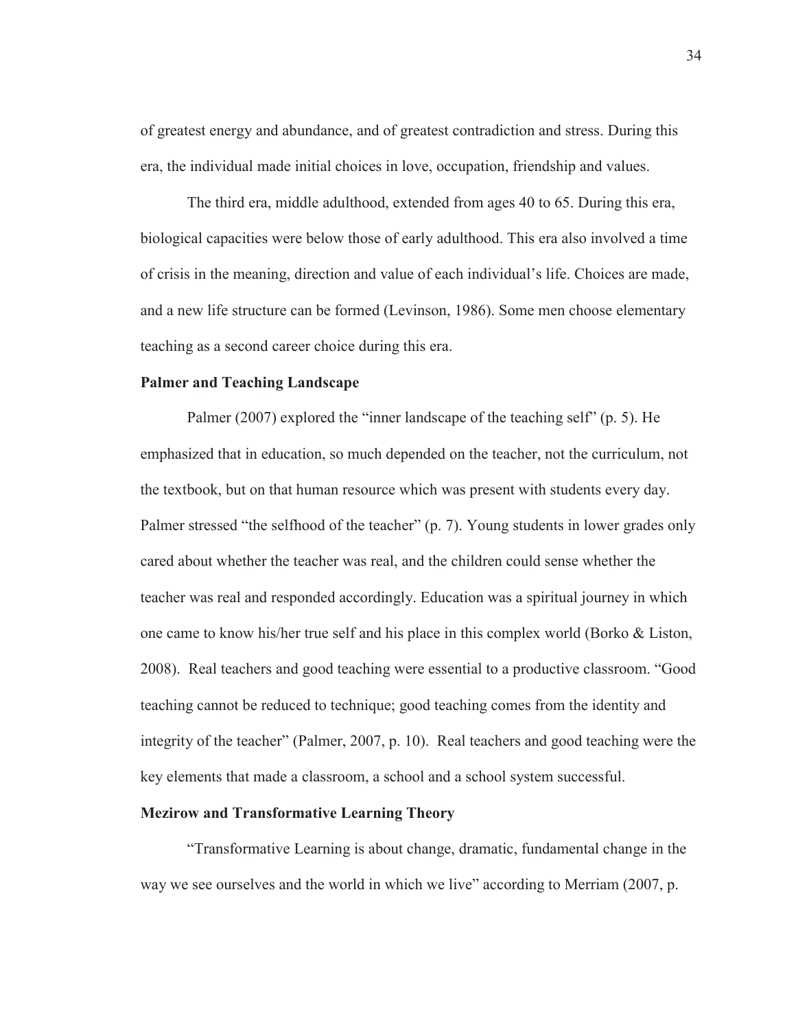of greatest energy and abundance, and of greatest contradiction and stress. During this era, the individual made initial choices in love, occupation, friendship and values.

The third era, middle adulthood, extended from ages 40 to 65. During this era, biological capacities were below those of early adulthood. This era also involved a time of crisis in the meaning, direction and value of each individual's life. Choices are made, and a new life structure can be formed (Levinson, 1986). Some men choose elementary teaching as a second career choice during this era.

### Palmer and Teaching Landscape

Palmer (2007) explored the "inner landscape of the teaching self" (p. 5). He emphasized that in education, so much depended on the teacher, not the curriculum, not the textbook, but on that human resource which was present with students every day. Palmer stressed "the selfhood of the teacher" (p. 7). Young students in lower grades only cared about whether the teacher was real, and the children could sense whether the teacher was real and responded accordingly. Education was a spiritual journey in which one came to know his/her true self and his place in this complex world (Borko & Liston, 2008). Real teachers and good teaching were essential to a productive classroom. "Good teaching cannot be reduced to technique; good teaching comes from the identity and integrity of the teacher" (Palmer, 2007, p. 10). Real teachers and good teaching were the key elements that made a classroom, a school and a school system successful.

### Mezirow and Transformative Learning Theory

"Transformative Learning is about change, dramatic, fundamental change in the way we see ourselves and the world in which we live" according to Merriam (2007, p.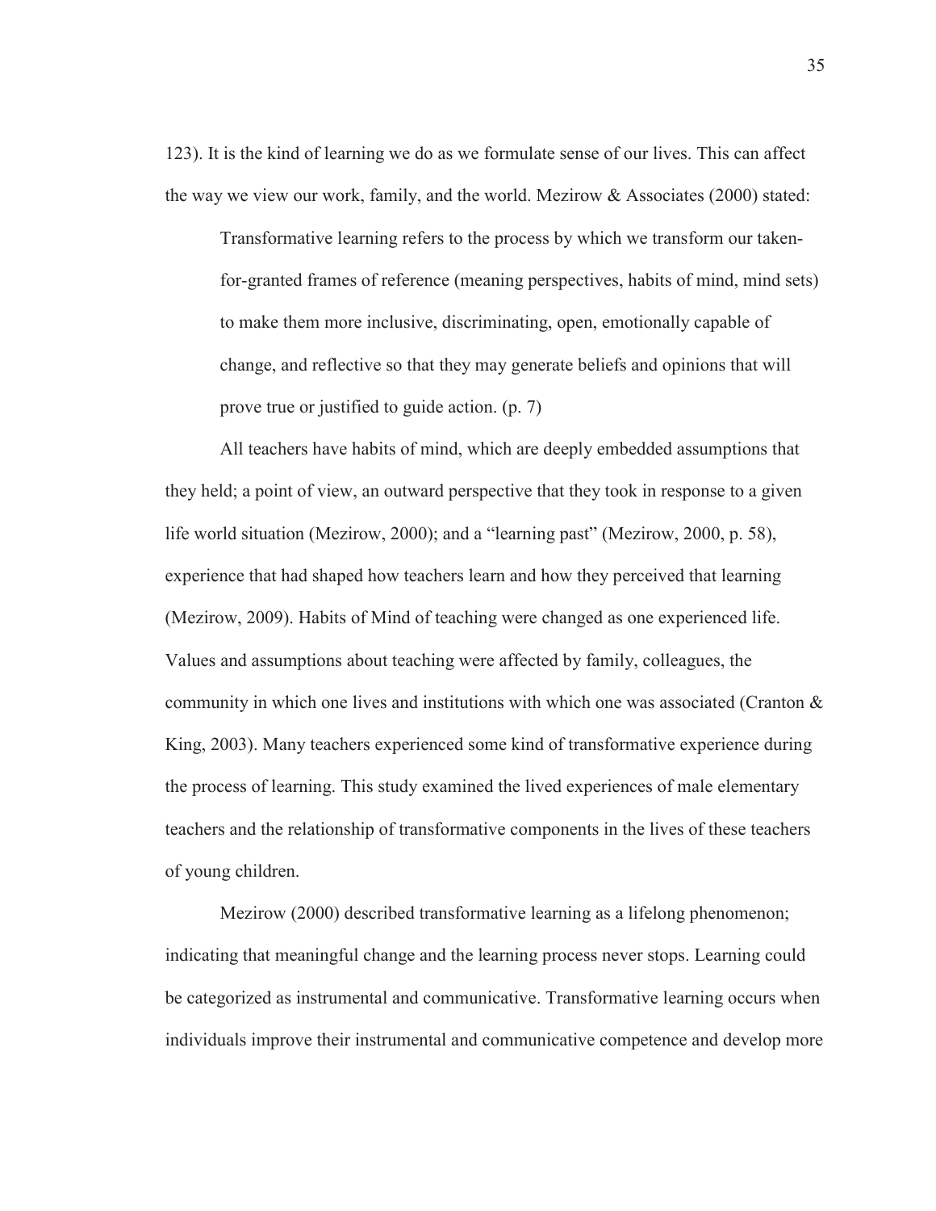123). It is the kind of learning we do as we formulate sense of our lives. This can affect the way we view our work, family, and the world. Mezirow & Associates (2000) stated:

> Transformative learning refers to the process by which we transform our taken-for-granted frames of reference (meaning perspectives, habits of mind, mind sets) to make them more inclusive, discriminating, open, emotionally capable of change, and reflective so that they may generate beliefs and opinions that will prove true or justified to guide action. (p. 7)

All teachers have habits of mind, which are deeply embedded assumptions that they held; a point of view, an outward perspective that they took in response to a given life world situation (Mezirow, 2000); and a "learning past" (Mezirow, 2000, p. 58), experience that had shaped how teachers learn and how they perceived that learning (Mezirow, 2009). Habits of Mind of teaching were changed as one experienced life. Values and assumptions about teaching were affected by family, colleagues, the community in which one lives and institutions with which one was associated (Cranton & King, 2003). Many teachers experienced some kind of transformative experience during the process of learning. This study examined the lived experiences of male elementary teachers and the relationship of transformative components in the lives of these teachers of young children.

Mezirow (2000) described transformative learning as a lifelong phenomenon; indicating that meaningful change and the learning process never stops. Learning could be categorized as instrumental and communicative. Transformative learning occurs when individuals improve their instrumental and communicative competence and develop more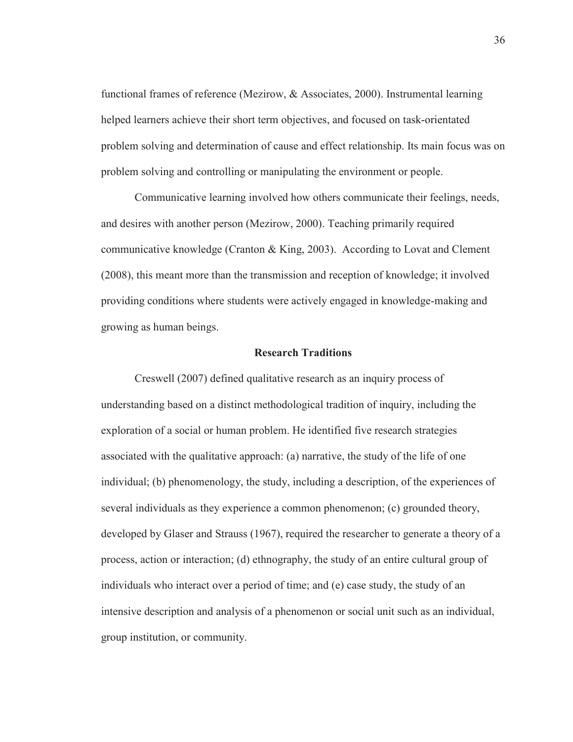functional frames of reference (Mezirow, & Associates, 2000). Instrumental learning helped learners achieve their short term objectives, and focused on task-orientated problem solving and determination of cause and effect relationship. Its main focus was on problem solving and controlling or manipulating the environment or people.

Communicative learning involved how others communicate their feelings, needs, and desires with another person (Mezirow, 2000). Teaching primarily required communicative knowledge (Cranton & King, 2003). According to Lovat and Clement (2008), this meant more than the transmission and reception of knowledge; it involved providing conditions where students were actively engaged in knowledge-making and growing as human beings.

## Research Traditions

Creswell (2007) defined qualitative research as an inquiry process of understanding based on a distinct methodological tradition of inquiry, including the exploration of a social or human problem. He identified five research strategies associated with the qualitative approach: (a) narrative, the study of the life of one individual; (b) phenomenology, the study, including a description, of the experiences of several individuals as they experience a common phenomenon; (c) grounded theory, developed by Glaser and Strauss (1967), required the researcher to generate a theory of a process, action or interaction; (d) ethnography, the study of an entire cultural group of individuals who interact over a period of time; and (e) case study, the study of an intensive description and analysis of a phenomenon or social unit such as an individual, group institution, or community.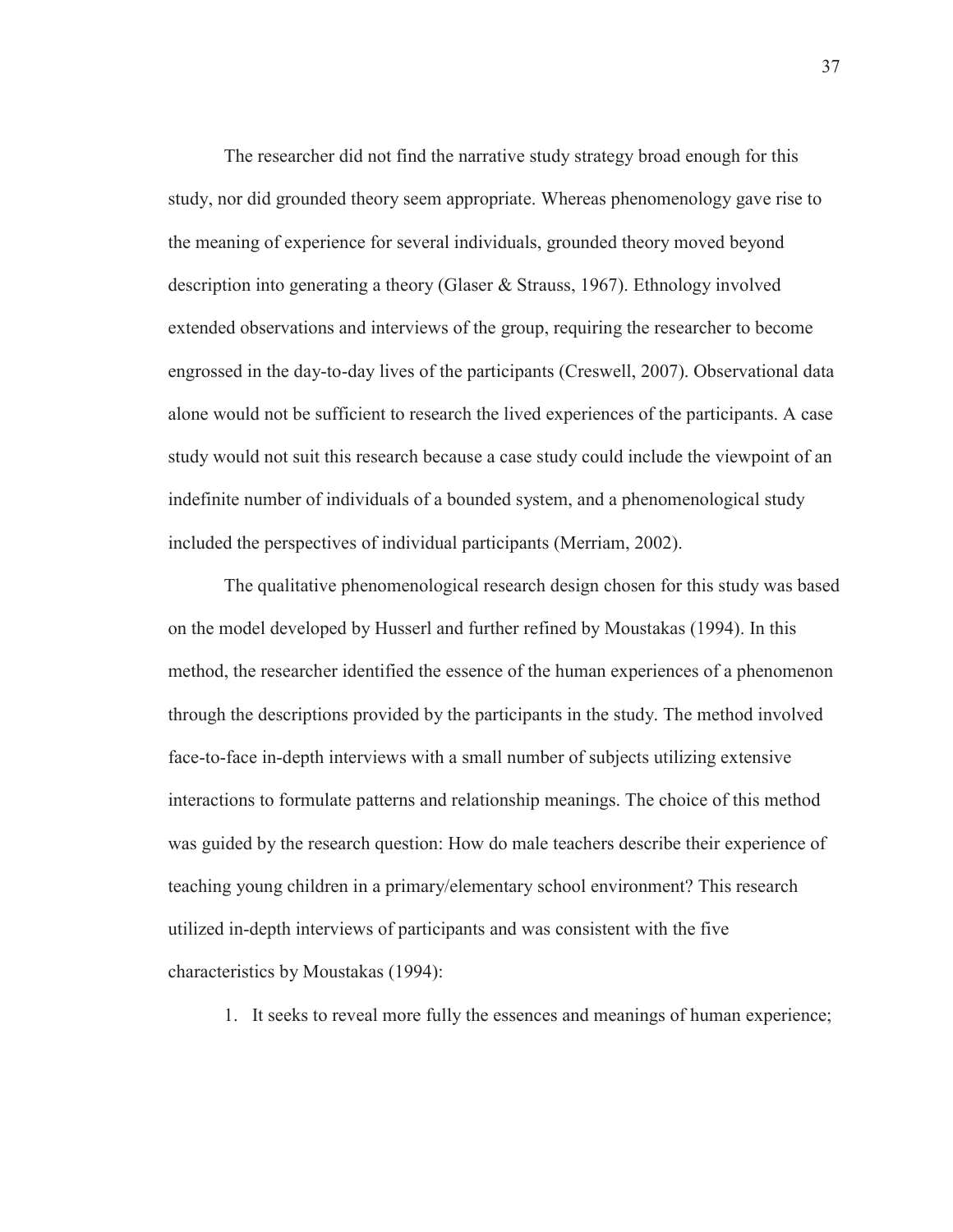The researcher did not find the narrative study strategy broad enough for this study, nor did grounded theory seem appropriate. Whereas phenomenology gave rise to the meaning of experience for several individuals, grounded theory moved beyond description into generating a theory (Glaser & Strauss, 1967). Ethnology involved extended observations and interviews of the group, requiring the researcher to become engrossed in the day-to-day lives of the participants (Creswell, 2007). Observational data alone would not be sufficient to research the lived experiences of the participants. A case study would not suit this research because a case study could include the viewpoint of an indefinite number of individuals of a bounded system, and a phenomenological study included the perspectives of individual participants (Merriam, 2002).

The qualitative phenomenological research design chosen for this study was based on the model developed by Husserl and further refined by Moustakas (1994). In this method, the researcher identified the essence of the human experiences of a phenomenon through the descriptions provided by the participants in the study. The method involved face-to-face in-depth interviews with a small number of subjects utilizing extensive interactions to formulate patterns and relationship meanings. The choice of this method was guided by the research question: How do male teachers describe their experience of teaching young children in a primary/elementary school environment? This research utilized in-depth interviews of participants and was consistent with the five characteristics by Moustakas (1994):

1. It seeks to reveal more fully the essences and meanings of human experience;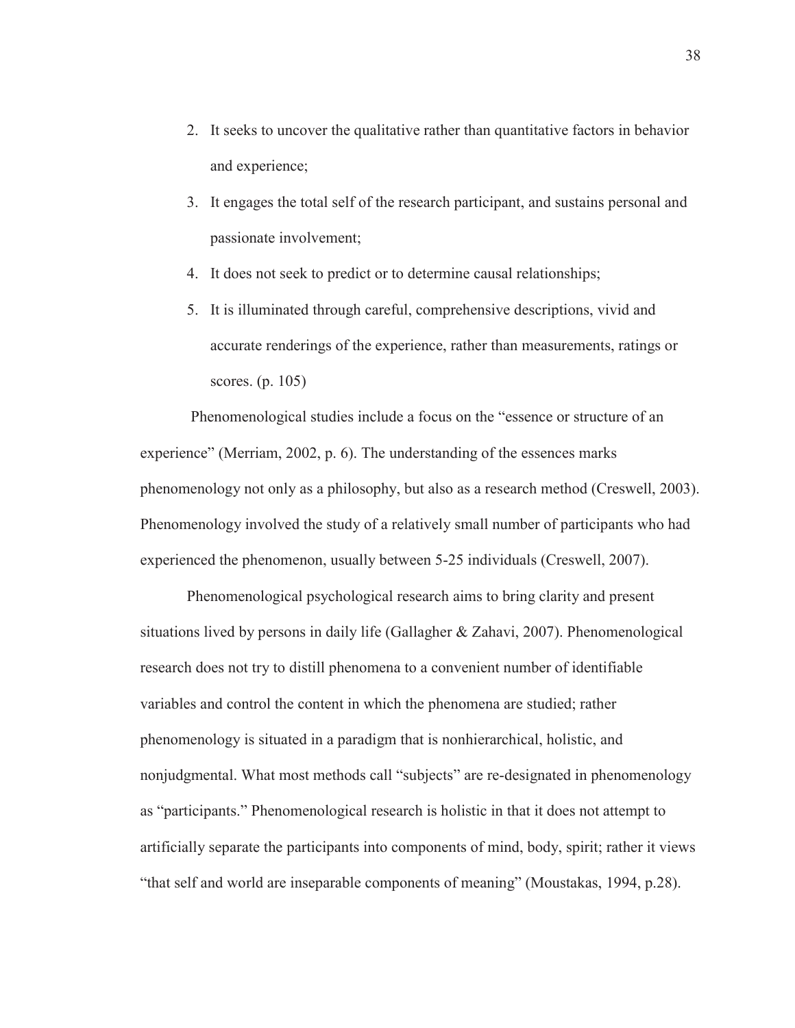2. It seeks to uncover the qualitative rather than quantitative factors in behavior and experience;
3. It engages the total self of the research participant, and sustains personal and passionate involvement;
4. It does not seek to predict or to determine causal relationships;
5. It is illuminated through careful, comprehensive descriptions, vivid and accurate renderings of the experience, rather than measurements, ratings or scores. (p. 105)

Phenomenological studies include a focus on the "essence or structure of an experience" (Merriam, 2002, p. 6). The understanding of the essences marks phenomenology not only as a philosophy, but also as a research method (Creswell, 2003). Phenomenology involved the study of a relatively small number of participants who had experienced the phenomenon, usually between 5-25 individuals (Creswell, 2007).

Phenomenological psychological research aims to bring clarity and present situations lived by persons in daily life (Gallagher & Zahavi, 2007). Phenomenological research does not try to distill phenomena to a convenient number of identifiable variables and control the content in which the phenomena are studied; rather phenomenology is situated in a paradigm that is nonhierarchical, holistic, and nonjudgmental. What most methods call "subjects" are re-designated in phenomenology as "participants." Phenomenological research is holistic in that it does not attempt to artificially separate the participants into components of mind, body, spirit; rather it views "that self and world are inseparable components of meaning" (Moustakas, 1994, p.28).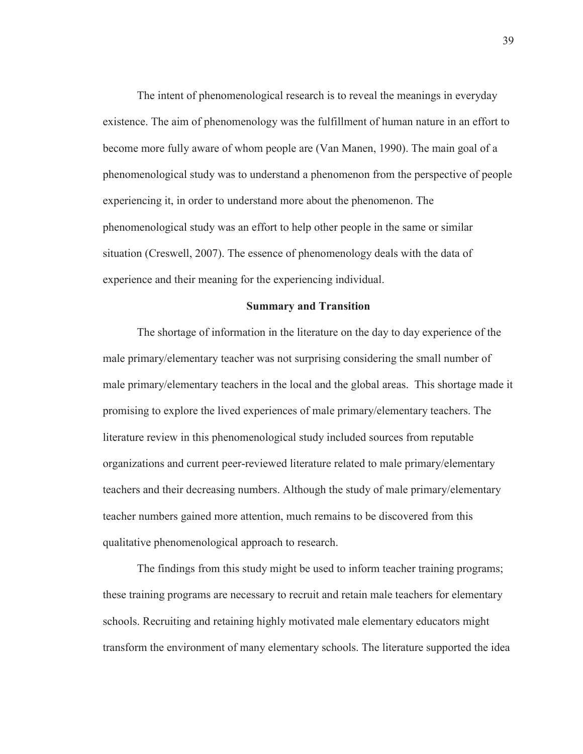The intent of phenomenological research is to reveal the meanings in everyday existence. The aim of phenomenology was the fulfillment of human nature in an effort to become more fully aware of whom people are (Van Manen, 1990). The main goal of a phenomenological study was to understand a phenomenon from the perspective of people experiencing it, in order to understand more about the phenomenon. The phenomenological study was an effort to help other people in the same or similar situation (Creswell, 2007). The essence of phenomenology deals with the data of experience and their meaning for the experiencing individual.

## Summary and Transition

The shortage of information in the literature on the day to day experience of the male primary/elementary teacher was not surprising considering the small number of male primary/elementary teachers in the local and the global areas. This shortage made it promising to explore the lived experiences of male primary/elementary teachers. The literature review in this phenomenological study included sources from reputable organizations and current peer-reviewed literature related to male primary/elementary teachers and their decreasing numbers. Although the study of male primary/elementary teacher numbers gained more attention, much remains to be discovered from this qualitative phenomenological approach to research.

The findings from this study might be used to inform teacher training programs; these training programs are necessary to recruit and retain male teachers for elementary schools. Recruiting and retaining highly motivated male elementary educators might transform the environment of many elementary schools. The literature supported the idea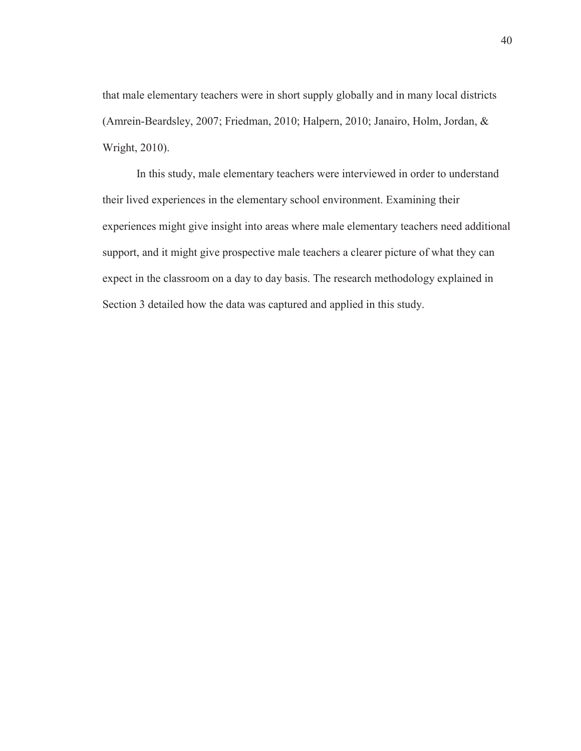that male elementary teachers were in short supply globally and in many local districts (Amrein-Beardsley, 2007; Friedman, 2010; Halpern, 2010; Janairo, Holm, Jordan, & Wright, 2010).

In this study, male elementary teachers were interviewed in order to understand their lived experiences in the elementary school environment. Examining their experiences might give insight into areas where male elementary teachers need additional support, and it might give prospective male teachers a clearer picture of what they can expect in the classroom on a day to day basis. The research methodology explained in Section 3 detailed how the data was captured and applied in this study.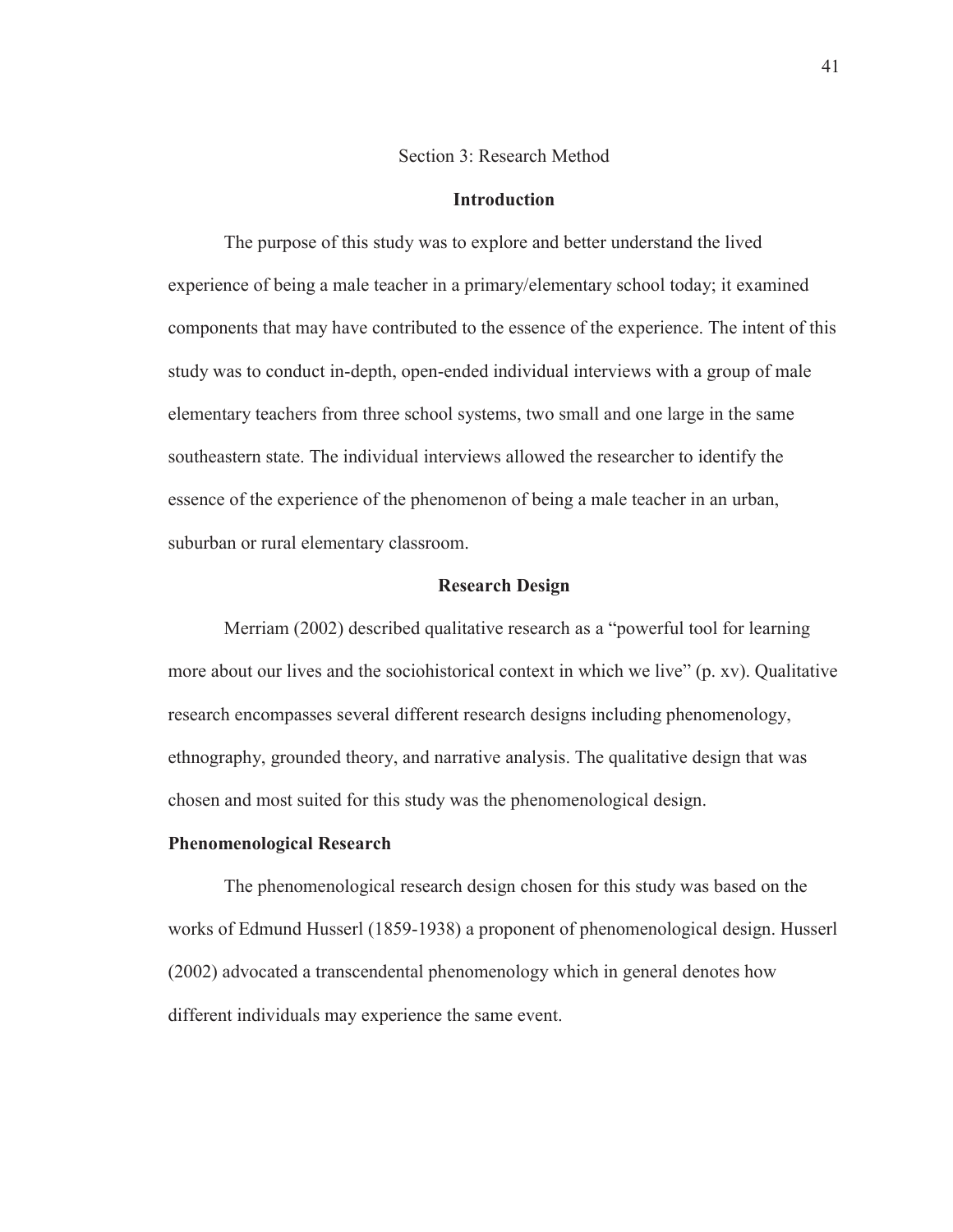# Section 3: Research Method

## Introduction

The purpose of this study was to explore and better understand the lived experience of being a male teacher in a primary/elementary school today; it examined components that may have contributed to the essence of the experience. The intent of this study was to conduct in-depth, open-ended individual interviews with a group of male elementary teachers from three school systems, two small and one large in the same southeastern state. The individual interviews allowed the researcher to identify the essence of the experience of the phenomenon of being a male teacher in an urban, suburban or rural elementary classroom.

## Research Design

Merriam (2002) described qualitative research as a "powerful tool for learning more about our lives and the sociohistorical context in which we live" (p. xv). Qualitative research encompasses several different research designs including phenomenology, ethnography, grounded theory, and narrative analysis. The qualitative design that was chosen and most suited for this study was the phenomenological design.

### Phenomenological Research

The phenomenological research design chosen for this study was based on the works of Edmund Husserl (1859-1938) a proponent of phenomenological design. Husserl (2002) advocated a transcendental phenomenology which in general denotes how different individuals may experience the same event.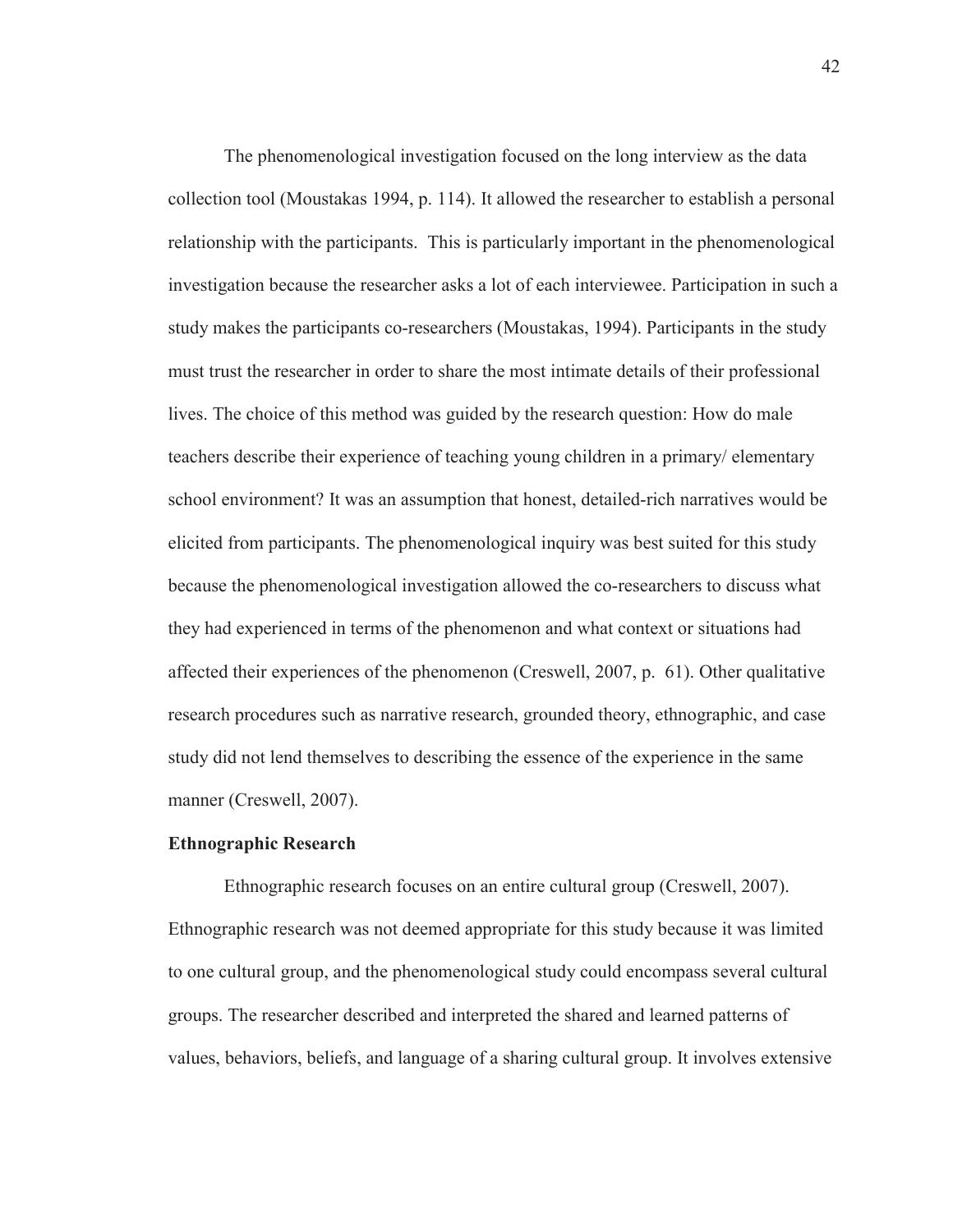The phenomenological investigation focused on the long interview as the data collection tool (Moustakas 1994, p. 114). It allowed the researcher to establish a personal relationship with the participants. This is particularly important in the phenomenological investigation because the researcher asks a lot of each interviewee. Participation in such a study makes the participants co-researchers (Moustakas, 1994). Participants in the study must trust the researcher in order to share the most intimate details of their professional lives. The choice of this method was guided by the research question: How do male teachers describe their experience of teaching young children in a primary/ elementary school environment? It was an assumption that honest, detailed-rich narratives would be elicited from participants. The phenomenological inquiry was best suited for this study because the phenomenological investigation allowed the co-researchers to discuss what they had experienced in terms of the phenomenon and what context or situations had affected their experiences of the phenomenon (Creswell, 2007, p. 61). Other qualitative research procedures such as narrative research, grounded theory, ethnographic, and case study did not lend themselves to describing the essence of the experience in the same manner (Creswell, 2007).

**Ethnographic Research**

Ethnographic research focuses on an entire cultural group (Creswell, 2007). Ethnographic research was not deemed appropriate for this study because it was limited to one cultural group, and the phenomenological study could encompass several cultural groups. The researcher described and interpreted the shared and learned patterns of values, behaviors, beliefs, and language of a sharing cultural group. It involves extensive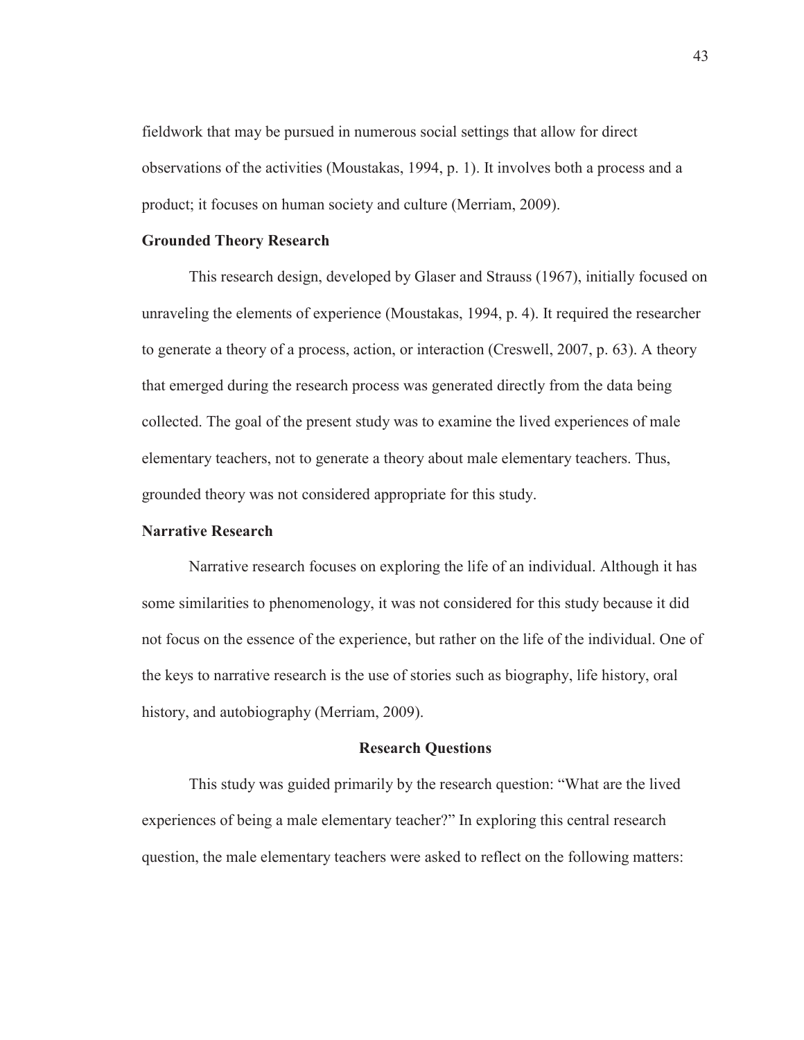fieldwork that may be pursued in numerous social settings that allow for direct observations of the activities (Moustakas, 1994, p. 1). It involves both a process and a product; it focuses on human society and culture (Merriam, 2009).

### Grounded Theory Research

This research design, developed by Glaser and Strauss (1967), initially focused on unraveling the elements of experience (Moustakas, 1994, p. 4). It required the researcher to generate a theory of a process, action, or interaction (Creswell, 2007, p. 63). A theory that emerged during the research process was generated directly from the data being collected. The goal of the present study was to examine the lived experiences of male elementary teachers, not to generate a theory about male elementary teachers. Thus, grounded theory was not considered appropriate for this study.

### Narrative Research

Narrative research focuses on exploring the life of an individual. Although it has some similarities to phenomenology, it was not considered for this study because it did not focus on the essence of the experience, but rather on the life of the individual. One of the keys to narrative research is the use of stories such as biography, life history, oral history, and autobiography (Merriam, 2009).

## Research Questions

This study was guided primarily by the research question: "What are the lived experiences of being a male elementary teacher?" In exploring this central research question, the male elementary teachers were asked to reflect on the following matters: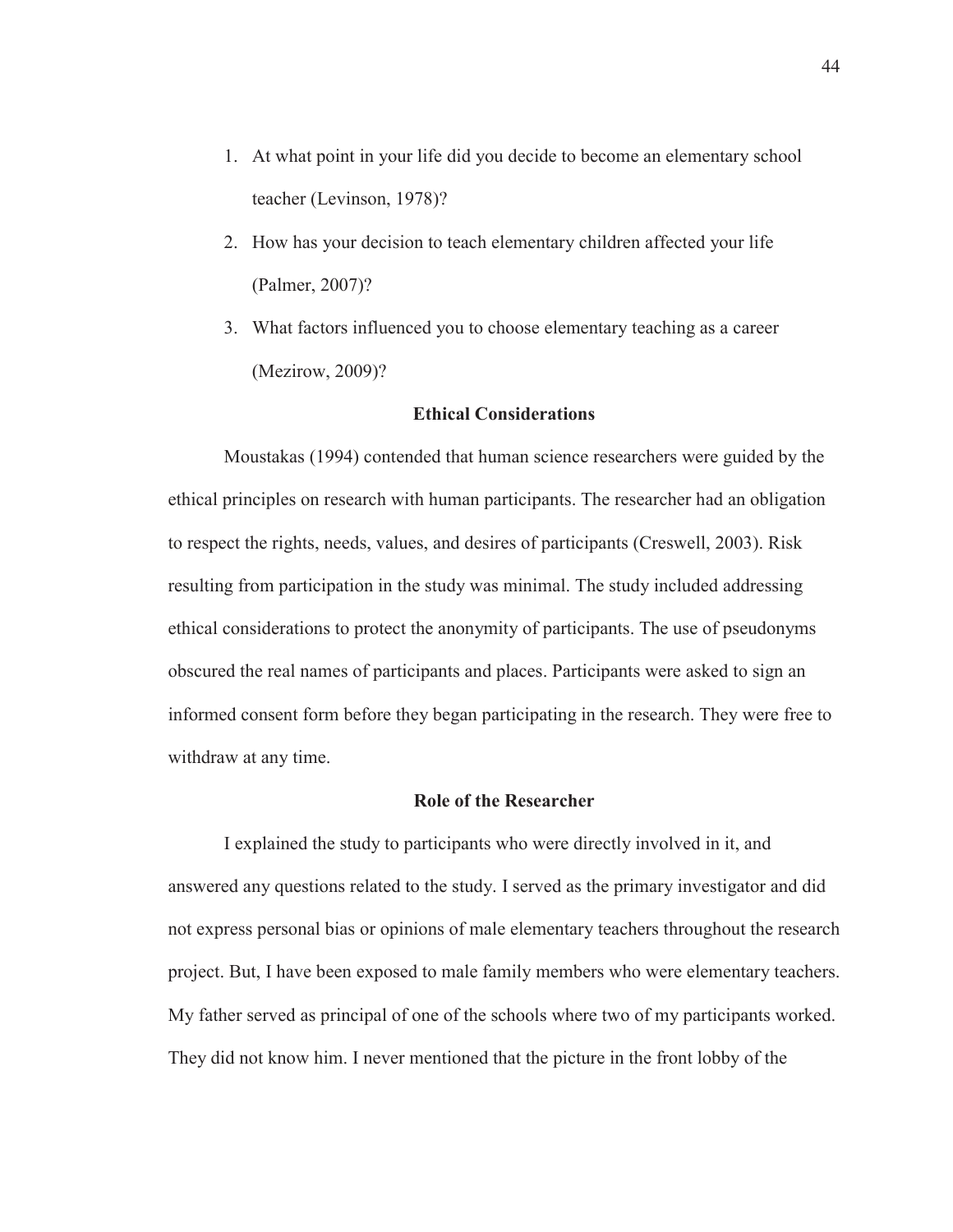1. At what point in your life did you decide to become an elementary school teacher (Levinson, 1978)?
2. How has your decision to teach elementary children affected your life (Palmer, 2007)?
3. What factors influenced you to choose elementary teaching as a career (Mezirow, 2009)?

## Ethical Considerations

Moustakas (1994) contended that human science researchers were guided by the ethical principles on research with human participants. The researcher had an obligation to respect the rights, needs, values, and desires of participants (Creswell, 2003). Risk resulting from participation in the study was minimal. The study included addressing ethical considerations to protect the anonymity of participants. The use of pseudonyms obscured the real names of participants and places. Participants were asked to sign an informed consent form before they began participating in the research. They were free to withdraw at any time.

## Role of the Researcher

I explained the study to participants who were directly involved in it, and answered any questions related to the study. I served as the primary investigator and did not express personal bias or opinions of male elementary teachers throughout the research project. But, I have been exposed to male family members who were elementary teachers. My father served as principal of one of the schools where two of my participants worked. They did not know him. I never mentioned that the picture in the front lobby of the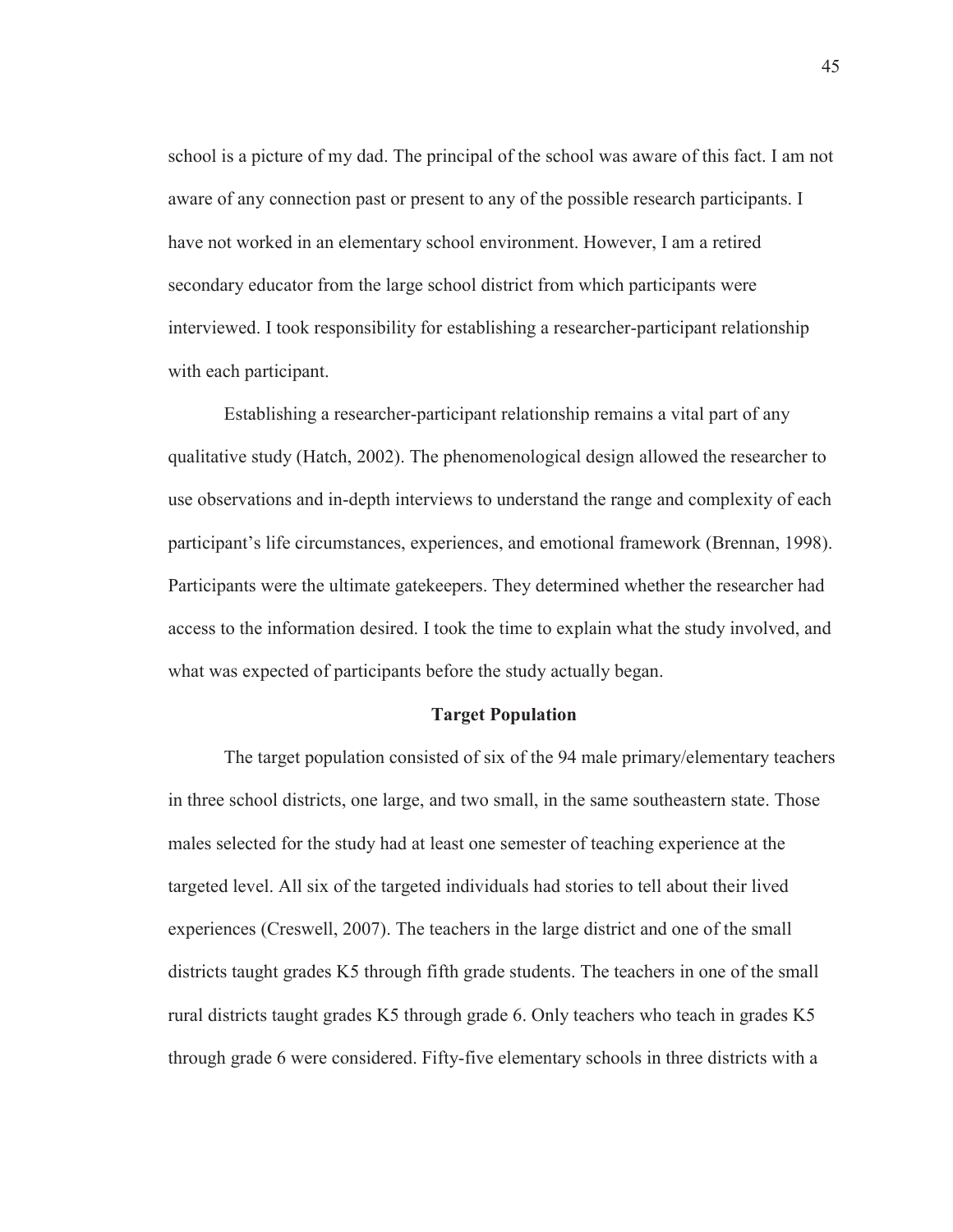school is a picture of my dad. The principal of the school was aware of this fact. I am not aware of any connection past or present to any of the possible research participants. I have not worked in an elementary school environment. However, I am a retired secondary educator from the large school district from which participants were interviewed. I took responsibility for establishing a researcher-participant relationship with each participant.

Establishing a researcher-participant relationship remains a vital part of any qualitative study (Hatch, 2002). The phenomenological design allowed the researcher to use observations and in-depth interviews to understand the range and complexity of each participant's life circumstances, experiences, and emotional framework (Brennan, 1998). Participants were the ultimate gatekeepers. They determined whether the researcher had access to the information desired. I took the time to explain what the study involved, and what was expected of participants before the study actually began.

## Target Population

The target population consisted of six of the 94 male primary/elementary teachers in three school districts, one large, and two small, in the same southeastern state. Those males selected for the study had at least one semester of teaching experience at the targeted level. All six of the targeted individuals had stories to tell about their lived experiences (Creswell, 2007). The teachers in the large district and one of the small districts taught grades K5 through fifth grade students. The teachers in one of the small rural districts taught grades K5 through grade 6. Only teachers who teach in grades K5 through grade 6 were considered. Fifty-five elementary schools in three districts with a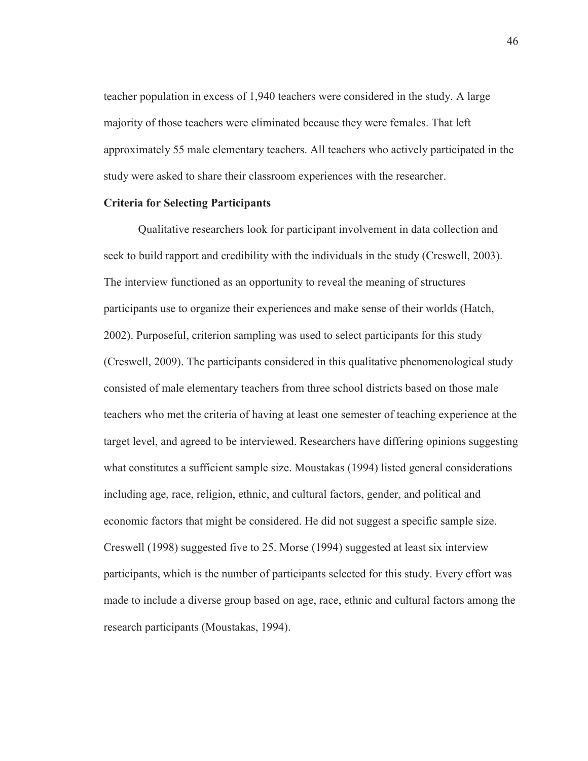teacher population in excess of 1,940 teachers were considered in the study. A large majority of those teachers were eliminated because they were females. That left approximately 55 male elementary teachers. All teachers who actively participated in the study were asked to share their classroom experiences with the researcher.

**Criteria for Selecting Participants**

Qualitative researchers look for participant involvement in data collection and seek to build rapport and credibility with the individuals in the study (Creswell, 2003). The interview functioned as an opportunity to reveal the meaning of structures participants use to organize their experiences and make sense of their worlds (Hatch, 2002). Purposeful, criterion sampling was used to select participants for this study (Creswell, 2009). The participants considered in this qualitative phenomenological study consisted of male elementary teachers from three school districts based on those male teachers who met the criteria of having at least one semester of teaching experience at the target level, and agreed to be interviewed. Researchers have differing opinions suggesting what constitutes a sufficient sample size. Moustakas (1994) listed general considerations including age, race, religion, ethnic, and cultural factors, gender, and political and economic factors that might be considered. He did not suggest a specific sample size. Creswell (1998) suggested five to 25. Morse (1994) suggested at least six interview participants, which is the number of participants selected for this study. Every effort was made to include a diverse group based on age, race, ethnic and cultural factors among the research participants (Moustakas, 1994).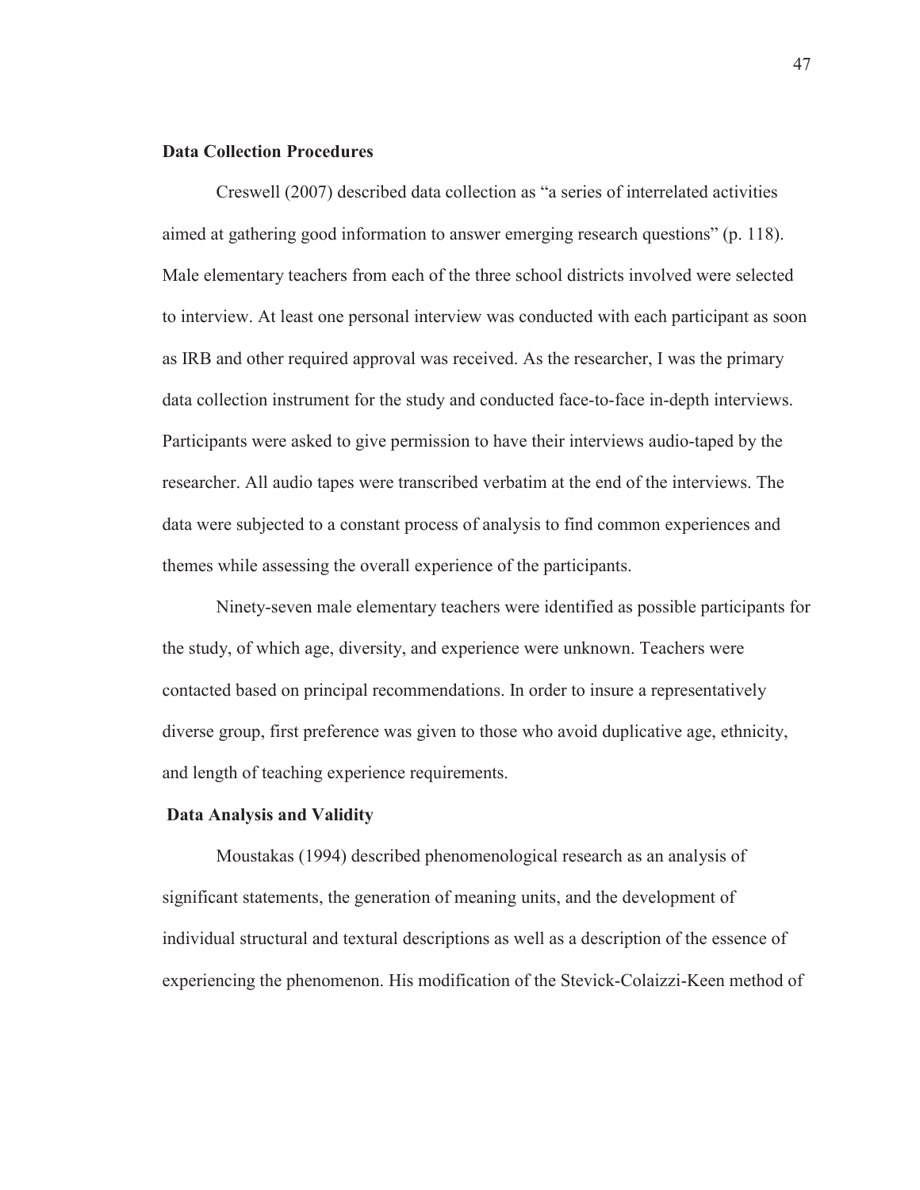### Data Collection Procedures

Creswell (2007) described data collection as "a series of interrelated activities aimed at gathering good information to answer emerging research questions" (p. 118). Male elementary teachers from each of the three school districts involved were selected to interview. At least one personal interview was conducted with each participant as soon as IRB and other required approval was received. As the researcher, I was the primary data collection instrument for the study and conducted face-to-face in-depth interviews. Participants were asked to give permission to have their interviews audio-taped by the researcher. All audio tapes were transcribed verbatim at the end of the interviews. The data were subjected to a constant process of analysis to find common experiences and themes while assessing the overall experience of the participants.

Ninety-seven male elementary teachers were identified as possible participants for the study, of which age, diversity, and experience were unknown. Teachers were contacted based on principal recommendations. In order to insure a representatively diverse group, first preference was given to those who avoid duplicative age, ethnicity, and length of teaching experience requirements.

### Data Analysis and Validity

Moustakas (1994) described phenomenological research as an analysis of significant statements, the generation of meaning units, and the development of individual structural and textural descriptions as well as a description of the essence of experiencing the phenomenon. His modification of the Stevick-Colaizzi-Keen method of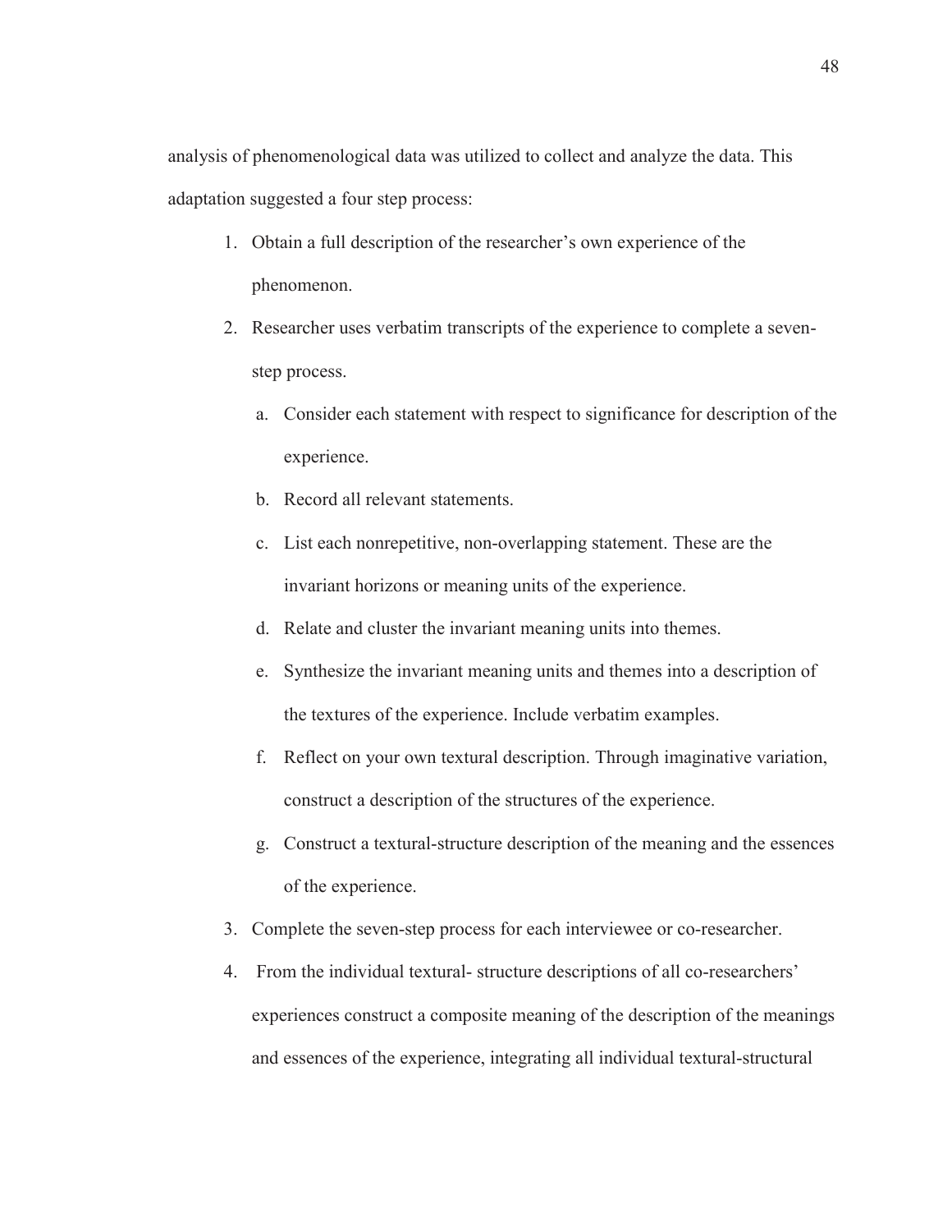analysis of phenomenological data was utilized to collect and analyze the data. This adaptation suggested a four step process:

1. Obtain a full description of the researcher's own experience of the phenomenon.
2. Researcher uses verbatim transcripts of the experience to complete a seven-step process.
   a. Consider each statement with respect to significance for description of the experience.
   b. Record all relevant statements.
   c. List each nonrepetitive, non-overlapping statement. These are the invariant horizons or meaning units of the experience.
   d. Relate and cluster the invariant meaning units into themes.
   e. Synthesize the invariant meaning units and themes into a description of the textures of the experience. Include verbatim examples.
   f. Reflect on your own textural description. Through imaginative variation, construct a description of the structures of the experience.
   g. Construct a textural-structure description of the meaning and the essences of the experience.
3. Complete the seven-step process for each interviewee or co-researcher.
4. From the individual textural- structure descriptions of all co-researchers' experiences construct a composite meaning of the description of the meanings and essences of the experience, integrating all individual textural-structural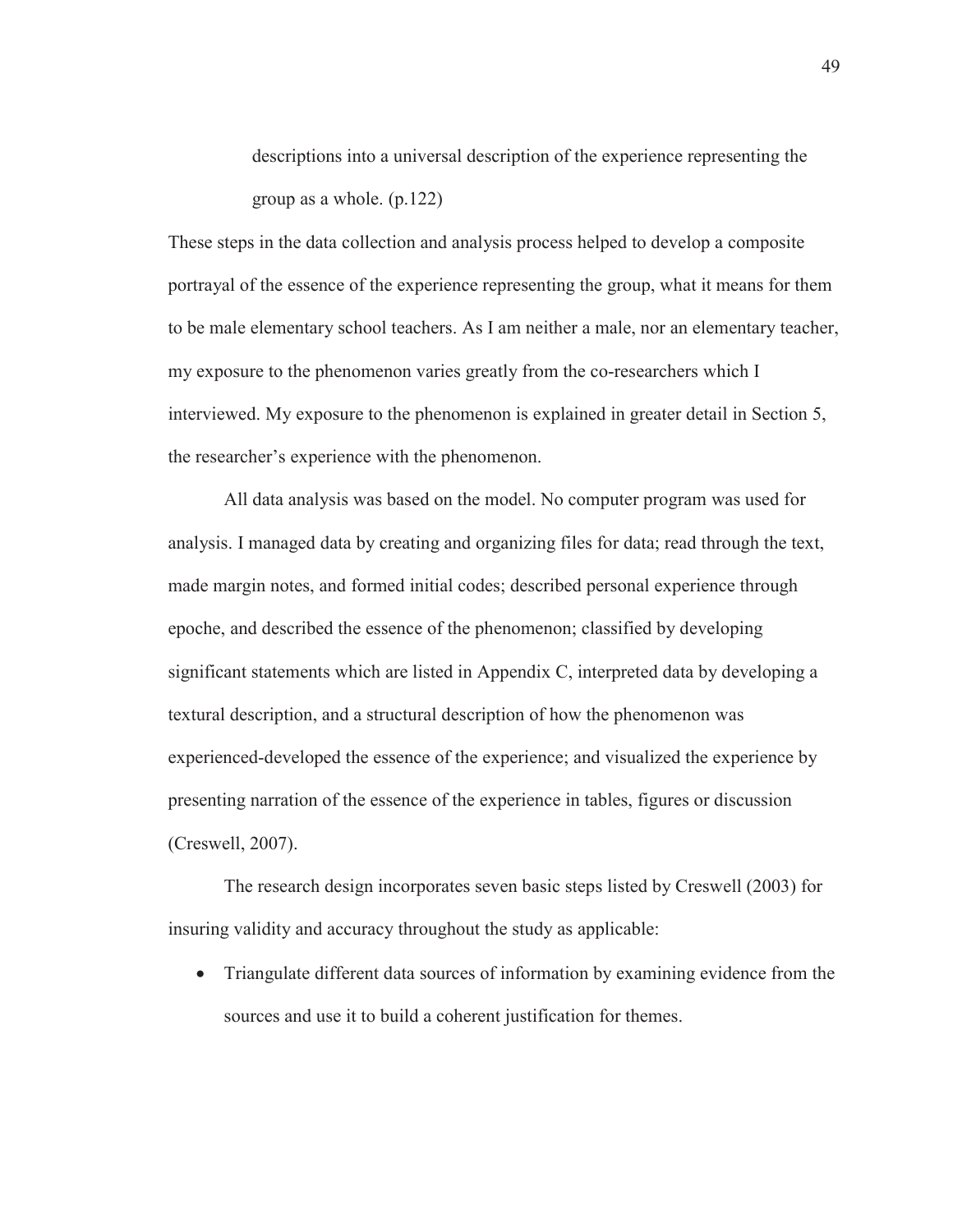> descriptions into a universal description of the experience representing the group as a whole. (p.122)

These steps in the data collection and analysis process helped to develop a composite portrayal of the essence of the experience representing the group, what it means for them to be male elementary school teachers. As I am neither a male, nor an elementary teacher, my exposure to the phenomenon varies greatly from the co-researchers which I interviewed. My exposure to the phenomenon is explained in greater detail in Section 5, the researcher's experience with the phenomenon.

All data analysis was based on the model. No computer program was used for analysis. I managed data by creating and organizing files for data; read through the text, made margin notes, and formed initial codes; described personal experience through epoche, and described the essence of the phenomenon; classified by developing significant statements which are listed in Appendix C, interpreted data by developing a textural description, and a structural description of how the phenomenon was experienced-developed the essence of the experience; and visualized the experience by presenting narration of the essence of the experience in tables, figures or discussion (Creswell, 2007).

The research design incorporates seven basic steps listed by Creswell (2003) for insuring validity and accuracy throughout the study as applicable:

- Triangulate different data sources of information by examining evidence from the sources and use it to build a coherent justification for themes.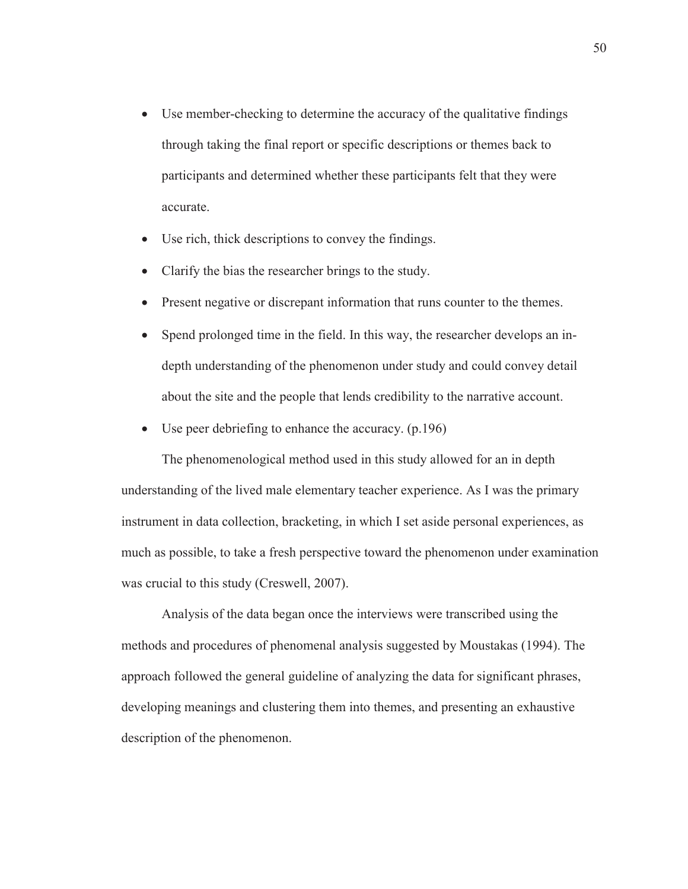- Use member-checking to determine the accuracy of the qualitative findings through taking the final report or specific descriptions or themes back to participants and determined whether these participants felt that they were accurate.
- Use rich, thick descriptions to convey the findings.
- Clarify the bias the researcher brings to the study.
- Present negative or discrepant information that runs counter to the themes.
- Spend prolonged time in the field. In this way, the researcher develops an in-depth understanding of the phenomenon under study and could convey detail about the site and the people that lends credibility to the narrative account.
- Use peer debriefing to enhance the accuracy. (p.196)

The phenomenological method used in this study allowed for an in depth understanding of the lived male elementary teacher experience. As I was the primary instrument in data collection, bracketing, in which I set aside personal experiences, as much as possible, to take a fresh perspective toward the phenomenon under examination was crucial to this study (Creswell, 2007).

Analysis of the data began once the interviews were transcribed using the methods and procedures of phenomenal analysis suggested by Moustakas (1994). The approach followed the general guideline of analyzing the data for significant phrases, developing meanings and clustering them into themes, and presenting an exhaustive description of the phenomenon.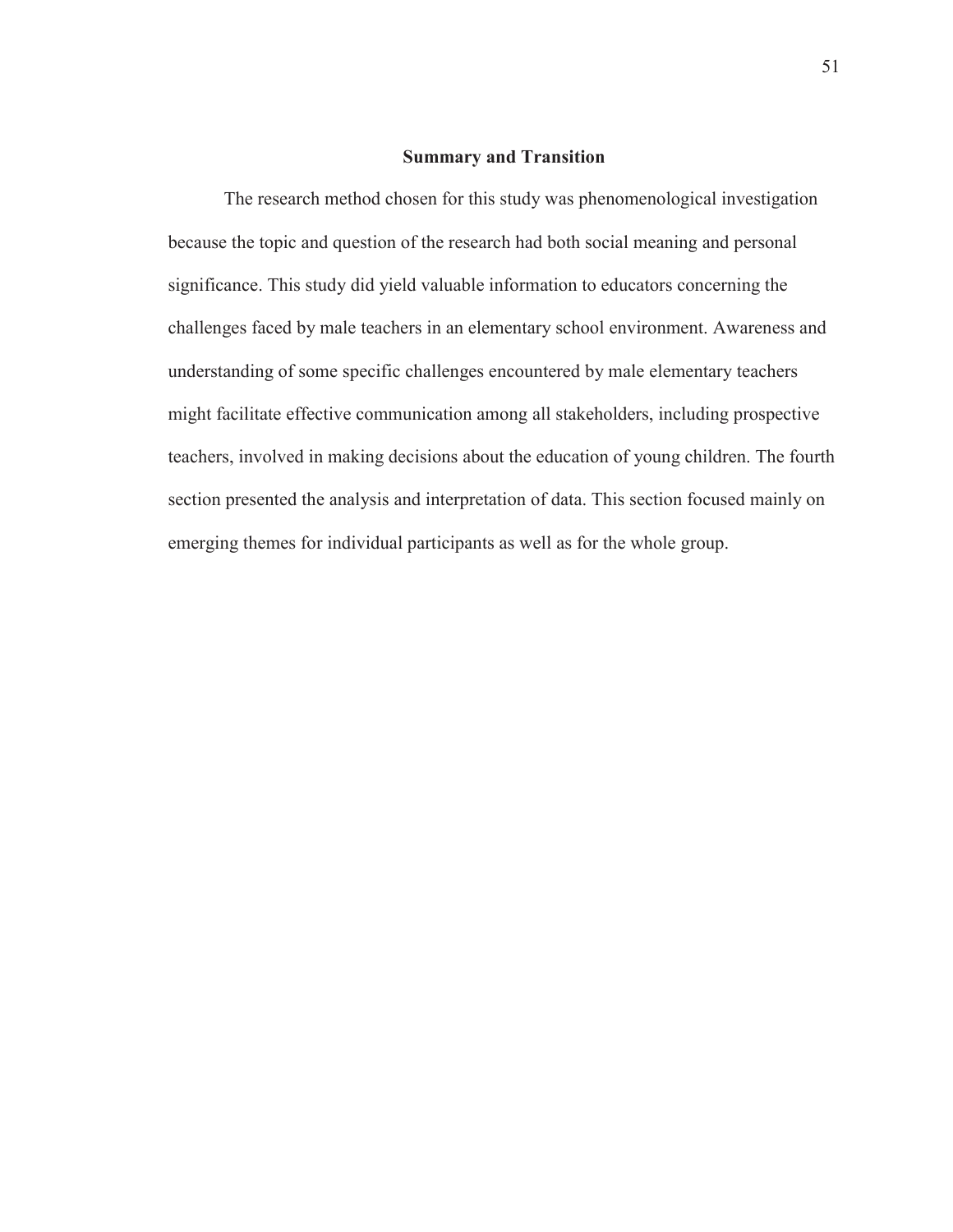## Summary and Transition

The research method chosen for this study was phenomenological investigation because the topic and question of the research had both social meaning and personal significance. This study did yield valuable information to educators concerning the challenges faced by male teachers in an elementary school environment. Awareness and understanding of some specific challenges encountered by male elementary teachers might facilitate effective communication among all stakeholders, including prospective teachers, involved in making decisions about the education of young children. The fourth section presented the analysis and interpretation of data. This section focused mainly on emerging themes for individual participants as well as for the whole group.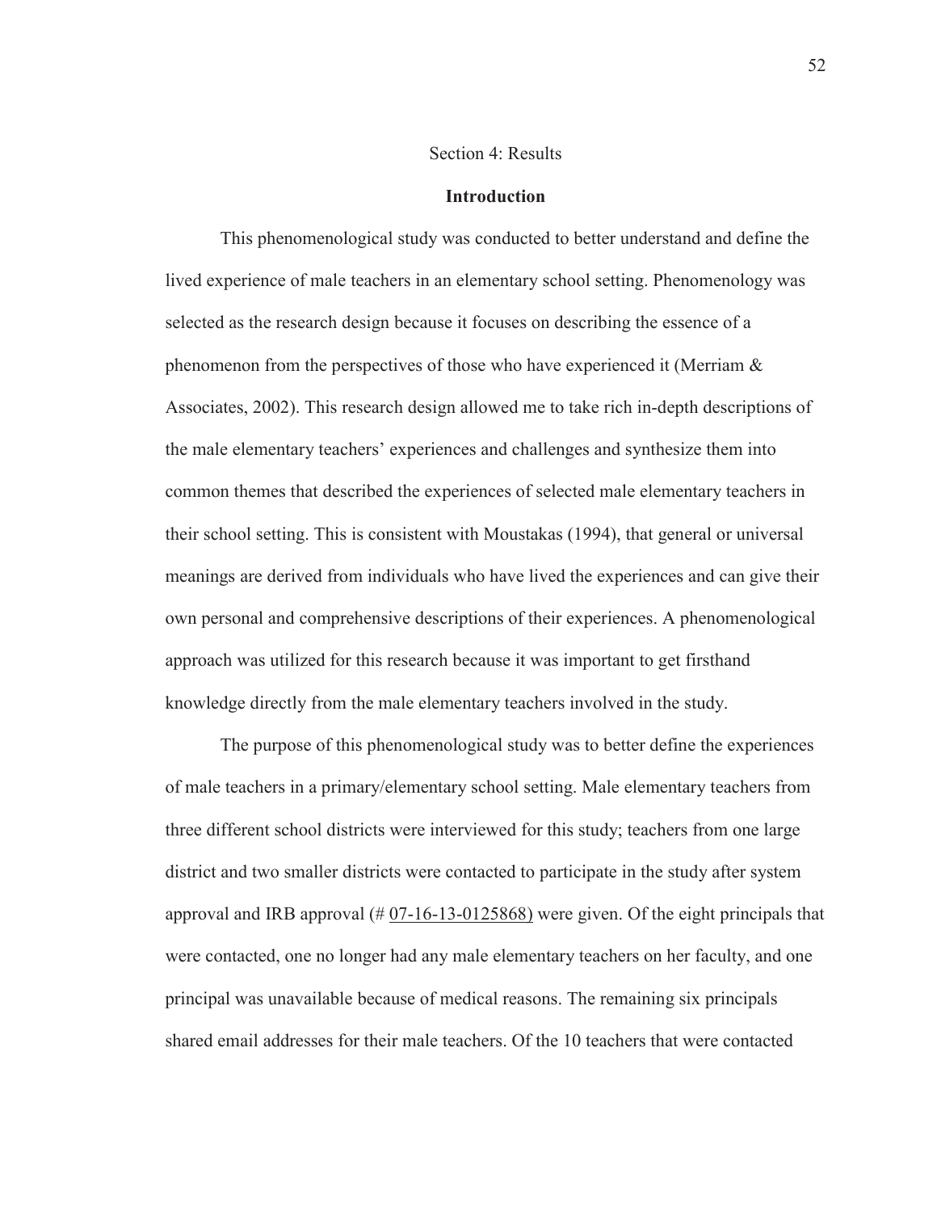# Section 4: Results

## Introduction

This phenomenological study was conducted to better understand and define the lived experience of male teachers in an elementary school setting. Phenomenology was selected as the research design because it focuses on describing the essence of a phenomenon from the perspectives of those who have experienced it (Merriam & Associates, 2002). This research design allowed me to take rich in-depth descriptions of the male elementary teachers' experiences and challenges and synthesize them into common themes that described the experiences of selected male elementary teachers in their school setting. This is consistent with Moustakas (1994), that general or universal meanings are derived from individuals who have lived the experiences and can give their own personal and comprehensive descriptions of their experiences. A phenomenological approach was utilized for this research because it was important to get firsthand knowledge directly from the male elementary teachers involved in the study.

The purpose of this phenomenological study was to better define the experiences of male teachers in a primary/elementary school setting. Male elementary teachers from three different school districts were interviewed for this study; teachers from one large district and two smaller districts were contacted to participate in the study after system approval and IRB approval (# 07-16-13-0125868) were given. Of the eight principals that were contacted, one no longer had any male elementary teachers on her faculty, and one principal was unavailable because of medical reasons. The remaining six principals shared email addresses for their male teachers. Of the 10 teachers that were contacted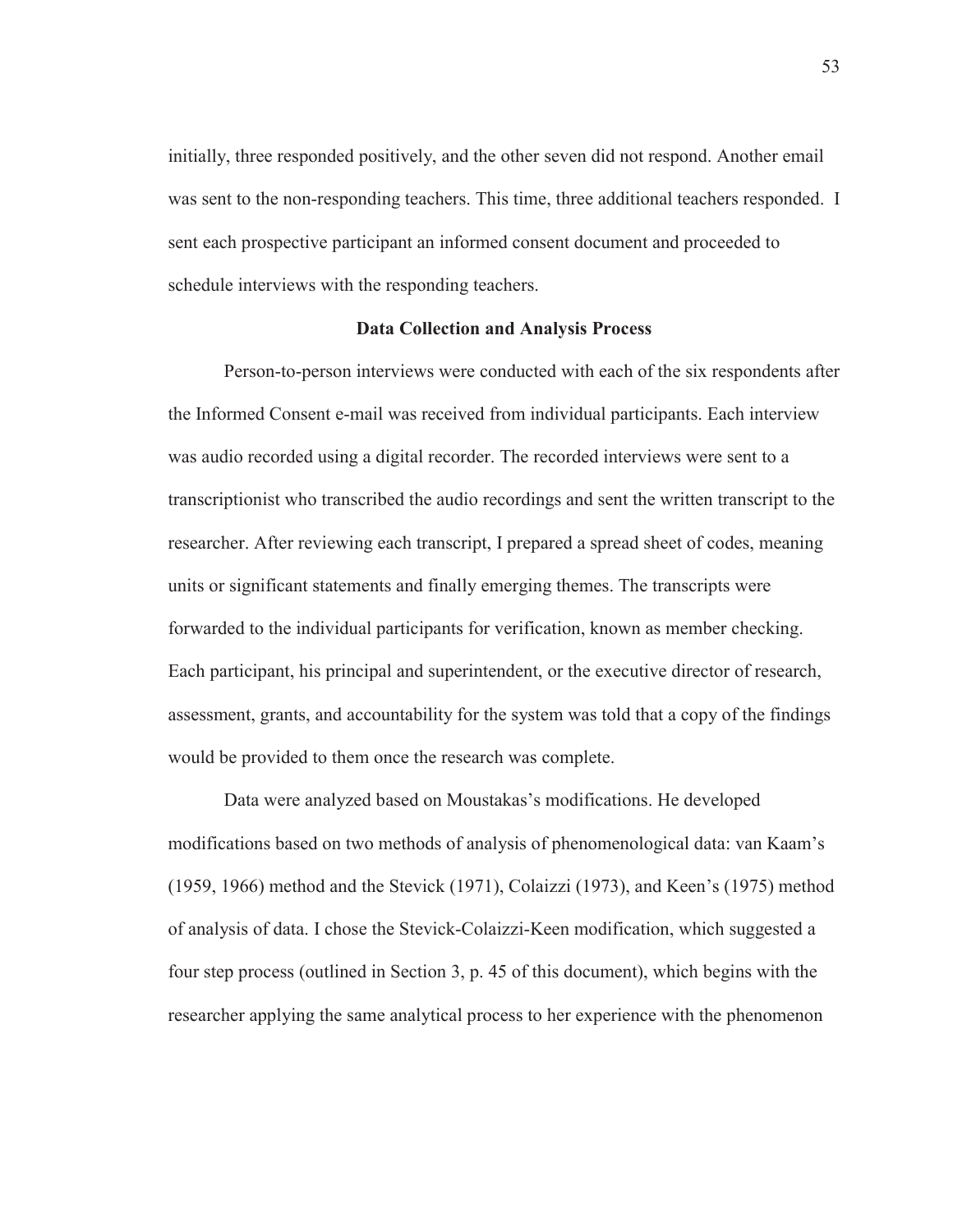initially, three responded positively, and the other seven did not respond. Another email was sent to the non-responding teachers. This time, three additional teachers responded. I sent each prospective participant an informed consent document and proceeded to schedule interviews with the responding teachers.

## Data Collection and Analysis Process

Person-to-person interviews were conducted with each of the six respondents after the Informed Consent e-mail was received from individual participants. Each interview was audio recorded using a digital recorder. The recorded interviews were sent to a transcriptionist who transcribed the audio recordings and sent the written transcript to the researcher. After reviewing each transcript, I prepared a spread sheet of codes, meaning units or significant statements and finally emerging themes. The transcripts were forwarded to the individual participants for verification, known as member checking. Each participant, his principal and superintendent, or the executive director of research, assessment, grants, and accountability for the system was told that a copy of the findings would be provided to them once the research was complete.

Data were analyzed based on Moustakas's modifications. He developed modifications based on two methods of analysis of phenomenological data: van Kaam's (1959, 1966) method and the Stevick (1971), Colaizzi (1973), and Keen's (1975) method of analysis of data. I chose the Stevick-Colaizzi-Keen modification, which suggested a four step process (outlined in Section 3, p. 45 of this document), which begins with the researcher applying the same analytical process to her experience with the phenomenon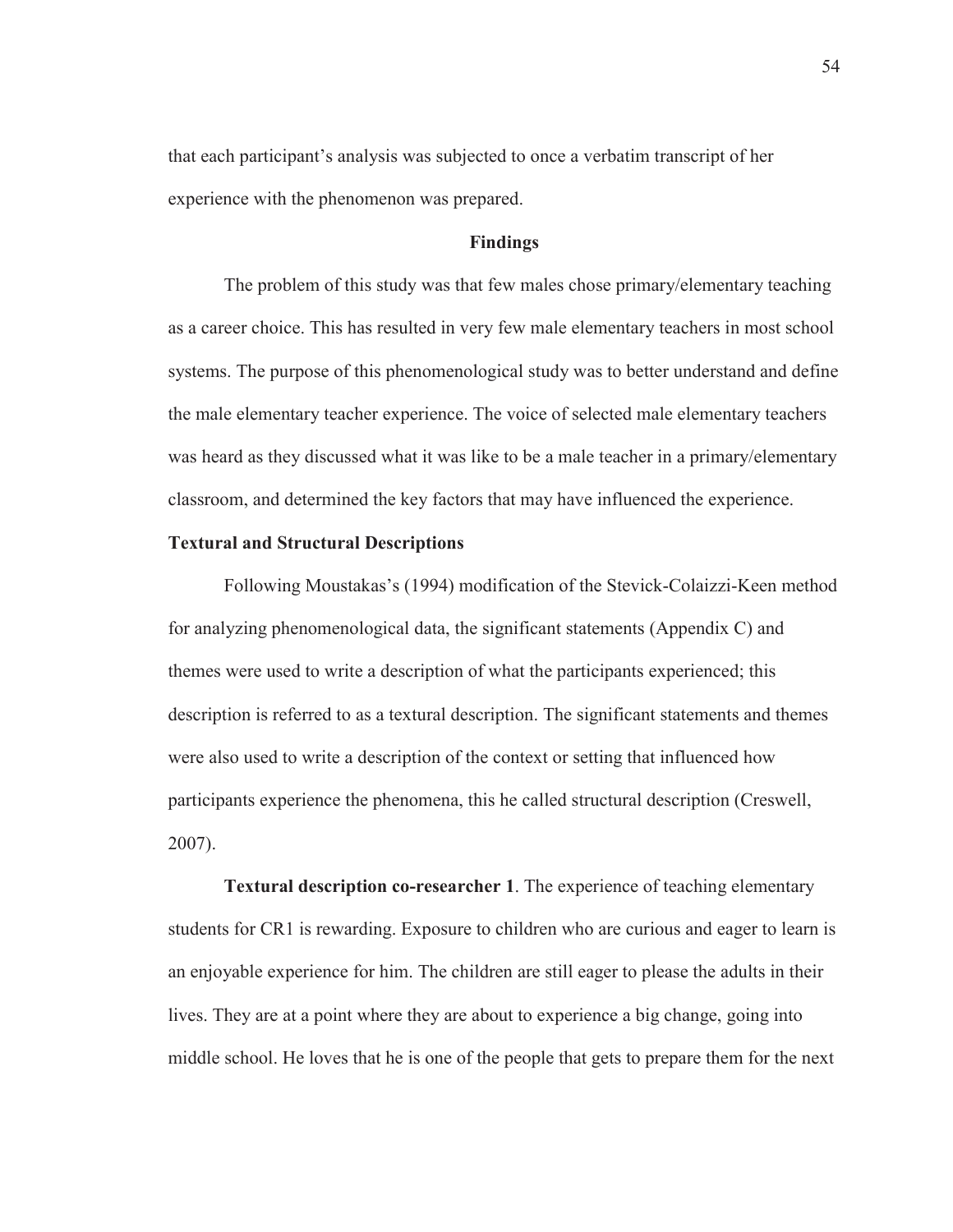that each participant's analysis was subjected to once a verbatim transcript of her experience with the phenomenon was prepared.

## Findings

The problem of this study was that few males chose primary/elementary teaching as a career choice. This has resulted in very few male elementary teachers in most school systems. The purpose of this phenomenological study was to better understand and define the male elementary teacher experience. The voice of selected male elementary teachers was heard as they discussed what it was like to be a male teacher in a primary/elementary classroom, and determined the key factors that may have influenced the experience.

### Textural and Structural Descriptions

Following Moustakas's (1994) modification of the Stevick-Colaizzi-Keen method for analyzing phenomenological data, the significant statements (Appendix C) and themes were used to write a description of what the participants experienced; this description is referred to as a textural description. The significant statements and themes were also used to write a description of the context or setting that influenced how participants experience the phenomena, this he called structural description (Creswell, 2007).

**Textural description co-researcher 1**. The experience of teaching elementary students for CR1 is rewarding. Exposure to children who are curious and eager to learn is an enjoyable experience for him. The children are still eager to please the adults in their lives. They are at a point where they are about to experience a big change, going into middle school. He loves that he is one of the people that gets to prepare them for the next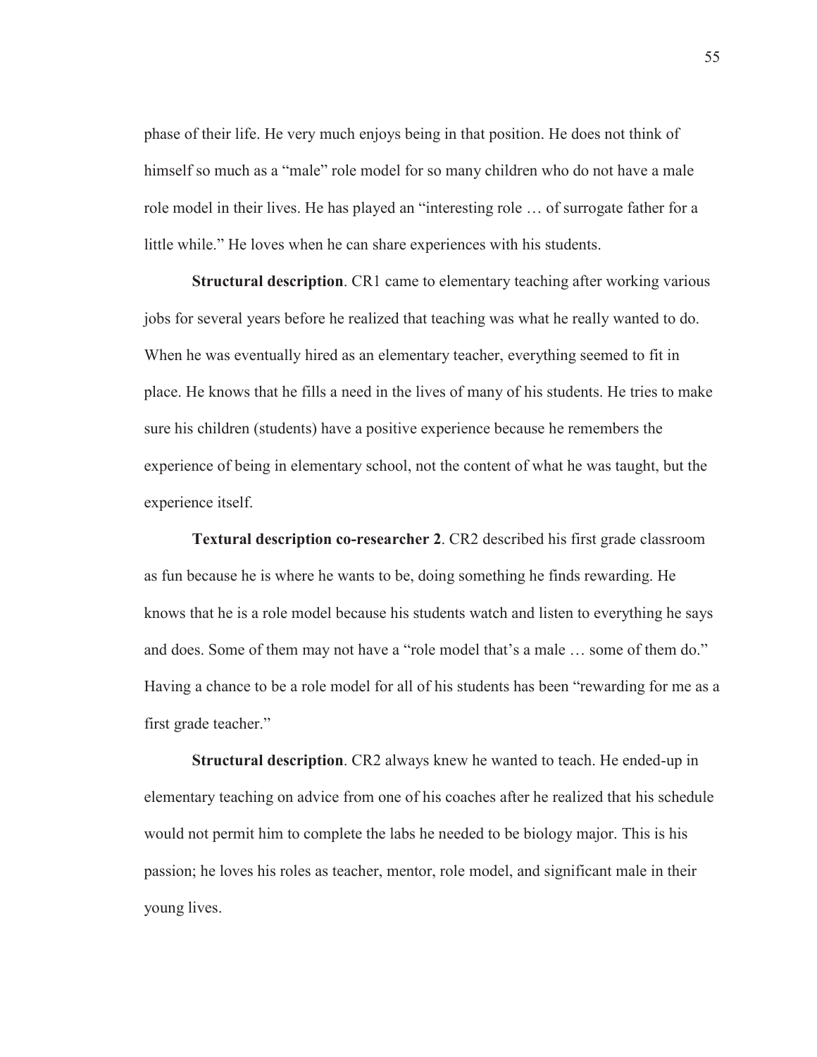phase of their life. He very much enjoys being in that position. He does not think of himself so much as a "male" role model for so many children who do not have a male role model in their lives. He has played an "interesting role … of surrogate father for a little while." He loves when he can share experiences with his students.

**Structural description**. CR1 came to elementary teaching after working various jobs for several years before he realized that teaching was what he really wanted to do. When he was eventually hired as an elementary teacher, everything seemed to fit in place. He knows that he fills a need in the lives of many of his students. He tries to make sure his children (students) have a positive experience because he remembers the experience of being in elementary school, not the content of what he was taught, but the experience itself.

**Textural description co-researcher 2**. CR2 described his first grade classroom as fun because he is where he wants to be, doing something he finds rewarding. He knows that he is a role model because his students watch and listen to everything he says and does. Some of them may not have a "role model that's a male … some of them do." Having a chance to be a role model for all of his students has been "rewarding for me as a first grade teacher."

**Structural description**. CR2 always knew he wanted to teach. He ended-up in elementary teaching on advice from one of his coaches after he realized that his schedule would not permit him to complete the labs he needed to be biology major. This is his passion; he loves his roles as teacher, mentor, role model, and significant male in their young lives.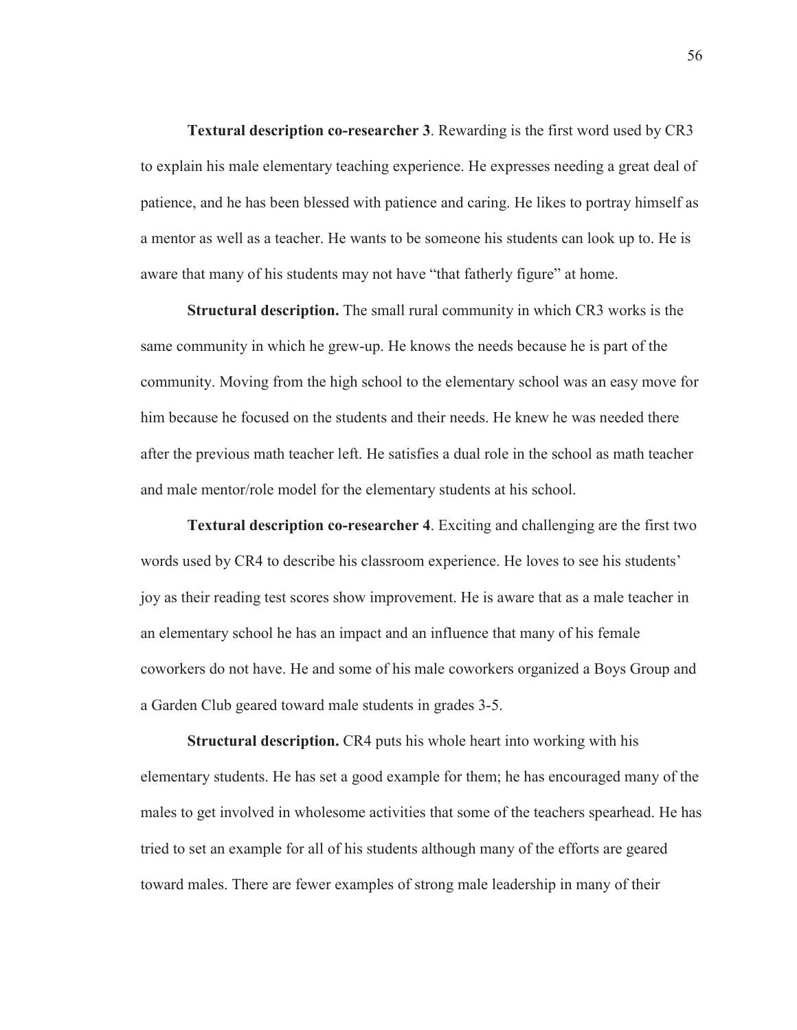**Textural description co-researcher 3**. Rewarding is the first word used by CR3 to explain his male elementary teaching experience. He expresses needing a great deal of patience, and he has been blessed with patience and caring. He likes to portray himself as a mentor as well as a teacher. He wants to be someone his students can look up to. He is aware that many of his students may not have "that fatherly figure" at home.

**Structural description.** The small rural community in which CR3 works is the same community in which he grew-up. He knows the needs because he is part of the community. Moving from the high school to the elementary school was an easy move for him because he focused on the students and their needs. He knew he was needed there after the previous math teacher left. He satisfies a dual role in the school as math teacher and male mentor/role model for the elementary students at his school.

**Textural description co-researcher 4**. Exciting and challenging are the first two words used by CR4 to describe his classroom experience. He loves to see his students' joy as their reading test scores show improvement. He is aware that as a male teacher in an elementary school he has an impact and an influence that many of his female coworkers do not have. He and some of his male coworkers organized a Boys Group and a Garden Club geared toward male students in grades 3-5.

**Structural description.** CR4 puts his whole heart into working with his elementary students. He has set a good example for them; he has encouraged many of the males to get involved in wholesome activities that some of the teachers spearhead. He has tried to set an example for all of his students although many of the efforts are geared toward males. There are fewer examples of strong male leadership in many of their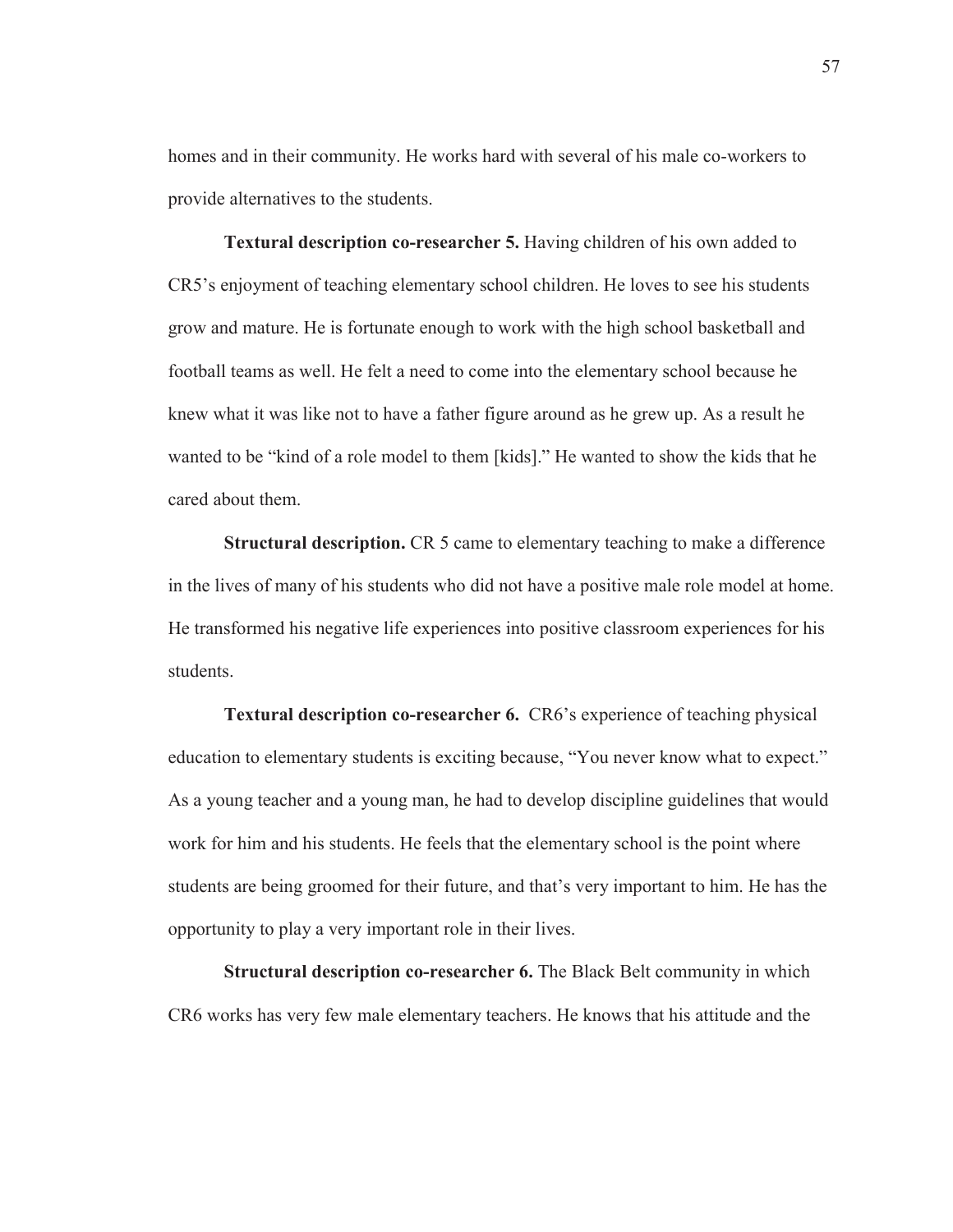homes and in their community. He works hard with several of his male co-workers to provide alternatives to the students.

**Textural description co-researcher 5.** Having children of his own added to CR5's enjoyment of teaching elementary school children. He loves to see his students grow and mature. He is fortunate enough to work with the high school basketball and football teams as well. He felt a need to come into the elementary school because he knew what it was like not to have a father figure around as he grew up. As a result he wanted to be "kind of a role model to them [kids]." He wanted to show the kids that he cared about them.

**Structural description.** CR 5 came to elementary teaching to make a difference in the lives of many of his students who did not have a positive male role model at home. He transformed his negative life experiences into positive classroom experiences for his students.

**Textural description co-researcher 6.** CR6's experience of teaching physical education to elementary students is exciting because, "You never know what to expect." As a young teacher and a young man, he had to develop discipline guidelines that would work for him and his students. He feels that the elementary school is the point where students are being groomed for their future, and that's very important to him. He has the opportunity to play a very important role in their lives.

**Structural description co-researcher 6.** The Black Belt community in which CR6 works has very few male elementary teachers. He knows that his attitude and the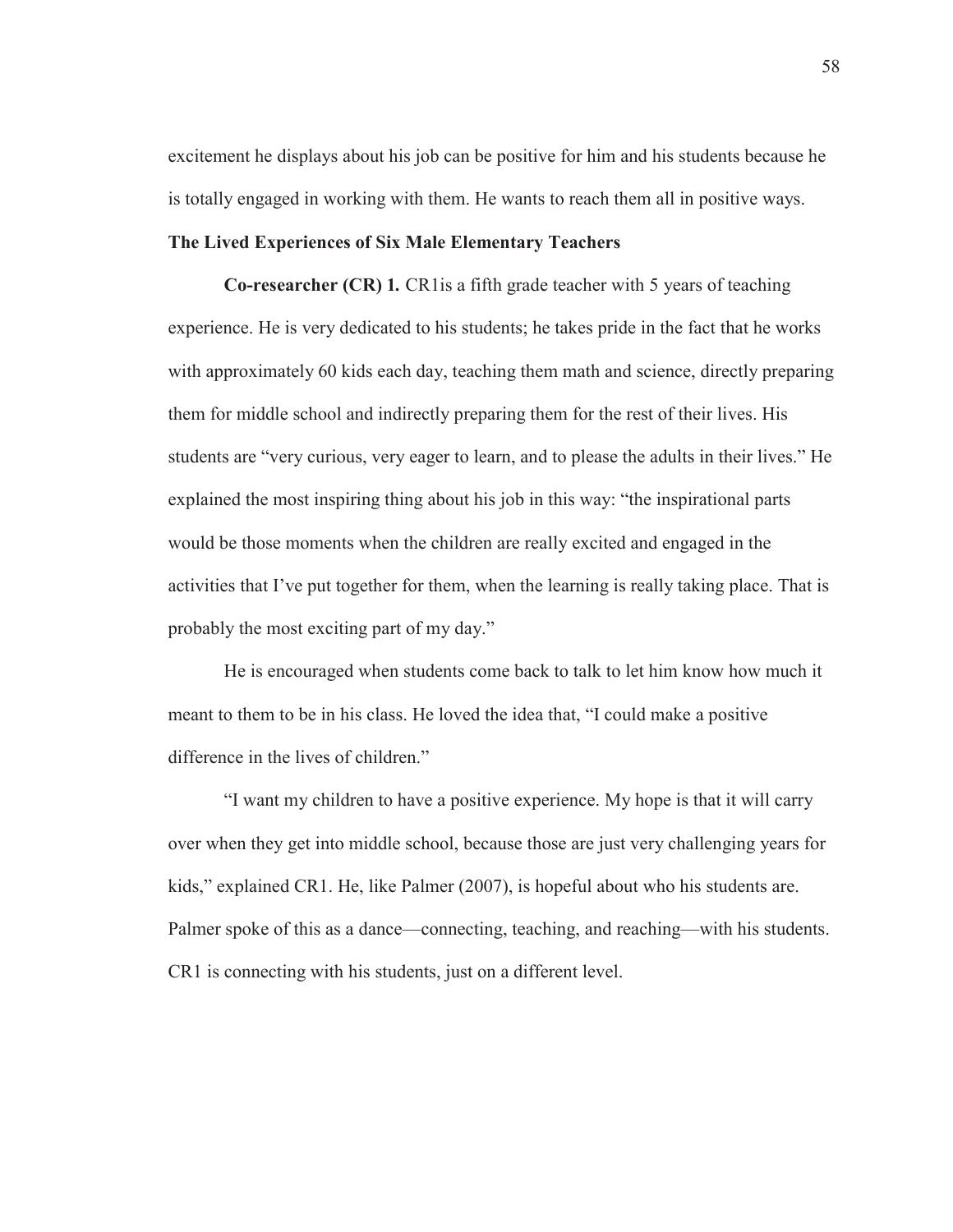excitement he displays about his job can be positive for him and his students because he is totally engaged in working with them. He wants to reach them all in positive ways.

## The Lived Experiences of Six Male Elementary Teachers

**Co-researcher (CR) 1.** CR1is a fifth grade teacher with 5 years of teaching experience. He is very dedicated to his students; he takes pride in the fact that he works with approximately 60 kids each day, teaching them math and science, directly preparing them for middle school and indirectly preparing them for the rest of their lives. His students are "very curious, very eager to learn, and to please the adults in their lives." He explained the most inspiring thing about his job in this way: "the inspirational parts would be those moments when the children are really excited and engaged in the activities that I've put together for them, when the learning is really taking place. That is probably the most exciting part of my day."

He is encouraged when students come back to talk to let him know how much it meant to them to be in his class. He loved the idea that, "I could make a positive difference in the lives of children."

"I want my children to have a positive experience. My hope is that it will carry over when they get into middle school, because those are just very challenging years for kids," explained CR1. He, like Palmer (2007), is hopeful about who his students are. Palmer spoke of this as a dance—connecting, teaching, and reaching—with his students. CR1 is connecting with his students, just on a different level.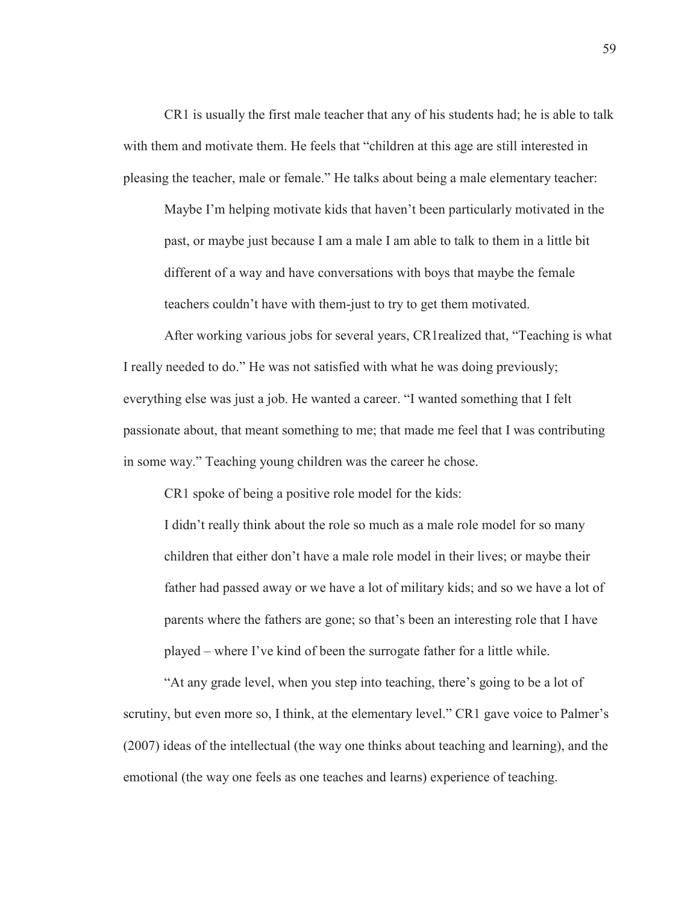CR1 is usually the first male teacher that any of his students had; he is able to talk with them and motivate them. He feels that "children at this age are still interested in pleasing the teacher, male or female." He talks about being a male elementary teacher:

> Maybe I'm helping motivate kids that haven't been particularly motivated in the past, or maybe just because I am a male I am able to talk to them in a little bit different of a way and have conversations with boys that maybe the female teachers couldn't have with them-just to try to get them motivated.

After working various jobs for several years, CR1realized that, "Teaching is what I really needed to do." He was not satisfied with what he was doing previously; everything else was just a job. He wanted a career. "I wanted something that I felt passionate about, that meant something to me; that made me feel that I was contributing in some way." Teaching young children was the career he chose.

CR1 spoke of being a positive role model for the kids:

> I didn't really think about the role so much as a male role model for so many children that either don't have a male role model in their lives; or maybe their father had passed away or we have a lot of military kids; and so we have a lot of parents where the fathers are gone; so that's been an interesting role that I have played – where I've kind of been the surrogate father for a little while.

"At any grade level, when you step into teaching, there's going to be a lot of scrutiny, but even more so, I think, at the elementary level." CR1 gave voice to Palmer's (2007) ideas of the intellectual (the way one thinks about teaching and learning), and the emotional (the way one feels as one teaches and learns) experience of teaching.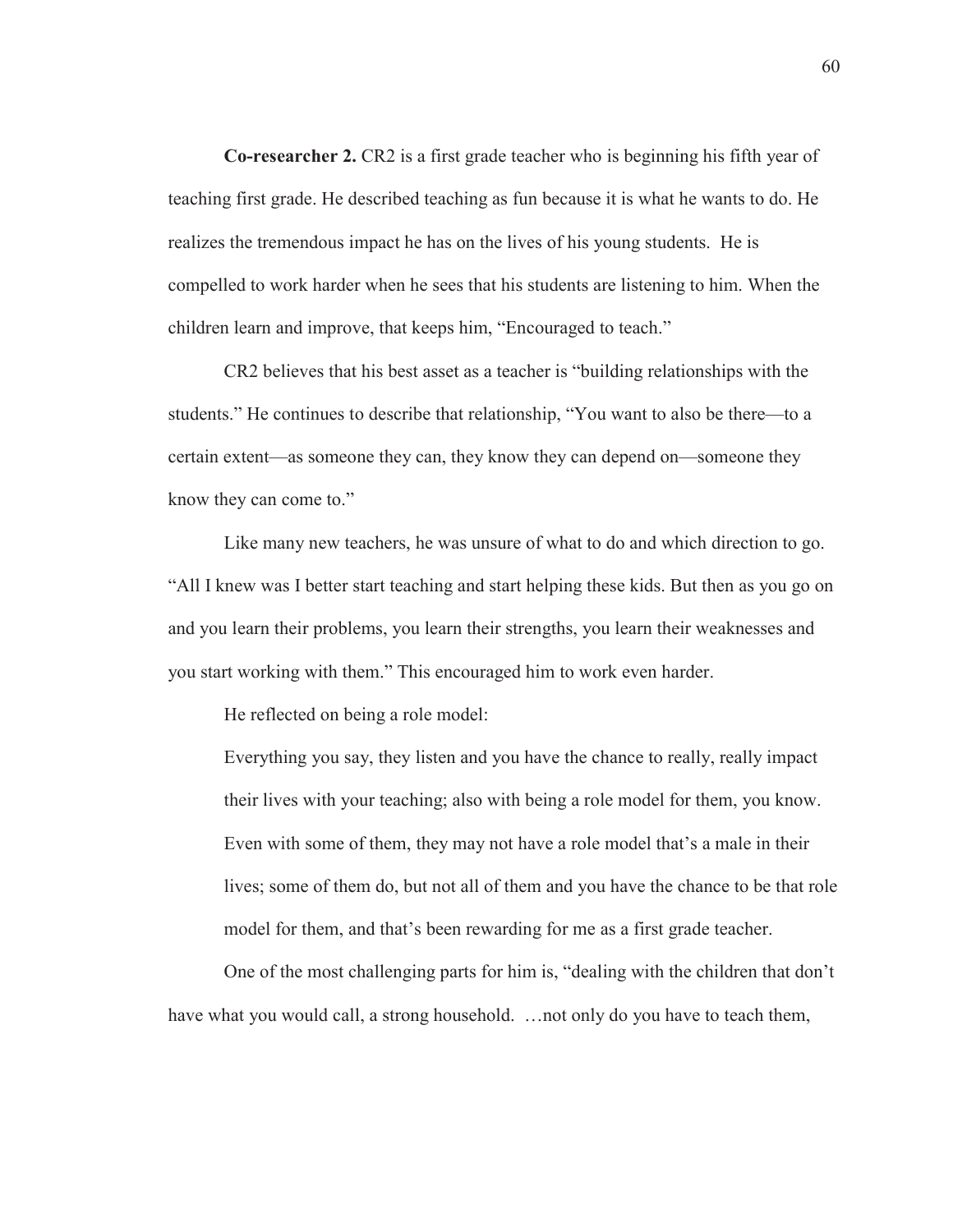**Co-researcher 2.** CR2 is a first grade teacher who is beginning his fifth year of teaching first grade. He described teaching as fun because it is what he wants to do. He realizes the tremendous impact he has on the lives of his young students. He is compelled to work harder when he sees that his students are listening to him. When the children learn and improve, that keeps him, "Encouraged to teach."

CR2 believes that his best asset as a teacher is "building relationships with the students." He continues to describe that relationship, "You want to also be there—to a certain extent—as someone they can, they know they can depend on—someone they know they can come to."

Like many new teachers, he was unsure of what to do and which direction to go. "All I knew was I better start teaching and start helping these kids. But then as you go on and you learn their problems, you learn their strengths, you learn their weaknesses and you start working with them." This encouraged him to work even harder.

He reflected on being a role model:

> Everything you say, they listen and you have the chance to really, really impact their lives with your teaching; also with being a role model for them, you know. Even with some of them, they may not have a role model that's a male in their lives; some of them do, but not all of them and you have the chance to be that role model for them, and that's been rewarding for me as a first grade teacher.

One of the most challenging parts for him is, "dealing with the children that don't have what you would call, a strong household. …not only do you have to teach them,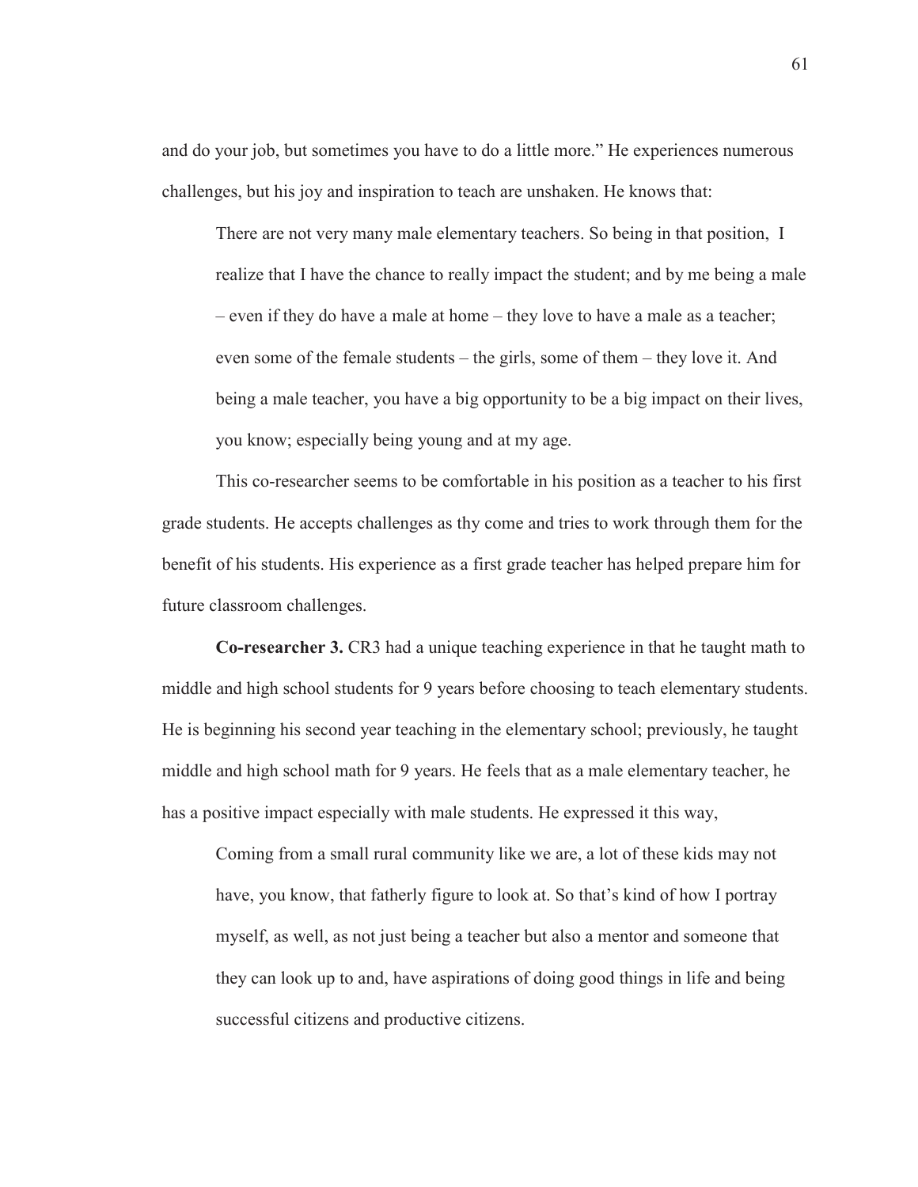and do your job, but sometimes you have to do a little more." He experiences numerous challenges, but his joy and inspiration to teach are unshaken. He knows that:

> There are not very many male elementary teachers. So being in that position, I realize that I have the chance to really impact the student; and by me being a male – even if they do have a male at home – they love to have a male as a teacher; even some of the female students – the girls, some of them – they love it. And being a male teacher, you have a big opportunity to be a big impact on their lives, you know; especially being young and at my age.

This co-researcher seems to be comfortable in his position as a teacher to his first grade students. He accepts challenges as thy come and tries to work through them for the benefit of his students. His experience as a first grade teacher has helped prepare him for future classroom challenges.

**Co-researcher 3.** CR3 had a unique teaching experience in that he taught math to middle and high school students for 9 years before choosing to teach elementary students. He is beginning his second year teaching in the elementary school; previously, he taught middle and high school math for 9 years. He feels that as a male elementary teacher, he has a positive impact especially with male students. He expressed it this way,

> Coming from a small rural community like we are, a lot of these kids may not have, you know, that fatherly figure to look at. So that's kind of how I portray myself, as well, as not just being a teacher but also a mentor and someone that they can look up to and, have aspirations of doing good things in life and being successful citizens and productive citizens.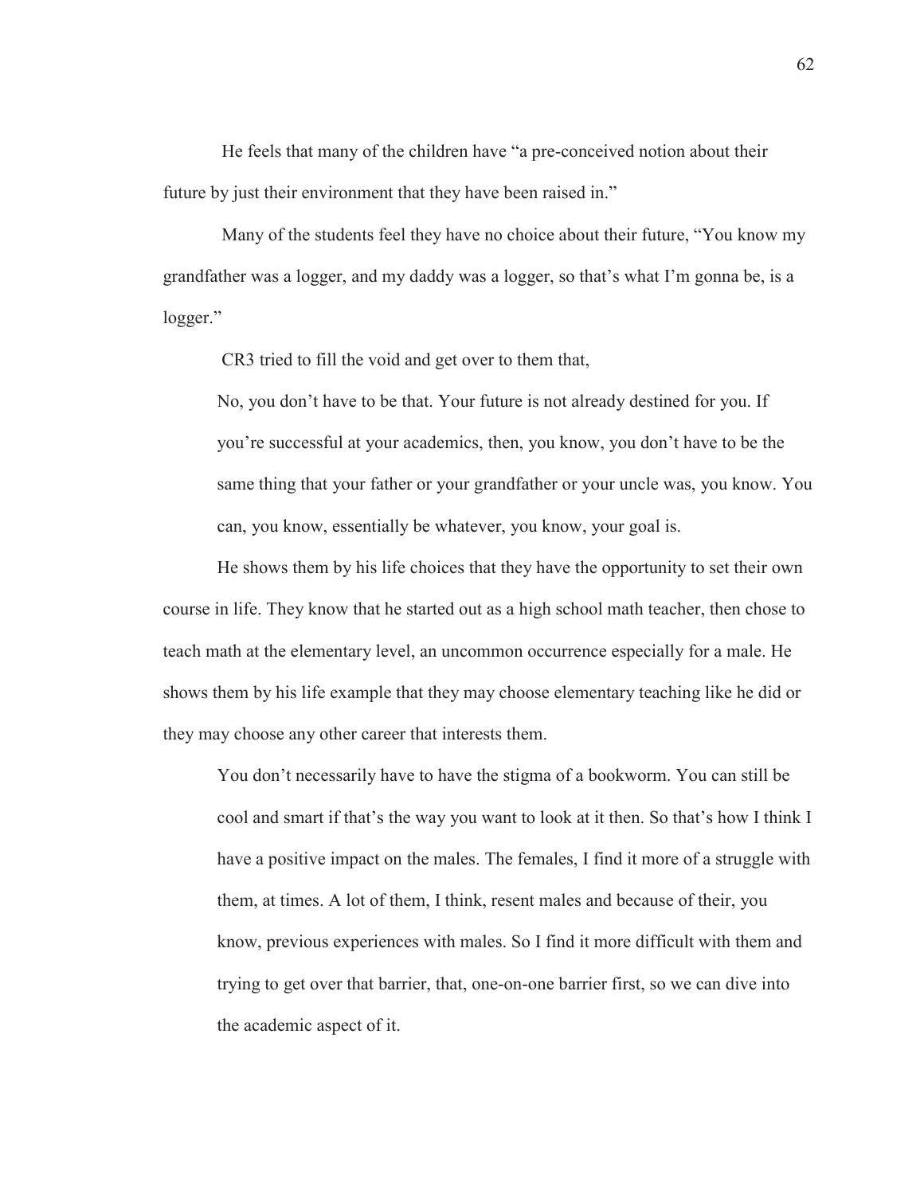He feels that many of the children have "a pre-conceived notion about their future by just their environment that they have been raised in."

Many of the students feel they have no choice about their future, "You know my grandfather was a logger, and my daddy was a logger, so that's what I'm gonna be, is a logger."

CR3 tried to fill the void and get over to them that,

> No, you don't have to be that. Your future is not already destined for you. If you're successful at your academics, then, you know, you don't have to be the same thing that your father or your grandfather or your uncle was, you know. You can, you know, essentially be whatever, you know, your goal is.

He shows them by his life choices that they have the opportunity to set their own course in life. They know that he started out as a high school math teacher, then chose to teach math at the elementary level, an uncommon occurrence especially for a male. He shows them by his life example that they may choose elementary teaching like he did or they may choose any other career that interests them.

> You don't necessarily have to have the stigma of a bookworm. You can still be cool and smart if that's the way you want to look at it then. So that's how I think I have a positive impact on the males. The females, I find it more of a struggle with them, at times. A lot of them, I think, resent males and because of their, you know, previous experiences with males. So I find it more difficult with them and trying to get over that barrier, that, one-on-one barrier first, so we can dive into the academic aspect of it.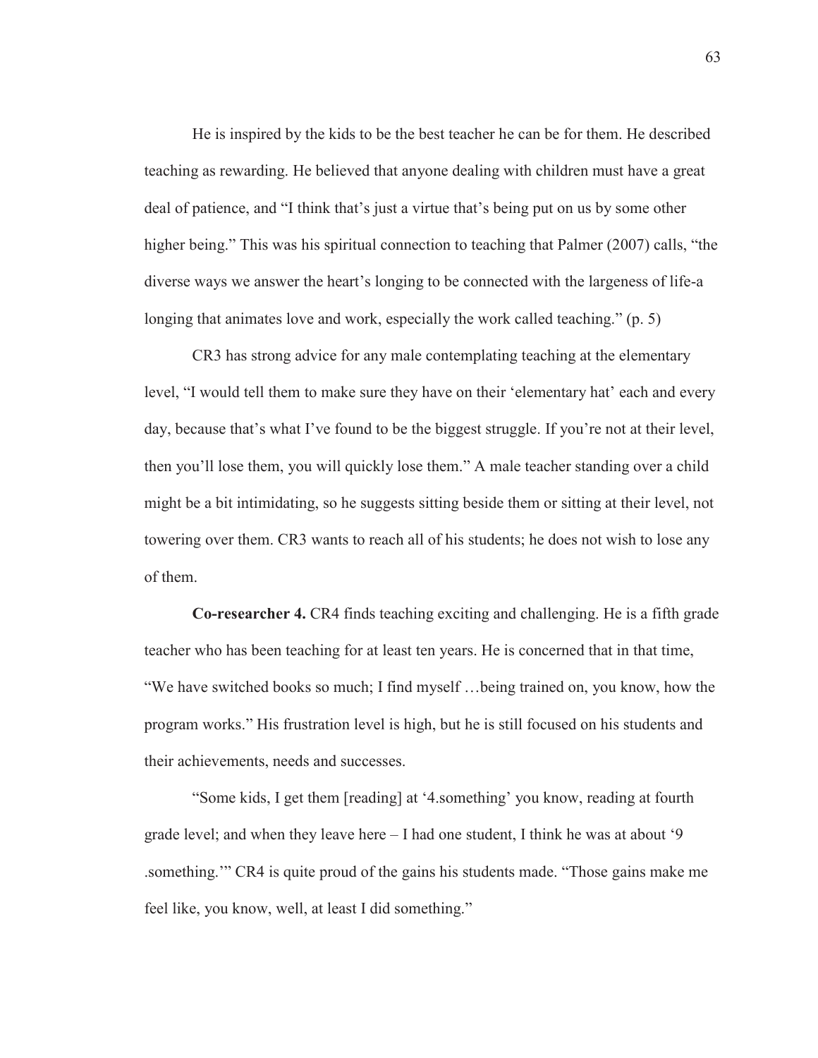He is inspired by the kids to be the best teacher he can be for them. He described teaching as rewarding. He believed that anyone dealing with children must have a great deal of patience, and "I think that's just a virtue that's being put on us by some other higher being." This was his spiritual connection to teaching that Palmer (2007) calls, "the diverse ways we answer the heart's longing to be connected with the largeness of life-a longing that animates love and work, especially the work called teaching." (p. 5)

CR3 has strong advice for any male contemplating teaching at the elementary level, "I would tell them to make sure they have on their 'elementary hat' each and every day, because that's what I've found to be the biggest struggle. If you're not at their level, then you'll lose them, you will quickly lose them." A male teacher standing over a child might be a bit intimidating, so he suggests sitting beside them or sitting at their level, not towering over them. CR3 wants to reach all of his students; he does not wish to lose any of them.

**Co-researcher 4.** CR4 finds teaching exciting and challenging. He is a fifth grade teacher who has been teaching for at least ten years. He is concerned that in that time, "We have switched books so much; I find myself …being trained on, you know, how the program works." His frustration level is high, but he is still focused on his students and their achievements, needs and successes.

"Some kids, I get them [reading] at '4.something' you know, reading at fourth grade level; and when they leave here – I had one student, I think he was at about '9 .something.'" CR4 is quite proud of the gains his students made. "Those gains make me feel like, you know, well, at least I did something."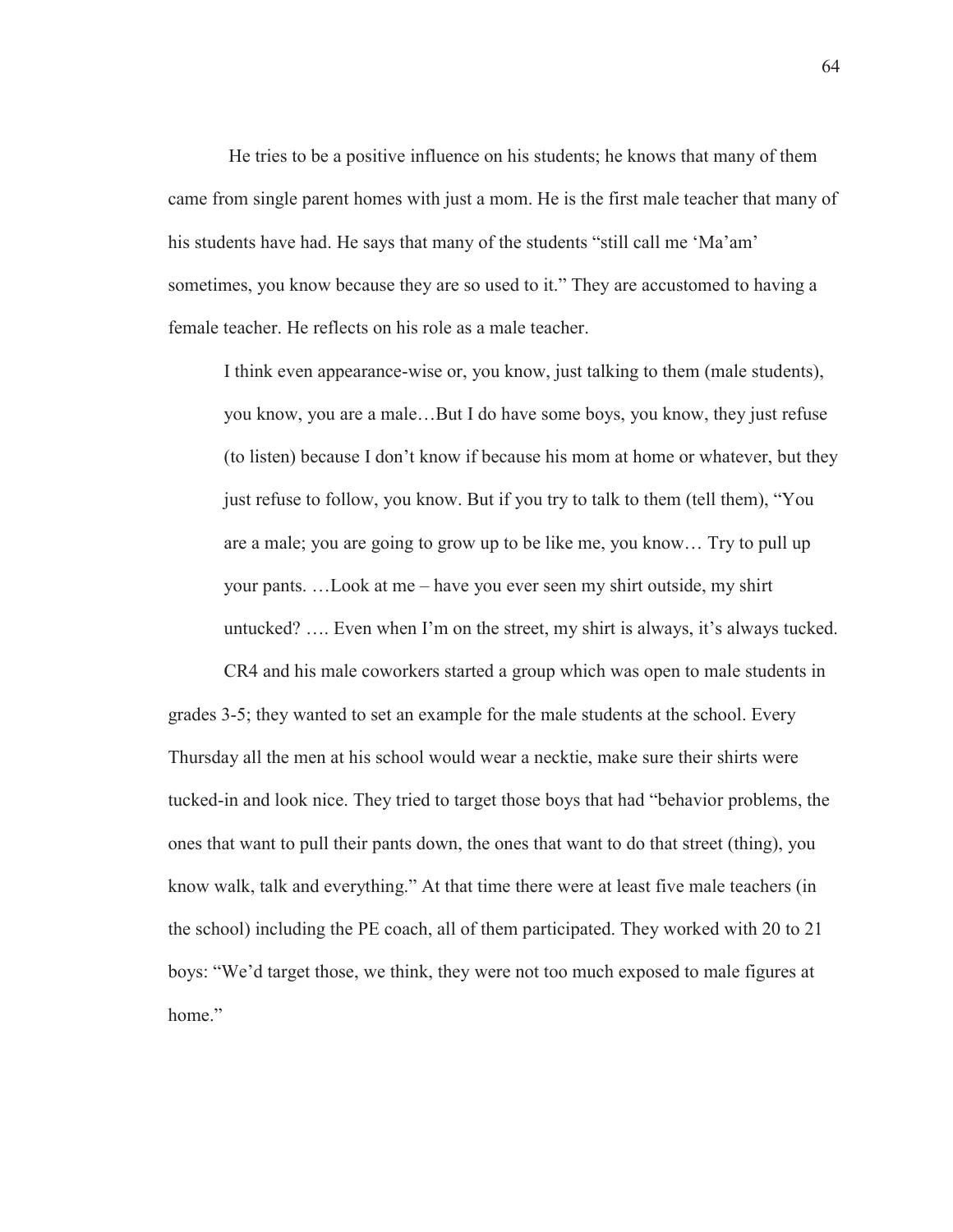He tries to be a positive influence on his students; he knows that many of them came from single parent homes with just a mom. He is the first male teacher that many of his students have had. He says that many of the students "still call me 'Ma'am' sometimes, you know because they are so used to it." They are accustomed to having a female teacher. He reflects on his role as a male teacher.

> I think even appearance-wise or, you know, just talking to them (male students), you know, you are a male…But I do have some boys, you know, they just refuse (to listen) because I don't know if because his mom at home or whatever, but they just refuse to follow, you know. But if you try to talk to them (tell them), "You are a male; you are going to grow up to be like me, you know… Try to pull up your pants. …Look at me – have you ever seen my shirt outside, my shirt untucked? …. Even when I'm on the street, my shirt is always, it's always tucked.

CR4 and his male coworkers started a group which was open to male students in grades 3-5; they wanted to set an example for the male students at the school. Every Thursday all the men at his school would wear a necktie, make sure their shirts were tucked-in and look nice. They tried to target those boys that had "behavior problems, the ones that want to pull their pants down, the ones that want to do that street (thing), you know walk, talk and everything." At that time there were at least five male teachers (in the school) including the PE coach, all of them participated. They worked with 20 to 21 boys: "We'd target those, we think, they were not too much exposed to male figures at home."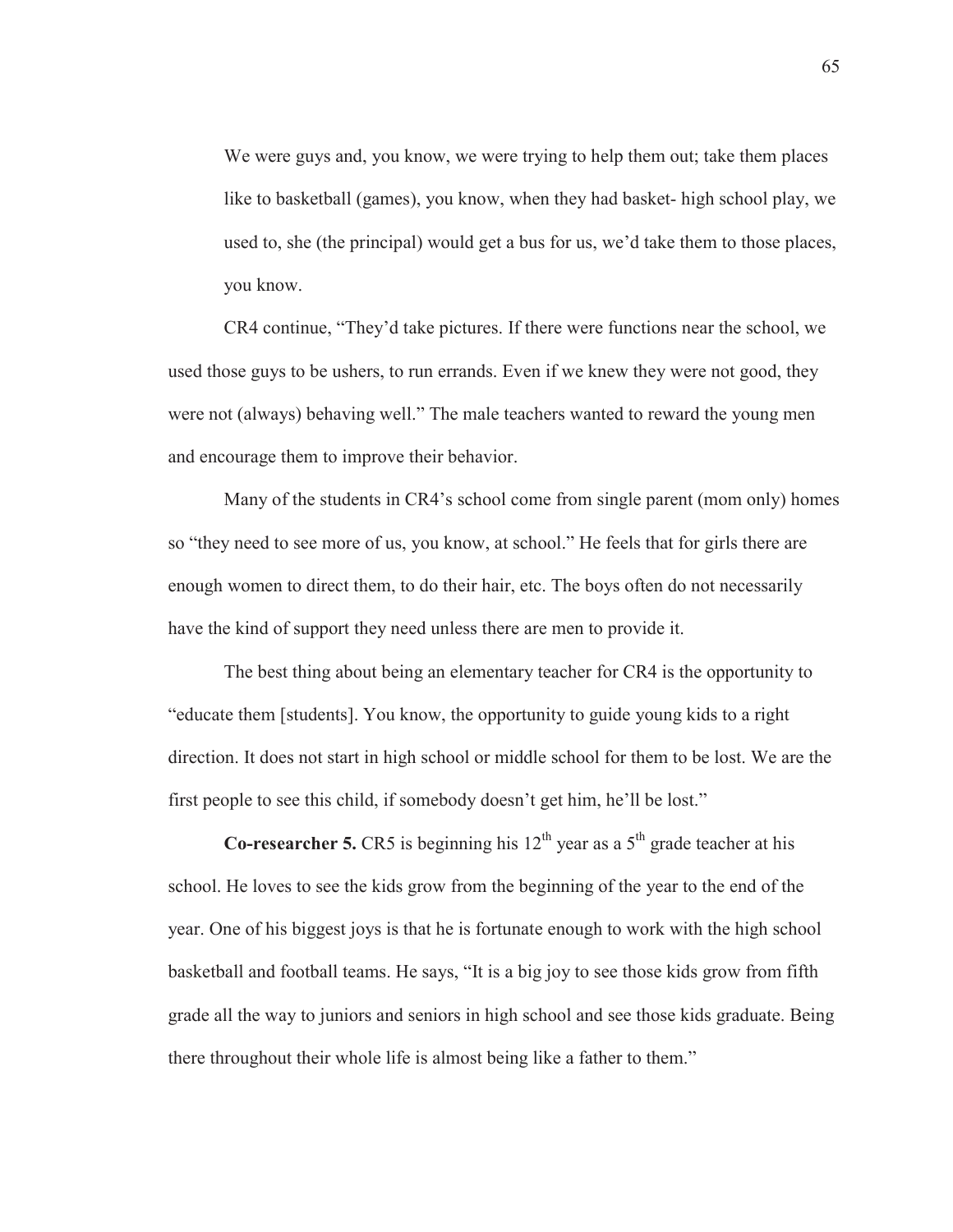> We were guys and, you know, we were trying to help them out; take them places like to basketball (games), you know, when they had basket- high school play, we used to, she (the principal) would get a bus for us, we'd take them to those places, you know.

CR4 continue, "They'd take pictures. If there were functions near the school, we used those guys to be ushers, to run errands. Even if we knew they were not good, they were not (always) behaving well." The male teachers wanted to reward the young men and encourage them to improve their behavior.

Many of the students in CR4's school come from single parent (mom only) homes so "they need to see more of us, you know, at school." He feels that for girls there are enough women to direct them, to do their hair, etc. The boys often do not necessarily have the kind of support they need unless there are men to provide it.

The best thing about being an elementary teacher for CR4 is the opportunity to "educate them [students]. You know, the opportunity to guide young kids to a right direction. It does not start in high school or middle school for them to be lost. We are the first people to see this child, if somebody doesn't get him, he'll be lost."

**Co-researcher 5.** CR5 is beginning his 12th year as a 5th grade teacher at his school. He loves to see the kids grow from the beginning of the year to the end of the year. One of his biggest joys is that he is fortunate enough to work with the high school basketball and football teams. He says, "It is a big joy to see those kids grow from fifth grade all the way to juniors and seniors in high school and see those kids graduate. Being there throughout their whole life is almost being like a father to them."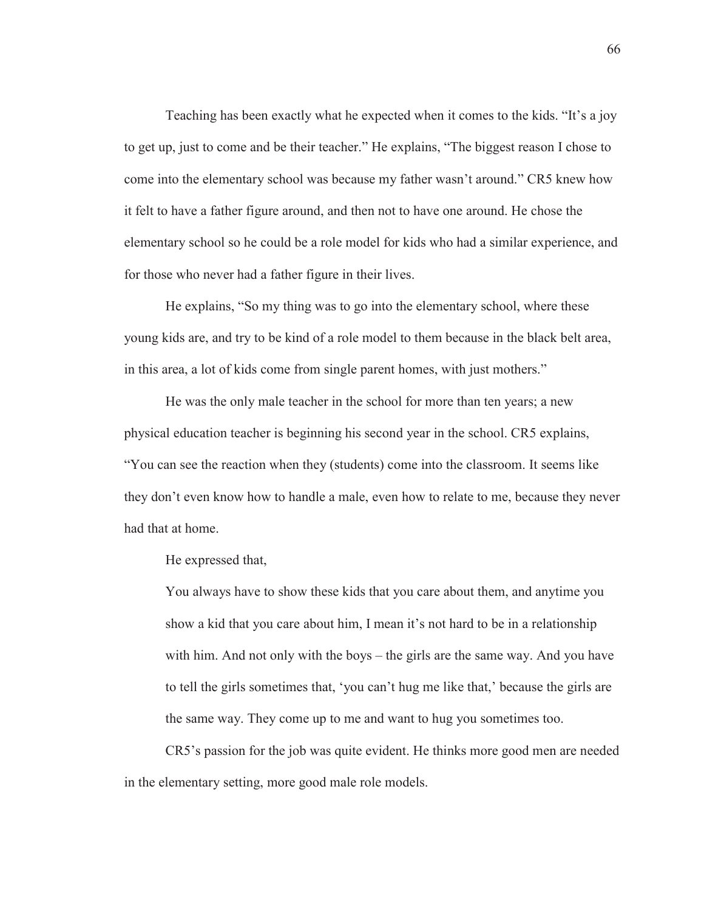Teaching has been exactly what he expected when it comes to the kids. "It's a joy to get up, just to come and be their teacher." He explains, "The biggest reason I chose to come into the elementary school was because my father wasn't around." CR5 knew how it felt to have a father figure around, and then not to have one around. He chose the elementary school so he could be a role model for kids who had a similar experience, and for those who never had a father figure in their lives.

He explains, "So my thing was to go into the elementary school, where these young kids are, and try to be kind of a role model to them because in the black belt area, in this area, a lot of kids come from single parent homes, with just mothers."

He was the only male teacher in the school for more than ten years; a new physical education teacher is beginning his second year in the school. CR5 explains, "You can see the reaction when they (students) come into the classroom. It seems like they don't even know how to handle a male, even how to relate to me, because they never had that at home.

He expressed that,

> You always have to show these kids that you care about them, and anytime you show a kid that you care about him, I mean it's not hard to be in a relationship with him. And not only with the boys – the girls are the same way. And you have to tell the girls sometimes that, 'you can't hug me like that,' because the girls are the same way. They come up to me and want to hug you sometimes too.

CR5's passion for the job was quite evident. He thinks more good men are needed in the elementary setting, more good male role models.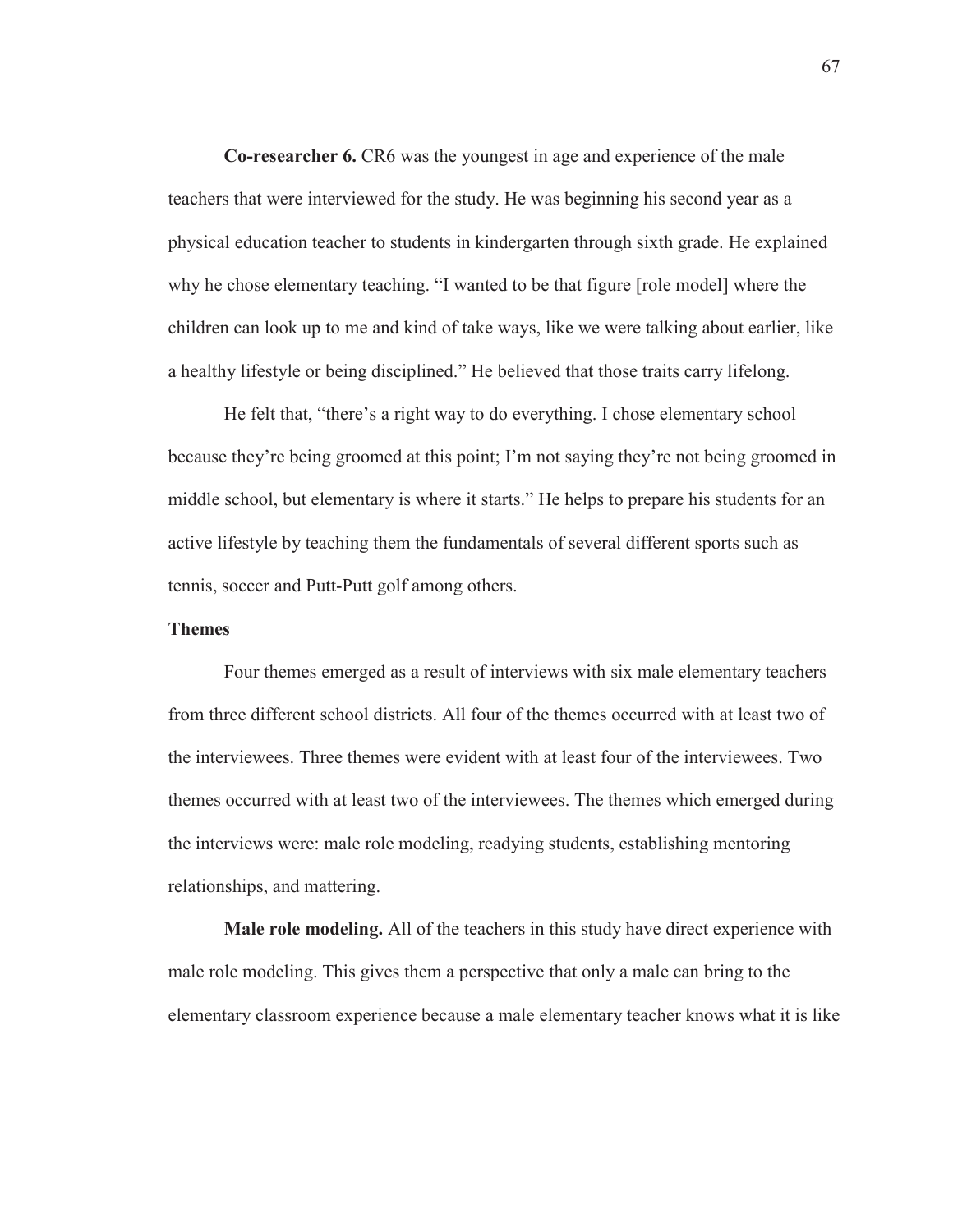**Co-researcher 6.** CR6 was the youngest in age and experience of the male teachers that were interviewed for the study. He was beginning his second year as a physical education teacher to students in kindergarten through sixth grade. He explained why he chose elementary teaching. "I wanted to be that figure [role model] where the children can look up to me and kind of take ways, like we were talking about earlier, like a healthy lifestyle or being disciplined." He believed that those traits carry lifelong.

He felt that, "there's a right way to do everything. I chose elementary school because they're being groomed at this point; I'm not saying they're not being groomed in middle school, but elementary is where it starts." He helps to prepare his students for an active lifestyle by teaching them the fundamentals of several different sports such as tennis, soccer and Putt-Putt golf among others.

## Themes

Four themes emerged as a result of interviews with six male elementary teachers from three different school districts. All four of the themes occurred with at least two of the interviewees. Three themes were evident with at least four of the interviewees. Two themes occurred with at least two of the interviewees. The themes which emerged during the interviews were: male role modeling, readying students, establishing mentoring relationships, and mattering.

**Male role modeling.** All of the teachers in this study have direct experience with male role modeling. This gives them a perspective that only a male can bring to the elementary classroom experience because a male elementary teacher knows what it is like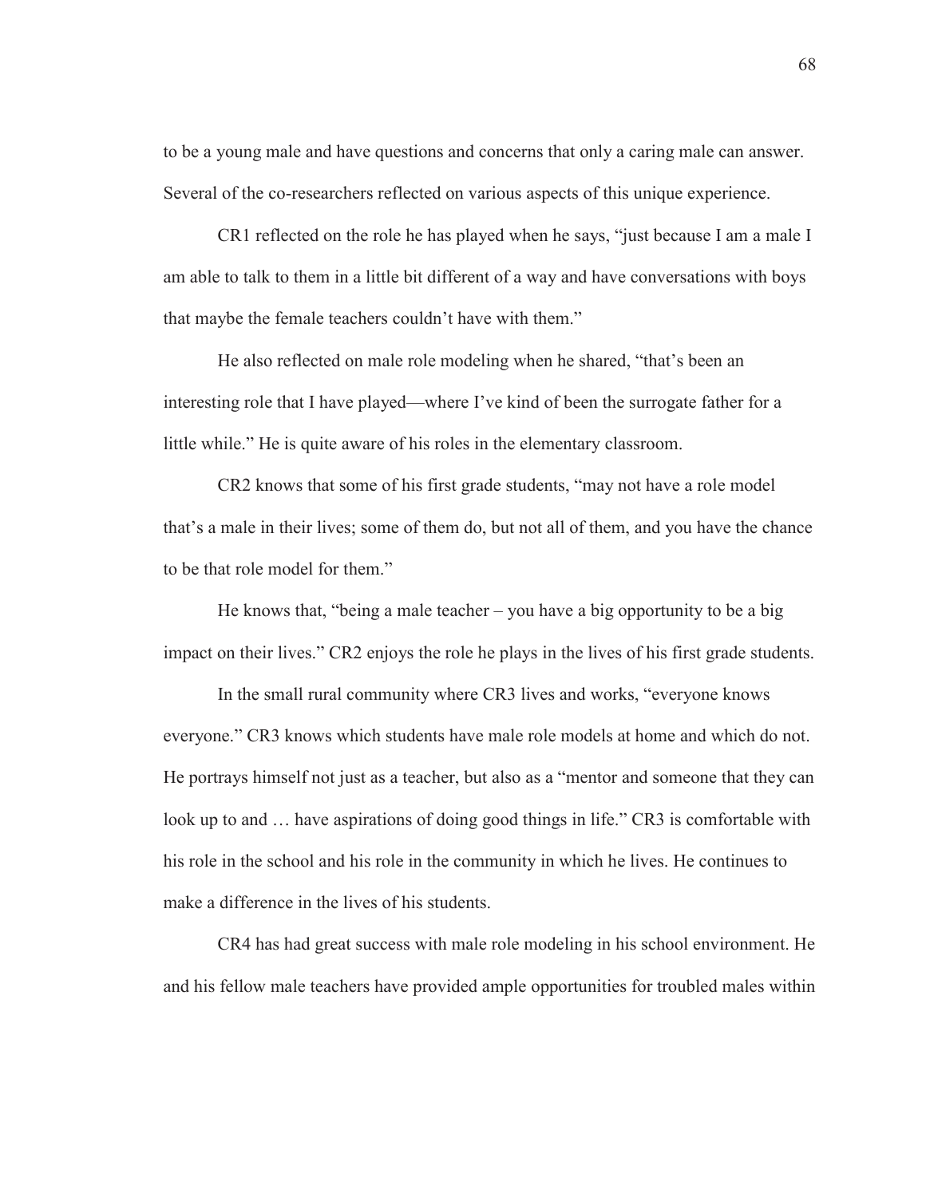to be a young male and have questions and concerns that only a caring male can answer. Several of the co-researchers reflected on various aspects of this unique experience.

CR1 reflected on the role he has played when he says, "just because I am a male I am able to talk to them in a little bit different of a way and have conversations with boys that maybe the female teachers couldn't have with them."

He also reflected on male role modeling when he shared, "that's been an interesting role that I have played—where I've kind of been the surrogate father for a little while." He is quite aware of his roles in the elementary classroom.

CR2 knows that some of his first grade students, "may not have a role model that's a male in their lives; some of them do, but not all of them, and you have the chance to be that role model for them."

He knows that, "being a male teacher – you have a big opportunity to be a big impact on their lives." CR2 enjoys the role he plays in the lives of his first grade students.

In the small rural community where CR3 lives and works, "everyone knows everyone." CR3 knows which students have male role models at home and which do not. He portrays himself not just as a teacher, but also as a "mentor and someone that they can look up to and … have aspirations of doing good things in life." CR3 is comfortable with his role in the school and his role in the community in which he lives. He continues to make a difference in the lives of his students.

CR4 has had great success with male role modeling in his school environment. He and his fellow male teachers have provided ample opportunities for troubled males within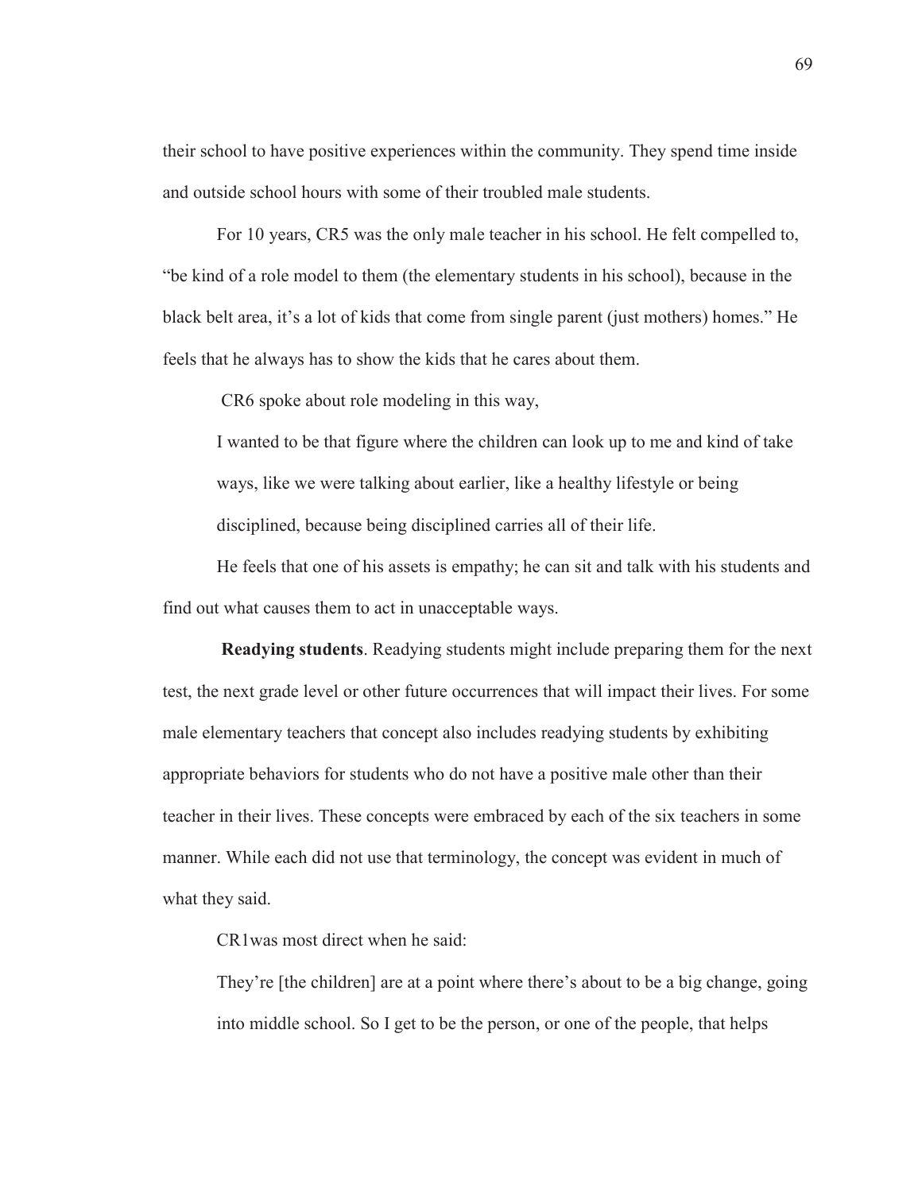their school to have positive experiences within the community. They spend time inside and outside school hours with some of their troubled male students.

For 10 years, CR5 was the only male teacher in his school. He felt compelled to, "be kind of a role model to them (the elementary students in his school), because in the black belt area, it's a lot of kids that come from single parent (just mothers) homes." He feels that he always has to show the kids that he cares about them.

CR6 spoke about role modeling in this way,

> I wanted to be that figure where the children can look up to me and kind of take ways, like we were talking about earlier, like a healthy lifestyle or being disciplined, because being disciplined carries all of their life.

He feels that one of his assets is empathy; he can sit and talk with his students and find out what causes them to act in unacceptable ways.

**Readying students**. Readying students might include preparing them for the next test, the next grade level or other future occurrences that will impact their lives. For some male elementary teachers that concept also includes readying students by exhibiting appropriate behaviors for students who do not have a positive male other than their teacher in their lives. These concepts were embraced by each of the six teachers in some manner. While each did not use that terminology, the concept was evident in much of what they said.

CR1was most direct when he said:

> They're [the children] are at a point where there's about to be a big change, going into middle school. So I get to be the person, or one of the people, that helps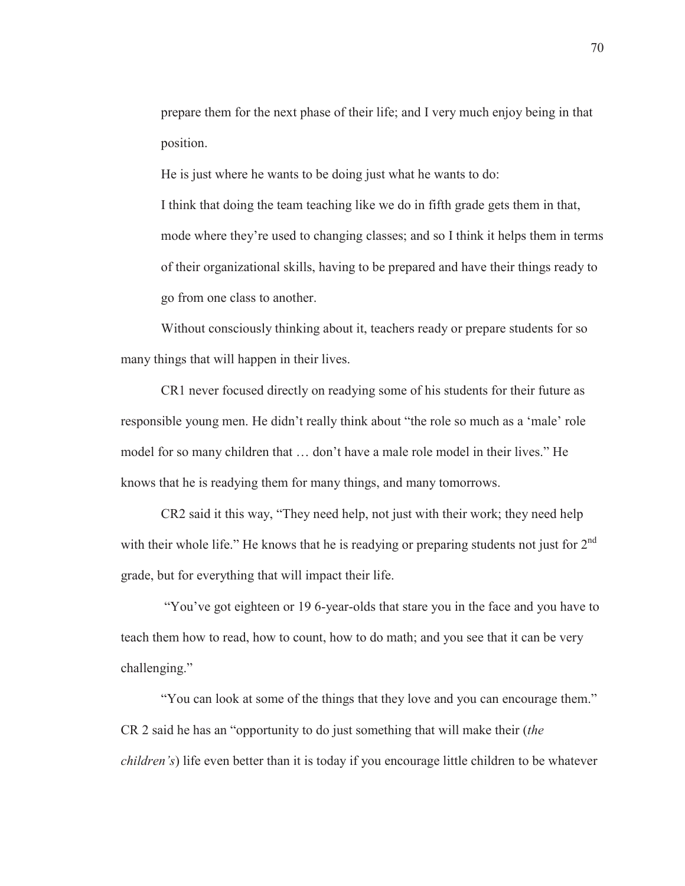prepare them for the next phase of their life; and I very much enjoy being in that position.

He is just where he wants to be doing just what he wants to do:

> I think that doing the team teaching like we do in fifth grade gets them in that, mode where they're used to changing classes; and so I think it helps them in terms of their organizational skills, having to be prepared and have their things ready to go from one class to another.

Without consciously thinking about it, teachers ready or prepare students for so many things that will happen in their lives.

CR1 never focused directly on readying some of his students for their future as responsible young men. He didn't really think about "the role so much as a 'male' role model for so many children that … don't have a male role model in their lives." He knows that he is readying them for many things, and many tomorrows.

CR2 said it this way, "They need help, not just with their work; they need help with their whole life." He knows that he is readying or preparing students not just for 2nd grade, but for everything that will impact their life.

"You've got eighteen or 19 6-year-olds that stare you in the face and you have to teach them how to read, how to count, how to do math; and you see that it can be very challenging."

"You can look at some of the things that they love and you can encourage them." CR 2 said he has an "opportunity to do just something that will make their (*the children's*) life even better than it is today if you encourage little children to be whatever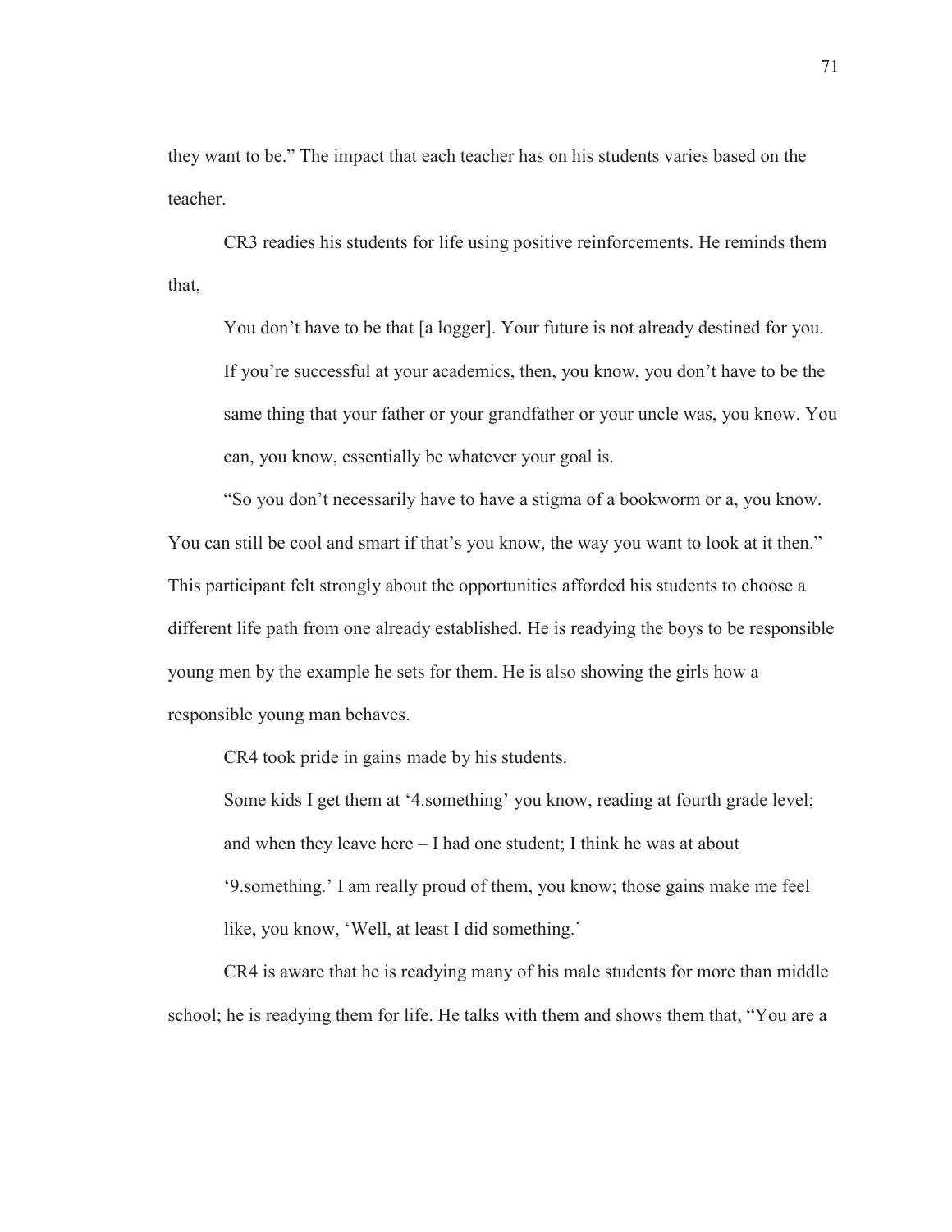they want to be." The impact that each teacher has on his students varies based on the teacher.

CR3 readies his students for life using positive reinforcements. He reminds them that,

> You don't have to be that [a logger]. Your future is not already destined for you. If you're successful at your academics, then, you know, you don't have to be the same thing that your father or your grandfather or your uncle was, you know. You can, you know, essentially be whatever your goal is.

"So you don't necessarily have to have a stigma of a bookworm or a, you know. You can still be cool and smart if that's you know, the way you want to look at it then." This participant felt strongly about the opportunities afforded his students to choose a different life path from one already established. He is readying the boys to be responsible young men by the example he sets for them. He is also showing the girls how a responsible young man behaves.

CR4 took pride in gains made by his students.

> Some kids I get them at '4.something' you know, reading at fourth grade level; and when they leave here – I had one student; I think he was at about '9.something.' I am really proud of them, you know; those gains make me feel like, you know, 'Well, at least I did something.'

CR4 is aware that he is readying many of his male students for more than middle school; he is readying them for life. He talks with them and shows them that, "You are a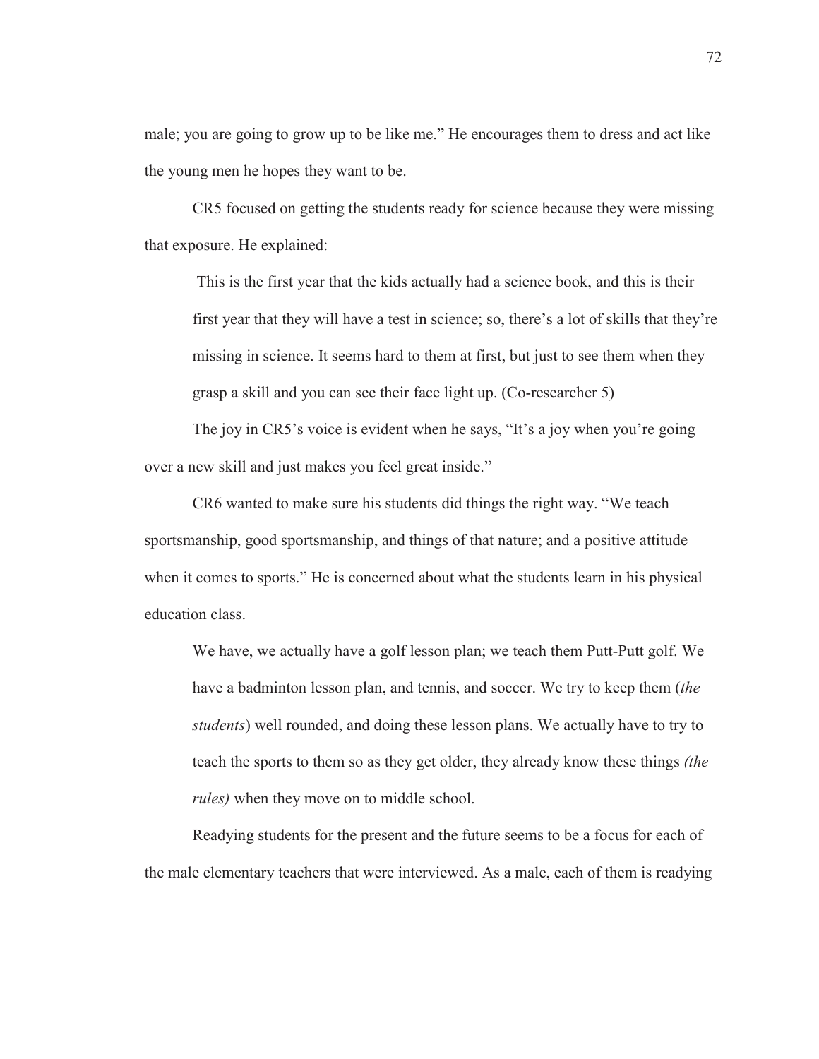male; you are going to grow up to be like me." He encourages them to dress and act like the young men he hopes they want to be.

CR5 focused on getting the students ready for science because they were missing that exposure. He explained:

> This is the first year that the kids actually had a science book, and this is their first year that they will have a test in science; so, there's a lot of skills that they're missing in science. It seems hard to them at first, but just to see them when they grasp a skill and you can see their face light up. (Co-researcher 5)

The joy in CR5's voice is evident when he says, "It's a joy when you're going over a new skill and just makes you feel great inside."

CR6 wanted to make sure his students did things the right way. "We teach sportsmanship, good sportsmanship, and things of that nature; and a positive attitude when it comes to sports." He is concerned about what the students learn in his physical education class.

> We have, we actually have a golf lesson plan; we teach them Putt-Putt golf. We have a badminton lesson plan, and tennis, and soccer. We try to keep them (*the students*) well rounded, and doing these lesson plans. We actually have to try to teach the sports to them so as they get older, they already know these things *(the rules)* when they move on to middle school.

Readying students for the present and the future seems to be a focus for each of the male elementary teachers that were interviewed. As a male, each of them is readying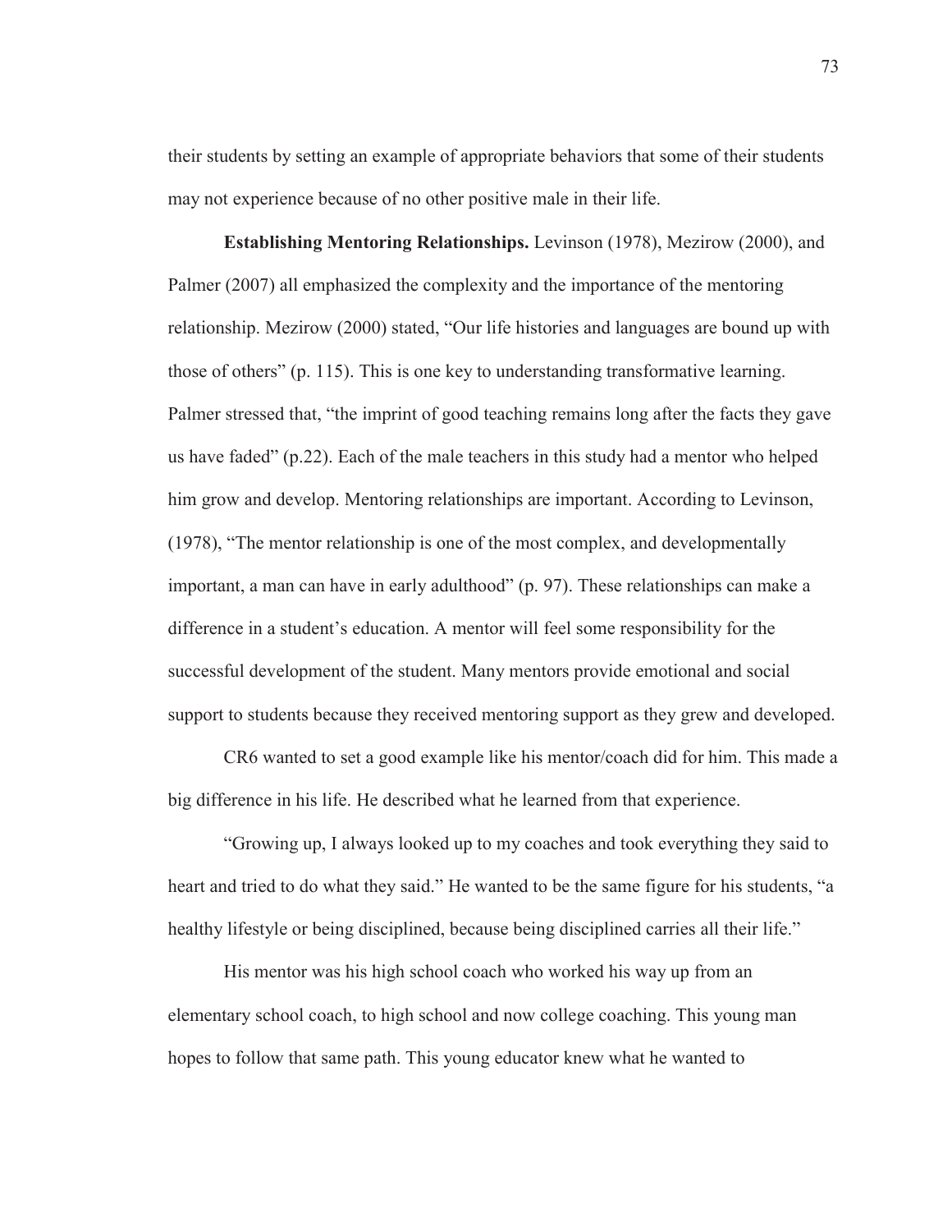their students by setting an example of appropriate behaviors that some of their students may not experience because of no other positive male in their life.

**Establishing Mentoring Relationships.** Levinson (1978), Mezirow (2000), and Palmer (2007) all emphasized the complexity and the importance of the mentoring relationship. Mezirow (2000) stated, “Our life histories and languages are bound up with those of others” (p. 115). This is one key to understanding transformative learning. Palmer stressed that, “the imprint of good teaching remains long after the facts they gave us have faded” (p.22). Each of the male teachers in this study had a mentor who helped him grow and develop. Mentoring relationships are important. According to Levinson, (1978), “The mentor relationship is one of the most complex, and developmentally important, a man can have in early adulthood” (p. 97). These relationships can make a difference in a student’s education. A mentor will feel some responsibility for the successful development of the student. Many mentors provide emotional and social support to students because they received mentoring support as they grew and developed.

CR6 wanted to set a good example like his mentor/coach did for him. This made a big difference in his life. He described what he learned from that experience.

“Growing up, I always looked up to my coaches and took everything they said to heart and tried to do what they said.” He wanted to be the same figure for his students, “a healthy lifestyle or being disciplined, because being disciplined carries all their life.”

His mentor was his high school coach who worked his way up from an elementary school coach, to high school and now college coaching. This young man hopes to follow that same path. This young educator knew what he wanted to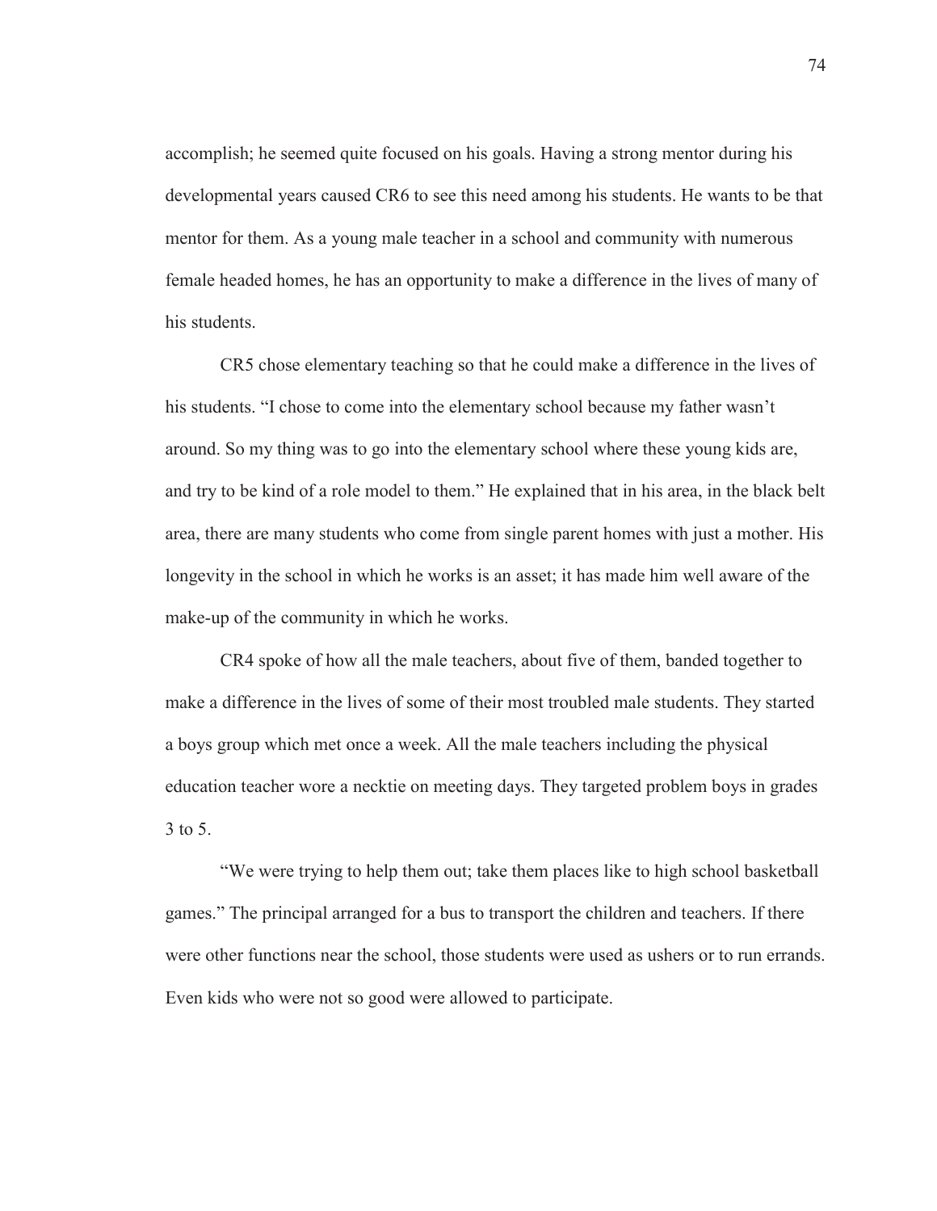accomplish; he seemed quite focused on his goals. Having a strong mentor during his developmental years caused CR6 to see this need among his students. He wants to be that mentor for them. As a young male teacher in a school and community with numerous female headed homes, he has an opportunity to make a difference in the lives of many of his students.

CR5 chose elementary teaching so that he could make a difference in the lives of his students. "I chose to come into the elementary school because my father wasn't around. So my thing was to go into the elementary school where these young kids are, and try to be kind of a role model to them." He explained that in his area, in the black belt area, there are many students who come from single parent homes with just a mother. His longevity in the school in which he works is an asset; it has made him well aware of the make-up of the community in which he works.

CR4 spoke of how all the male teachers, about five of them, banded together to make a difference in the lives of some of their most troubled male students. They started a boys group which met once a week. All the male teachers including the physical education teacher wore a necktie on meeting days. They targeted problem boys in grades 3 to 5.

"We were trying to help them out; take them places like to high school basketball games." The principal arranged for a bus to transport the children and teachers. If there were other functions near the school, those students were used as ushers or to run errands. Even kids who were not so good were allowed to participate.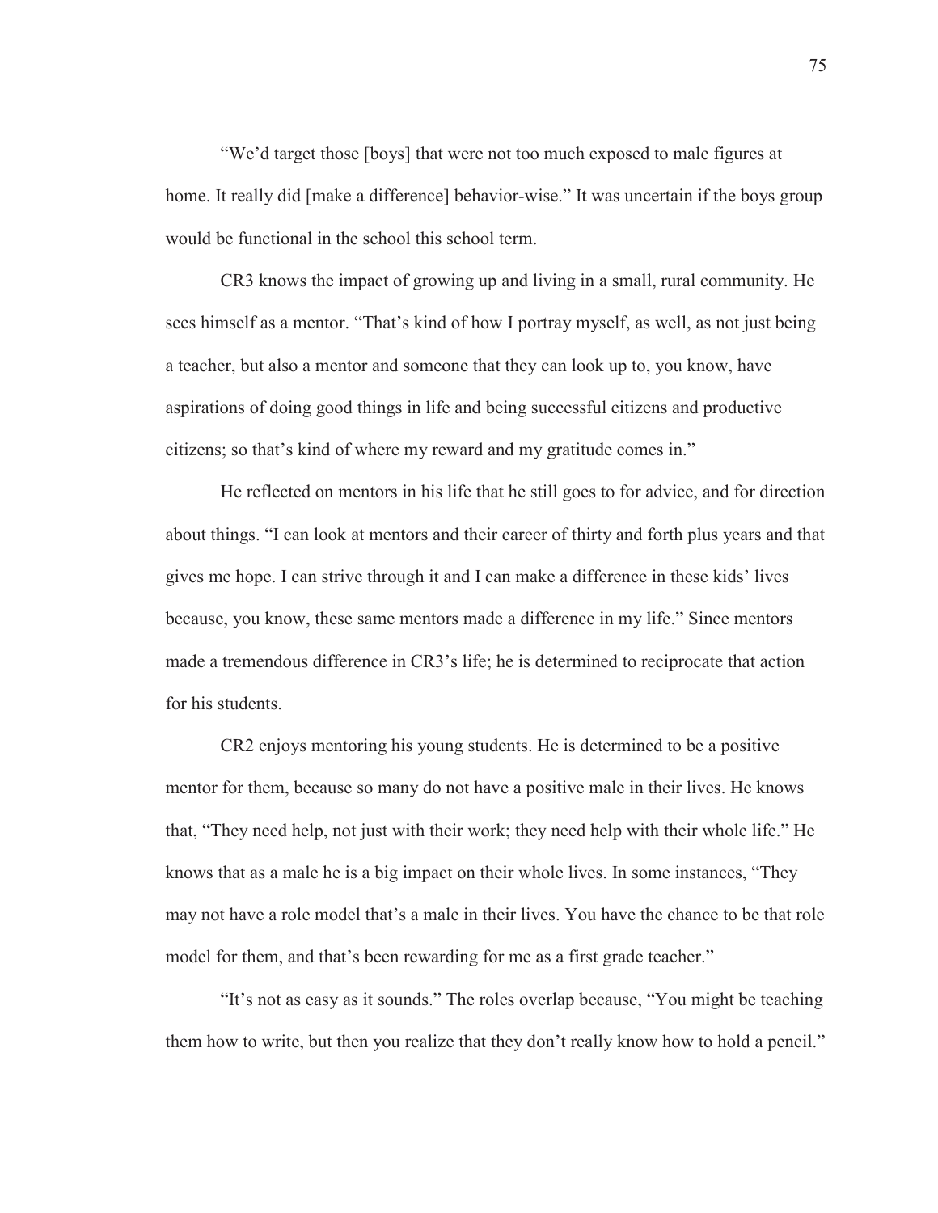"We'd target those [boys] that were not too much exposed to male figures at home. It really did [make a difference] behavior-wise." It was uncertain if the boys group would be functional in the school this school term.

CR3 knows the impact of growing up and living in a small, rural community. He sees himself as a mentor. "That's kind of how I portray myself, as well, as not just being a teacher, but also a mentor and someone that they can look up to, you know, have aspirations of doing good things in life and being successful citizens and productive citizens; so that's kind of where my reward and my gratitude comes in."

He reflected on mentors in his life that he still goes to for advice, and for direction about things. "I can look at mentors and their career of thirty and forth plus years and that gives me hope. I can strive through it and I can make a difference in these kids' lives because, you know, these same mentors made a difference in my life." Since mentors made a tremendous difference in CR3's life; he is determined to reciprocate that action for his students.

CR2 enjoys mentoring his young students. He is determined to be a positive mentor for them, because so many do not have a positive male in their lives. He knows that, "They need help, not just with their work; they need help with their whole life." He knows that as a male he is a big impact on their whole lives. In some instances, "They may not have a role model that's a male in their lives. You have the chance to be that role model for them, and that's been rewarding for me as a first grade teacher."

"It's not as easy as it sounds." The roles overlap because, "You might be teaching them how to write, but then you realize that they don't really know how to hold a pencil."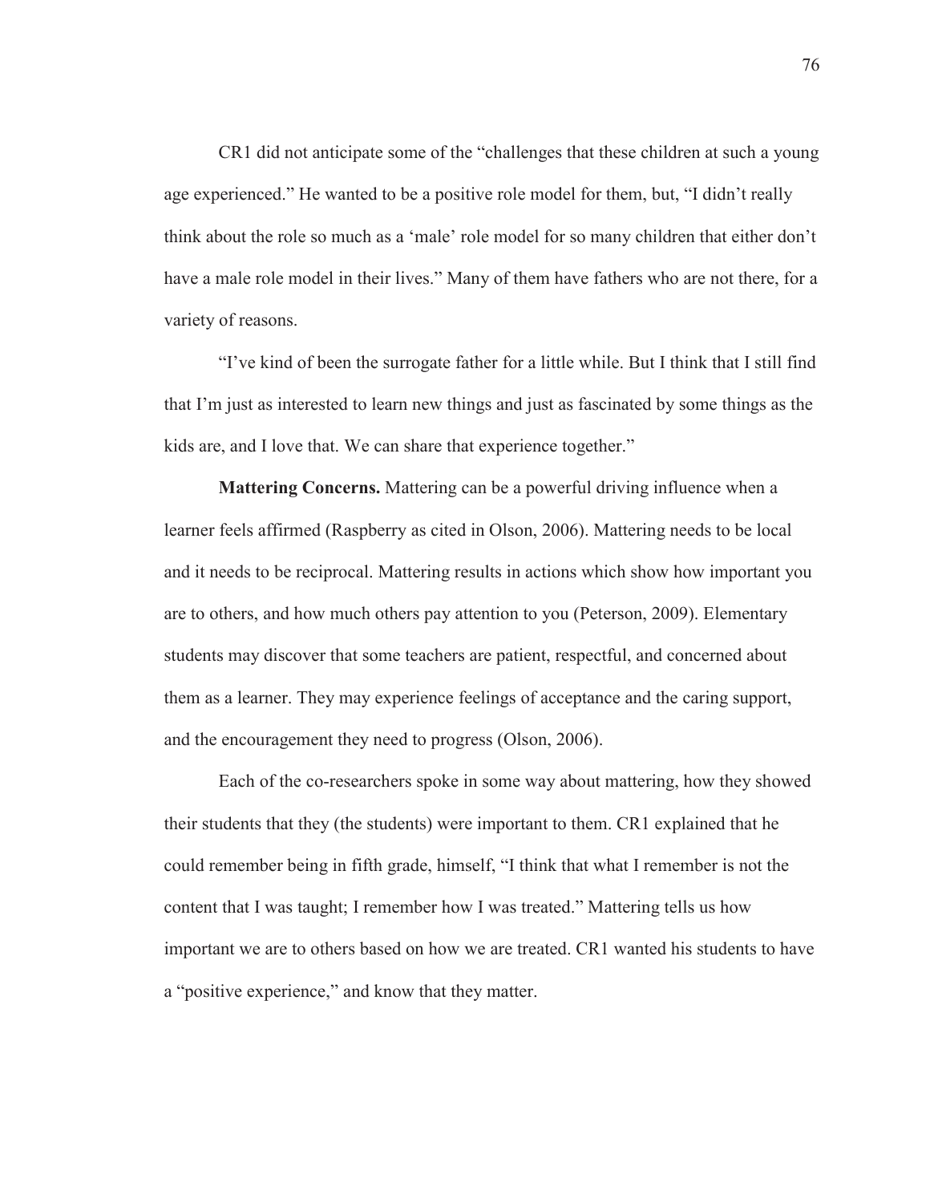CR1 did not anticipate some of the "challenges that these children at such a young age experienced." He wanted to be a positive role model for them, but, "I didn't really think about the role so much as a 'male' role model for so many children that either don't have a male role model in their lives." Many of them have fathers who are not there, for a variety of reasons.

"I've kind of been the surrogate father for a little while. But I think that I still find that I'm just as interested to learn new things and just as fascinated by some things as the kids are, and I love that. We can share that experience together."

**Mattering Concerns.** Mattering can be a powerful driving influence when a learner feels affirmed (Raspberry as cited in Olson, 2006). Mattering needs to be local and it needs to be reciprocal. Mattering results in actions which show how important you are to others, and how much others pay attention to you (Peterson, 2009). Elementary students may discover that some teachers are patient, respectful, and concerned about them as a learner. They may experience feelings of acceptance and the caring support, and the encouragement they need to progress (Olson, 2006).

Each of the co-researchers spoke in some way about mattering, how they showed their students that they (the students) were important to them. CR1 explained that he could remember being in fifth grade, himself, "I think that what I remember is not the content that I was taught; I remember how I was treated." Mattering tells us how important we are to others based on how we are treated. CR1 wanted his students to have a "positive experience," and know that they matter.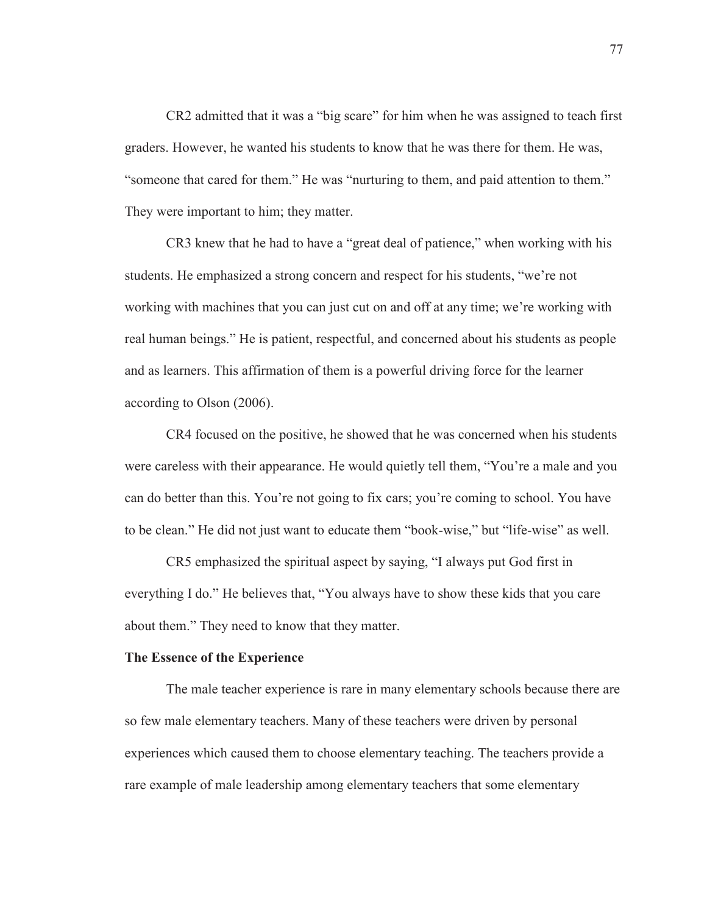CR2 admitted that it was a "big scare" for him when he was assigned to teach first graders. However, he wanted his students to know that he was there for them. He was, "someone that cared for them." He was "nurturing to them, and paid attention to them." They were important to him; they matter.

CR3 knew that he had to have a "great deal of patience," when working with his students. He emphasized a strong concern and respect for his students, "we're not working with machines that you can just cut on and off at any time; we're working with real human beings." He is patient, respectful, and concerned about his students as people and as learners. This affirmation of them is a powerful driving force for the learner according to Olson (2006).

CR4 focused on the positive, he showed that he was concerned when his students were careless with their appearance. He would quietly tell them, "You're a male and you can do better than this. You're not going to fix cars; you're coming to school. You have to be clean." He did not just want to educate them "book-wise," but "life-wise" as well.

CR5 emphasized the spiritual aspect by saying, "I always put God first in everything I do." He believes that, "You always have to show these kids that you care about them." They need to know that they matter.

**The Essence of the Experience**

The male teacher experience is rare in many elementary schools because there are so few male elementary teachers. Many of these teachers were driven by personal experiences which caused them to choose elementary teaching. The teachers provide a rare example of male leadership among elementary teachers that some elementary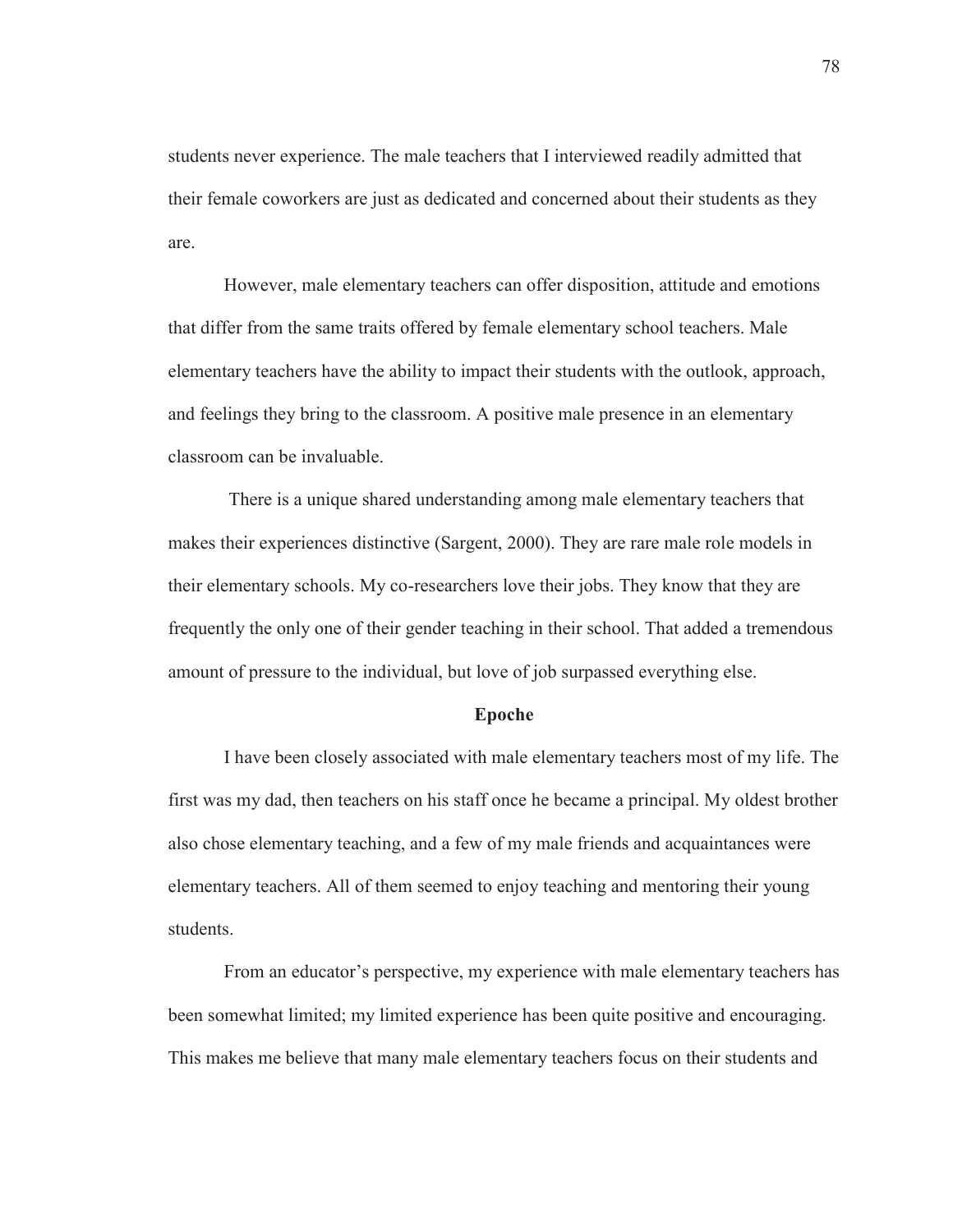students never experience. The male teachers that I interviewed readily admitted that their female coworkers are just as dedicated and concerned about their students as they are.

However, male elementary teachers can offer disposition, attitude and emotions that differ from the same traits offered by female elementary school teachers. Male elementary teachers have the ability to impact their students with the outlook, approach, and feelings they bring to the classroom. A positive male presence in an elementary classroom can be invaluable.

There is a unique shared understanding among male elementary teachers that makes their experiences distinctive (Sargent, 2000). They are rare male role models in their elementary schools. My co-researchers love their jobs. They know that they are frequently the only one of their gender teaching in their school. That added a tremendous amount of pressure to the individual, but love of job surpassed everything else.

## Epoche

I have been closely associated with male elementary teachers most of my life. The first was my dad, then teachers on his staff once he became a principal. My oldest brother also chose elementary teaching, and a few of my male friends and acquaintances were elementary teachers. All of them seemed to enjoy teaching and mentoring their young students.

From an educator's perspective, my experience with male elementary teachers has been somewhat limited; my limited experience has been quite positive and encouraging. This makes me believe that many male elementary teachers focus on their students and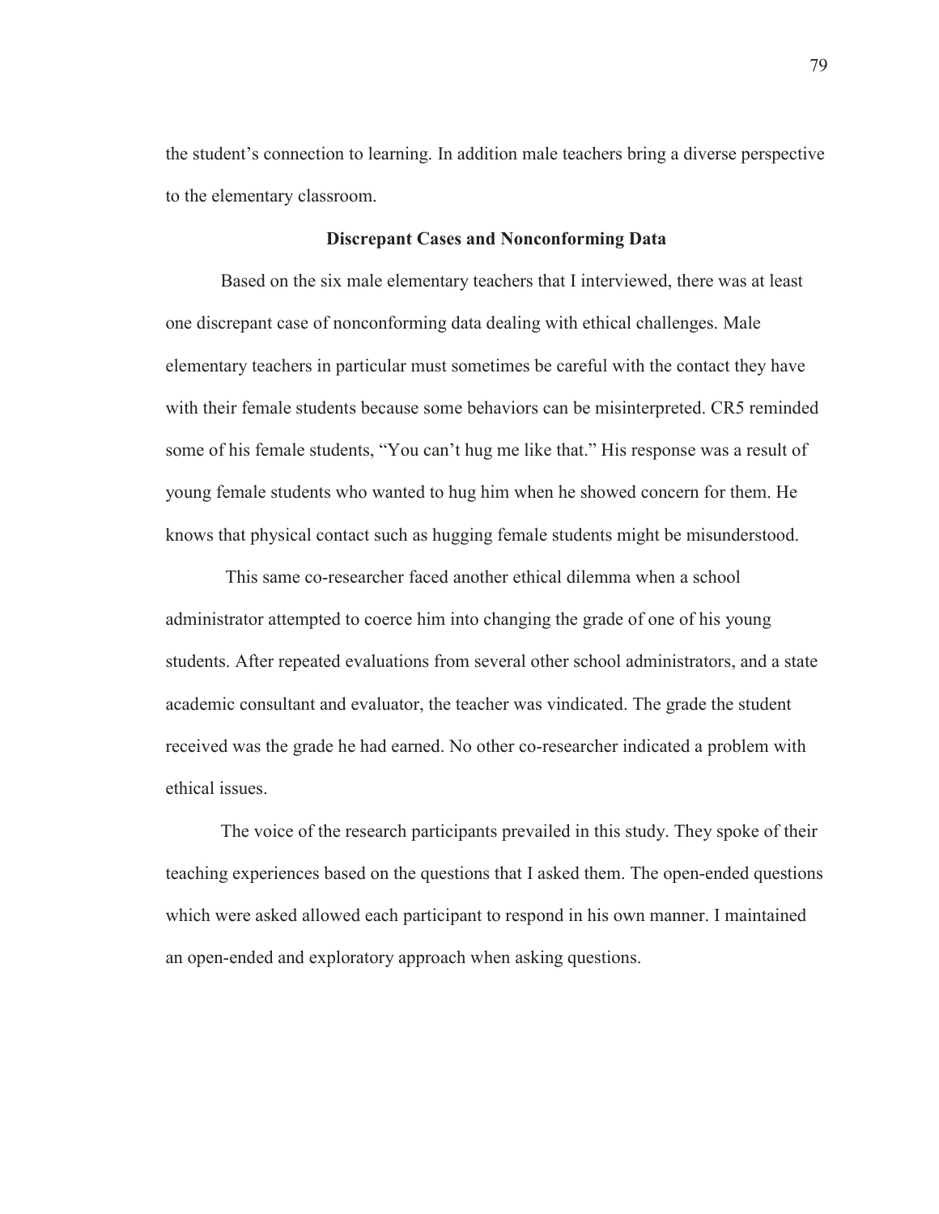the student's connection to learning. In addition male teachers bring a diverse perspective to the elementary classroom.

## Discrepant Cases and Nonconforming Data

Based on the six male elementary teachers that I interviewed, there was at least one discrepant case of nonconforming data dealing with ethical challenges. Male elementary teachers in particular must sometimes be careful with the contact they have with their female students because some behaviors can be misinterpreted. CR5 reminded some of his female students, "You can't hug me like that." His response was a result of young female students who wanted to hug him when he showed concern for them. He knows that physical contact such as hugging female students might be misunderstood.

This same co-researcher faced another ethical dilemma when a school administrator attempted to coerce him into changing the grade of one of his young students. After repeated evaluations from several other school administrators, and a state academic consultant and evaluator, the teacher was vindicated. The grade the student received was the grade he had earned. No other co-researcher indicated a problem with ethical issues.

The voice of the research participants prevailed in this study. They spoke of their teaching experiences based on the questions that I asked them. The open-ended questions which were asked allowed each participant to respond in his own manner. I maintained an open-ended and exploratory approach when asking questions.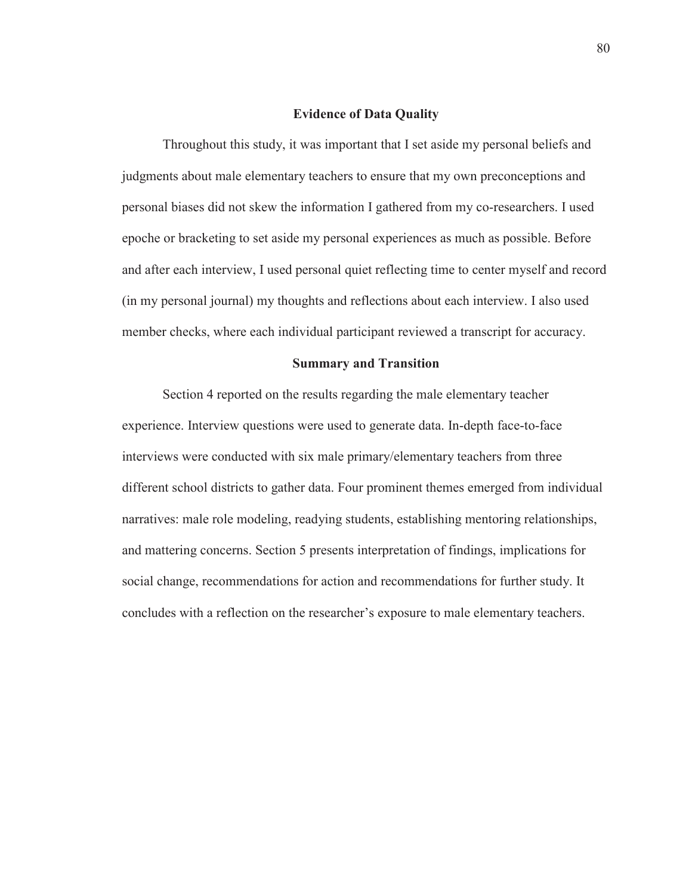## Evidence of Data Quality

Throughout this study, it was important that I set aside my personal beliefs and judgments about male elementary teachers to ensure that my own preconceptions and personal biases did not skew the information I gathered from my co-researchers. I used epoche or bracketing to set aside my personal experiences as much as possible. Before and after each interview, I used personal quiet reflecting time to center myself and record (in my personal journal) my thoughts and reflections about each interview. I also used member checks, where each individual participant reviewed a transcript for accuracy.

## Summary and Transition

Section 4 reported on the results regarding the male elementary teacher experience. Interview questions were used to generate data. In-depth face-to-face interviews were conducted with six male primary/elementary teachers from three different school districts to gather data. Four prominent themes emerged from individual narratives: male role modeling, readying students, establishing mentoring relationships, and mattering concerns. Section 5 presents interpretation of findings, implications for social change, recommendations for action and recommendations for further study. It concludes with a reflection on the researcher's exposure to male elementary teachers.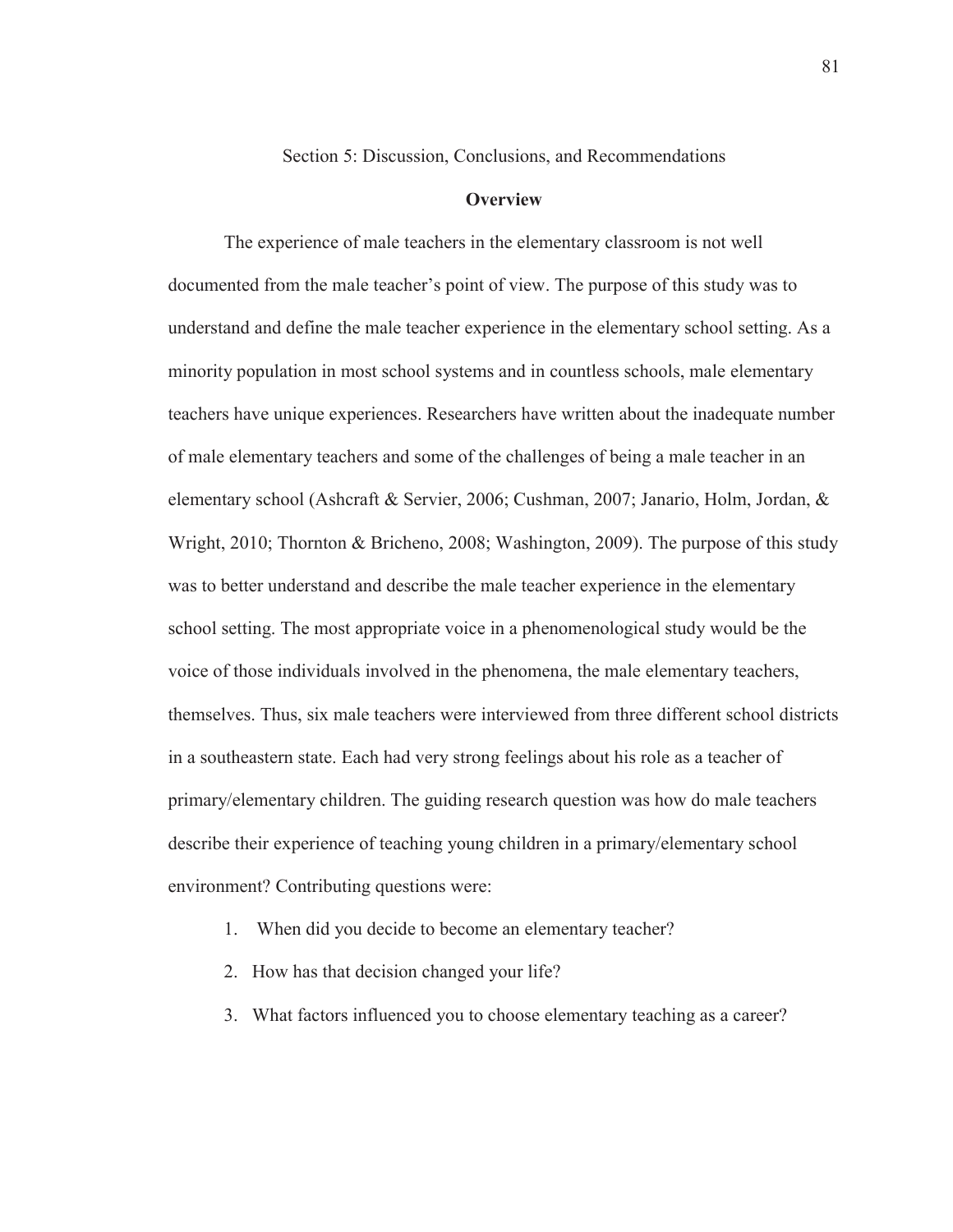# Section 5: Discussion, Conclusions, and Recommendations

## Overview

The experience of male teachers in the elementary classroom is not well documented from the male teacher's point of view. The purpose of this study was to understand and define the male teacher experience in the elementary school setting. As a minority population in most school systems and in countless schools, male elementary teachers have unique experiences. Researchers have written about the inadequate number of male elementary teachers and some of the challenges of being a male teacher in an elementary school (Ashcraft & Servier, 2006; Cushman, 2007; Janario, Holm, Jordan, & Wright, 2010; Thornton & Bricheno, 2008; Washington, 2009). The purpose of this study was to better understand and describe the male teacher experience in the elementary school setting. The most appropriate voice in a phenomenological study would be the voice of those individuals involved in the phenomena, the male elementary teachers, themselves. Thus, six male teachers were interviewed from three different school districts in a southeastern state. Each had very strong feelings about his role as a teacher of primary/elementary children. The guiding research question was how do male teachers describe their experience of teaching young children in a primary/elementary school environment? Contributing questions were:

1. When did you decide to become an elementary teacher?
2. How has that decision changed your life?
3. What factors influenced you to choose elementary teaching as a career?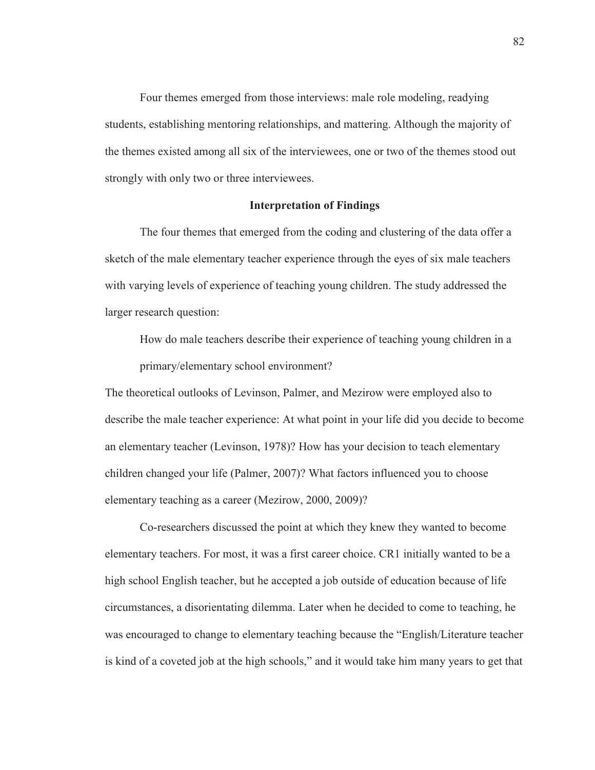Four themes emerged from those interviews: male role modeling, readying students, establishing mentoring relationships, and mattering. Although the majority of the themes existed among all six of the interviewees, one or two of the themes stood out strongly with only two or three interviewees.

### Interpretation of Findings

The four themes that emerged from the coding and clustering of the data offer a sketch of the male elementary teacher experience through the eyes of six male teachers with varying levels of experience of teaching young children. The study addressed the larger research question:

> How do male teachers describe their experience of teaching young children in a primary/elementary school environment?

The theoretical outlooks of Levinson, Palmer, and Mezirow were employed also to describe the male teacher experience: At what point in your life did you decide to become an elementary teacher (Levinson, 1978)? How has your decision to teach elementary children changed your life (Palmer, 2007)? What factors influenced you to choose elementary teaching as a career (Mezirow, 2000, 2009)?

Co-researchers discussed the point at which they knew they wanted to become elementary teachers. For most, it was a first career choice. CR1 initially wanted to be a high school English teacher, but he accepted a job outside of education because of life circumstances, a disorientating dilemma. Later when he decided to come to teaching, he was encouraged to change to elementary teaching because the "English/Literature teacher is kind of a coveted job at the high schools," and it would take him many years to get that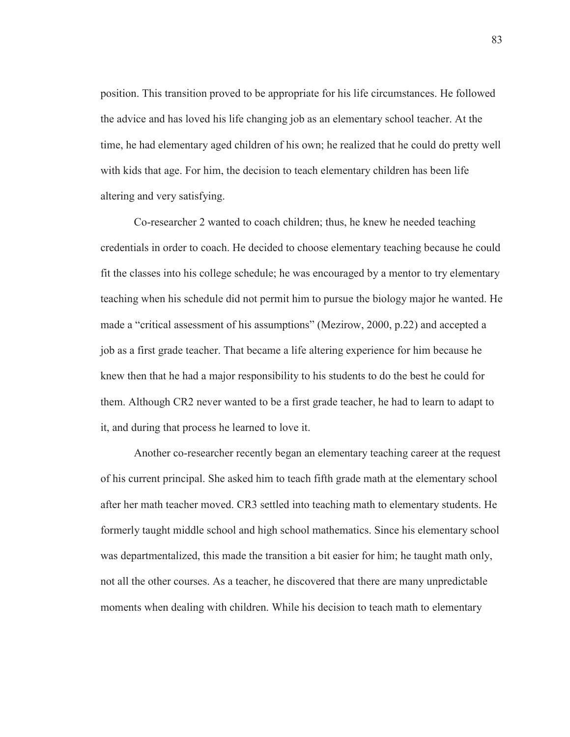position. This transition proved to be appropriate for his life circumstances. He followed the advice and has loved his life changing job as an elementary school teacher. At the time, he had elementary aged children of his own; he realized that he could do pretty well with kids that age. For him, the decision to teach elementary children has been life altering and very satisfying.

Co-researcher 2 wanted to coach children; thus, he knew he needed teaching credentials in order to coach. He decided to choose elementary teaching because he could fit the classes into his college schedule; he was encouraged by a mentor to try elementary teaching when his schedule did not permit him to pursue the biology major he wanted. He made a "critical assessment of his assumptions" (Mezirow, 2000, p.22) and accepted a job as a first grade teacher. That became a life altering experience for him because he knew then that he had a major responsibility to his students to do the best he could for them. Although CR2 never wanted to be a first grade teacher, he had to learn to adapt to it, and during that process he learned to love it.

Another co-researcher recently began an elementary teaching career at the request of his current principal. She asked him to teach fifth grade math at the elementary school after her math teacher moved. CR3 settled into teaching math to elementary students. He formerly taught middle school and high school mathematics. Since his elementary school was departmentalized, this made the transition a bit easier for him; he taught math only, not all the other courses. As a teacher, he discovered that there are many unpredictable moments when dealing with children. While his decision to teach math to elementary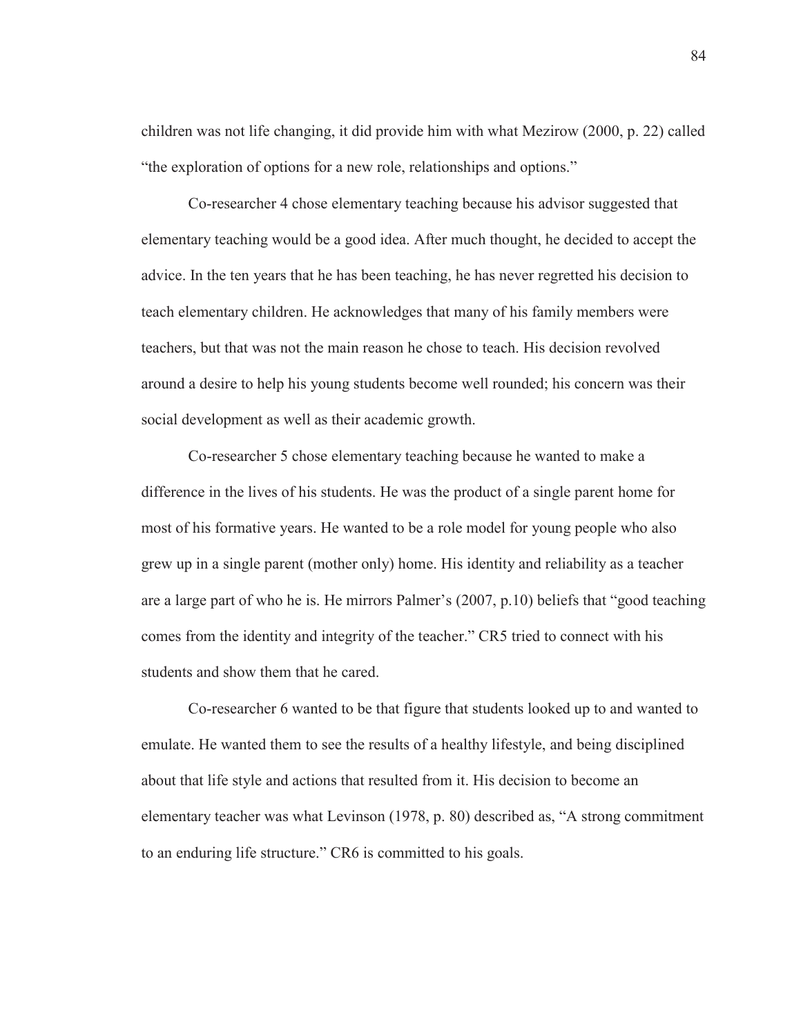children was not life changing, it did provide him with what Mezirow (2000, p. 22) called "the exploration of options for a new role, relationships and options."

Co-researcher 4 chose elementary teaching because his advisor suggested that elementary teaching would be a good idea. After much thought, he decided to accept the advice. In the ten years that he has been teaching, he has never regretted his decision to teach elementary children. He acknowledges that many of his family members were teachers, but that was not the main reason he chose to teach. His decision revolved around a desire to help his young students become well rounded; his concern was their social development as well as their academic growth.

Co-researcher 5 chose elementary teaching because he wanted to make a difference in the lives of his students. He was the product of a single parent home for most of his formative years. He wanted to be a role model for young people who also grew up in a single parent (mother only) home. His identity and reliability as a teacher are a large part of who he is. He mirrors Palmer's (2007, p.10) beliefs that "good teaching comes from the identity and integrity of the teacher." CR5 tried to connect with his students and show them that he cared.

Co-researcher 6 wanted to be that figure that students looked up to and wanted to emulate. He wanted them to see the results of a healthy lifestyle, and being disciplined about that life style and actions that resulted from it. His decision to become an elementary teacher was what Levinson (1978, p. 80) described as, "A strong commitment to an enduring life structure." CR6 is committed to his goals.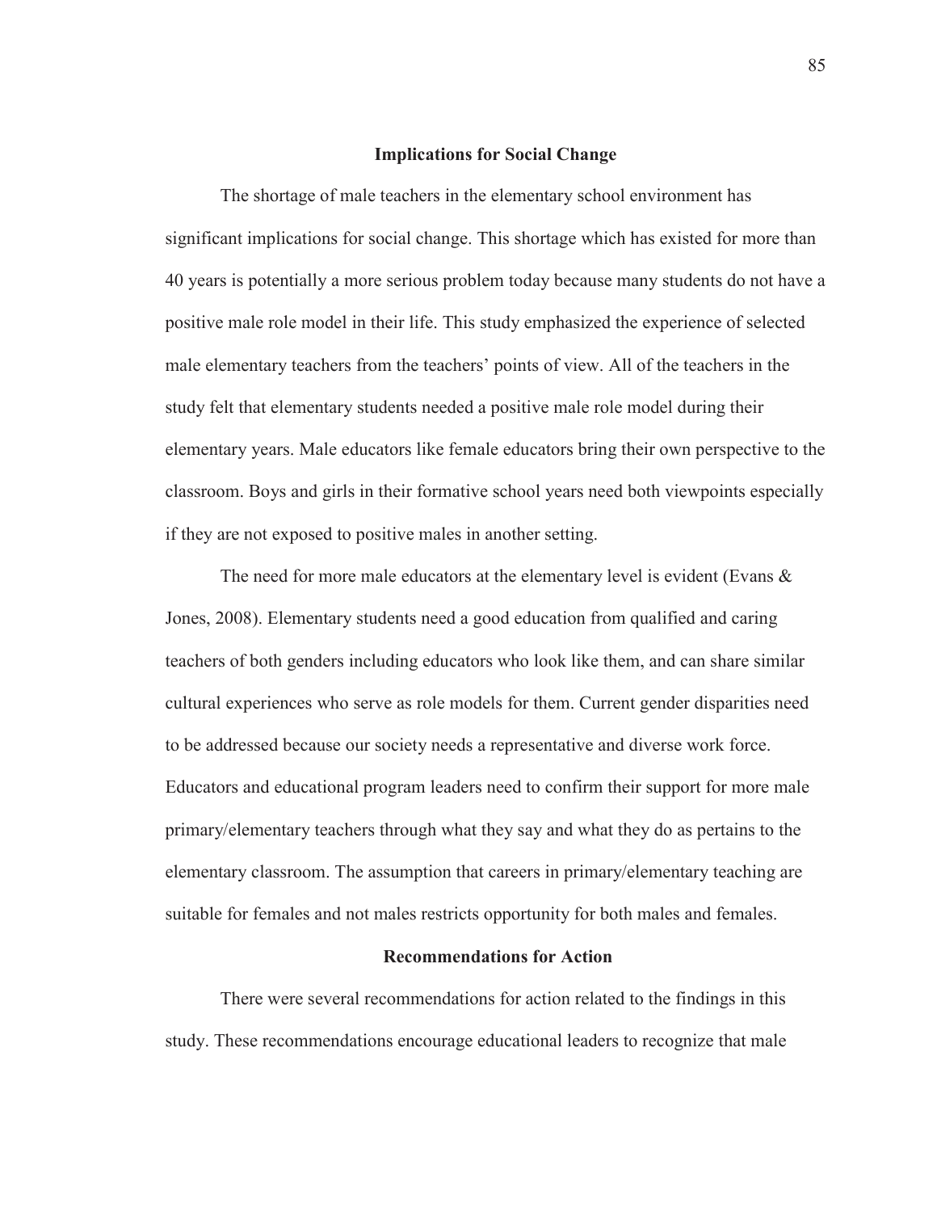## Implications for Social Change

The shortage of male teachers in the elementary school environment has significant implications for social change. This shortage which has existed for more than 40 years is potentially a more serious problem today because many students do not have a positive male role model in their life. This study emphasized the experience of selected male elementary teachers from the teachers' points of view. All of the teachers in the study felt that elementary students needed a positive male role model during their elementary years. Male educators like female educators bring their own perspective to the classroom. Boys and girls in their formative school years need both viewpoints especially if they are not exposed to positive males in another setting.

The need for more male educators at the elementary level is evident (Evans & Jones, 2008). Elementary students need a good education from qualified and caring teachers of both genders including educators who look like them, and can share similar cultural experiences who serve as role models for them. Current gender disparities need to be addressed because our society needs a representative and diverse work force. Educators and educational program leaders need to confirm their support for more male primary/elementary teachers through what they say and what they do as pertains to the elementary classroom. The assumption that careers in primary/elementary teaching are suitable for females and not males restricts opportunity for both males and females.

## Recommendations for Action

There were several recommendations for action related to the findings in this study. These recommendations encourage educational leaders to recognize that male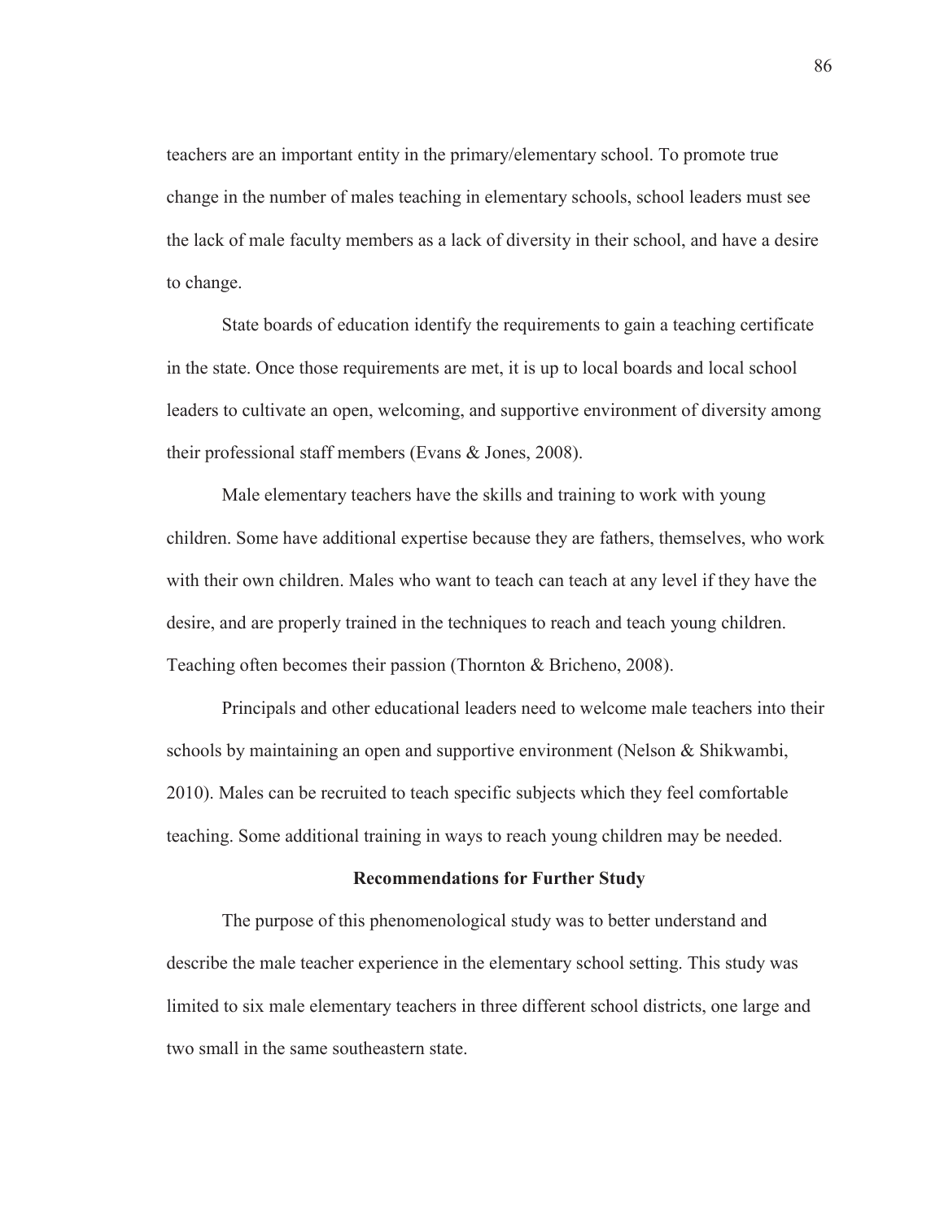teachers are an important entity in the primary/elementary school. To promote true change in the number of males teaching in elementary schools, school leaders must see the lack of male faculty members as a lack of diversity in their school, and have a desire to change.

State boards of education identify the requirements to gain a teaching certificate in the state. Once those requirements are met, it is up to local boards and local school leaders to cultivate an open, welcoming, and supportive environment of diversity among their professional staff members (Evans & Jones, 2008).

Male elementary teachers have the skills and training to work with young children. Some have additional expertise because they are fathers, themselves, who work with their own children. Males who want to teach can teach at any level if they have the desire, and are properly trained in the techniques to reach and teach young children. Teaching often becomes their passion (Thornton & Bricheno, 2008).

Principals and other educational leaders need to welcome male teachers into their schools by maintaining an open and supportive environment (Nelson & Shikwambi, 2010). Males can be recruited to teach specific subjects which they feel comfortable teaching. Some additional training in ways to reach young children may be needed.

## Recommendations for Further Study

The purpose of this phenomenological study was to better understand and describe the male teacher experience in the elementary school setting. This study was limited to six male elementary teachers in three different school districts, one large and two small in the same southeastern state.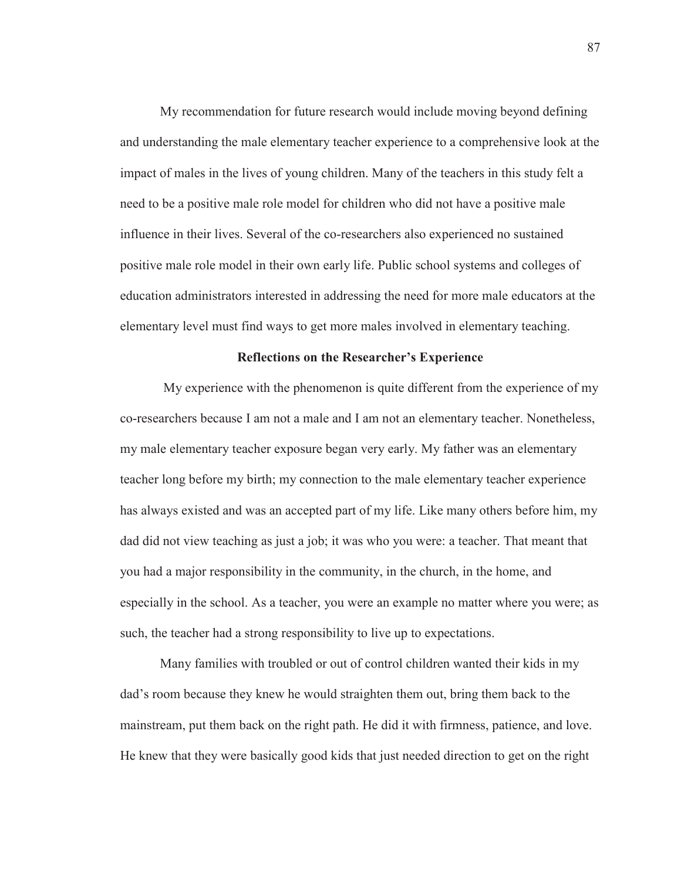My recommendation for future research would include moving beyond defining and understanding the male elementary teacher experience to a comprehensive look at the impact of males in the lives of young children. Many of the teachers in this study felt a need to be a positive male role model for children who did not have a positive male influence in their lives. Several of the co-researchers also experienced no sustained positive male role model in their own early life. Public school systems and colleges of education administrators interested in addressing the need for more male educators at the elementary level must find ways to get more males involved in elementary teaching.

## Reflections on the Researcher's Experience

My experience with the phenomenon is quite different from the experience of my co-researchers because I am not a male and I am not an elementary teacher. Nonetheless, my male elementary teacher exposure began very early. My father was an elementary teacher long before my birth; my connection to the male elementary teacher experience has always existed and was an accepted part of my life. Like many others before him, my dad did not view teaching as just a job; it was who you were: a teacher. That meant that you had a major responsibility in the community, in the church, in the home, and especially in the school. As a teacher, you were an example no matter where you were; as such, the teacher had a strong responsibility to live up to expectations.

Many families with troubled or out of control children wanted their kids in my dad's room because they knew he would straighten them out, bring them back to the mainstream, put them back on the right path. He did it with firmness, patience, and love. He knew that they were basically good kids that just needed direction to get on the right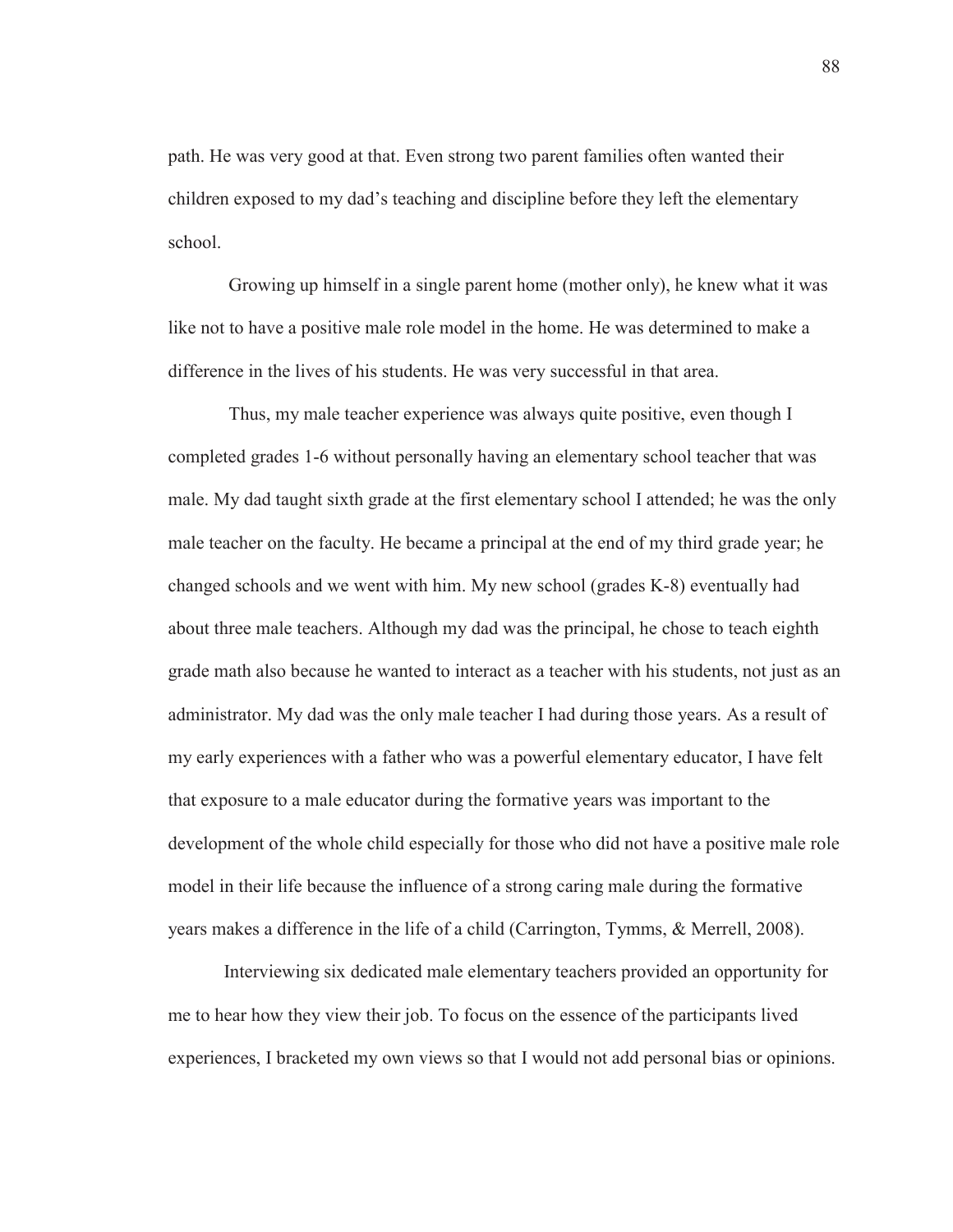path. He was very good at that. Even strong two parent families often wanted their children exposed to my dad's teaching and discipline before they left the elementary school.

Growing up himself in a single parent home (mother only), he knew what it was like not to have a positive male role model in the home. He was determined to make a difference in the lives of his students. He was very successful in that area.

Thus, my male teacher experience was always quite positive, even though I completed grades 1-6 without personally having an elementary school teacher that was male. My dad taught sixth grade at the first elementary school I attended; he was the only male teacher on the faculty. He became a principal at the end of my third grade year; he changed schools and we went with him. My new school (grades K-8) eventually had about three male teachers. Although my dad was the principal, he chose to teach eighth grade math also because he wanted to interact as a teacher with his students, not just as an administrator. My dad was the only male teacher I had during those years. As a result of my early experiences with a father who was a powerful elementary educator, I have felt that exposure to a male educator during the formative years was important to the development of the whole child especially for those who did not have a positive male role model in their life because the influence of a strong caring male during the formative years makes a difference in the life of a child (Carrington, Tymms, & Merrell, 2008).

Interviewing six dedicated male elementary teachers provided an opportunity for me to hear how they view their job. To focus on the essence of the participants lived experiences, I bracketed my own views so that I would not add personal bias or opinions.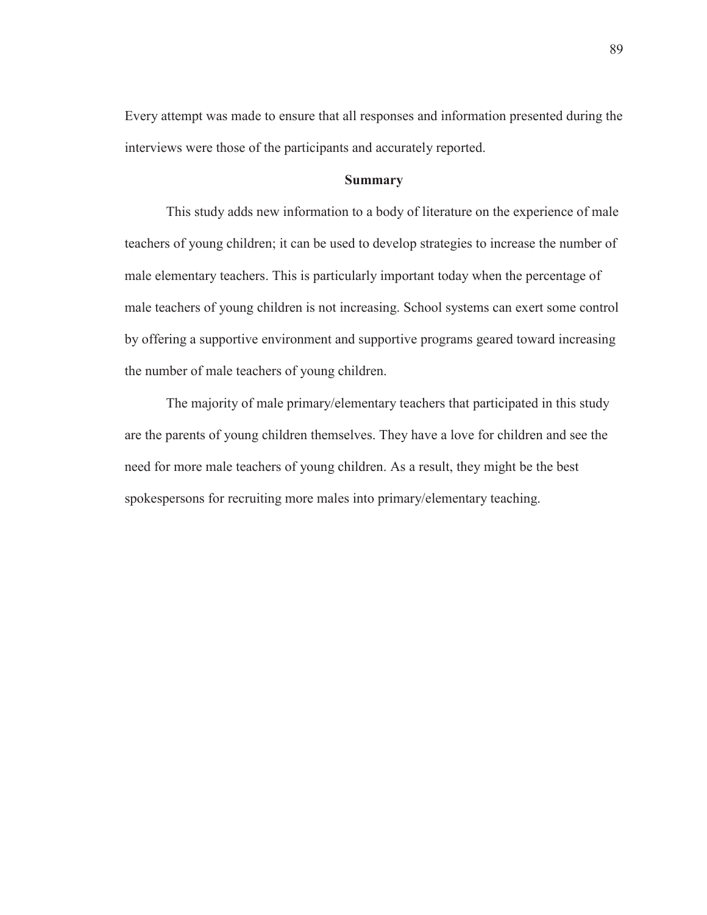Every attempt was made to ensure that all responses and information presented during the interviews were those of the participants and accurately reported.

## Summary

This study adds new information to a body of literature on the experience of male teachers of young children; it can be used to develop strategies to increase the number of male elementary teachers. This is particularly important today when the percentage of male teachers of young children is not increasing. School systems can exert some control by offering a supportive environment and supportive programs geared toward increasing the number of male teachers of young children.

The majority of male primary/elementary teachers that participated in this study are the parents of young children themselves. They have a love for children and see the need for more male teachers of young children. As a result, they might be the best spokespersons for recruiting more males into primary/elementary teaching.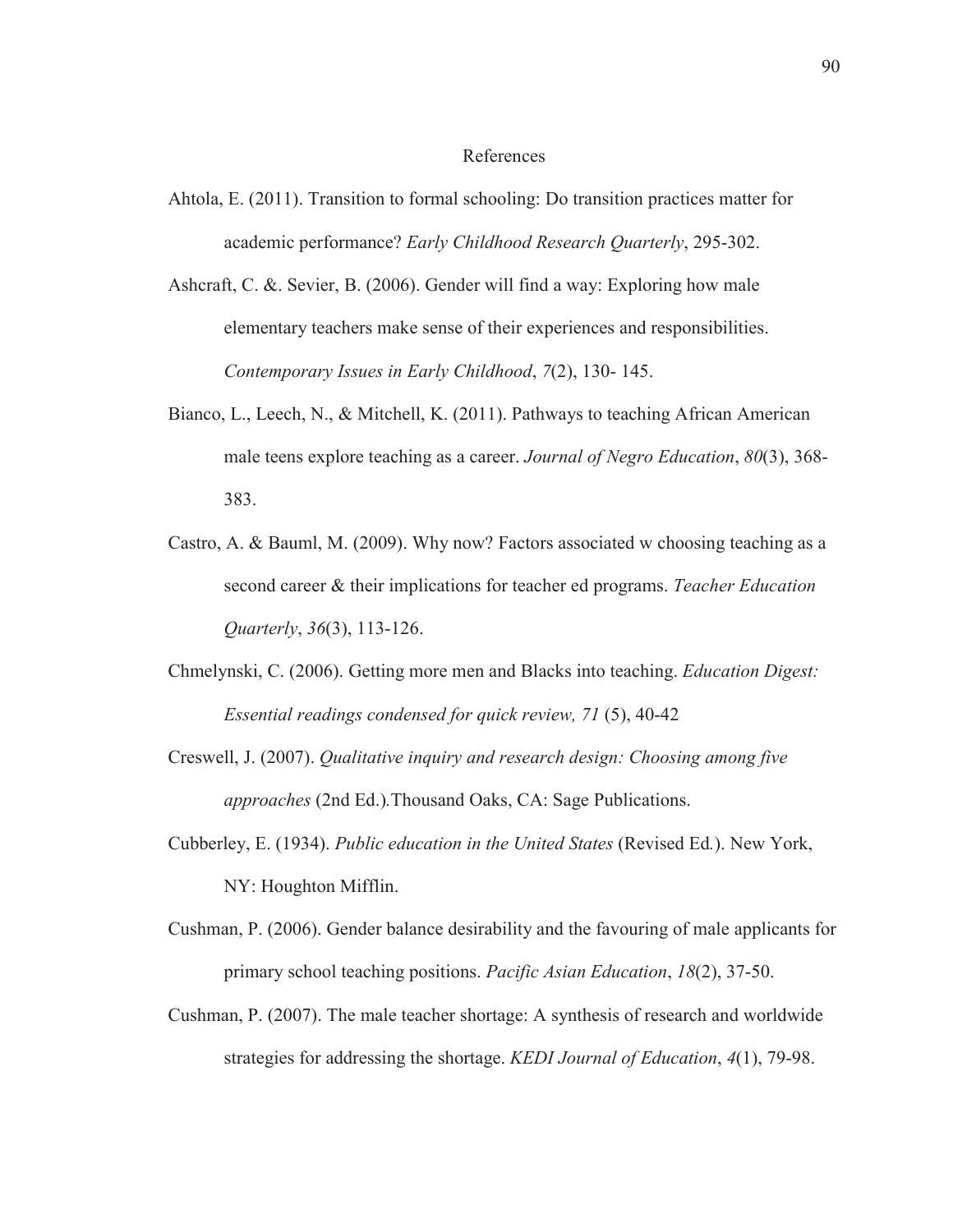# References

Ahtola, E. (2011). Transition to formal schooling: Do transition practices matter for academic performance? *Early Childhood Research Quarterly*, 295-302.

Ashcraft, C. &. Sevier, B. (2006). Gender will find a way: Exploring how male elementary teachers make sense of their experiences and responsibilities. *Contemporary Issues in Early Childhood*, *7*(2), 130- 145.

Bianco, L., Leech, N., & Mitchell, K. (2011). Pathways to teaching African American male teens explore teaching as a career. *Journal of Negro Education*, *80*(3), 368-383.

Castro, A. & Bauml, M. (2009). Why now? Factors associated w choosing teaching as a second career & their implications for teacher ed programs. *Teacher Education Quarterly*, *36*(3), 113-126.

Chmelynski, C. (2006). Getting more men and Blacks into teaching. *Education Digest: Essential readings condensed for quick review, 71* (5), 40-42

Creswell, J. (2007). *Qualitative inquiry and research design: Choosing among five approaches* (2nd Ed.)*.*Thousand Oaks, CA: Sage Publications.

Cubberley, E. (1934). *Public education in the United States* (Revised Ed*.*). New York, NY: Houghton Mifflin.

Cushman, P. (2006). Gender balance desirability and the favouring of male applicants for primary school teaching positions. *Pacific Asian Education*, *18*(2), 37-50.

Cushman, P. (2007). The male teacher shortage: A synthesis of research and worldwide strategies for addressing the shortage. *KEDI Journal of Education*, *4*(1), 79-98.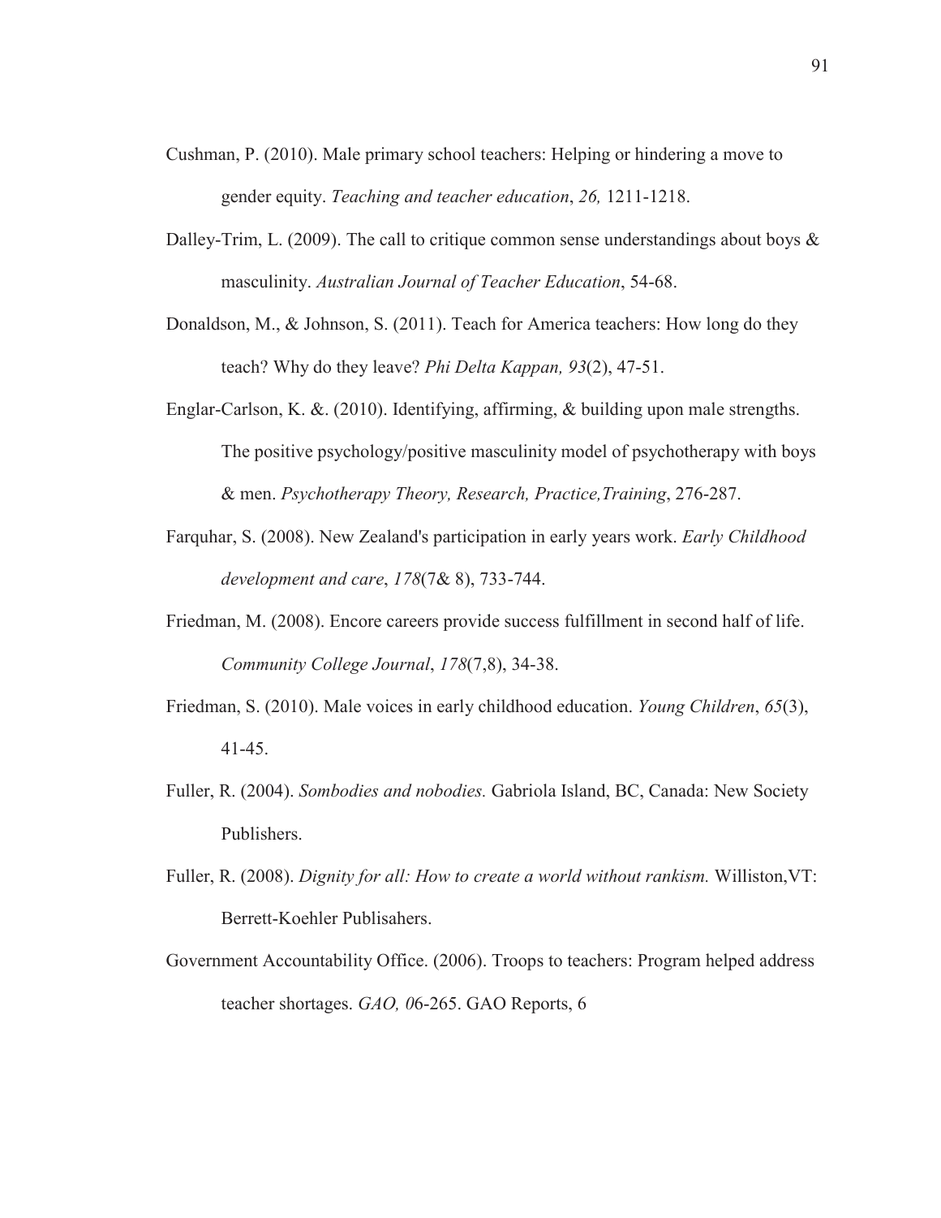Cushman, P. (2010). Male primary school teachers: Helping or hindering a move to gender equity. *Teaching and teacher education*, *26,* 1211-1218.

Dalley-Trim, L. (2009). The call to critique common sense understandings about boys & masculinity. *Australian Journal of Teacher Education*, 54-68.

Donaldson, M., & Johnson, S. (2011). Teach for America teachers: How long do they teach? Why do they leave? *Phi Delta Kappan, 93*(2), 47-51.

Englar-Carlson, K. &. (2010). Identifying, affirming, & building upon male strengths. The positive psychology/positive masculinity model of psychotherapy with boys & men. *Psychotherapy Theory, Research, Practice,Training*, 276-287.

Farquhar, S. (2008). New Zealand's participation in early years work. *Early Childhood development and care*, *178*(7& 8), 733-744.

Friedman, M. (2008). Encore careers provide success fulfillment in second half of life. *Community College Journal*, *178*(7,8), 34-38.

Friedman, S. (2010). Male voices in early childhood education. *Young Children*, *65*(3), 41-45.

Fuller, R. (2004). *Sombodies and nobodies.* Gabriola Island, BC, Canada: New Society Publishers.

Fuller, R. (2008). *Dignity for all: How to create a world without rankism.* Williston,VT: Berrett-Koehler Publisahers.

Government Accountability Office. (2006). Troops to teachers: Program helped address teacher shortages. *GAO, 0*6-265. GAO Reports, 6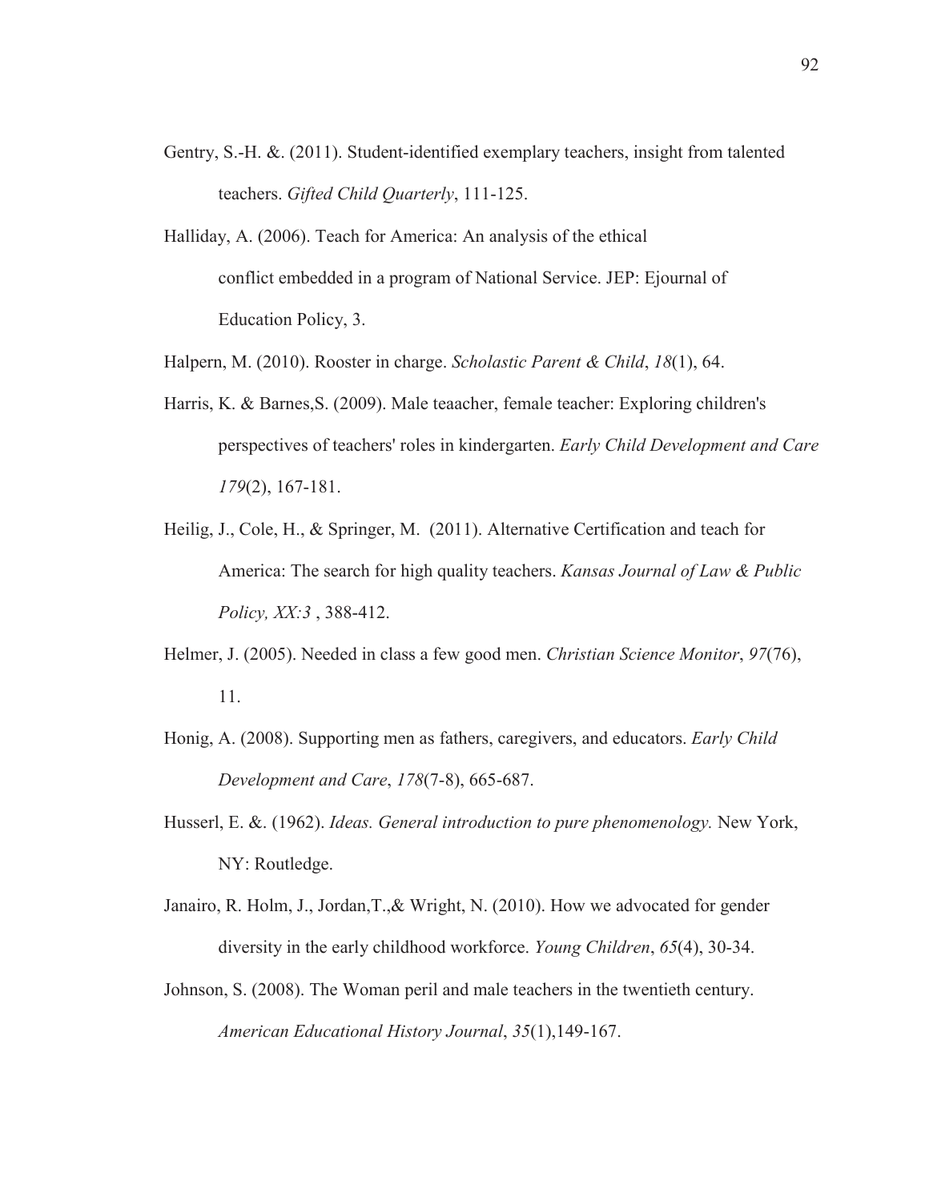Gentry, S.-H. &. (2011). Student-identified exemplary teachers, insight from talented teachers. *Gifted Child Quarterly*, 111-125.

Halliday, A. (2006). Teach for America: An analysis of the ethical conflict embedded in a program of National Service. JEP: Ejournal of Education Policy, 3.

Halpern, M. (2010). Rooster in charge. *Scholastic Parent & Child*, *18*(1), 64.

Harris, K. & Barnes,S. (2009). Male teaacher, female teacher: Exploring children's perspectives of teachers' roles in kindergarten. *Early Child Development and Care 179*(2), 167-181.

Heilig, J., Cole, H., & Springer, M. (2011). Alternative Certification and teach for America: The search for high quality teachers. *Kansas Journal of Law & Public Policy, XX:3* , 388-412.

Helmer, J. (2005). Needed in class a few good men. *Christian Science Monitor*, *97*(76), 11.

Honig, A. (2008). Supporting men as fathers, caregivers, and educators. *Early Child Development and Care*, *178*(7-8), 665-687.

Husserl, E. &. (1962). *Ideas. General introduction to pure phenomenology.* New York, NY: Routledge.

Janairo, R. Holm, J., Jordan,T.,& Wright, N. (2010). How we advocated for gender diversity in the early childhood workforce. *Young Children*, *65*(4), 30-34.

Johnson, S. (2008). The Woman peril and male teachers in the twentieth century. *American Educational History Journal*, *35*(1),149-167.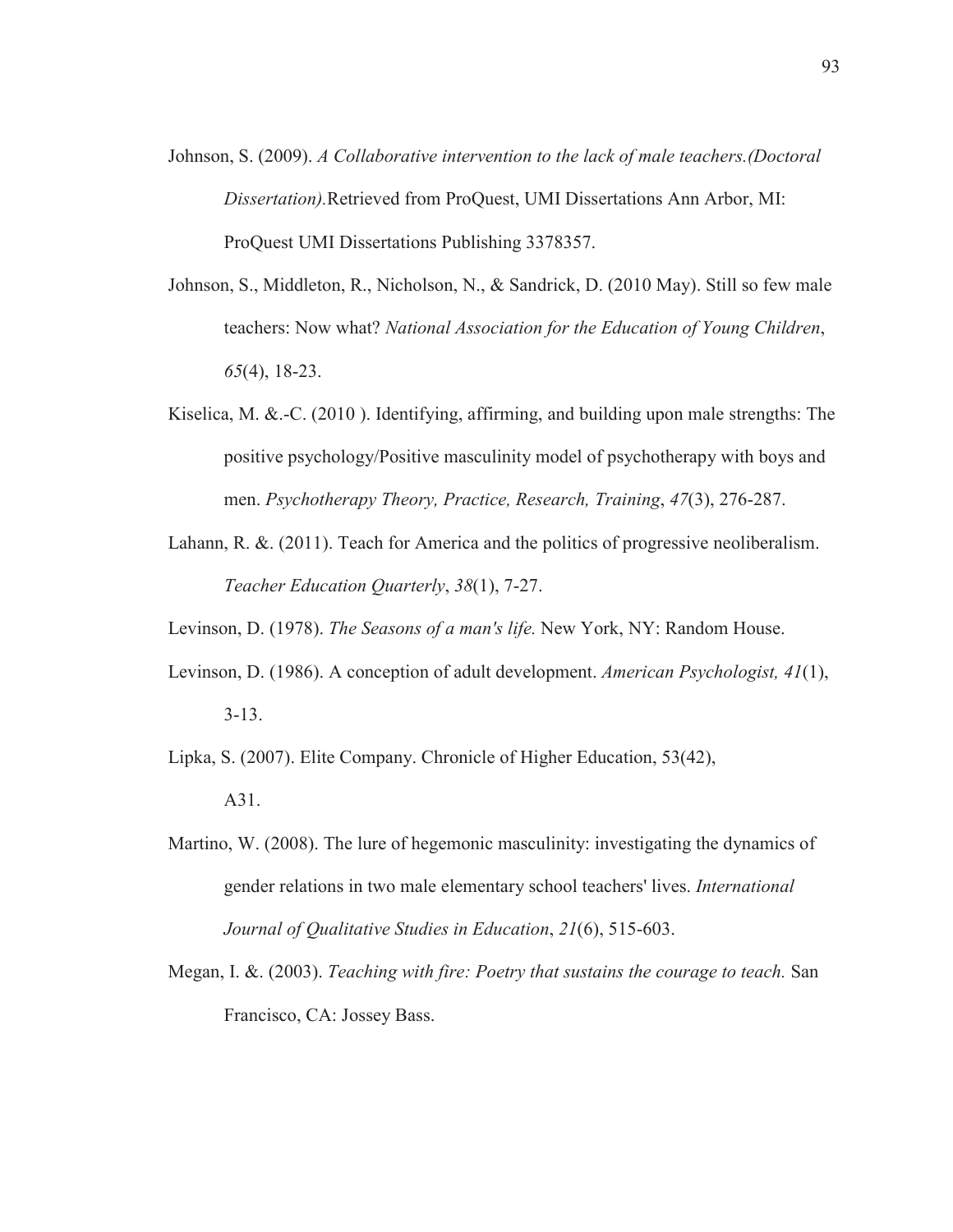Johnson, S. (2009). *A Collaborative intervention to the lack of male teachers.(Doctoral Dissertation).*Retrieved from ProQuest, UMI Dissertations Ann Arbor, MI: ProQuest UMI Dissertations Publishing 3378357.

Johnson, S., Middleton, R., Nicholson, N., & Sandrick, D. (2010 May). Still so few male teachers: Now what? *National Association for the Education of Young Children*, *65*(4), 18-23.

Kiselica, M. &.-C. (2010 ). Identifying, affirming, and building upon male strengths: The positive psychology/Positive masculinity model of psychotherapy with boys and men. *Psychotherapy Theory, Practice, Research, Training*, *47*(3), 276-287.

Lahann, R. &. (2011). Teach for America and the politics of progressive neoliberalism. *Teacher Education Quarterly*, *38*(1), 7-27.

Levinson, D. (1978). *The Seasons of a man's life.* New York, NY: Random House.

Levinson, D. (1986). A conception of adult development. *American Psychologist, 41*(1), 3-13.

Lipka, S. (2007). Elite Company. Chronicle of Higher Education, 53(42), A31.

Martino, W. (2008). The lure of hegemonic masculinity: investigating the dynamics of gender relations in two male elementary school teachers' lives. *International Journal of Qualitative Studies in Education*, *21*(6), 515-603.

Megan, I. &. (2003). *Teaching with fire: Poetry that sustains the courage to teach.* San Francisco, CA: Jossey Bass.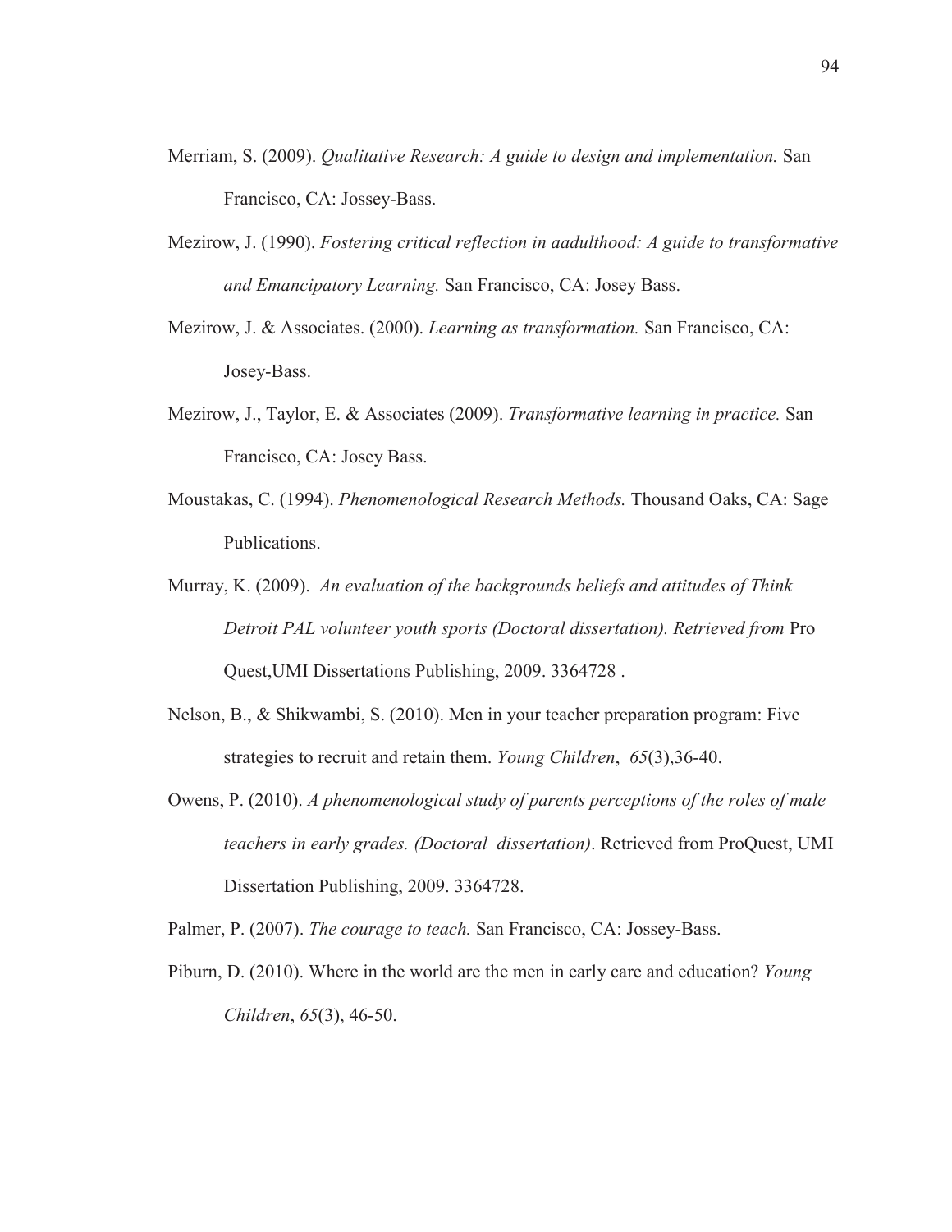Merriam, S. (2009). *Qualitative Research: A guide to design and implementation.* San Francisco, CA: Jossey-Bass.

Mezirow, J. (1990). *Fostering critical reflection in aadulthood: A guide to transformative and Emancipatory Learning.* San Francisco, CA: Josey Bass.

Mezirow, J. & Associates. (2000). *Learning as transformation.* San Francisco, CA: Josey-Bass.

Mezirow, J., Taylor, E. & Associates (2009). *Transformative learning in practice.* San Francisco, CA: Josey Bass.

Moustakas, C. (1994). *Phenomenological Research Methods.* Thousand Oaks, CA: Sage Publications.

Murray, K. (2009). *An evaluation of the backgrounds beliefs and attitudes of Think Detroit PAL volunteer youth sports (Doctoral dissertation). Retrieved from* Pro Quest,UMI Dissertations Publishing, 2009. 3364728 .

Nelson, B., & Shikwambi, S. (2010). Men in your teacher preparation program: Five strategies to recruit and retain them. *Young Children*, *65*(3),36-40.

Owens, P. (2010). *A phenomenological study of parents perceptions of the roles of male teachers in early grades. (Doctoral dissertation)*. Retrieved from ProQuest, UMI Dissertation Publishing, 2009. 3364728.

Palmer, P. (2007). *The courage to teach.* San Francisco, CA: Jossey-Bass.

Piburn, D. (2010). Where in the world are the men in early care and education? *Young Children*, *65*(3), 46-50.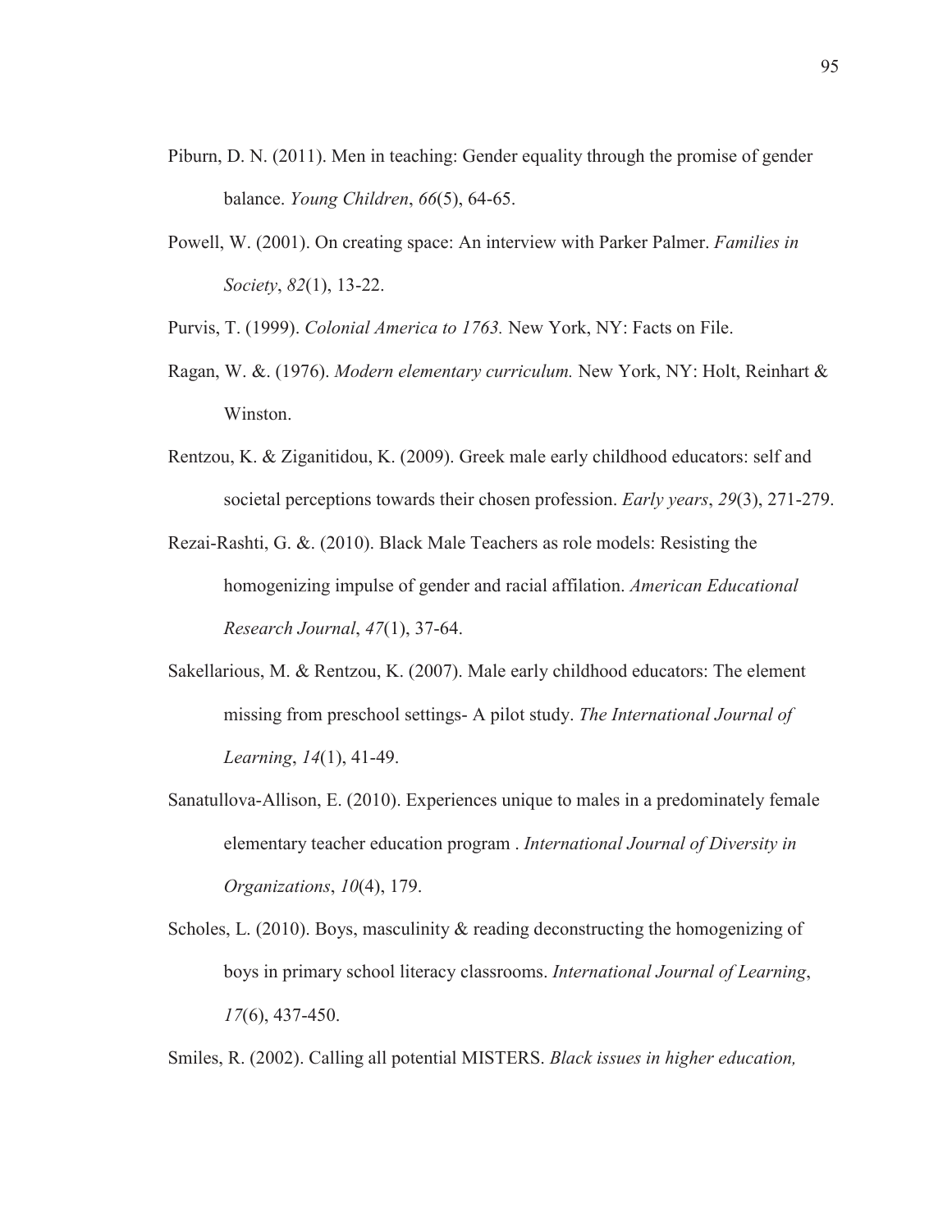Piburn, D. N. (2011). Men in teaching: Gender equality through the promise of gender balance. *Young Children*, *66*(5), 64-65.

Powell, W. (2001). On creating space: An interview with Parker Palmer. *Families in Society*, *82*(1), 13-22.

Purvis, T. (1999). *Colonial America to 1763.* New York, NY: Facts on File.

Ragan, W. &. (1976). *Modern elementary curriculum.* New York, NY: Holt, Reinhart & Winston.

Rentzou, K. & Ziganitidou, K. (2009). Greek male early childhood educators: self and societal perceptions towards their chosen profession. *Early years*, *29*(3), 271-279.

Rezai-Rashti, G. &. (2010). Black Male Teachers as role models: Resisting the homogenizing impulse of gender and racial affilation. *American Educational Research Journal*, *47*(1), 37-64.

Sakellarious, M. & Rentzou, K. (2007). Male early childhood educators: The element missing from preschool settings- A pilot study. *The International Journal of Learning*, *14*(1), 41-49.

Sanatullova-Allison, E. (2010). Experiences unique to males in a predominately female elementary teacher education program . *International Journal of Diversity in Organizations*, *10*(4), 179.

Scholes, L. (2010). Boys, masculinity & reading deconstructing the homogenizing of boys in primary school literacy classrooms. *International Journal of Learning*, *17*(6), 437-450.

Smiles, R. (2002). Calling all potential MISTERS. *Black issues in higher education,*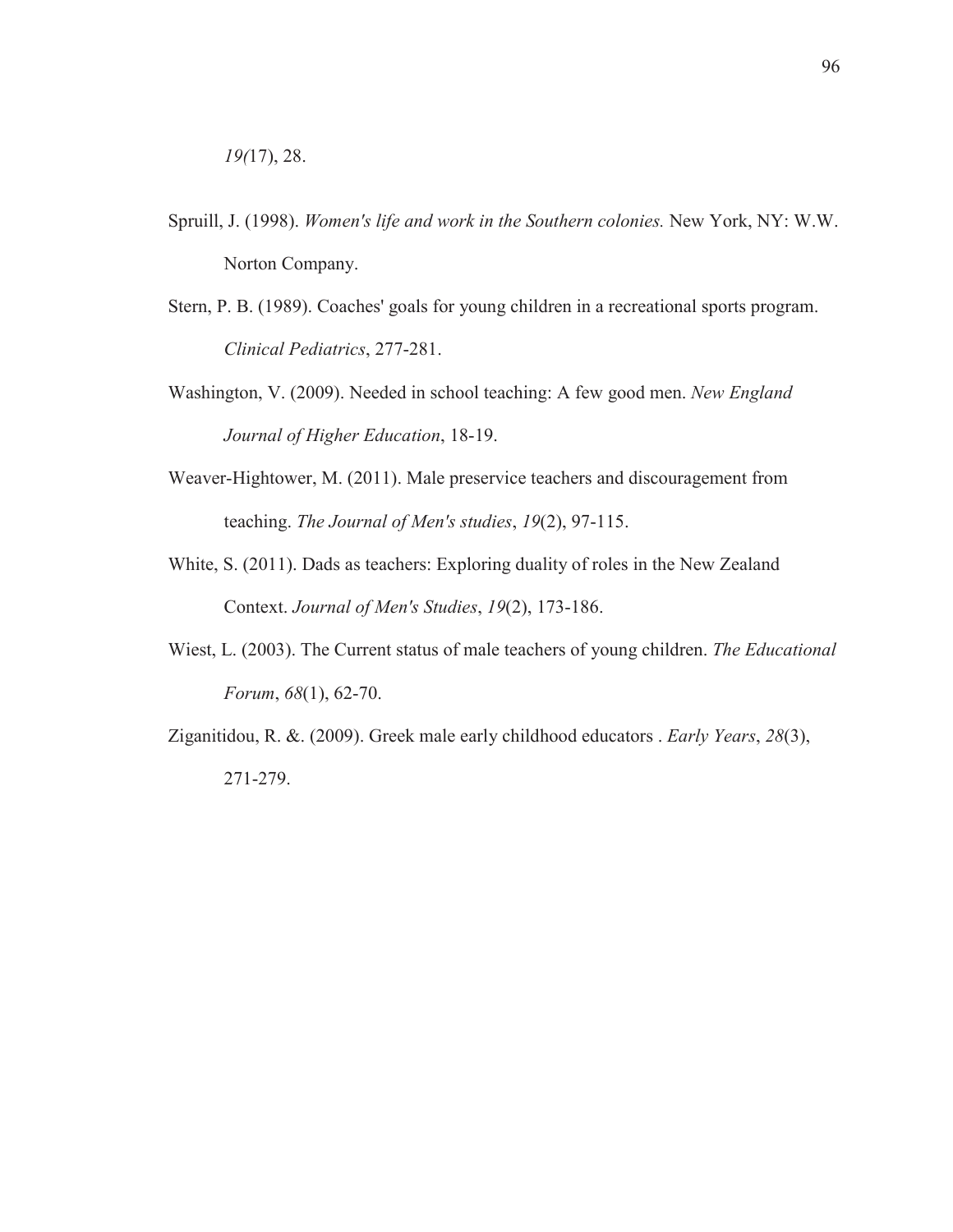*19(*17), 28.

Spruill, J. (1998). *Women's life and work in the Southern colonies.* New York, NY: W.W. Norton Company.

Stern, P. B. (1989). Coaches' goals for young children in a recreational sports program. *Clinical Pediatrics*, 277-281.

Washington, V. (2009). Needed in school teaching: A few good men. *New England Journal of Higher Education*, 18-19.

Weaver-Hightower, M. (2011). Male preservice teachers and discouragement from teaching. *The Journal of Men's studies*, *19*(2), 97-115.

White, S. (2011). Dads as teachers: Exploring duality of roles in the New Zealand Context. *Journal of Men's Studies*, *19*(2), 173-186.

Wiest, L. (2003). The Current status of male teachers of young children. *The Educational Forum*, *68*(1), 62-70.

Ziganitidou, R. &. (2009). Greek male early childhood educators . *Early Years*, *28*(3), 271-279.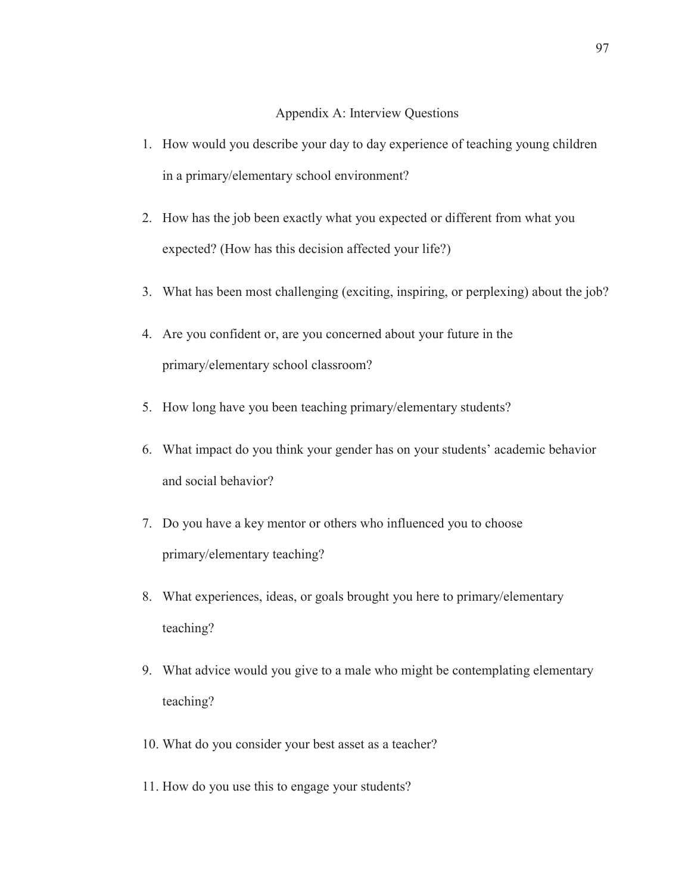## Appendix A: Interview Questions

1. How would you describe your day to day experience of teaching young children in a primary/elementary school environment?
2. How has the job been exactly what you expected or different from what you expected? (How has this decision affected your life?)
3. What has been most challenging (exciting, inspiring, or perplexing) about the job?
4. Are you confident or, are you concerned about your future in the primary/elementary school classroom?
5. How long have you been teaching primary/elementary students?
6. What impact do you think your gender has on your students' academic behavior and social behavior?
7. Do you have a key mentor or others who influenced you to choose primary/elementary teaching?
8. What experiences, ideas, or goals brought you here to primary/elementary teaching?
9. What advice would you give to a male who might be contemplating elementary teaching?
10. What do you consider your best asset as a teacher?
11. How do you use this to engage your students?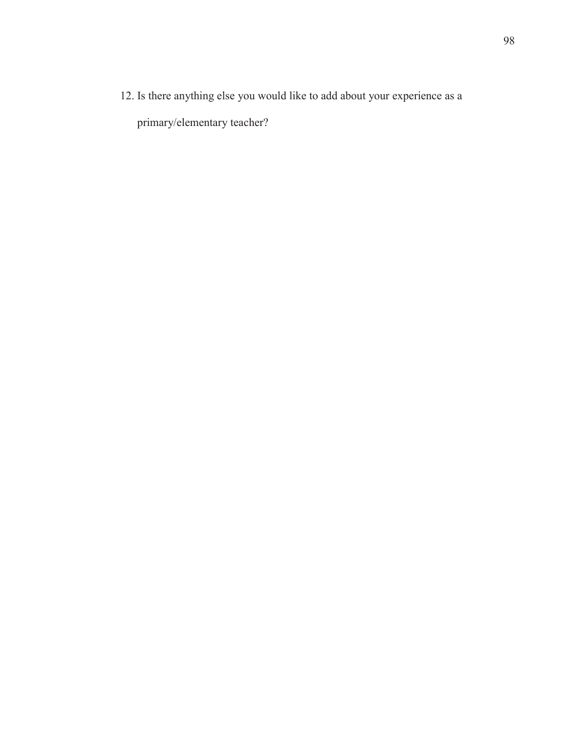12. Is there anything else you would like to add about your experience as a primary/elementary teacher?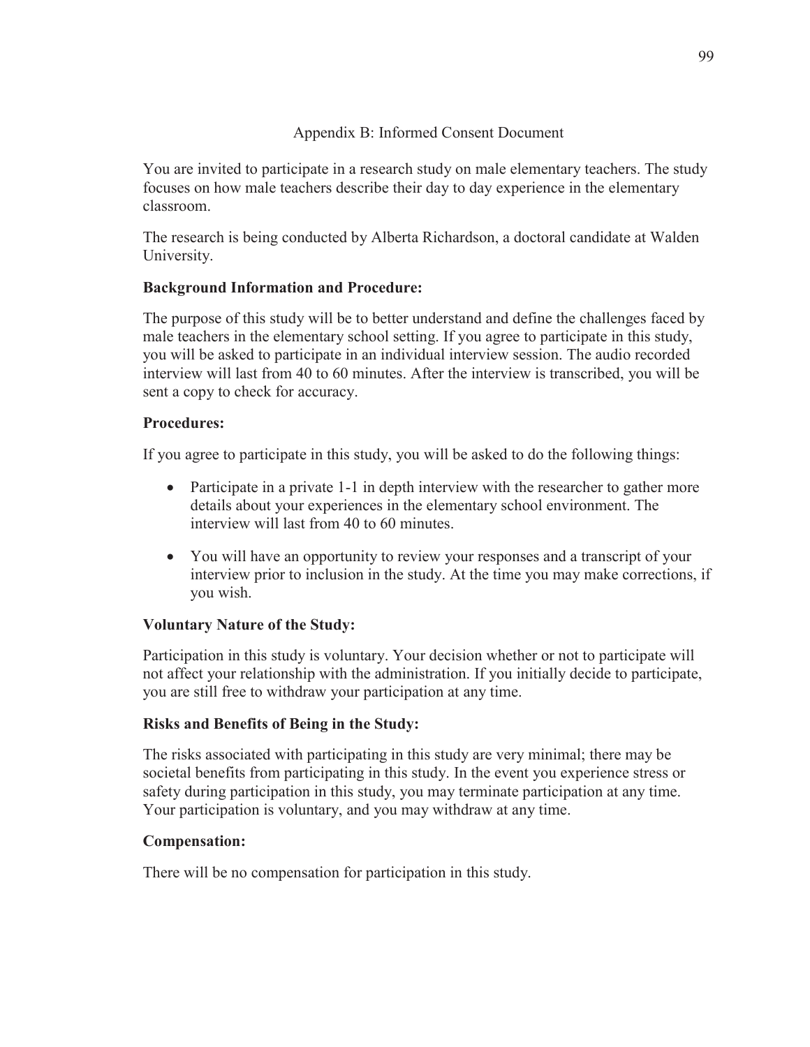## Appendix B: Informed Consent Document

You are invited to participate in a research study on male elementary teachers. The study focuses on how male teachers describe their day to day experience in the elementary classroom.

The research is being conducted by Alberta Richardson, a doctoral candidate at Walden University.

**Background Information and Procedure:**

The purpose of this study will be to better understand and define the challenges faced by male teachers in the elementary school setting. If you agree to participate in this study, you will be asked to participate in an individual interview session. The audio recorded interview will last from 40 to 60 minutes. After the interview is transcribed, you will be sent a copy to check for accuracy.

**Procedures:**

If you agree to participate in this study, you will be asked to do the following things:

- Participate in a private 1-1 in depth interview with the researcher to gather more details about your experiences in the elementary school environment. The interview will last from 40 to 60 minutes.
- You will have an opportunity to review your responses and a transcript of your interview prior to inclusion in the study. At the time you may make corrections, if you wish.

**Voluntary Nature of the Study:**

Participation in this study is voluntary. Your decision whether or not to participate will not affect your relationship with the administration. If you initially decide to participate, you are still free to withdraw your participation at any time.

**Risks and Benefits of Being in the Study:**

The risks associated with participating in this study are very minimal; there may be societal benefits from participating in this study. In the event you experience stress or safety during participation in this study, you may terminate participation at any time. Your participation is voluntary, and you may withdraw at any time.

**Compensation:**

There will be no compensation for participation in this study.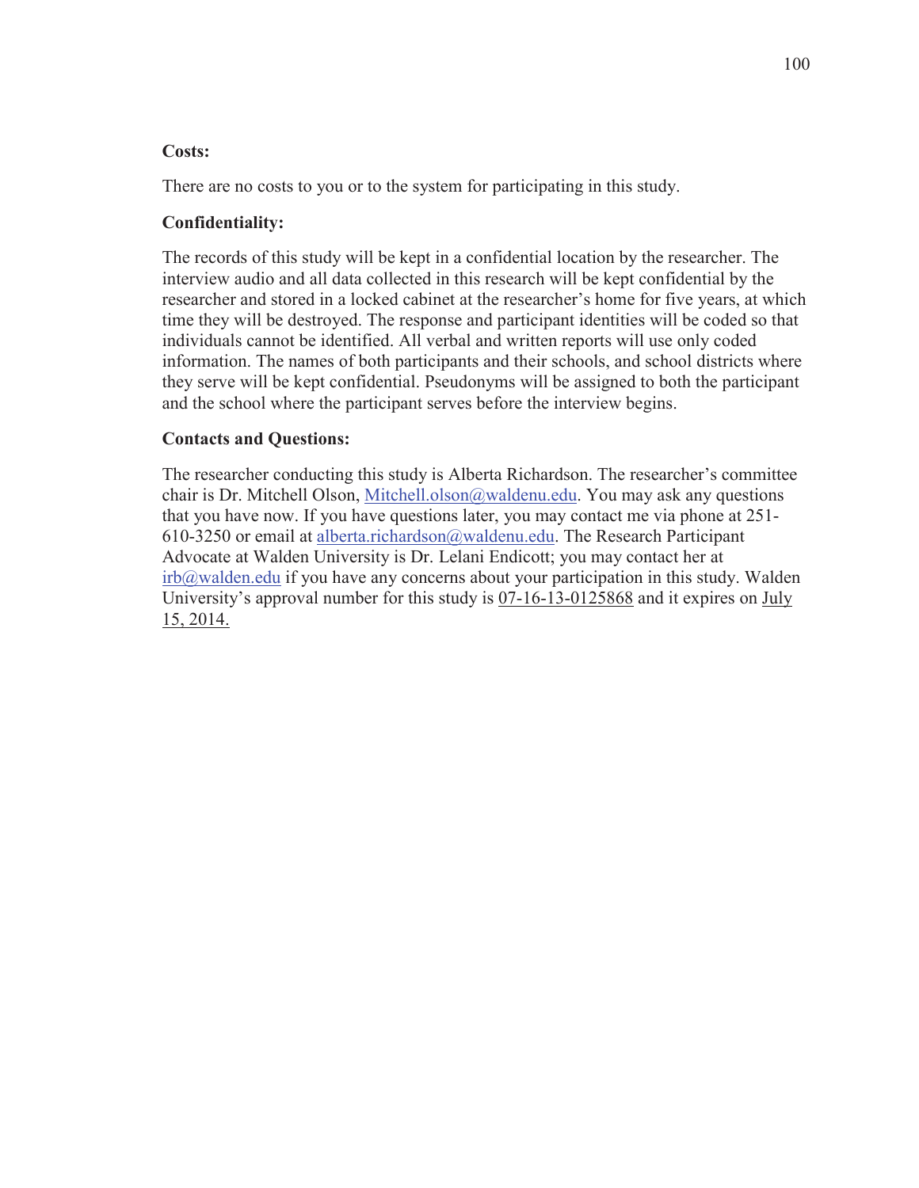**Costs:**

There are no costs to you or to the system for participating in this study.

**Confidentiality:**

The records of this study will be kept in a confidential location by the researcher. The interview audio and all data collected in this research will be kept confidential by the researcher and stored in a locked cabinet at the researcher's home for five years, at which time they will be destroyed. The response and participant identities will be coded so that individuals cannot be identified. All verbal and written reports will use only coded information. The names of both participants and their schools, and school districts where they serve will be kept confidential. Pseudonyms will be assigned to both the participant and the school where the participant serves before the interview begins.

**Contacts and Questions:**

The researcher conducting this study is Alberta Richardson. The researcher's committee chair is Dr. Mitchell Olson, Mitchell.olson@waldenu.edu. You may ask any questions that you have now. If you have questions later, you may contact me via phone at 251-610-3250 or email at alberta.richardson@waldenu.edu. The Research Participant Advocate at Walden University is Dr. Lelani Endicott; you may contact her at irb@walden.edu if you have any concerns about your participation in this study. Walden University's approval number for this study is 07-16-13-0125868 and it expires on July 15, 2014.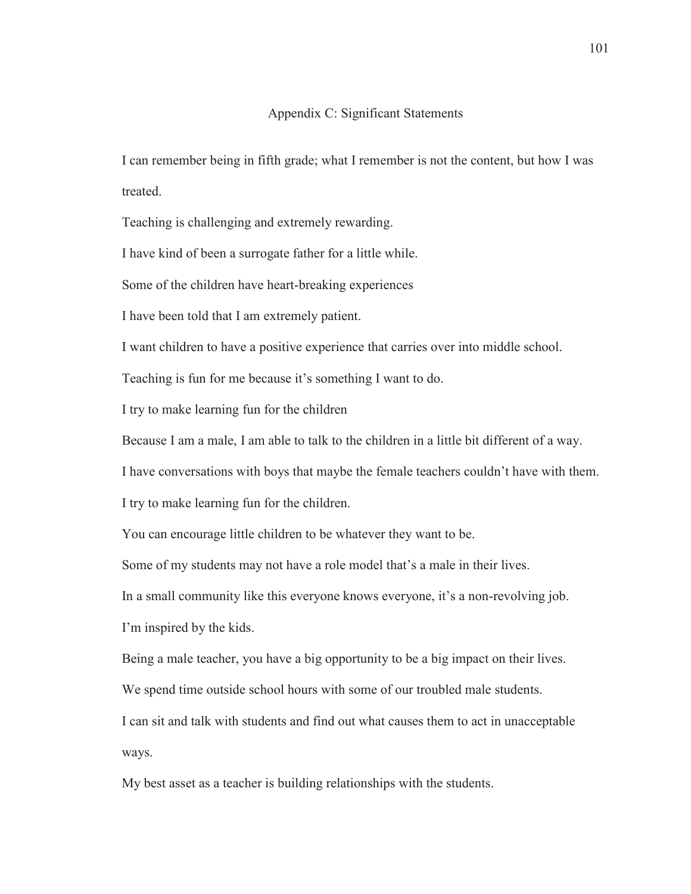# Appendix C: Significant Statements

I can remember being in fifth grade; what I remember is not the content, but how I was treated.

Teaching is challenging and extremely rewarding.

I have kind of been a surrogate father for a little while.

Some of the children have heart-breaking experiences

I have been told that I am extremely patient.

I want children to have a positive experience that carries over into middle school.

Teaching is fun for me because it's something I want to do.

I try to make learning fun for the children

Because I am a male, I am able to talk to the children in a little bit different of a way.

I have conversations with boys that maybe the female teachers couldn't have with them.

I try to make learning fun for the children.

You can encourage little children to be whatever they want to be.

Some of my students may not have a role model that's a male in their lives.

In a small community like this everyone knows everyone, it's a non-revolving job.

I'm inspired by the kids.

Being a male teacher, you have a big opportunity to be a big impact on their lives.

We spend time outside school hours with some of our troubled male students.

I can sit and talk with students and find out what causes them to act in unacceptable ways.

My best asset as a teacher is building relationships with the students.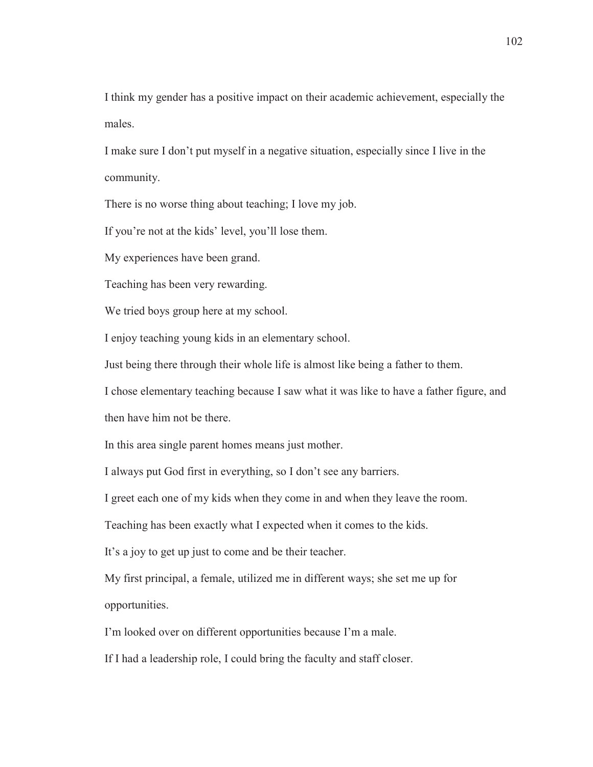I think my gender has a positive impact on their academic achievement, especially the males.

I make sure I don't put myself in a negative situation, especially since I live in the community.

There is no worse thing about teaching; I love my job.

If you're not at the kids' level, you'll lose them.

My experiences have been grand.

Teaching has been very rewarding.

We tried boys group here at my school.

I enjoy teaching young kids in an elementary school.

Just being there through their whole life is almost like being a father to them.

I chose elementary teaching because I saw what it was like to have a father figure, and then have him not be there.

In this area single parent homes means just mother.

I always put God first in everything, so I don't see any barriers.

I greet each one of my kids when they come in and when they leave the room.

Teaching has been exactly what I expected when it comes to the kids.

It's a joy to get up just to come and be their teacher.

My first principal, a female, utilized me in different ways; she set me up for opportunities.

I'm looked over on different opportunities because I'm a male.

If I had a leadership role, I could bring the faculty and staff closer.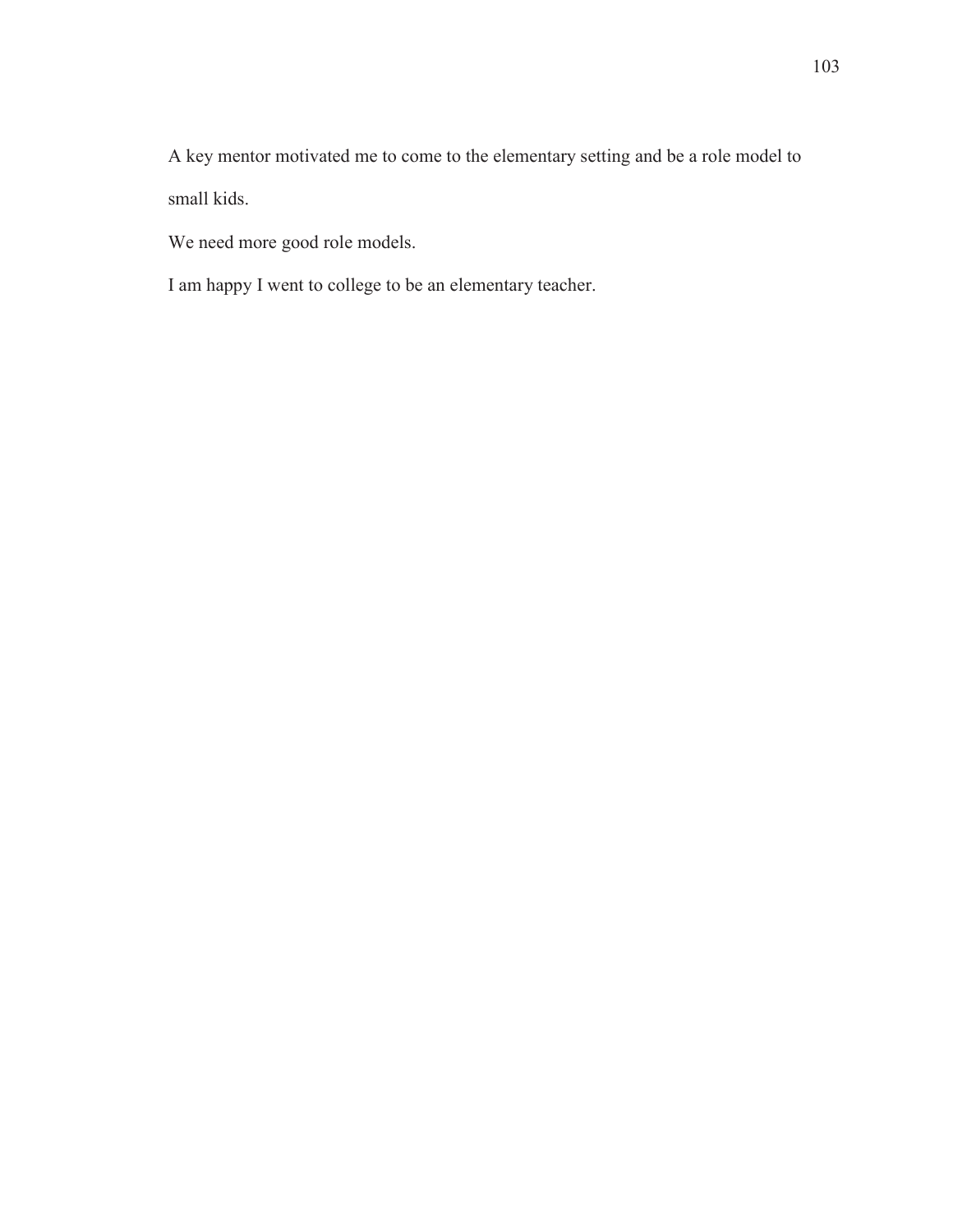A key mentor motivated me to come to the elementary setting and be a role model to small kids.

We need more good role models.

I am happy I went to college to be an elementary teacher.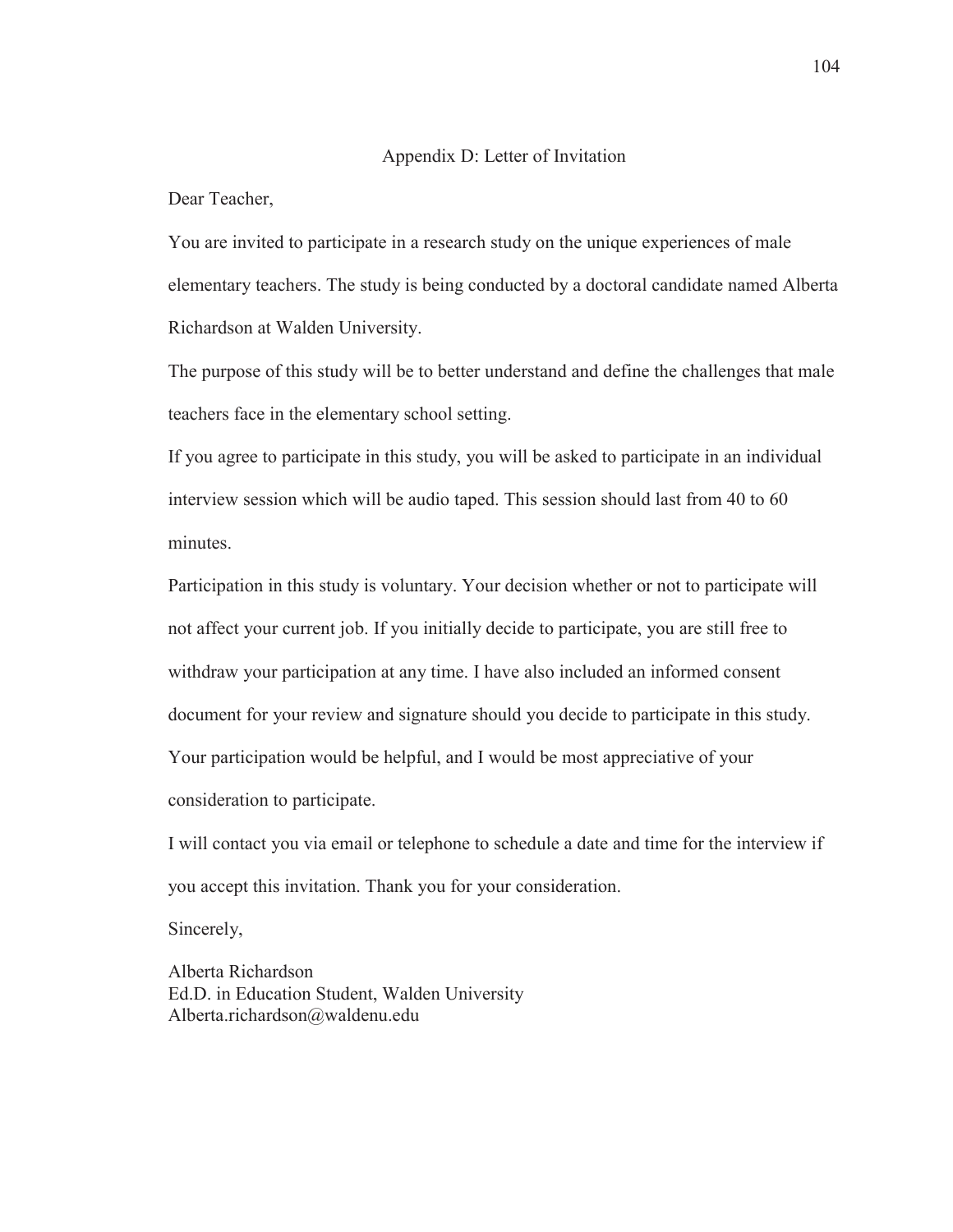# Appendix D: Letter of Invitation

Dear Teacher,

You are invited to participate in a research study on the unique experiences of male elementary teachers. The study is being conducted by a doctoral candidate named Alberta Richardson at Walden University.

The purpose of this study will be to better understand and define the challenges that male teachers face in the elementary school setting.

If you agree to participate in this study, you will be asked to participate in an individual interview session which will be audio taped. This session should last from 40 to 60 minutes.

Participation in this study is voluntary. Your decision whether or not to participate will not affect your current job. If you initially decide to participate, you are still free to withdraw your participation at any time. I have also included an informed consent document for your review and signature should you decide to participate in this study. Your participation would be helpful, and I would be most appreciative of your consideration to participate.

I will contact you via email or telephone to schedule a date and time for the interview if you accept this invitation. Thank you for your consideration.

Sincerely,

Alberta Richardson
Ed.D. in Education Student, Walden University
Alberta.richardson@waldenu.edu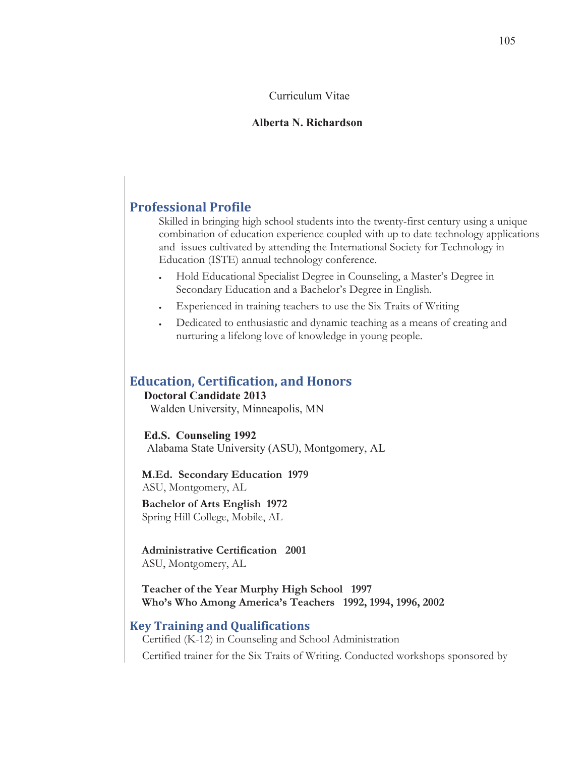Curriculum Vitae

**Alberta N. Richardson**

## Professional Profile

Skilled in bringing high school students into the twenty-first century using a unique combination of education experience coupled with up to date technology applications and issues cultivated by attending the International Society for Technology in Education (ISTE) annual technology conference.

- Hold Educational Specialist Degree in Counseling, a Master's Degree in Secondary Education and a Bachelor's Degree in English.
- Experienced in training teachers to use the Six Traits of Writing
- Dedicated to enthusiastic and dynamic teaching as a means of creating and nurturing a lifelong love of knowledge in young people.

## Education, Certification, and Honors

**Doctoral Candidate 2013**
Walden University, Minneapolis, MN

**Ed.S. Counseling 1992**
Alabama State University (ASU), Montgomery, AL

**M.Ed. Secondary Education 1979**
ASU, Montgomery, AL

**Bachelor of Arts English 1972**
Spring Hill College, Mobile, AL

**Administrative Certification 2001**
ASU, Montgomery, AL

**Teacher of the Year Murphy High School 1997**
**Who's Who Among America's Teachers 1992, 1994, 1996, 2002**

## Key Training and Qualifications

Certified (K-12) in Counseling and School Administration

Certified trainer for the Six Traits of Writing. Conducted workshops sponsored by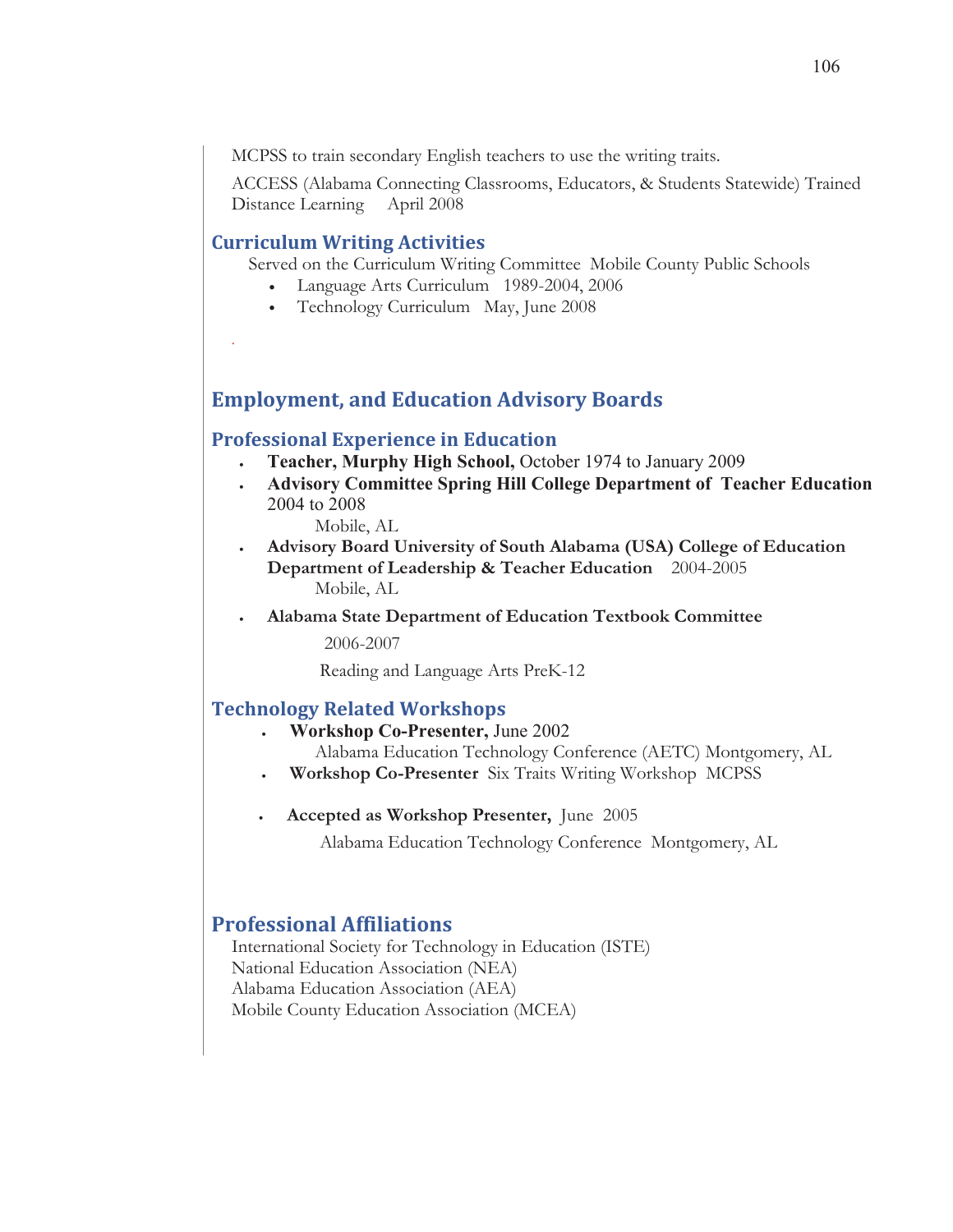MCPSS to train secondary English teachers to use the writing traits.

ACCESS (Alabama Connecting Classrooms, Educators, & Students Statewide) Trained Distance Learning April 2008

### Curriculum Writing Activities

Served on the Curriculum Writing Committee Mobile County Public Schools

- Language Arts Curriculum 1989-2004, 2006
- Technology Curriculum May, June 2008

## Employment, and Education Advisory Boards

### Professional Experience in Education

- **Teacher, Murphy High School,** October 1974 to January 2009
- **Advisory Committee Spring Hill College Department of Teacher Education** 2004 to 2008
  Mobile, AL
- **Advisory Board University of South Alabama (USA) College of Education Department of Leadership & Teacher Education** 2004-2005
  Mobile, AL
- **Alabama State Department of Education Textbook Committee**
  2006-2007
  Reading and Language Arts PreK-12

### Technology Related Workshops

- **Workshop Co-Presenter,** June 2002
  Alabama Education Technology Conference (AETC) Montgomery, AL
- **Workshop Co-Presenter** Six Traits Writing Workshop MCPSS
- **Accepted as Workshop Presenter,** June 2005
  Alabama Education Technology Conference Montgomery, AL

### Professional Affiliations

International Society for Technology in Education (ISTE)
National Education Association (NEA)
Alabama Education Association (AEA)
Mobile County Education Association (MCEA)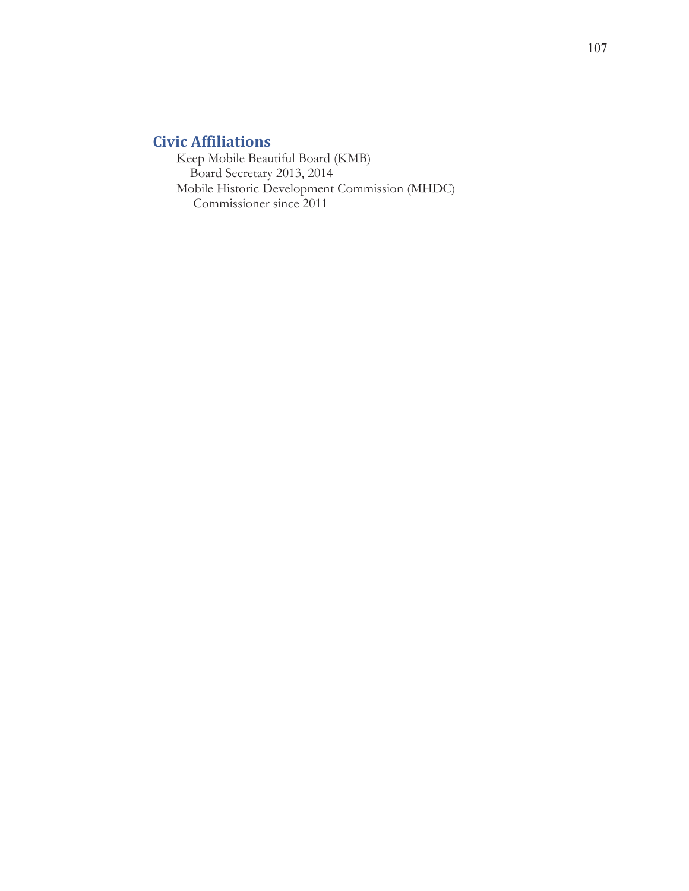## Civic Affiliations

Keep Mobile Beautiful Board (KMB)
  Board Secretary 2013, 2014

Mobile Historic Development Commission (MHDC)
  Commissioner since 2011